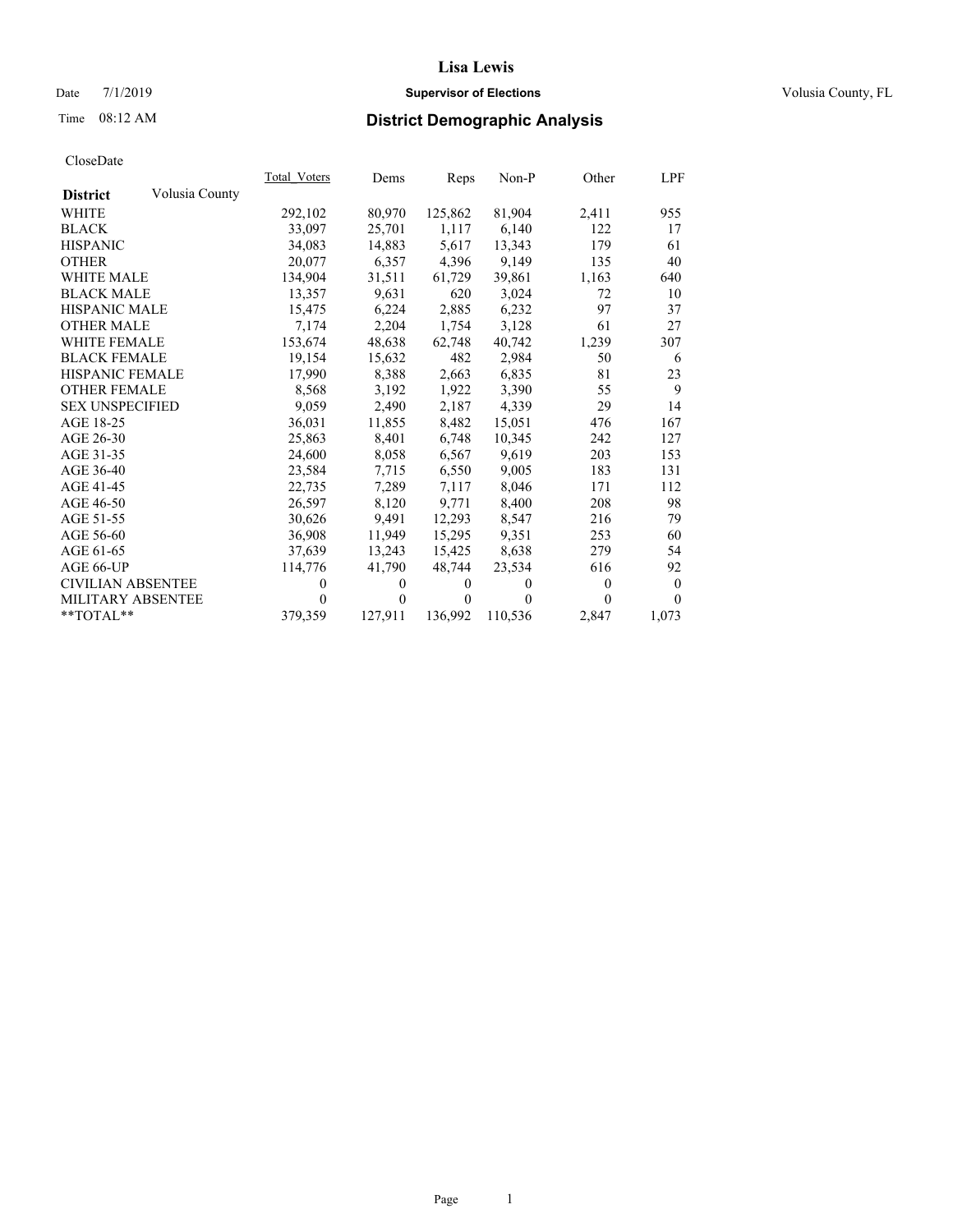# Lisa Lewis

Date 7/1/2019 **Supervisor of Elections** Volusia County, FL

Time 08:12 AM **District Demographic Analysis**

CloseDate

| **District** Volusia County | Total_Voters | Dems | Reps | Non-P | Other | LPF |
|---|---|---|---|---|---|---|
| WHITE | 292,102 | 80,970 | 125,862 | 81,904 | 2,411 | 955 |
| BLACK | 33,097 | 25,701 | 1,117 | 6,140 | 122 | 17 |
| HISPANIC | 34,083 | 14,883 | 5,617 | 13,343 | 179 | 61 |
| OTHER | 20,077 | 6,357 | 4,396 | 9,149 | 135 | 40 |
| WHITE MALE | 134,904 | 31,511 | 61,729 | 39,861 | 1,163 | 640 |
| BLACK MALE | 13,357 | 9,631 | 620 | 3,024 | 72 | 10 |
| HISPANIC MALE | 15,475 | 6,224 | 2,885 | 6,232 | 97 | 37 |
| OTHER MALE | 7,174 | 2,204 | 1,754 | 3,128 | 61 | 27 |
| WHITE FEMALE | 153,674 | 48,638 | 62,748 | 40,742 | 1,239 | 307 |
| BLACK FEMALE | 19,154 | 15,632 | 482 | 2,984 | 50 | 6 |
| HISPANIC FEMALE | 17,990 | 8,388 | 2,663 | 6,835 | 81 | 23 |
| OTHER FEMALE | 8,568 | 3,192 | 1,922 | 3,390 | 55 | 9 |
| SEX UNSPECIFIED | 9,059 | 2,490 | 2,187 | 4,339 | 29 | 14 |
| AGE 18-25 | 36,031 | 11,855 | 8,482 | 15,051 | 476 | 167 |
| AGE 26-30 | 25,863 | 8,401 | 6,748 | 10,345 | 242 | 127 |
| AGE 31-35 | 24,600 | 8,058 | 6,567 | 9,619 | 203 | 153 |
| AGE 36-40 | 23,584 | 7,715 | 6,550 | 9,005 | 183 | 131 |
| AGE 41-45 | 22,735 | 7,289 | 7,117 | 8,046 | 171 | 112 |
| AGE 46-50 | 26,597 | 8,120 | 9,771 | 8,400 | 208 | 98 |
| AGE 51-55 | 30,626 | 9,491 | 12,293 | 8,547 | 216 | 79 |
| AGE 56-60 | 36,908 | 11,949 | 15,295 | 9,351 | 253 | 60 |
| AGE 61-65 | 37,639 | 13,243 | 15,425 | 8,638 | 279 | 54 |
| AGE 66-UP | 114,776 | 41,790 | 48,744 | 23,534 | 616 | 92 |
| CIVILIAN ABSENTEE | 0 | 0 | 0 | 0 | 0 | 0 |
| MILITARY ABSENTEE | 0 | 0 | 0 | 0 | 0 | 0 |
| **TOTAL** | 379,359 | 127,911 | 136,992 | 110,536 | 2,847 | 1,073 |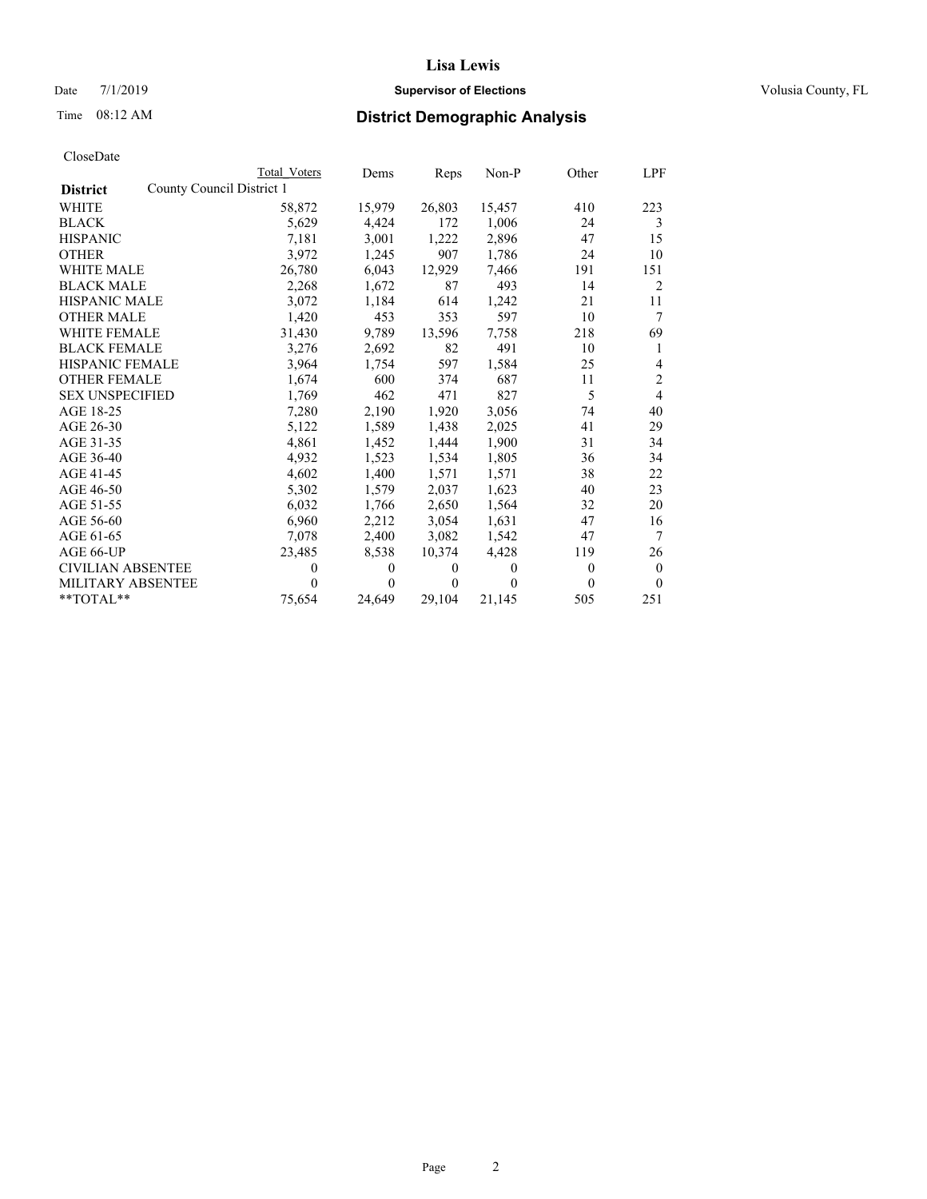# Lisa Lewis

Date 7/1/2019 **Supervisor of Elections** Volusia County, FL

Time 08:12 AM **District Demographic Analysis**

CloseDate

| **District** County Council District 1 | Total Voters | Dems | Reps | Non-P | Other | LPF |
|---|---|---|---|---|---|---|
| WHITE | 58,872 | 15,979 | 26,803 | 15,457 | 410 | 223 |
| BLACK | 5,629 | 4,424 | 172 | 1,006 | 24 | 3 |
| HISPANIC | 7,181 | 3,001 | 1,222 | 2,896 | 47 | 15 |
| OTHER | 3,972 | 1,245 | 907 | 1,786 | 24 | 10 |
| WHITE MALE | 26,780 | 6,043 | 12,929 | 7,466 | 191 | 151 |
| BLACK MALE | 2,268 | 1,672 | 87 | 493 | 14 | 2 |
| HISPANIC MALE | 3,072 | 1,184 | 614 | 1,242 | 21 | 11 |
| OTHER MALE | 1,420 | 453 | 353 | 597 | 10 | 7 |
| WHITE FEMALE | 31,430 | 9,789 | 13,596 | 7,758 | 218 | 69 |
| BLACK FEMALE | 3,276 | 2,692 | 82 | 491 | 10 | 1 |
| HISPANIC FEMALE | 3,964 | 1,754 | 597 | 1,584 | 25 | 4 |
| OTHER FEMALE | 1,674 | 600 | 374 | 687 | 11 | 2 |
| SEX UNSPECIFIED | 1,769 | 462 | 471 | 827 | 5 | 4 |
| AGE 18-25 | 7,280 | 2,190 | 1,920 | 3,056 | 74 | 40 |
| AGE 26-30 | 5,122 | 1,589 | 1,438 | 2,025 | 41 | 29 |
| AGE 31-35 | 4,861 | 1,452 | 1,444 | 1,900 | 31 | 34 |
| AGE 36-40 | 4,932 | 1,523 | 1,534 | 1,805 | 36 | 34 |
| AGE 41-45 | 4,602 | 1,400 | 1,571 | 1,571 | 38 | 22 |
| AGE 46-50 | 5,302 | 1,579 | 2,037 | 1,623 | 40 | 23 |
| AGE 51-55 | 6,032 | 1,766 | 2,650 | 1,564 | 32 | 20 |
| AGE 56-60 | 6,960 | 2,212 | 3,054 | 1,631 | 47 | 16 |
| AGE 61-65 | 7,078 | 2,400 | 3,082 | 1,542 | 47 | 7 |
| AGE 66-UP | 23,485 | 8,538 | 10,374 | 4,428 | 119 | 26 |
| CIVILIAN ABSENTEE | 0 | 0 | 0 | 0 | 0 | 0 |
| MILITARY ABSENTEE | 0 | 0 | 0 | 0 | 0 | 0 |
| **TOTAL** | 75,654 | 24,649 | 29,104 | 21,145 | 505 | 251 |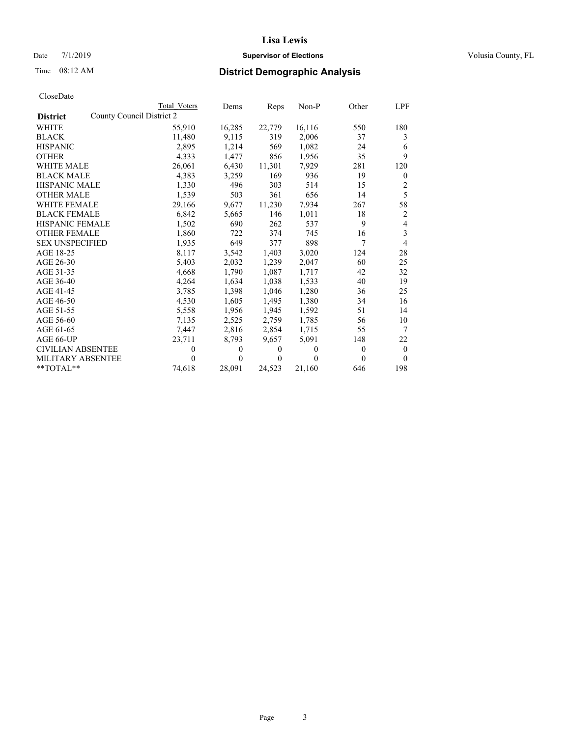# Lisa Lewis

Date 7/1/2019 **Supervisor of Elections** Volusia County, FL

Time 08:12 AM **District Demographic Analysis**

CloseDate

| | Total Voters | Dems | Reps | Non-P | Other | LPF |
|---|---|---|---|---|---|---|
| **District** County Council District 2 | | | | | | |
| WHITE | 55,910 | 16,285 | 22,779 | 16,116 | 550 | 180 |
| BLACK | 11,480 | 9,115 | 319 | 2,006 | 37 | 3 |
| HISPANIC | 2,895 | 1,214 | 569 | 1,082 | 24 | 6 |
| OTHER | 4,333 | 1,477 | 856 | 1,956 | 35 | 9 |
| WHITE MALE | 26,061 | 6,430 | 11,301 | 7,929 | 281 | 120 |
| BLACK MALE | 4,383 | 3,259 | 169 | 936 | 19 | 0 |
| HISPANIC MALE | 1,330 | 496 | 303 | 514 | 15 | 2 |
| OTHER MALE | 1,539 | 503 | 361 | 656 | 14 | 5 |
| WHITE FEMALE | 29,166 | 9,677 | 11,230 | 7,934 | 267 | 58 |
| BLACK FEMALE | 6,842 | 5,665 | 146 | 1,011 | 18 | 2 |
| HISPANIC FEMALE | 1,502 | 690 | 262 | 537 | 9 | 4 |
| OTHER FEMALE | 1,860 | 722 | 374 | 745 | 16 | 3 |
| SEX UNSPECIFIED | 1,935 | 649 | 377 | 898 | 7 | 4 |
| AGE 18-25 | 8,117 | 3,542 | 1,403 | 3,020 | 124 | 28 |
| AGE 26-30 | 5,403 | 2,032 | 1,239 | 2,047 | 60 | 25 |
| AGE 31-35 | 4,668 | 1,790 | 1,087 | 1,717 | 42 | 32 |
| AGE 36-40 | 4,264 | 1,634 | 1,038 | 1,533 | 40 | 19 |
| AGE 41-45 | 3,785 | 1,398 | 1,046 | 1,280 | 36 | 25 |
| AGE 46-50 | 4,530 | 1,605 | 1,495 | 1,380 | 34 | 16 |
| AGE 51-55 | 5,558 | 1,956 | 1,945 | 1,592 | 51 | 14 |
| AGE 56-60 | 7,135 | 2,525 | 2,759 | 1,785 | 56 | 10 |
| AGE 61-65 | 7,447 | 2,816 | 2,854 | 1,715 | 55 | 7 |
| AGE 66-UP | 23,711 | 8,793 | 9,657 | 5,091 | 148 | 22 |
| CIVILIAN ABSENTEE | 0 | 0 | 0 | 0 | 0 | 0 |
| MILITARY ABSENTEE | 0 | 0 | 0 | 0 | 0 | 0 |
| **TOTAL** | 74,618 | 28,091 | 24,523 | 21,160 | 646 | 198 |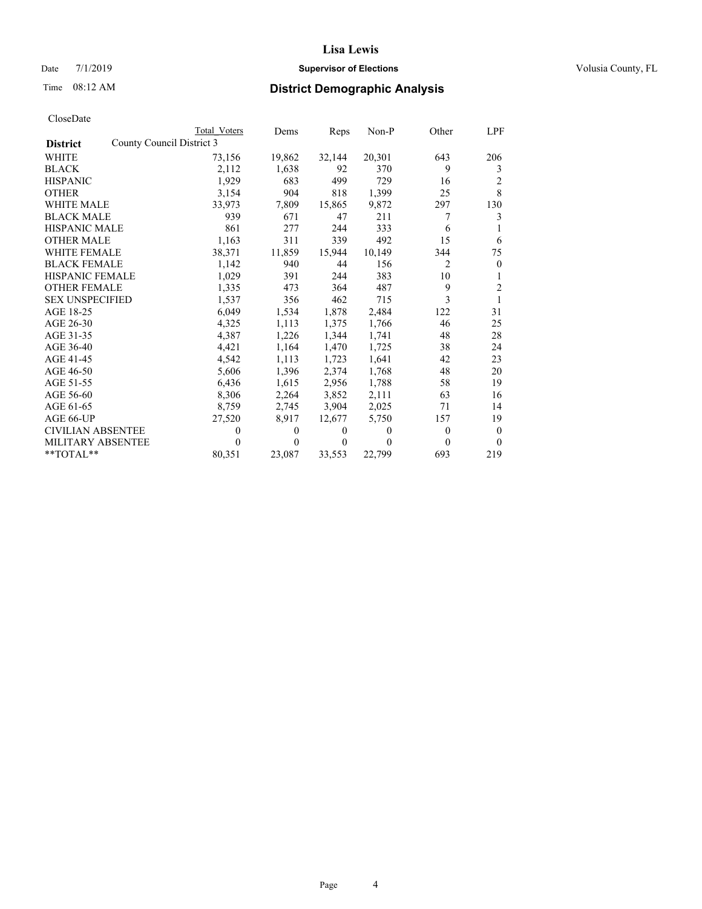# Lisa Lewis

Date 7/1/2019 **Supervisor of Elections** Volusia County, FL

Time 08:12 AM **District Demographic Analysis**

CloseDate

| District | Total Voters | Dems | Reps | Non-P | Other | LPF |
|---|---|---|---|---|---|---|
| County Council District 3 | | | | | | |
| WHITE | 73,156 | 19,862 | 32,144 | 20,301 | 643 | 206 |
| BLACK | 2,112 | 1,638 | 92 | 370 | 9 | 3 |
| HISPANIC | 1,929 | 683 | 499 | 729 | 16 | 2 |
| OTHER | 3,154 | 904 | 818 | 1,399 | 25 | 8 |
| WHITE MALE | 33,973 | 7,809 | 15,865 | 9,872 | 297 | 130 |
| BLACK MALE | 939 | 671 | 47 | 211 | 7 | 3 |
| HISPANIC MALE | 861 | 277 | 244 | 333 | 6 | 1 |
| OTHER MALE | 1,163 | 311 | 339 | 492 | 15 | 6 |
| WHITE FEMALE | 38,371 | 11,859 | 15,944 | 10,149 | 344 | 75 |
| BLACK FEMALE | 1,142 | 940 | 44 | 156 | 2 | 0 |
| HISPANIC FEMALE | 1,029 | 391 | 244 | 383 | 10 | 1 |
| OTHER FEMALE | 1,335 | 473 | 364 | 487 | 9 | 2 |
| SEX UNSPECIFIED | 1,537 | 356 | 462 | 715 | 3 | 1 |
| AGE 18-25 | 6,049 | 1,534 | 1,878 | 2,484 | 122 | 31 |
| AGE 26-30 | 4,325 | 1,113 | 1,375 | 1,766 | 46 | 25 |
| AGE 31-35 | 4,387 | 1,226 | 1,344 | 1,741 | 48 | 28 |
| AGE 36-40 | 4,421 | 1,164 | 1,470 | 1,725 | 38 | 24 |
| AGE 41-45 | 4,542 | 1,113 | 1,723 | 1,641 | 42 | 23 |
| AGE 46-50 | 5,606 | 1,396 | 2,374 | 1,768 | 48 | 20 |
| AGE 51-55 | 6,436 | 1,615 | 2,956 | 1,788 | 58 | 19 |
| AGE 56-60 | 8,306 | 2,264 | 3,852 | 2,111 | 63 | 16 |
| AGE 61-65 | 8,759 | 2,745 | 3,904 | 2,025 | 71 | 14 |
| AGE 66-UP | 27,520 | 8,917 | 12,677 | 5,750 | 157 | 19 |
| CIVILIAN ABSENTEE | 0 | 0 | 0 | 0 | 0 | 0 |
| MILITARY ABSENTEE | 0 | 0 | 0 | 0 | 0 | 0 |
| **TOTAL** | 80,351 | 23,087 | 33,553 | 22,799 | 693 | 219 |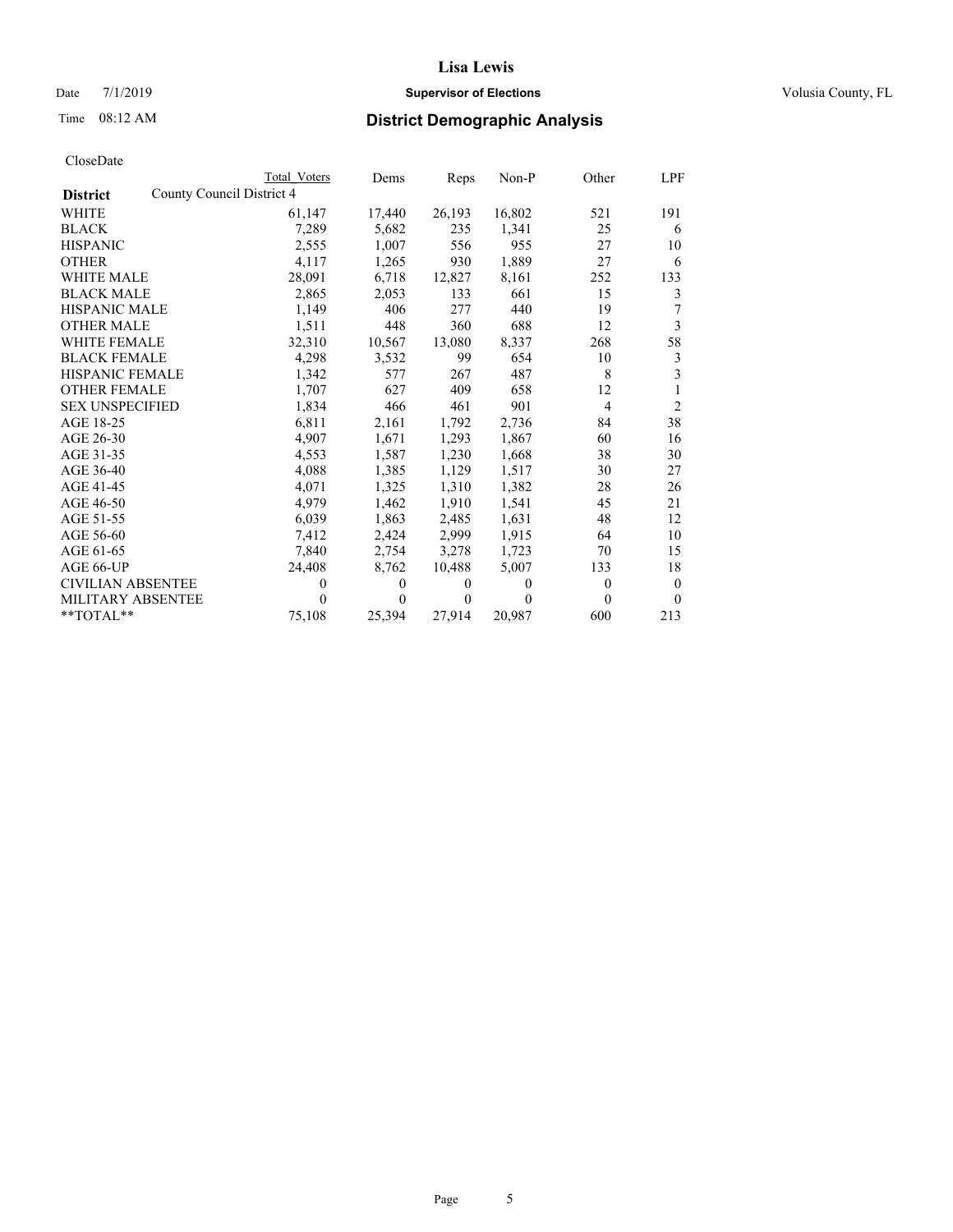# Lisa Lewis

Date 7/1/2019 **Supervisor of Elections** Volusia County, FL

Time 08:12 AM **District Demographic Analysis**

CloseDate

| District: County Council District 4 | Total Voters | Dems | Reps | Non-P | Other | LPF |
|---|---|---|---|---|---|---|
| WHITE | 61,147 | 17,440 | 26,193 | 16,802 | 521 | 191 |
| BLACK | 7,289 | 5,682 | 235 | 1,341 | 25 | 6 |
| HISPANIC | 2,555 | 1,007 | 556 | 955 | 27 | 10 |
| OTHER | 4,117 | 1,265 | 930 | 1,889 | 27 | 6 |
| WHITE MALE | 28,091 | 6,718 | 12,827 | 8,161 | 252 | 133 |
| BLACK MALE | 2,865 | 2,053 | 133 | 661 | 15 | 3 |
| HISPANIC MALE | 1,149 | 406 | 277 | 440 | 19 | 7 |
| OTHER MALE | 1,511 | 448 | 360 | 688 | 12 | 3 |
| WHITE FEMALE | 32,310 | 10,567 | 13,080 | 8,337 | 268 | 58 |
| BLACK FEMALE | 4,298 | 3,532 | 99 | 654 | 10 | 3 |
| HISPANIC FEMALE | 1,342 | 577 | 267 | 487 | 8 | 3 |
| OTHER FEMALE | 1,707 | 627 | 409 | 658 | 12 | 1 |
| SEX UNSPECIFIED | 1,834 | 466 | 461 | 901 | 4 | 2 |
| AGE 18-25 | 6,811 | 2,161 | 1,792 | 2,736 | 84 | 38 |
| AGE 26-30 | 4,907 | 1,671 | 1,293 | 1,867 | 60 | 16 |
| AGE 31-35 | 4,553 | 1,587 | 1,230 | 1,668 | 38 | 30 |
| AGE 36-40 | 4,088 | 1,385 | 1,129 | 1,517 | 30 | 27 |
| AGE 41-45 | 4,071 | 1,325 | 1,310 | 1,382 | 28 | 26 |
| AGE 46-50 | 4,979 | 1,462 | 1,910 | 1,541 | 45 | 21 |
| AGE 51-55 | 6,039 | 1,863 | 2,485 | 1,631 | 48 | 12 |
| AGE 56-60 | 7,412 | 2,424 | 2,999 | 1,915 | 64 | 10 |
| AGE 61-65 | 7,840 | 2,754 | 3,278 | 1,723 | 70 | 15 |
| AGE 66-UP | 24,408 | 8,762 | 10,488 | 5,007 | 133 | 18 |
| CIVILIAN ABSENTEE | 0 | 0 | 0 | 0 | 0 | 0 |
| MILITARY ABSENTEE | 0 | 0 | 0 | 0 | 0 | 0 |
| **TOTAL** | 75,108 | 25,394 | 27,914 | 20,987 | 600 | 213 |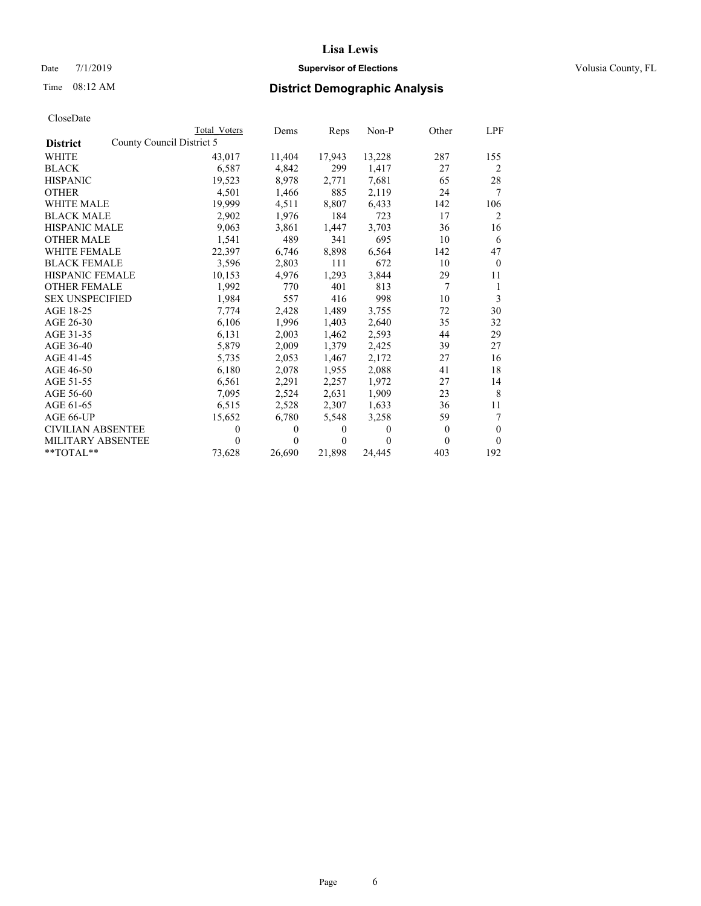# District Demographic Analysis

CloseDate

| | Total Voters | Dems | Reps | Non-P | Other | LPF |
|---|---|---|---|---|---|---|
| **District** County Council District 5 | | | | | | |
| WHITE | 43,017 | 11,404 | 17,943 | 13,228 | 287 | 155 |
| BLACK | 6,587 | 4,842 | 299 | 1,417 | 27 | 2 |
| HISPANIC | 19,523 | 8,978 | 2,771 | 7,681 | 65 | 28 |
| OTHER | 4,501 | 1,466 | 885 | 2,119 | 24 | 7 |
| WHITE MALE | 19,999 | 4,511 | 8,807 | 6,433 | 142 | 106 |
| BLACK MALE | 2,902 | 1,976 | 184 | 723 | 17 | 2 |
| HISPANIC MALE | 9,063 | 3,861 | 1,447 | 3,703 | 36 | 16 |
| OTHER MALE | 1,541 | 489 | 341 | 695 | 10 | 6 |
| WHITE FEMALE | 22,397 | 6,746 | 8,898 | 6,564 | 142 | 47 |
| BLACK FEMALE | 3,596 | 2,803 | 111 | 672 | 10 | 0 |
| HISPANIC FEMALE | 10,153 | 4,976 | 1,293 | 3,844 | 29 | 11 |
| OTHER FEMALE | 1,992 | 770 | 401 | 813 | 7 | 1 |
| SEX UNSPECIFIED | 1,984 | 557 | 416 | 998 | 10 | 3 |
| AGE 18-25 | 7,774 | 2,428 | 1,489 | 3,755 | 72 | 30 |
| AGE 26-30 | 6,106 | 1,996 | 1,403 | 2,640 | 35 | 32 |
| AGE 31-35 | 6,131 | 2,003 | 1,462 | 2,593 | 44 | 29 |
| AGE 36-40 | 5,879 | 2,009 | 1,379 | 2,425 | 39 | 27 |
| AGE 41-45 | 5,735 | 2,053 | 1,467 | 2,172 | 27 | 16 |
| AGE 46-50 | 6,180 | 2,078 | 1,955 | 2,088 | 41 | 18 |
| AGE 51-55 | 6,561 | 2,291 | 2,257 | 1,972 | 27 | 14 |
| AGE 56-60 | 7,095 | 2,524 | 2,631 | 1,909 | 23 | 8 |
| AGE 61-65 | 6,515 | 2,528 | 2,307 | 1,633 | 36 | 11 |
| AGE 66-UP | 15,652 | 6,780 | 5,548 | 3,258 | 59 | 7 |
| CIVILIAN ABSENTEE | 0 | 0 | 0 | 0 | 0 | 0 |
| MILITARY ABSENTEE | 0 | 0 | 0 | 0 | 0 | 0 |
| **TOTAL** | 73,628 | 26,690 | 21,898 | 24,445 | 403 | 192 |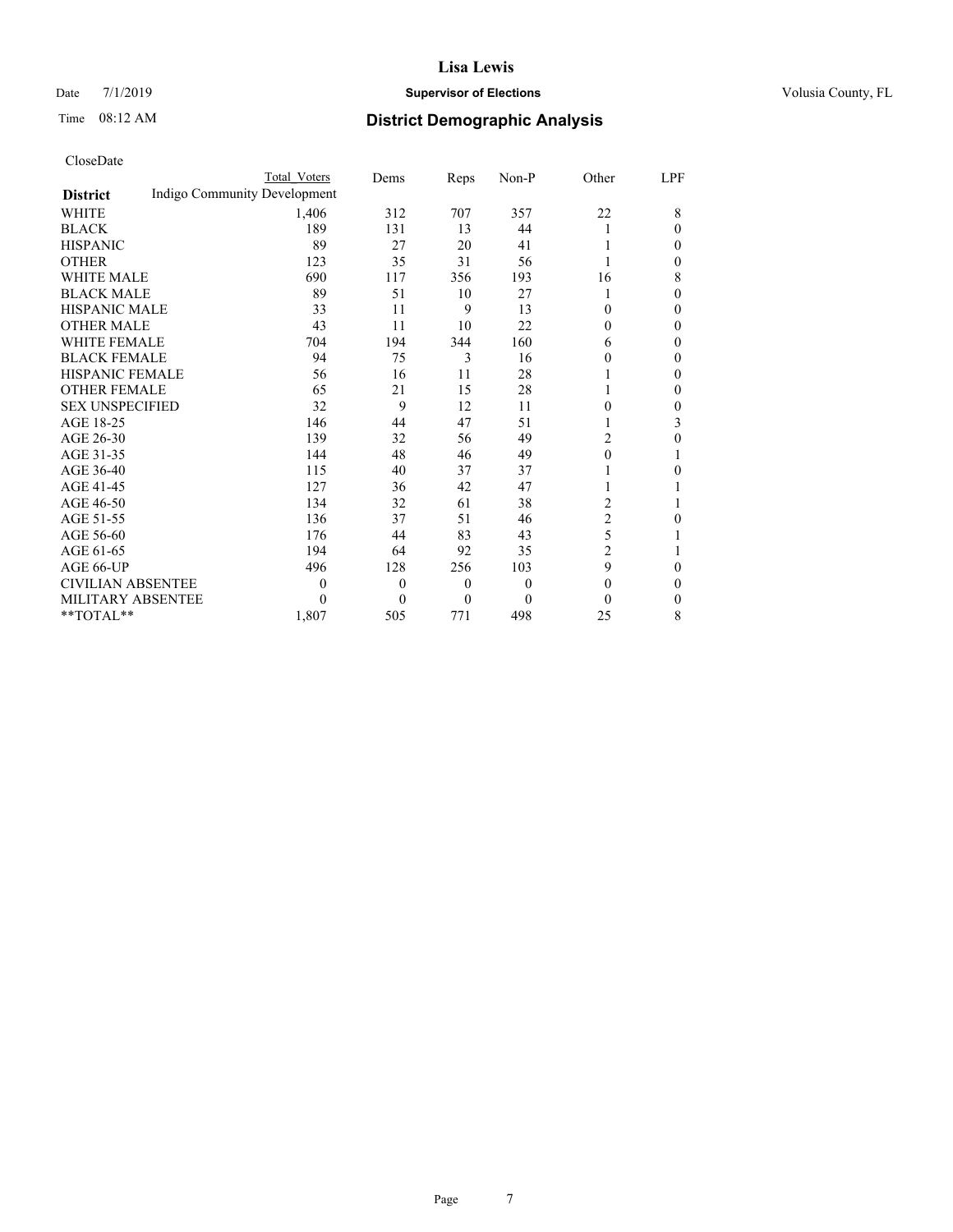# Lisa Lewis

Date 7/1/2019 **Supervisor of Elections** Volusia County, FL

Time 08:12 AM **District Demographic Analysis**

CloseDate

| **District** | Total Voters | Dems | Reps | Non-P | Other | LPF |
|---|---|---|---|---|---|---|
| Indigo Community Development | | | | | | |
| WHITE | 1,406 | 312 | 707 | 357 | 22 | 8 |
| BLACK | 189 | 131 | 13 | 44 | 1 | 0 |
| HISPANIC | 89 | 27 | 20 | 41 | 1 | 0 |
| OTHER | 123 | 35 | 31 | 56 | 1 | 0 |
| WHITE MALE | 690 | 117 | 356 | 193 | 16 | 8 |
| BLACK MALE | 89 | 51 | 10 | 27 | 1 | 0 |
| HISPANIC MALE | 33 | 11 | 9 | 13 | 0 | 0 |
| OTHER MALE | 43 | 11 | 10 | 22 | 0 | 0 |
| WHITE FEMALE | 704 | 194 | 344 | 160 | 6 | 0 |
| BLACK FEMALE | 94 | 75 | 3 | 16 | 0 | 0 |
| HISPANIC FEMALE | 56 | 16 | 11 | 28 | 1 | 0 |
| OTHER FEMALE | 65 | 21 | 15 | 28 | 1 | 0 |
| SEX UNSPECIFIED | 32 | 9 | 12 | 11 | 0 | 0 |
| AGE 18-25 | 146 | 44 | 47 | 51 | 1 | 3 |
| AGE 26-30 | 139 | 32 | 56 | 49 | 2 | 0 |
| AGE 31-35 | 144 | 48 | 46 | 49 | 0 | 1 |
| AGE 36-40 | 115 | 40 | 37 | 37 | 1 | 0 |
| AGE 41-45 | 127 | 36 | 42 | 47 | 1 | 1 |
| AGE 46-50 | 134 | 32 | 61 | 38 | 2 | 1 |
| AGE 51-55 | 136 | 37 | 51 | 46 | 2 | 0 |
| AGE 56-60 | 176 | 44 | 83 | 43 | 5 | 1 |
| AGE 61-65 | 194 | 64 | 92 | 35 | 2 | 1 |
| AGE 66-UP | 496 | 128 | 256 | 103 | 9 | 0 |
| CIVILIAN ABSENTEE | 0 | 0 | 0 | 0 | 0 | 0 |
| MILITARY ABSENTEE | 0 | 0 | 0 | 0 | 0 | 0 |
| **TOTAL** | 1,807 | 505 | 771 | 498 | 25 | 8 |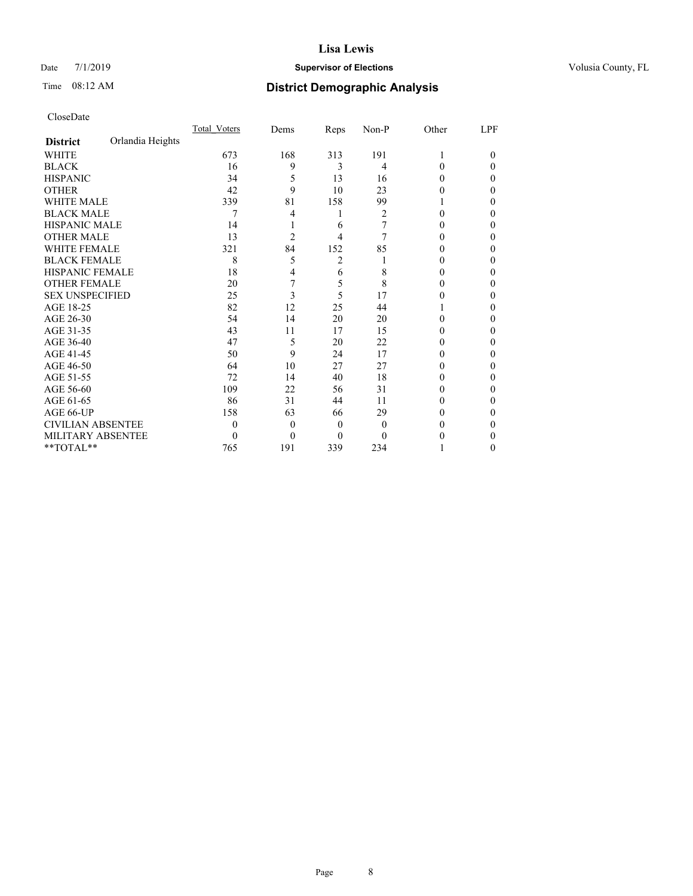# Lisa Lewis

Date 7/1/2019 **Supervisor of Elections** Volusia County, FL

Time 08:12 AM **District Demographic Analysis**

CloseDate

| District | Orlandia Heights | Total_Voters | Dems | Reps | Non-P | Other | LPF |
|---|---|---|---|---|---|---|---|
| WHITE | | 673 | 168 | 313 | 191 | 1 | 0 |
| BLACK | | 16 | 9 | 3 | 4 | 0 | 0 |
| HISPANIC | | 34 | 5 | 13 | 16 | 0 | 0 |
| OTHER | | 42 | 9 | 10 | 23 | 0 | 0 |
| WHITE MALE | | 339 | 81 | 158 | 99 | 1 | 0 |
| BLACK MALE | | 7 | 4 | 1 | 2 | 0 | 0 |
| HISPANIC MALE | | 14 | 1 | 6 | 7 | 0 | 0 |
| OTHER MALE | | 13 | 2 | 4 | 7 | 0 | 0 |
| WHITE FEMALE | | 321 | 84 | 152 | 85 | 0 | 0 |
| BLACK FEMALE | | 8 | 5 | 2 | 1 | 0 | 0 |
| HISPANIC FEMALE | | 18 | 4 | 6 | 8 | 0 | 0 |
| OTHER FEMALE | | 20 | 7 | 5 | 8 | 0 | 0 |
| SEX UNSPECIFIED | | 25 | 3 | 5 | 17 | 0 | 0 |
| AGE 18-25 | | 82 | 12 | 25 | 44 | 1 | 0 |
| AGE 26-30 | | 54 | 14 | 20 | 20 | 0 | 0 |
| AGE 31-35 | | 43 | 11 | 17 | 15 | 0 | 0 |
| AGE 36-40 | | 47 | 5 | 20 | 22 | 0 | 0 |
| AGE 41-45 | | 50 | 9 | 24 | 17 | 0 | 0 |
| AGE 46-50 | | 64 | 10 | 27 | 27 | 0 | 0 |
| AGE 51-55 | | 72 | 14 | 40 | 18 | 0 | 0 |
| AGE 56-60 | | 109 | 22 | 56 | 31 | 0 | 0 |
| AGE 61-65 | | 86 | 31 | 44 | 11 | 0 | 0 |
| AGE 66-UP | | 158 | 63 | 66 | 29 | 0 | 0 |
| CIVILIAN ABSENTEE | | 0 | 0 | 0 | 0 | 0 | 0 |
| MILITARY ABSENTEE | | 0 | 0 | 0 | 0 | 0 | 0 |
| **TOTAL** | | 765 | 191 | 339 | 234 | 1 | 0 |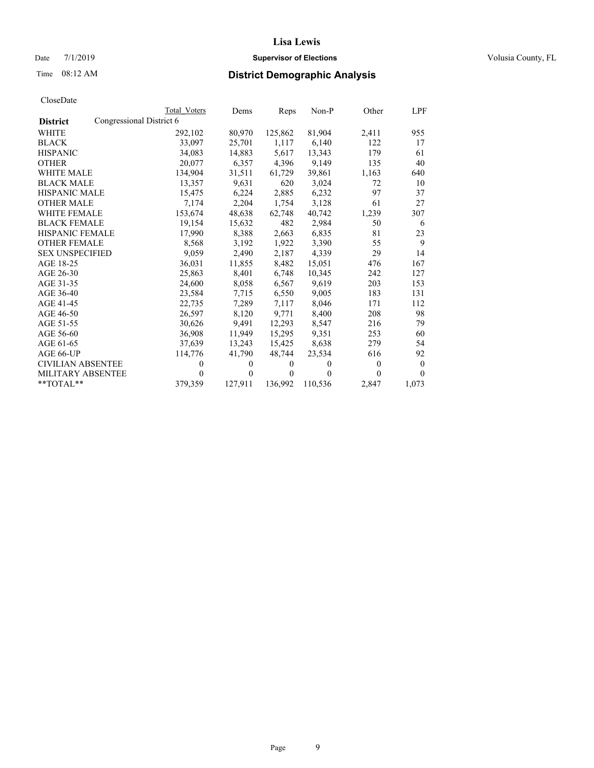# Lisa Lewis

Date 7/1/2019 **Supervisor of Elections** Volusia County, FL

Time 08:12 AM **District Demographic Analysis**

CloseDate

| | Total Voters | Dems | Reps | Non-P | Other | LPF |
|---|---|---|---|---|---|---|
| **District** Congressional District 6 | | | | | | |
| WHITE | 292,102 | 80,970 | 125,862 | 81,904 | 2,411 | 955 |
| BLACK | 33,097 | 25,701 | 1,117 | 6,140 | 122 | 17 |
| HISPANIC | 34,083 | 14,883 | 5,617 | 13,343 | 179 | 61 |
| OTHER | 20,077 | 6,357 | 4,396 | 9,149 | 135 | 40 |
| WHITE MALE | 134,904 | 31,511 | 61,729 | 39,861 | 1,163 | 640 |
| BLACK MALE | 13,357 | 9,631 | 620 | 3,024 | 72 | 10 |
| HISPANIC MALE | 15,475 | 6,224 | 2,885 | 6,232 | 97 | 37 |
| OTHER MALE | 7,174 | 2,204 | 1,754 | 3,128 | 61 | 27 |
| WHITE FEMALE | 153,674 | 48,638 | 62,748 | 40,742 | 1,239 | 307 |
| BLACK FEMALE | 19,154 | 15,632 | 482 | 2,984 | 50 | 6 |
| HISPANIC FEMALE | 17,990 | 8,388 | 2,663 | 6,835 | 81 | 23 |
| OTHER FEMALE | 8,568 | 3,192 | 1,922 | 3,390 | 55 | 9 |
| SEX UNSPECIFIED | 9,059 | 2,490 | 2,187 | 4,339 | 29 | 14 |
| AGE 18-25 | 36,031 | 11,855 | 8,482 | 15,051 | 476 | 167 |
| AGE 26-30 | 25,863 | 8,401 | 6,748 | 10,345 | 242 | 127 |
| AGE 31-35 | 24,600 | 8,058 | 6,567 | 9,619 | 203 | 153 |
| AGE 36-40 | 23,584 | 7,715 | 6,550 | 9,005 | 183 | 131 |
| AGE 41-45 | 22,735 | 7,289 | 7,117 | 8,046 | 171 | 112 |
| AGE 46-50 | 26,597 | 8,120 | 9,771 | 8,400 | 208 | 98 |
| AGE 51-55 | 30,626 | 9,491 | 12,293 | 8,547 | 216 | 79 |
| AGE 56-60 | 36,908 | 11,949 | 15,295 | 9,351 | 253 | 60 |
| AGE 61-65 | 37,639 | 13,243 | 15,425 | 8,638 | 279 | 54 |
| AGE 66-UP | 114,776 | 41,790 | 48,744 | 23,534 | 616 | 92 |
| CIVILIAN ABSENTEE | 0 | 0 | 0 | 0 | 0 | 0 |
| MILITARY ABSENTEE | 0 | 0 | 0 | 0 | 0 | 0 |
| **TOTAL** | 379,359 | 127,911 | 136,992 | 110,536 | 2,847 | 1,073 |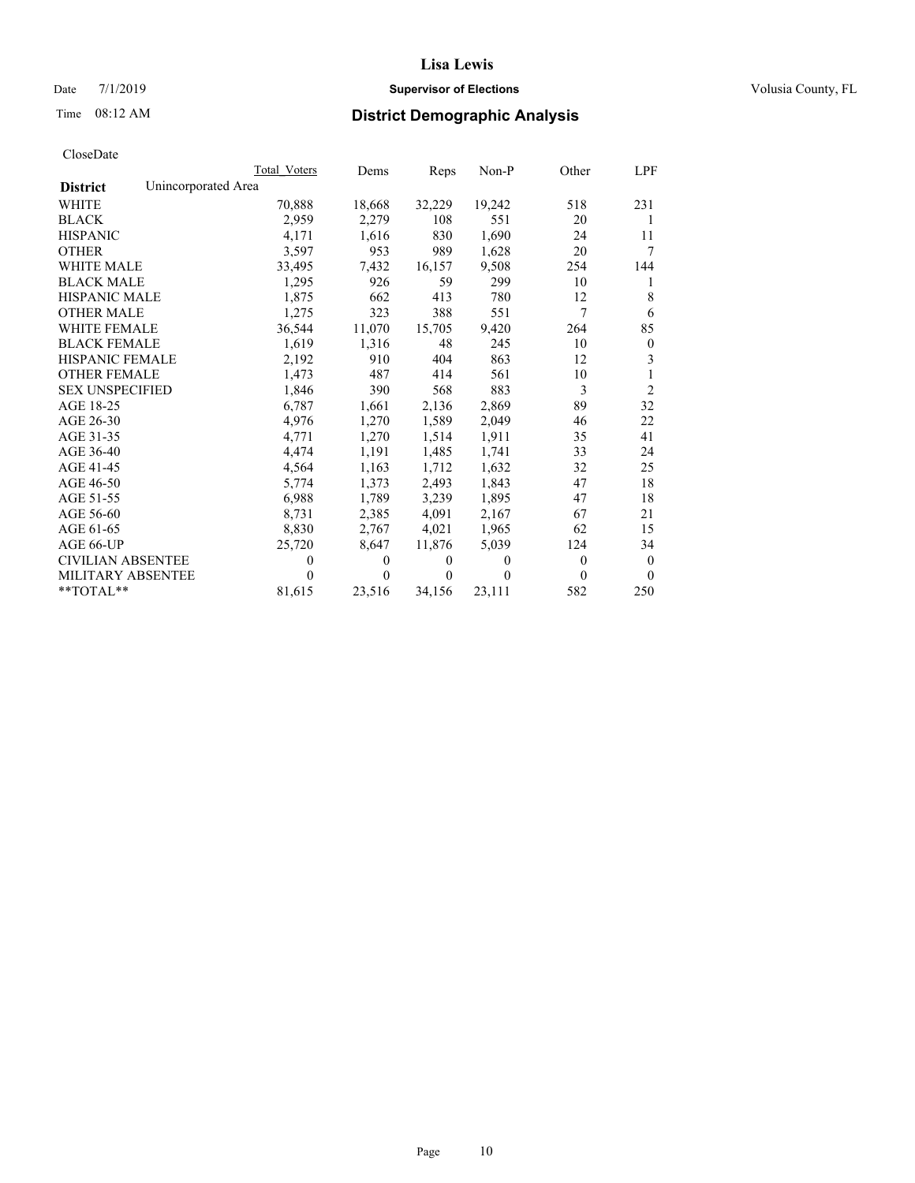# Lisa Lewis

Date 7/1/2019 **Supervisor of Elections** Volusia County, FL

Time 08:12 AM **District Demographic Analysis**

CloseDate

| | Total Voters | Dems | Reps | Non-P | Other | LPF |
|---|---|---|---|---|---|---|
| **District** Unincorporated Area | | | | | | |
| WHITE | 70,888 | 18,668 | 32,229 | 19,242 | 518 | 231 |
| BLACK | 2,959 | 2,279 | 108 | 551 | 20 | 1 |
| HISPANIC | 4,171 | 1,616 | 830 | 1,690 | 24 | 11 |
| OTHER | 3,597 | 953 | 989 | 1,628 | 20 | 7 |
| WHITE MALE | 33,495 | 7,432 | 16,157 | 9,508 | 254 | 144 |
| BLACK MALE | 1,295 | 926 | 59 | 299 | 10 | 1 |
| HISPANIC MALE | 1,875 | 662 | 413 | 780 | 12 | 8 |
| OTHER MALE | 1,275 | 323 | 388 | 551 | 7 | 6 |
| WHITE FEMALE | 36,544 | 11,070 | 15,705 | 9,420 | 264 | 85 |
| BLACK FEMALE | 1,619 | 1,316 | 48 | 245 | 10 | 0 |
| HISPANIC FEMALE | 2,192 | 910 | 404 | 863 | 12 | 3 |
| OTHER FEMALE | 1,473 | 487 | 414 | 561 | 10 | 1 |
| SEX UNSPECIFIED | 1,846 | 390 | 568 | 883 | 3 | 2 |
| AGE 18-25 | 6,787 | 1,661 | 2,136 | 2,869 | 89 | 32 |
| AGE 26-30 | 4,976 | 1,270 | 1,589 | 2,049 | 46 | 22 |
| AGE 31-35 | 4,771 | 1,270 | 1,514 | 1,911 | 35 | 41 |
| AGE 36-40 | 4,474 | 1,191 | 1,485 | 1,741 | 33 | 24 |
| AGE 41-45 | 4,564 | 1,163 | 1,712 | 1,632 | 32 | 25 |
| AGE 46-50 | 5,774 | 1,373 | 2,493 | 1,843 | 47 | 18 |
| AGE 51-55 | 6,988 | 1,789 | 3,239 | 1,895 | 47 | 18 |
| AGE 56-60 | 8,731 | 2,385 | 4,091 | 2,167 | 67 | 21 |
| AGE 61-65 | 8,830 | 2,767 | 4,021 | 1,965 | 62 | 15 |
| AGE 66-UP | 25,720 | 8,647 | 11,876 | 5,039 | 124 | 34 |
| CIVILIAN ABSENTEE | 0 | 0 | 0 | 0 | 0 | 0 |
| MILITARY ABSENTEE | 0 | 0 | 0 | 0 | 0 | 0 |
| **TOTAL** | 81,615 | 23,516 | 34,156 | 23,111 | 582 | 250 |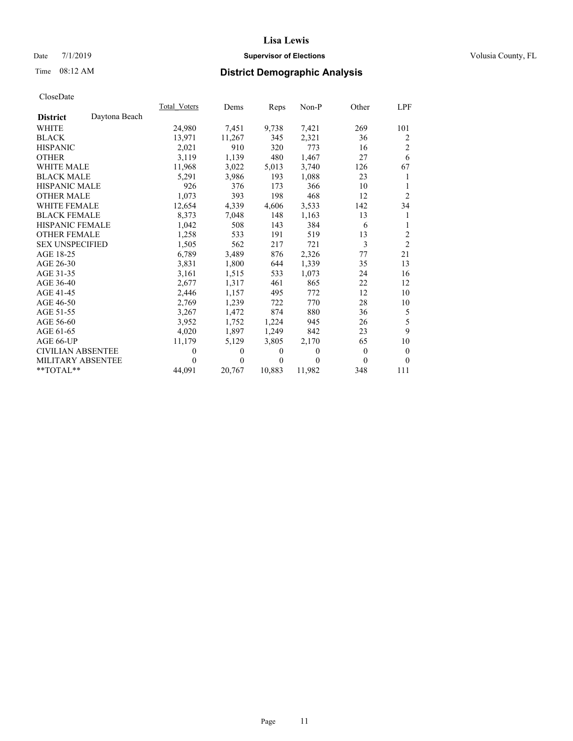**Lisa Lewis**

Date 7/1/2019 **Supervisor of Elections** Volusia County, FL

Time 08:12 AM **District Demographic Analysis**

CloseDate

| **District** Daytona Beach | Total_Voters | Dems | Reps | Non-P | Other | LPF |
|---|---|---|---|---|---|---|
| WHITE | 24,980 | 7,451 | 9,738 | 7,421 | 269 | 101 |
| BLACK | 13,971 | 11,267 | 345 | 2,321 | 36 | 2 |
| HISPANIC | 2,021 | 910 | 320 | 773 | 16 | 2 |
| OTHER | 3,119 | 1,139 | 480 | 1,467 | 27 | 6 |
| WHITE MALE | 11,968 | 3,022 | 5,013 | 3,740 | 126 | 67 |
| BLACK MALE | 5,291 | 3,986 | 193 | 1,088 | 23 | 1 |
| HISPANIC MALE | 926 | 376 | 173 | 366 | 10 | 1 |
| OTHER MALE | 1,073 | 393 | 198 | 468 | 12 | 2 |
| WHITE FEMALE | 12,654 | 4,339 | 4,606 | 3,533 | 142 | 34 |
| BLACK FEMALE | 8,373 | 7,048 | 148 | 1,163 | 13 | 1 |
| HISPANIC FEMALE | 1,042 | 508 | 143 | 384 | 6 | 1 |
| OTHER FEMALE | 1,258 | 533 | 191 | 519 | 13 | 2 |
| SEX UNSPECIFIED | 1,505 | 562 | 217 | 721 | 3 | 2 |
| AGE 18-25 | 6,789 | 3,489 | 876 | 2,326 | 77 | 21 |
| AGE 26-30 | 3,831 | 1,800 | 644 | 1,339 | 35 | 13 |
| AGE 31-35 | 3,161 | 1,515 | 533 | 1,073 | 24 | 16 |
| AGE 36-40 | 2,677 | 1,317 | 461 | 865 | 22 | 12 |
| AGE 41-45 | 2,446 | 1,157 | 495 | 772 | 12 | 10 |
| AGE 46-50 | 2,769 | 1,239 | 722 | 770 | 28 | 10 |
| AGE 51-55 | 3,267 | 1,472 | 874 | 880 | 36 | 5 |
| AGE 56-60 | 3,952 | 1,752 | 1,224 | 945 | 26 | 5 |
| AGE 61-65 | 4,020 | 1,897 | 1,249 | 842 | 23 | 9 |
| AGE 66-UP | 11,179 | 5,129 | 3,805 | 2,170 | 65 | 10 |
| CIVILIAN ABSENTEE | 0 | 0 | 0 | 0 | 0 | 0 |
| MILITARY ABSENTEE | 0 | 0 | 0 | 0 | 0 | 0 |
| **TOTAL** | 44,091 | 20,767 | 10,883 | 11,982 | 348 | 111 |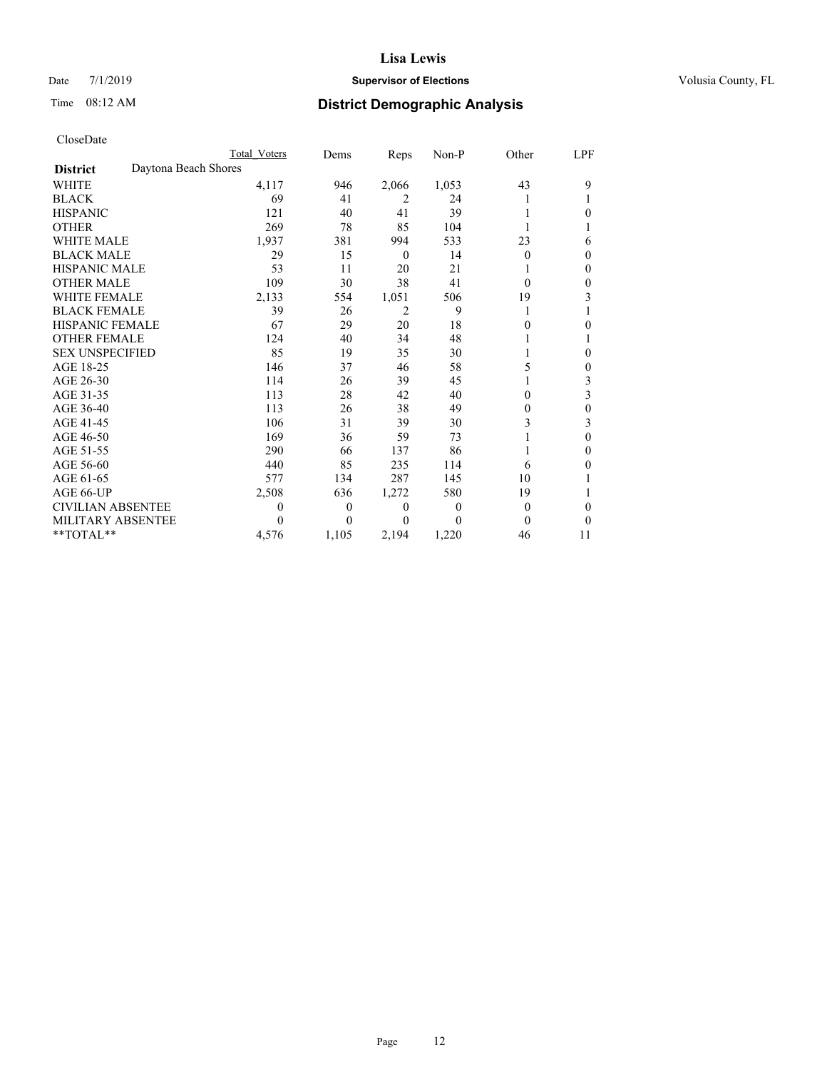# Lisa Lewis

Date 7/1/2019 **Supervisor of Elections** Volusia County, FL

Time 08:12 AM **District Demographic Analysis**

CloseDate

| | Total Voters | Dems | Reps | Non-P | Other | LPF |
|---|---|---|---|---|---|---|
| **District** Daytona Beach Shores | | | | | | |
| WHITE | 4,117 | 946 | 2,066 | 1,053 | 43 | 9 |
| BLACK | 69 | 41 | 2 | 24 | 1 | 1 |
| HISPANIC | 121 | 40 | 41 | 39 | 1 | 0 |
| OTHER | 269 | 78 | 85 | 104 | 1 | 1 |
| WHITE MALE | 1,937 | 381 | 994 | 533 | 23 | 6 |
| BLACK MALE | 29 | 15 | 0 | 14 | 0 | 0 |
| HISPANIC MALE | 53 | 11 | 20 | 21 | 1 | 0 |
| OTHER MALE | 109 | 30 | 38 | 41 | 0 | 0 |
| WHITE FEMALE | 2,133 | 554 | 1,051 | 506 | 19 | 3 |
| BLACK FEMALE | 39 | 26 | 2 | 9 | 1 | 1 |
| HISPANIC FEMALE | 67 | 29 | 20 | 18 | 0 | 0 |
| OTHER FEMALE | 124 | 40 | 34 | 48 | 1 | 1 |
| SEX UNSPECIFIED | 85 | 19 | 35 | 30 | 1 | 0 |
| AGE 18-25 | 146 | 37 | 46 | 58 | 5 | 0 |
| AGE 26-30 | 114 | 26 | 39 | 45 | 1 | 3 |
| AGE 31-35 | 113 | 28 | 42 | 40 | 0 | 3 |
| AGE 36-40 | 113 | 26 | 38 | 49 | 0 | 0 |
| AGE 41-45 | 106 | 31 | 39 | 30 | 3 | 3 |
| AGE 46-50 | 169 | 36 | 59 | 73 | 1 | 0 |
| AGE 51-55 | 290 | 66 | 137 | 86 | 1 | 0 |
| AGE 56-60 | 440 | 85 | 235 | 114 | 6 | 0 |
| AGE 61-65 | 577 | 134 | 287 | 145 | 10 | 1 |
| AGE 66-UP | 2,508 | 636 | 1,272 | 580 | 19 | 1 |
| CIVILIAN ABSENTEE | 0 | 0 | 0 | 0 | 0 | 0 |
| MILITARY ABSENTEE | 0 | 0 | 0 | 0 | 0 | 0 |
| **TOTAL** | 4,576 | 1,105 | 2,194 | 1,220 | 46 | 11 |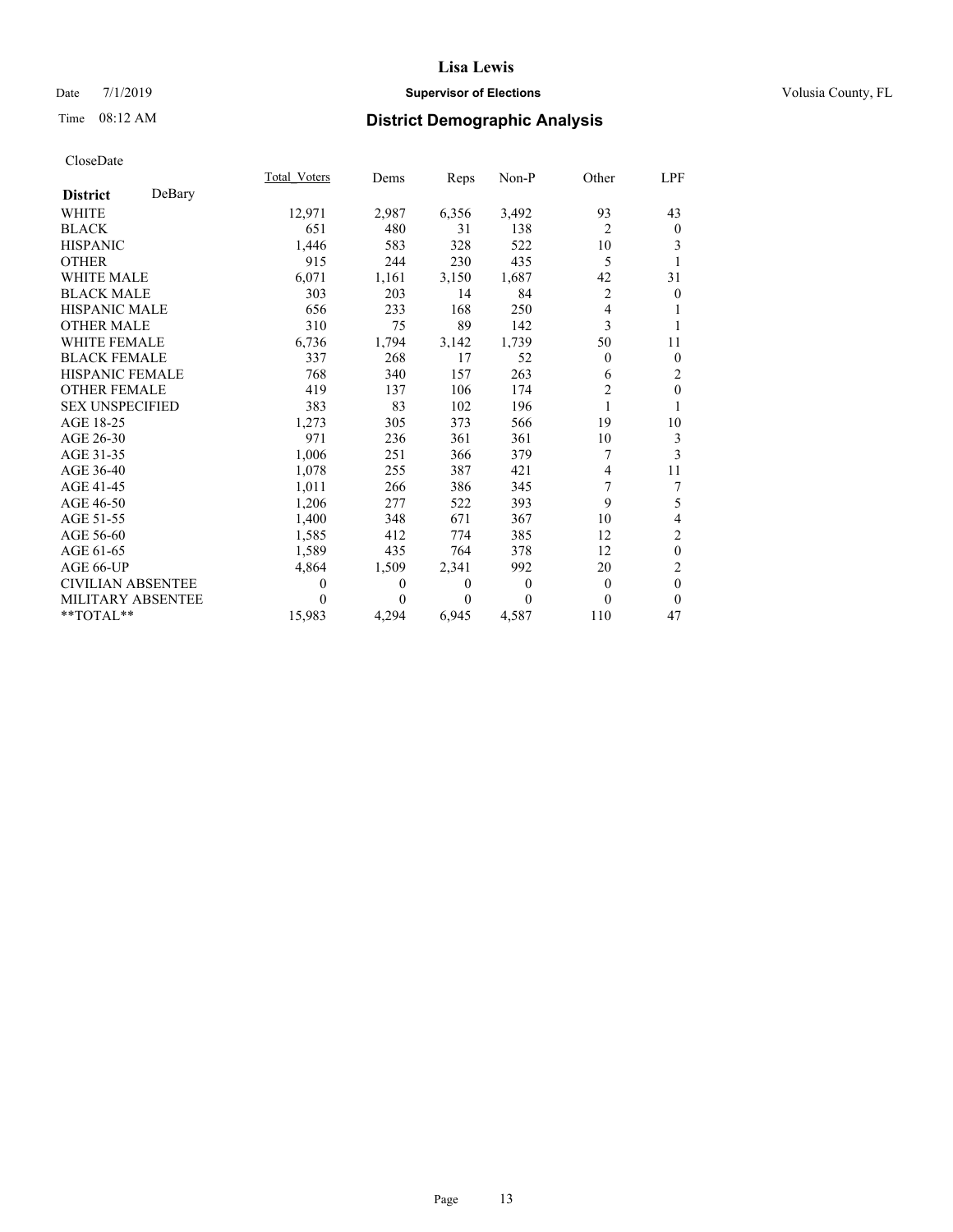# Lisa Lewis

Date 7/1/2019 **Supervisor of Elections** Volusia County, FL

Time 08:12 AM **District Demographic Analysis**

CloseDate

| | Total_Voters | Dems | Reps | Non-P | Other | LPF |
|---|---|---|---|---|---|---|
| **District** DeBary | | | | | | |
| WHITE | 12,971 | 2,987 | 6,356 | 3,492 | 93 | 43 |
| BLACK | 651 | 480 | 31 | 138 | 2 | 0 |
| HISPANIC | 1,446 | 583 | 328 | 522 | 10 | 3 |
| OTHER | 915 | 244 | 230 | 435 | 5 | 1 |
| WHITE MALE | 6,071 | 1,161 | 3,150 | 1,687 | 42 | 31 |
| BLACK MALE | 303 | 203 | 14 | 84 | 2 | 0 |
| HISPANIC MALE | 656 | 233 | 168 | 250 | 4 | 1 |
| OTHER MALE | 310 | 75 | 89 | 142 | 3 | 1 |
| WHITE FEMALE | 6,736 | 1,794 | 3,142 | 1,739 | 50 | 11 |
| BLACK FEMALE | 337 | 268 | 17 | 52 | 0 | 0 |
| HISPANIC FEMALE | 768 | 340 | 157 | 263 | 6 | 2 |
| OTHER FEMALE | 419 | 137 | 106 | 174 | 2 | 0 |
| SEX UNSPECIFIED | 383 | 83 | 102 | 196 | 1 | 1 |
| AGE 18-25 | 1,273 | 305 | 373 | 566 | 19 | 10 |
| AGE 26-30 | 971 | 236 | 361 | 361 | 10 | 3 |
| AGE 31-35 | 1,006 | 251 | 366 | 379 | 7 | 3 |
| AGE 36-40 | 1,078 | 255 | 387 | 421 | 4 | 11 |
| AGE 41-45 | 1,011 | 266 | 386 | 345 | 7 | 7 |
| AGE 46-50 | 1,206 | 277 | 522 | 393 | 9 | 5 |
| AGE 51-55 | 1,400 | 348 | 671 | 367 | 10 | 4 |
| AGE 56-60 | 1,585 | 412 | 774 | 385 | 12 | 2 |
| AGE 61-65 | 1,589 | 435 | 764 | 378 | 12 | 0 |
| AGE 66-UP | 4,864 | 1,509 | 2,341 | 992 | 20 | 2 |
| CIVILIAN ABSENTEE | 0 | 0 | 0 | 0 | 0 | 0 |
| MILITARY ABSENTEE | 0 | 0 | 0 | 0 | 0 | 0 |
| **TOTAL** | 15,983 | 4,294 | 6,945 | 4,587 | 110 | 47 |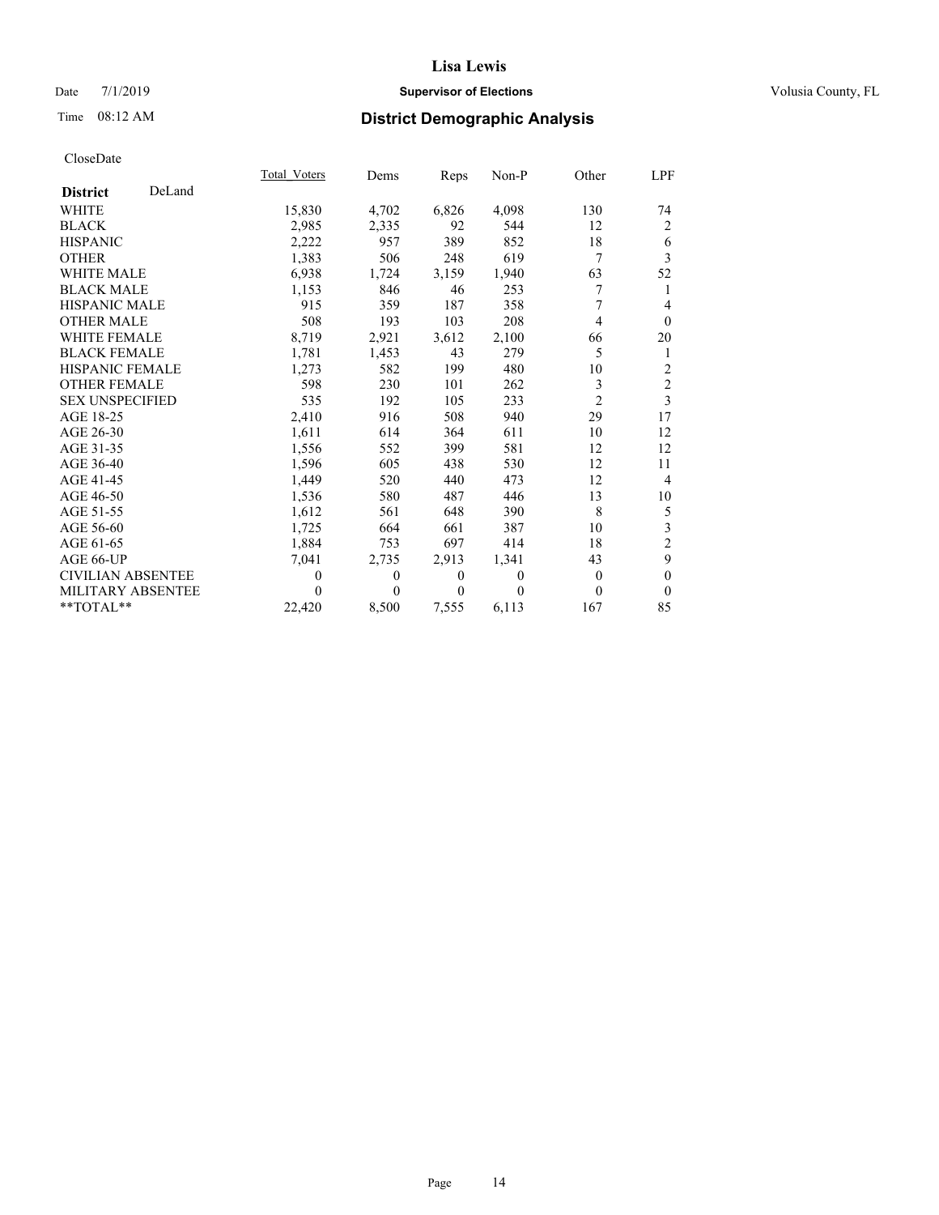# Lisa Lewis

Date 7/1/2019 **Supervisor of Elections** Volusia County, FL

Time 08:12 AM **District Demographic Analysis**

CloseDate

| **District** DeLand | Total_Voters | Dems | Reps | Non-P | Other | LPF |
|---|---|---|---|---|---|---|
| WHITE | 15,830 | 4,702 | 6,826 | 4,098 | 130 | 74 |
| BLACK | 2,985 | 2,335 | 92 | 544 | 12 | 2 |
| HISPANIC | 2,222 | 957 | 389 | 852 | 18 | 6 |
| OTHER | 1,383 | 506 | 248 | 619 | 7 | 3 |
| WHITE MALE | 6,938 | 1,724 | 3,159 | 1,940 | 63 | 52 |
| BLACK MALE | 1,153 | 846 | 46 | 253 | 7 | 1 |
| HISPANIC MALE | 915 | 359 | 187 | 358 | 7 | 4 |
| OTHER MALE | 508 | 193 | 103 | 208 | 4 | 0 |
| WHITE FEMALE | 8,719 | 2,921 | 3,612 | 2,100 | 66 | 20 |
| BLACK FEMALE | 1,781 | 1,453 | 43 | 279 | 5 | 1 |
| HISPANIC FEMALE | 1,273 | 582 | 199 | 480 | 10 | 2 |
| OTHER FEMALE | 598 | 230 | 101 | 262 | 3 | 2 |
| SEX UNSPECIFIED | 535 | 192 | 105 | 233 | 2 | 3 |
| AGE 18-25 | 2,410 | 916 | 508 | 940 | 29 | 17 |
| AGE 26-30 | 1,611 | 614 | 364 | 611 | 10 | 12 |
| AGE 31-35 | 1,556 | 552 | 399 | 581 | 12 | 12 |
| AGE 36-40 | 1,596 | 605 | 438 | 530 | 12 | 11 |
| AGE 41-45 | 1,449 | 520 | 440 | 473 | 12 | 4 |
| AGE 46-50 | 1,536 | 580 | 487 | 446 | 13 | 10 |
| AGE 51-55 | 1,612 | 561 | 648 | 390 | 8 | 5 |
| AGE 56-60 | 1,725 | 664 | 661 | 387 | 10 | 3 |
| AGE 61-65 | 1,884 | 753 | 697 | 414 | 18 | 2 |
| AGE 66-UP | 7,041 | 2,735 | 2,913 | 1,341 | 43 | 9 |
| CIVILIAN ABSENTEE | 0 | 0 | 0 | 0 | 0 | 0 |
| MILITARY ABSENTEE | 0 | 0 | 0 | 0 | 0 | 0 |
| **TOTAL** | 22,420 | 8,500 | 7,555 | 6,113 | 167 | 85 |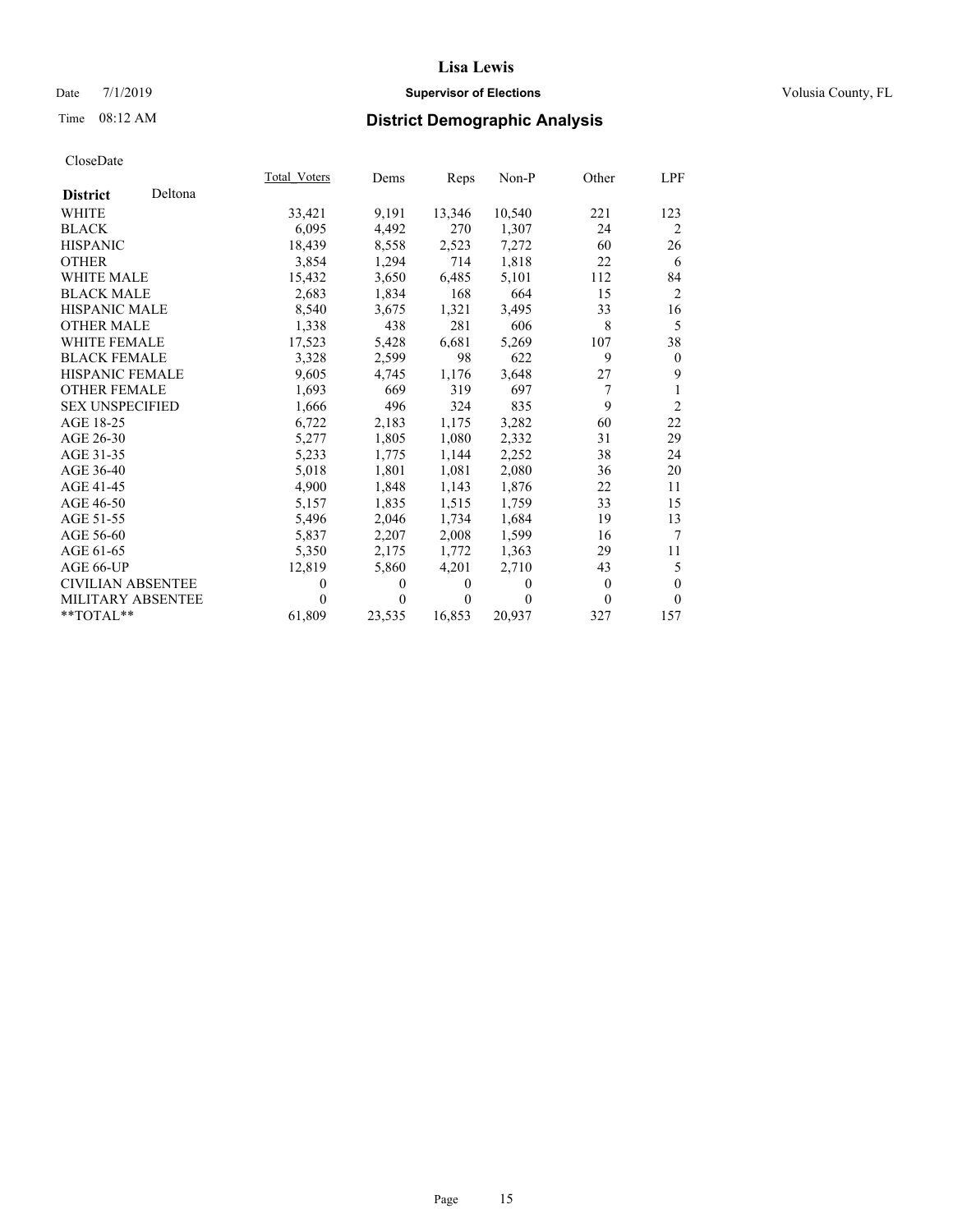# Lisa Lewis

Date 7/1/2019 **Supervisor of Elections** Volusia County, FL

Time 08:12 AM **District Demographic Analysis**

CloseDate

| **District** Deltona | Total Voters | Dems | Reps | Non-P | Other | LPF |
|---|---|---|---|---|---|---|
| WHITE | 33,421 | 9,191 | 13,346 | 10,540 | 221 | 123 |
| BLACK | 6,095 | 4,492 | 270 | 1,307 | 24 | 2 |
| HISPANIC | 18,439 | 8,558 | 2,523 | 7,272 | 60 | 26 |
| OTHER | 3,854 | 1,294 | 714 | 1,818 | 22 | 6 |
| WHITE MALE | 15,432 | 3,650 | 6,485 | 5,101 | 112 | 84 |
| BLACK MALE | 2,683 | 1,834 | 168 | 664 | 15 | 2 |
| HISPANIC MALE | 8,540 | 3,675 | 1,321 | 3,495 | 33 | 16 |
| OTHER MALE | 1,338 | 438 | 281 | 606 | 8 | 5 |
| WHITE FEMALE | 17,523 | 5,428 | 6,681 | 5,269 | 107 | 38 |
| BLACK FEMALE | 3,328 | 2,599 | 98 | 622 | 9 | 0 |
| HISPANIC FEMALE | 9,605 | 4,745 | 1,176 | 3,648 | 27 | 9 |
| OTHER FEMALE | 1,693 | 669 | 319 | 697 | 7 | 1 |
| SEX UNSPECIFIED | 1,666 | 496 | 324 | 835 | 9 | 2 |
| AGE 18-25 | 6,722 | 2,183 | 1,175 | 3,282 | 60 | 22 |
| AGE 26-30 | 5,277 | 1,805 | 1,080 | 2,332 | 31 | 29 |
| AGE 31-35 | 5,233 | 1,775 | 1,144 | 2,252 | 38 | 24 |
| AGE 36-40 | 5,018 | 1,801 | 1,081 | 2,080 | 36 | 20 |
| AGE 41-45 | 4,900 | 1,848 | 1,143 | 1,876 | 22 | 11 |
| AGE 46-50 | 5,157 | 1,835 | 1,515 | 1,759 | 33 | 15 |
| AGE 51-55 | 5,496 | 2,046 | 1,734 | 1,684 | 19 | 13 |
| AGE 56-60 | 5,837 | 2,207 | 2,008 | 1,599 | 16 | 7 |
| AGE 61-65 | 5,350 | 2,175 | 1,772 | 1,363 | 29 | 11 |
| AGE 66-UP | 12,819 | 5,860 | 4,201 | 2,710 | 43 | 5 |
| CIVILIAN ABSENTEE | 0 | 0 | 0 | 0 | 0 | 0 |
| MILITARY ABSENTEE | 0 | 0 | 0 | 0 | 0 | 0 |
| **TOTAL** | 61,809 | 23,535 | 16,853 | 20,937 | 327 | 157 |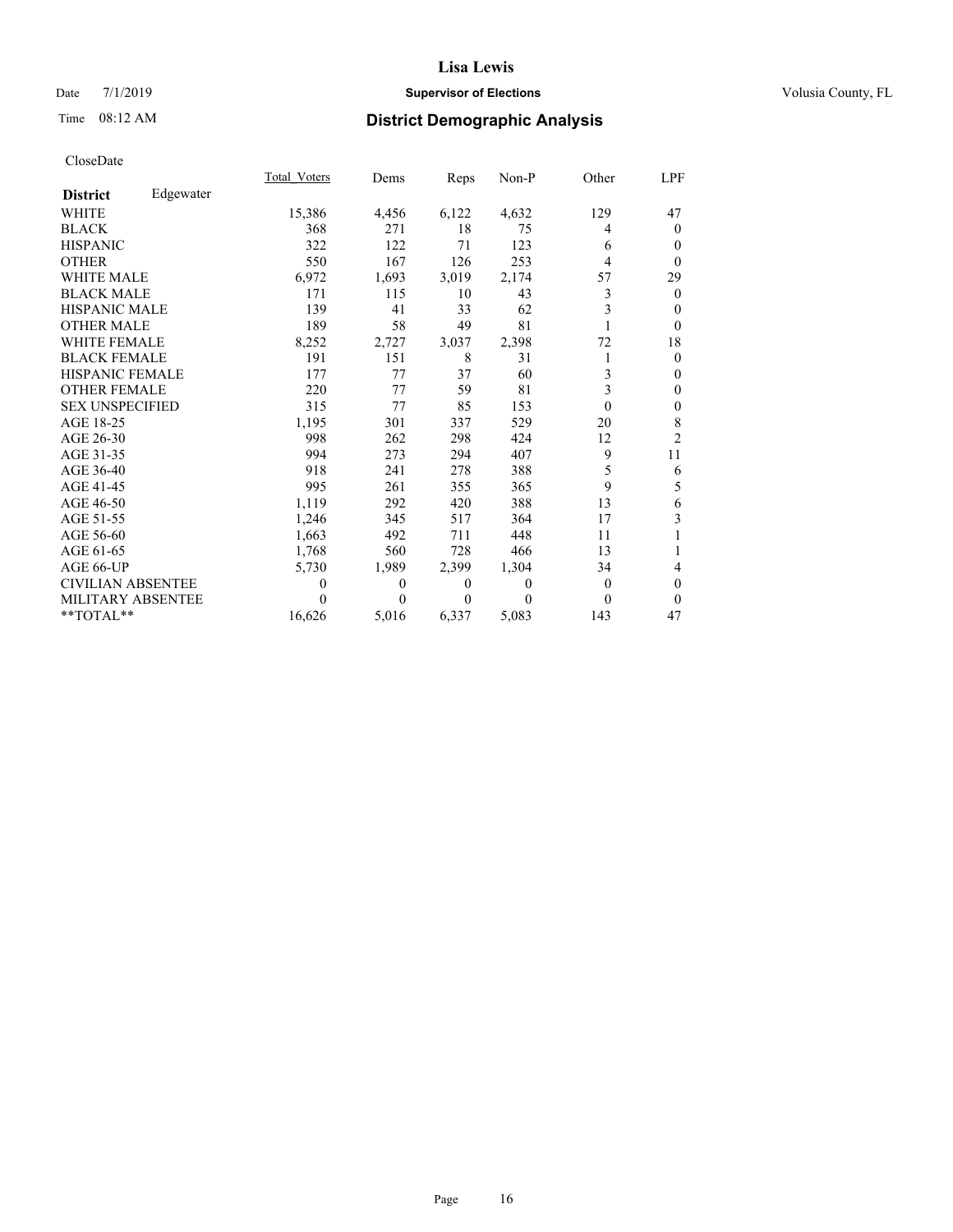# Lisa Lewis

Date 7/1/2019 **Supervisor of Elections** Volusia County, FL

Time 08:12 AM **District Demographic Analysis**

CloseDate

| **District** Edgewater | Total_Voters | Dems | Reps | Non-P | Other | LPF |
|---|---|---|---|---|---|---|
| WHITE | 15,386 | 4,456 | 6,122 | 4,632 | 129 | 47 |
| BLACK | 368 | 271 | 18 | 75 | 4 | 0 |
| HISPANIC | 322 | 122 | 71 | 123 | 6 | 0 |
| OTHER | 550 | 167 | 126 | 253 | 4 | 0 |
| WHITE MALE | 6,972 | 1,693 | 3,019 | 2,174 | 57 | 29 |
| BLACK MALE | 171 | 115 | 10 | 43 | 3 | 0 |
| HISPANIC MALE | 139 | 41 | 33 | 62 | 3 | 0 |
| OTHER MALE | 189 | 58 | 49 | 81 | 1 | 0 |
| WHITE FEMALE | 8,252 | 2,727 | 3,037 | 2,398 | 72 | 18 |
| BLACK FEMALE | 191 | 151 | 8 | 31 | 1 | 0 |
| HISPANIC FEMALE | 177 | 77 | 37 | 60 | 3 | 0 |
| OTHER FEMALE | 220 | 77 | 59 | 81 | 3 | 0 |
| SEX UNSPECIFIED | 315 | 77 | 85 | 153 | 0 | 0 |
| AGE 18-25 | 1,195 | 301 | 337 | 529 | 20 | 8 |
| AGE 26-30 | 998 | 262 | 298 | 424 | 12 | 2 |
| AGE 31-35 | 994 | 273 | 294 | 407 | 9 | 11 |
| AGE 36-40 | 918 | 241 | 278 | 388 | 5 | 6 |
| AGE 41-45 | 995 | 261 | 355 | 365 | 9 | 5 |
| AGE 46-50 | 1,119 | 292 | 420 | 388 | 13 | 6 |
| AGE 51-55 | 1,246 | 345 | 517 | 364 | 17 | 3 |
| AGE 56-60 | 1,663 | 492 | 711 | 448 | 11 | 1 |
| AGE 61-65 | 1,768 | 560 | 728 | 466 | 13 | 1 |
| AGE 66-UP | 5,730 | 1,989 | 2,399 | 1,304 | 34 | 4 |
| CIVILIAN ABSENTEE | 0 | 0 | 0 | 0 | 0 | 0 |
| MILITARY ABSENTEE | 0 | 0 | 0 | 0 | 0 | 0 |
| **TOTAL** | 16,626 | 5,016 | 6,337 | 5,083 | 143 | 47 |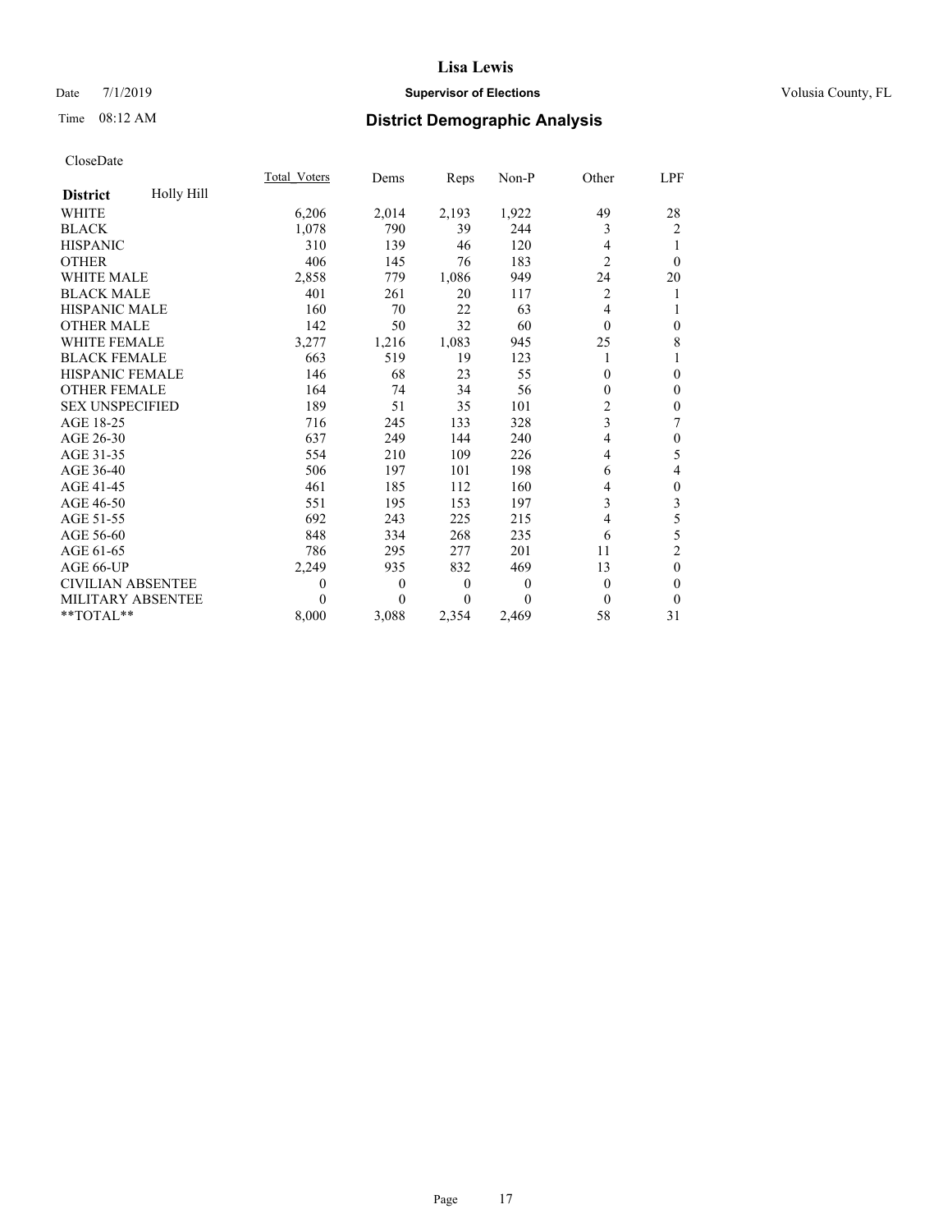# Lisa Lewis

Date 7/1/2019 **Supervisor of Elections** Volusia County, FL

Time 08:12 AM **District Demographic Analysis**

CloseDate

| **District** Holly Hill | Total_Voters | Dems | Reps | Non-P | Other | LPF |
|---|---|---|---|---|---|---|
| WHITE | 6,206 | 2,014 | 2,193 | 1,922 | 49 | 28 |
| BLACK | 1,078 | 790 | 39 | 244 | 3 | 2 |
| HISPANIC | 310 | 139 | 46 | 120 | 4 | 1 |
| OTHER | 406 | 145 | 76 | 183 | 2 | 0 |
| WHITE MALE | 2,858 | 779 | 1,086 | 949 | 24 | 20 |
| BLACK MALE | 401 | 261 | 20 | 117 | 2 | 1 |
| HISPANIC MALE | 160 | 70 | 22 | 63 | 4 | 1 |
| OTHER MALE | 142 | 50 | 32 | 60 | 0 | 0 |
| WHITE FEMALE | 3,277 | 1,216 | 1,083 | 945 | 25 | 8 |
| BLACK FEMALE | 663 | 519 | 19 | 123 | 1 | 1 |
| HISPANIC FEMALE | 146 | 68 | 23 | 55 | 0 | 0 |
| OTHER FEMALE | 164 | 74 | 34 | 56 | 0 | 0 |
| SEX UNSPECIFIED | 189 | 51 | 35 | 101 | 2 | 0 |
| AGE 18-25 | 716 | 245 | 133 | 328 | 3 | 7 |
| AGE 26-30 | 637 | 249 | 144 | 240 | 4 | 0 |
| AGE 31-35 | 554 | 210 | 109 | 226 | 4 | 5 |
| AGE 36-40 | 506 | 197 | 101 | 198 | 6 | 4 |
| AGE 41-45 | 461 | 185 | 112 | 160 | 4 | 0 |
| AGE 46-50 | 551 | 195 | 153 | 197 | 3 | 3 |
| AGE 51-55 | 692 | 243 | 225 | 215 | 4 | 5 |
| AGE 56-60 | 848 | 334 | 268 | 235 | 6 | 5 |
| AGE 61-65 | 786 | 295 | 277 | 201 | 11 | 2 |
| AGE 66-UP | 2,249 | 935 | 832 | 469 | 13 | 0 |
| CIVILIAN ABSENTEE | 0 | 0 | 0 | 0 | 0 | 0 |
| MILITARY ABSENTEE | 0 | 0 | 0 | 0 | 0 | 0 |
| **TOTAL** | 8,000 | 3,088 | 2,354 | 2,469 | 58 | 31 |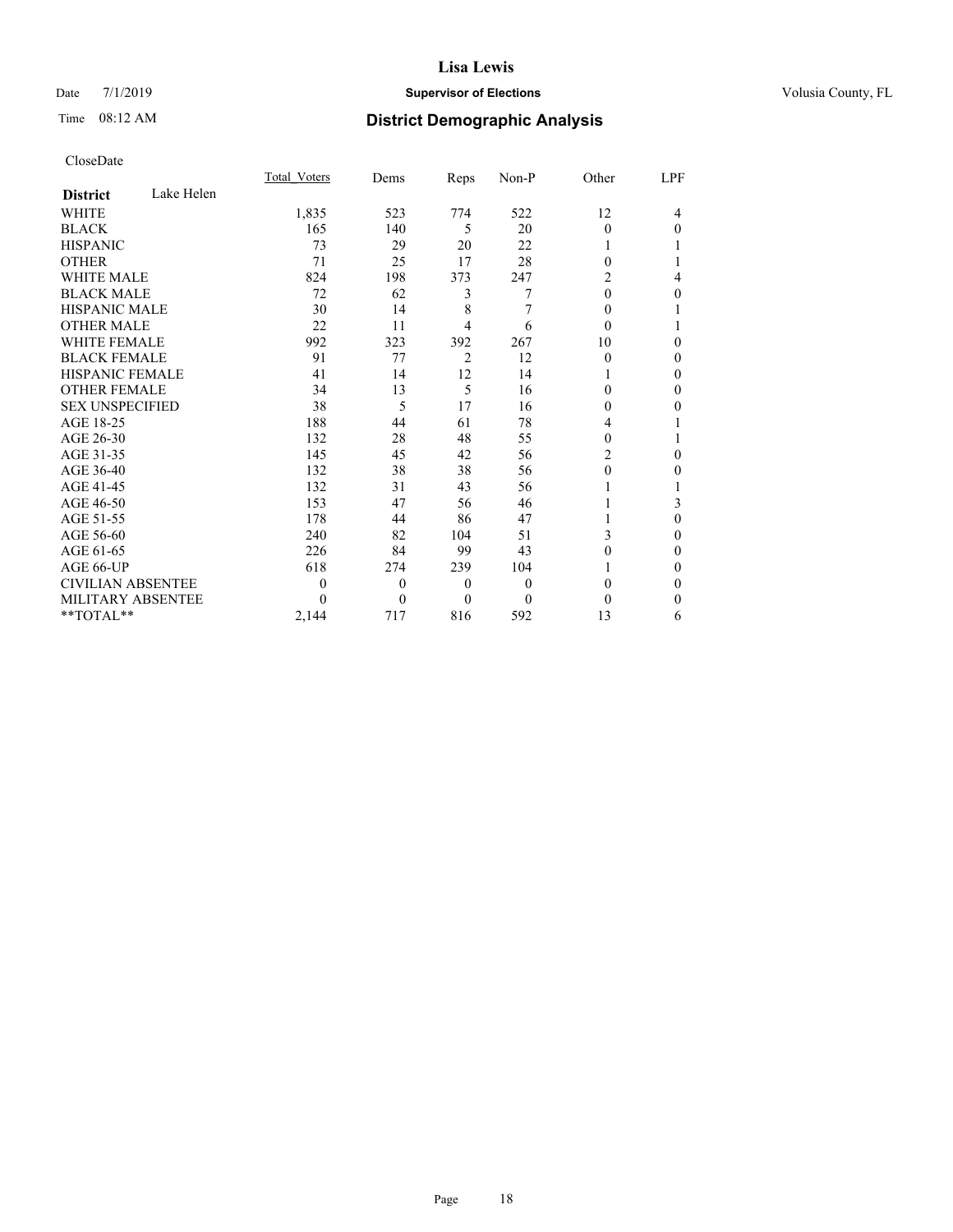**Lisa Lewis**

Date 7/1/2019 **Supervisor of Elections** Volusia County, FL

Time 08:12 AM

## District Demographic Analysis

CloseDate

| District: Lake Helen | Total_Voters | Dems | Reps | Non-P | Other | LPF |
|---|---|---|---|---|---|---|
| WHITE | 1,835 | 523 | 774 | 522 | 12 | 4 |
| BLACK | 165 | 140 | 5 | 20 | 0 | 0 |
| HISPANIC | 73 | 29 | 20 | 22 | 1 | 1 |
| OTHER | 71 | 25 | 17 | 28 | 0 | 1 |
| WHITE MALE | 824 | 198 | 373 | 247 | 2 | 4 |
| BLACK MALE | 72 | 62 | 3 | 7 | 0 | 0 |
| HISPANIC MALE | 30 | 14 | 8 | 7 | 0 | 1 |
| OTHER MALE | 22 | 11 | 4 | 6 | 0 | 1 |
| WHITE FEMALE | 992 | 323 | 392 | 267 | 10 | 0 |
| BLACK FEMALE | 91 | 77 | 2 | 12 | 0 | 0 |
| HISPANIC FEMALE | 41 | 14 | 12 | 14 | 1 | 0 |
| OTHER FEMALE | 34 | 13 | 5 | 16 | 0 | 0 |
| SEX UNSPECIFIED | 38 | 5 | 17 | 16 | 0 | 0 |
| AGE 18-25 | 188 | 44 | 61 | 78 | 4 | 1 |
| AGE 26-30 | 132 | 28 | 48 | 55 | 0 | 1 |
| AGE 31-35 | 145 | 45 | 42 | 56 | 2 | 0 |
| AGE 36-40 | 132 | 38 | 38 | 56 | 0 | 0 |
| AGE 41-45 | 132 | 31 | 43 | 56 | 1 | 1 |
| AGE 46-50 | 153 | 47 | 56 | 46 | 1 | 3 |
| AGE 51-55 | 178 | 44 | 86 | 47 | 1 | 0 |
| AGE 56-60 | 240 | 82 | 104 | 51 | 3 | 0 |
| AGE 61-65 | 226 | 84 | 99 | 43 | 0 | 0 |
| AGE 66-UP | 618 | 274 | 239 | 104 | 1 | 0 |
| CIVILIAN ABSENTEE | 0 | 0 | 0 | 0 | 0 | 0 |
| MILITARY ABSENTEE | 0 | 0 | 0 | 0 | 0 | 0 |
| **TOTAL** | 2,144 | 717 | 816 | 592 | 13 | 6 |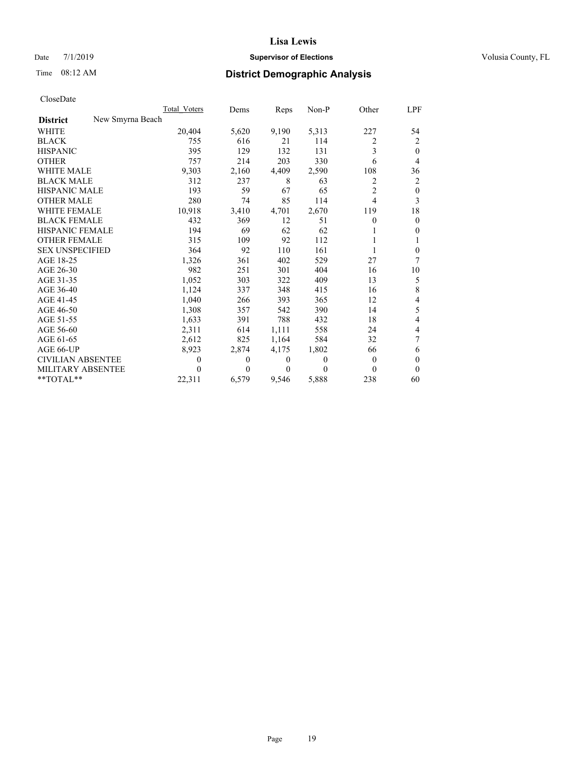# Lisa Lewis

Date 7/1/2019 **Supervisor of Elections** Volusia County, FL

Time 08:12 AM **District Demographic Analysis**

CloseDate

| | Total_Voters | Dems | Reps | Non-P | Other | LPF |
|---|---|---|---|---|---|---|
| **District** New Smyrna Beach | | | | | | |
| WHITE | 20,404 | 5,620 | 9,190 | 5,313 | 227 | 54 |
| BLACK | 755 | 616 | 21 | 114 | 2 | 2 |
| HISPANIC | 395 | 129 | 132 | 131 | 3 | 0 |
| OTHER | 757 | 214 | 203 | 330 | 6 | 4 |
| WHITE MALE | 9,303 | 2,160 | 4,409 | 2,590 | 108 | 36 |
| BLACK MALE | 312 | 237 | 8 | 63 | 2 | 2 |
| HISPANIC MALE | 193 | 59 | 67 | 65 | 2 | 0 |
| OTHER MALE | 280 | 74 | 85 | 114 | 4 | 3 |
| WHITE FEMALE | 10,918 | 3,410 | 4,701 | 2,670 | 119 | 18 |
| BLACK FEMALE | 432 | 369 | 12 | 51 | 0 | 0 |
| HISPANIC FEMALE | 194 | 69 | 62 | 62 | 1 | 0 |
| OTHER FEMALE | 315 | 109 | 92 | 112 | 1 | 1 |
| SEX UNSPECIFIED | 364 | 92 | 110 | 161 | 1 | 0 |
| AGE 18-25 | 1,326 | 361 | 402 | 529 | 27 | 7 |
| AGE 26-30 | 982 | 251 | 301 | 404 | 16 | 10 |
| AGE 31-35 | 1,052 | 303 | 322 | 409 | 13 | 5 |
| AGE 36-40 | 1,124 | 337 | 348 | 415 | 16 | 8 |
| AGE 41-45 | 1,040 | 266 | 393 | 365 | 12 | 4 |
| AGE 46-50 | 1,308 | 357 | 542 | 390 | 14 | 5 |
| AGE 51-55 | 1,633 | 391 | 788 | 432 | 18 | 4 |
| AGE 56-60 | 2,311 | 614 | 1,111 | 558 | 24 | 4 |
| AGE 61-65 | 2,612 | 825 | 1,164 | 584 | 32 | 7 |
| AGE 66-UP | 8,923 | 2,874 | 4,175 | 1,802 | 66 | 6 |
| CIVILIAN ABSENTEE | 0 | 0 | 0 | 0 | 0 | 0 |
| MILITARY ABSENTEE | 0 | 0 | 0 | 0 | 0 | 0 |
| **TOTAL** | 22,311 | 6,579 | 9,546 | 5,888 | 238 | 60 |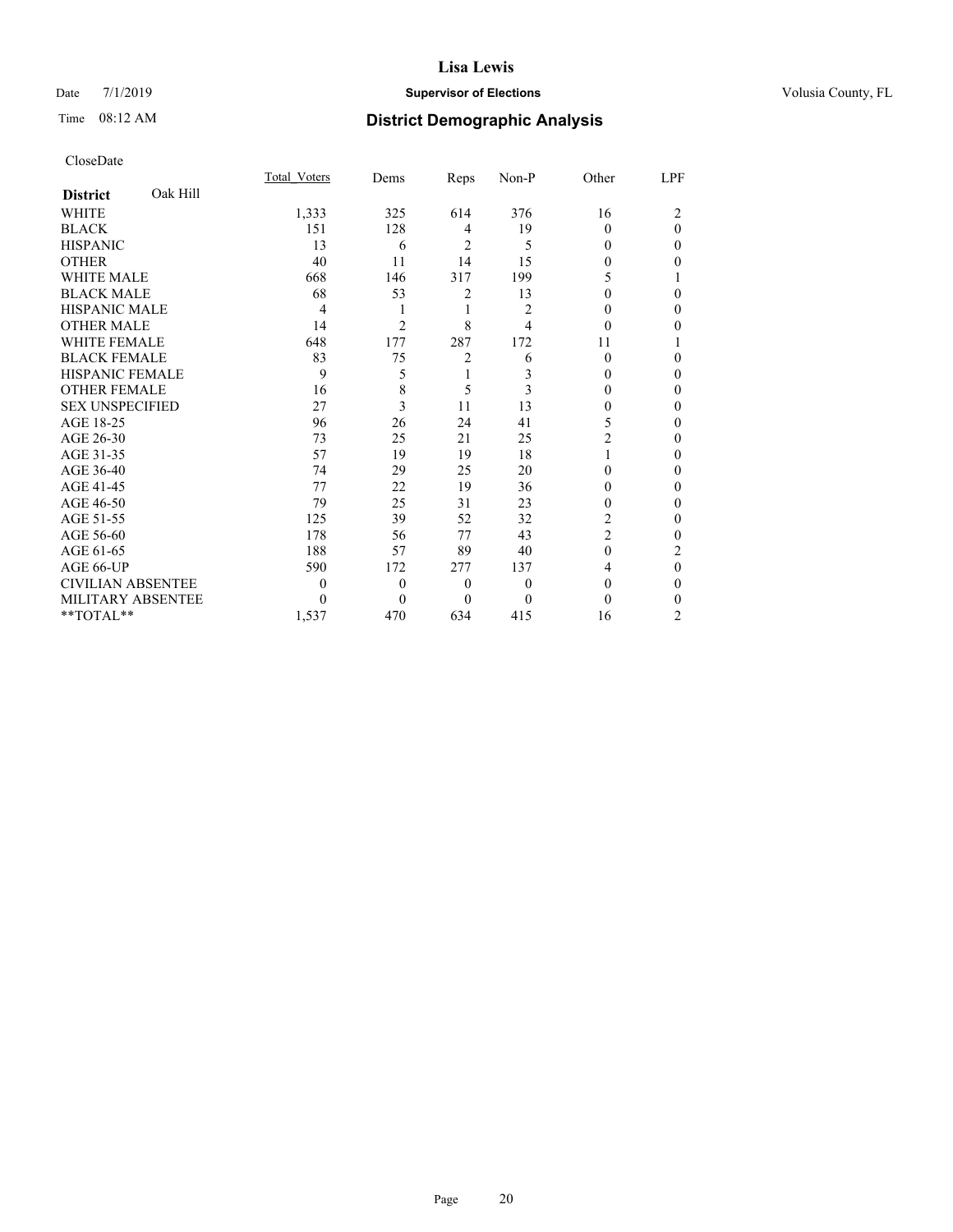# Lisa Lewis

Date 7/1/2019 **Supervisor of Elections** Volusia County, FL

Time 08:12 AM **District Demographic Analysis**

CloseDate

| **District** Oak Hill | Total_Voters | Dems | Reps | Non-P | Other | LPF |
|---|---|---|---|---|---|---|
| WHITE | 1,333 | 325 | 614 | 376 | 16 | 2 |
| BLACK | 151 | 128 | 4 | 19 | 0 | 0 |
| HISPANIC | 13 | 6 | 2 | 5 | 0 | 0 |
| OTHER | 40 | 11 | 14 | 15 | 0 | 0 |
| WHITE MALE | 668 | 146 | 317 | 199 | 5 | 1 |
| BLACK MALE | 68 | 53 | 2 | 13 | 0 | 0 |
| HISPANIC MALE | 4 | 1 | 1 | 2 | 0 | 0 |
| OTHER MALE | 14 | 2 | 8 | 4 | 0 | 0 |
| WHITE FEMALE | 648 | 177 | 287 | 172 | 11 | 1 |
| BLACK FEMALE | 83 | 75 | 2 | 6 | 0 | 0 |
| HISPANIC FEMALE | 9 | 5 | 1 | 3 | 0 | 0 |
| OTHER FEMALE | 16 | 8 | 5 | 3 | 0 | 0 |
| SEX UNSPECIFIED | 27 | 3 | 11 | 13 | 0 | 0 |
| AGE 18-25 | 96 | 26 | 24 | 41 | 5 | 0 |
| AGE 26-30 | 73 | 25 | 21 | 25 | 2 | 0 |
| AGE 31-35 | 57 | 19 | 19 | 18 | 1 | 0 |
| AGE 36-40 | 74 | 29 | 25 | 20 | 0 | 0 |
| AGE 41-45 | 77 | 22 | 19 | 36 | 0 | 0 |
| AGE 46-50 | 79 | 25 | 31 | 23 | 0 | 0 |
| AGE 51-55 | 125 | 39 | 52 | 32 | 2 | 0 |
| AGE 56-60 | 178 | 56 | 77 | 43 | 2 | 0 |
| AGE 61-65 | 188 | 57 | 89 | 40 | 0 | 2 |
| AGE 66-UP | 590 | 172 | 277 | 137 | 4 | 0 |
| CIVILIAN ABSENTEE | 0 | 0 | 0 | 0 | 0 | 0 |
| MILITARY ABSENTEE | 0 | 0 | 0 | 0 | 0 | 0 |
| **TOTAL** | 1,537 | 470 | 634 | 415 | 16 | 2 |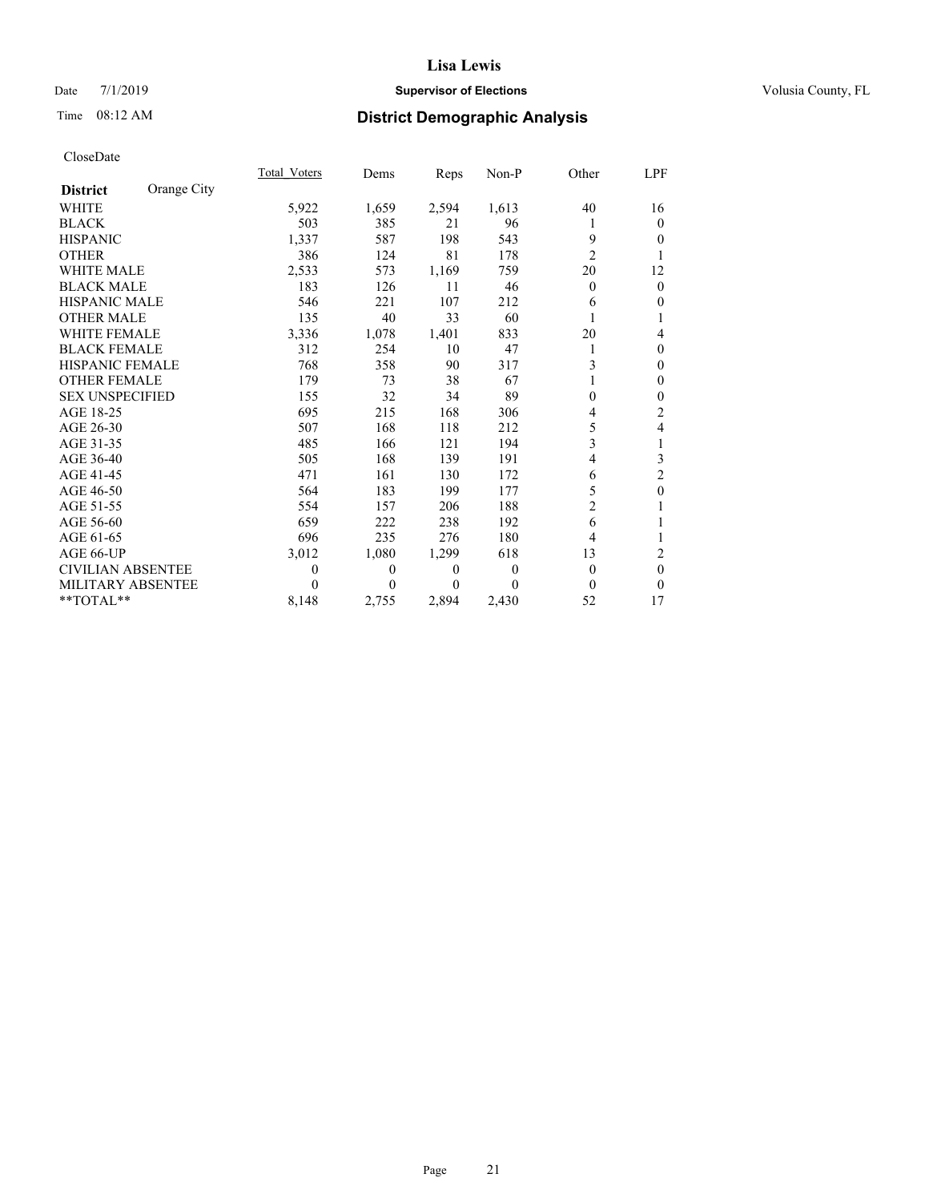# Lisa Lewis

Date 7/1/2019 **Supervisor of Elections** Volusia County, FL

Time 08:12 AM **District Demographic Analysis**

CloseDate

| **District** Orange City | Total_Voters | Dems | Reps | Non-P | Other | LPF |
|---|---|---|---|---|---|---|
| WHITE | 5,922 | 1,659 | 2,594 | 1,613 | 40 | 16 |
| BLACK | 503 | 385 | 21 | 96 | 1 | 0 |
| HISPANIC | 1,337 | 587 | 198 | 543 | 9 | 0 |
| OTHER | 386 | 124 | 81 | 178 | 2 | 1 |
| WHITE MALE | 2,533 | 573 | 1,169 | 759 | 20 | 12 |
| BLACK MALE | 183 | 126 | 11 | 46 | 0 | 0 |
| HISPANIC MALE | 546 | 221 | 107 | 212 | 6 | 0 |
| OTHER MALE | 135 | 40 | 33 | 60 | 1 | 1 |
| WHITE FEMALE | 3,336 | 1,078 | 1,401 | 833 | 20 | 4 |
| BLACK FEMALE | 312 | 254 | 10 | 47 | 1 | 0 |
| HISPANIC FEMALE | 768 | 358 | 90 | 317 | 3 | 0 |
| OTHER FEMALE | 179 | 73 | 38 | 67 | 1 | 0 |
| SEX UNSPECIFIED | 155 | 32 | 34 | 89 | 0 | 0 |
| AGE 18-25 | 695 | 215 | 168 | 306 | 4 | 2 |
| AGE 26-30 | 507 | 168 | 118 | 212 | 5 | 4 |
| AGE 31-35 | 485 | 166 | 121 | 194 | 3 | 1 |
| AGE 36-40 | 505 | 168 | 139 | 191 | 4 | 3 |
| AGE 41-45 | 471 | 161 | 130 | 172 | 6 | 2 |
| AGE 46-50 | 564 | 183 | 199 | 177 | 5 | 0 |
| AGE 51-55 | 554 | 157 | 206 | 188 | 2 | 1 |
| AGE 56-60 | 659 | 222 | 238 | 192 | 6 | 1 |
| AGE 61-65 | 696 | 235 | 276 | 180 | 4 | 1 |
| AGE 66-UP | 3,012 | 1,080 | 1,299 | 618 | 13 | 2 |
| CIVILIAN ABSENTEE | 0 | 0 | 0 | 0 | 0 | 0 |
| MILITARY ABSENTEE | 0 | 0 | 0 | 0 | 0 | 0 |
| **TOTAL** | 8,148 | 2,755 | 2,894 | 2,430 | 52 | 17 |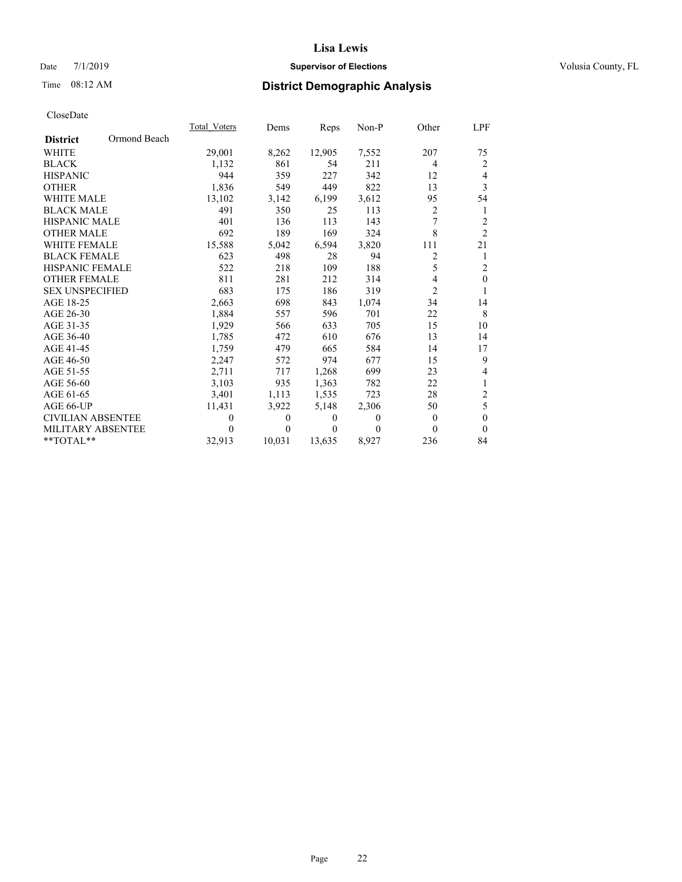# Lisa Lewis

Date 7/1/2019 **Supervisor of Elections** Volusia County, FL

Time 08:12 AM **District Demographic Analysis**

CloseDate

| **District** Ormond Beach | Total_Voters | Dems | Reps | Non-P | Other | LPF |
|---|---|---|---|---|---|---|
| WHITE | 29,001 | 8,262 | 12,905 | 7,552 | 207 | 75 |
| BLACK | 1,132 | 861 | 54 | 211 | 4 | 2 |
| HISPANIC | 944 | 359 | 227 | 342 | 12 | 4 |
| OTHER | 1,836 | 549 | 449 | 822 | 13 | 3 |
| WHITE MALE | 13,102 | 3,142 | 6,199 | 3,612 | 95 | 54 |
| BLACK MALE | 491 | 350 | 25 | 113 | 2 | 1 |
| HISPANIC MALE | 401 | 136 | 113 | 143 | 7 | 2 |
| OTHER MALE | 692 | 189 | 169 | 324 | 8 | 2 |
| WHITE FEMALE | 15,588 | 5,042 | 6,594 | 3,820 | 111 | 21 |
| BLACK FEMALE | 623 | 498 | 28 | 94 | 2 | 1 |
| HISPANIC FEMALE | 522 | 218 | 109 | 188 | 5 | 2 |
| OTHER FEMALE | 811 | 281 | 212 | 314 | 4 | 0 |
| SEX UNSPECIFIED | 683 | 175 | 186 | 319 | 2 | 1 |
| AGE 18-25 | 2,663 | 698 | 843 | 1,074 | 34 | 14 |
| AGE 26-30 | 1,884 | 557 | 596 | 701 | 22 | 8 |
| AGE 31-35 | 1,929 | 566 | 633 | 705 | 15 | 10 |
| AGE 36-40 | 1,785 | 472 | 610 | 676 | 13 | 14 |
| AGE 41-45 | 1,759 | 479 | 665 | 584 | 14 | 17 |
| AGE 46-50 | 2,247 | 572 | 974 | 677 | 15 | 9 |
| AGE 51-55 | 2,711 | 717 | 1,268 | 699 | 23 | 4 |
| AGE 56-60 | 3,103 | 935 | 1,363 | 782 | 22 | 1 |
| AGE 61-65 | 3,401 | 1,113 | 1,535 | 723 | 28 | 2 |
| AGE 66-UP | 11,431 | 3,922 | 5,148 | 2,306 | 50 | 5 |
| CIVILIAN ABSENTEE | 0 | 0 | 0 | 0 | 0 | 0 |
| MILITARY ABSENTEE | 0 | 0 | 0 | 0 | 0 | 0 |
| **TOTAL** | 32,913 | 10,031 | 13,635 | 8,927 | 236 | 84 |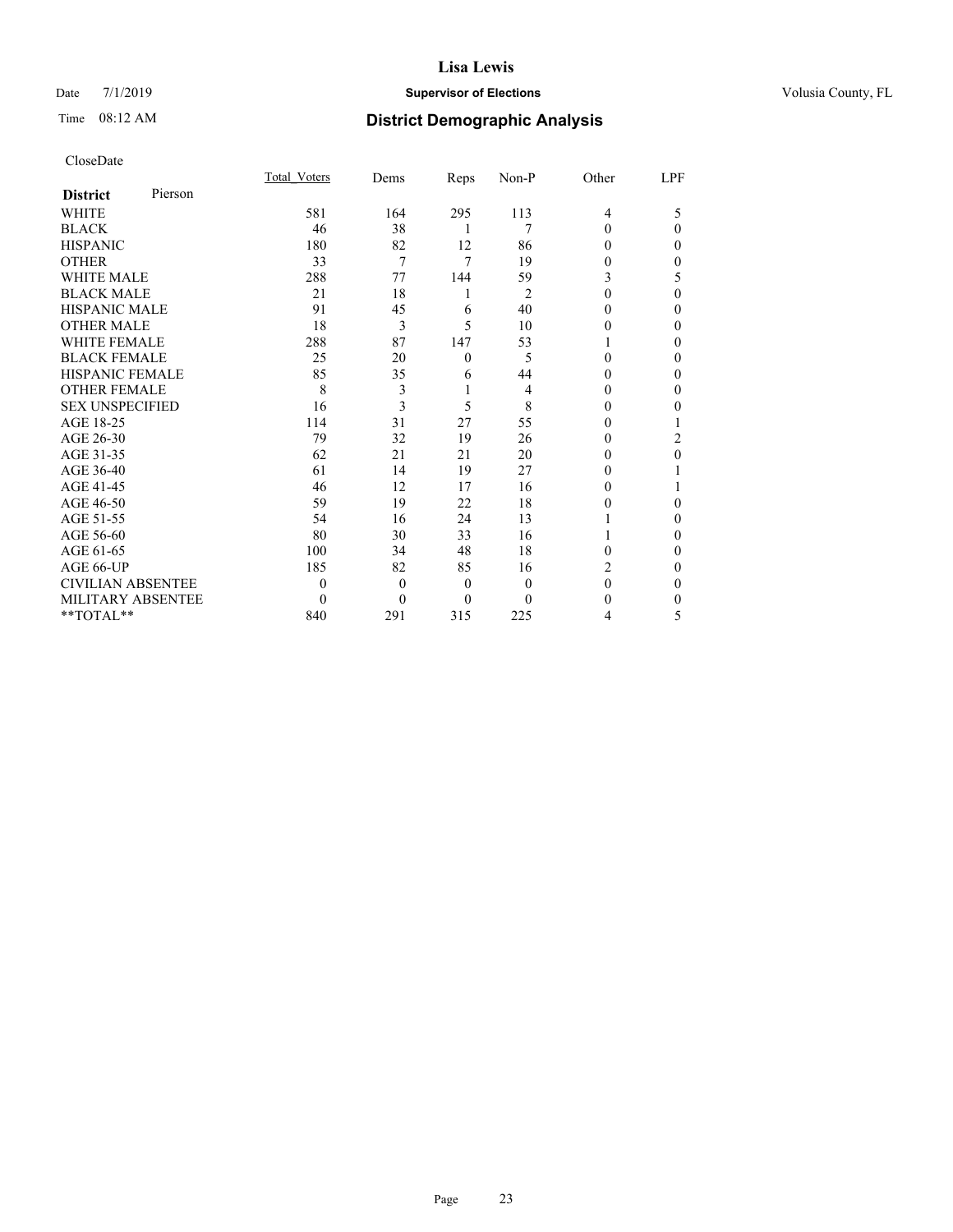# Lisa Lewis

Date 7/1/2019 **Supervisor of Elections** Volusia County, FL

Time 08:12 AM **District Demographic Analysis**

CloseDate

| **District** Pierson | Total_Voters | Dems | Reps | Non-P | Other | LPF |
|---|---|---|---|---|---|---|
| WHITE | 581 | 164 | 295 | 113 | 4 | 5 |
| BLACK | 46 | 38 | 1 | 7 | 0 | 0 |
| HISPANIC | 180 | 82 | 12 | 86 | 0 | 0 |
| OTHER | 33 | 7 | 7 | 19 | 0 | 0 |
| WHITE MALE | 288 | 77 | 144 | 59 | 3 | 5 |
| BLACK MALE | 21 | 18 | 1 | 2 | 0 | 0 |
| HISPANIC MALE | 91 | 45 | 6 | 40 | 0 | 0 |
| OTHER MALE | 18 | 3 | 5 | 10 | 0 | 0 |
| WHITE FEMALE | 288 | 87 | 147 | 53 | 1 | 0 |
| BLACK FEMALE | 25 | 20 | 0 | 5 | 0 | 0 |
| HISPANIC FEMALE | 85 | 35 | 6 | 44 | 0 | 0 |
| OTHER FEMALE | 8 | 3 | 1 | 4 | 0 | 0 |
| SEX UNSPECIFIED | 16 | 3 | 5 | 8 | 0 | 0 |
| AGE 18-25 | 114 | 31 | 27 | 55 | 0 | 1 |
| AGE 26-30 | 79 | 32 | 19 | 26 | 0 | 2 |
| AGE 31-35 | 62 | 21 | 21 | 20 | 0 | 0 |
| AGE 36-40 | 61 | 14 | 19 | 27 | 0 | 1 |
| AGE 41-45 | 46 | 12 | 17 | 16 | 0 | 1 |
| AGE 46-50 | 59 | 19 | 22 | 18 | 0 | 0 |
| AGE 51-55 | 54 | 16 | 24 | 13 | 1 | 0 |
| AGE 56-60 | 80 | 30 | 33 | 16 | 1 | 0 |
| AGE 61-65 | 100 | 34 | 48 | 18 | 0 | 0 |
| AGE 66-UP | 185 | 82 | 85 | 16 | 2 | 0 |
| CIVILIAN ABSENTEE | 0 | 0 | 0 | 0 | 0 | 0 |
| MILITARY ABSENTEE | 0 | 0 | 0 | 0 | 0 | 0 |
| **TOTAL** | 840 | 291 | 315 | 225 | 4 | 5 |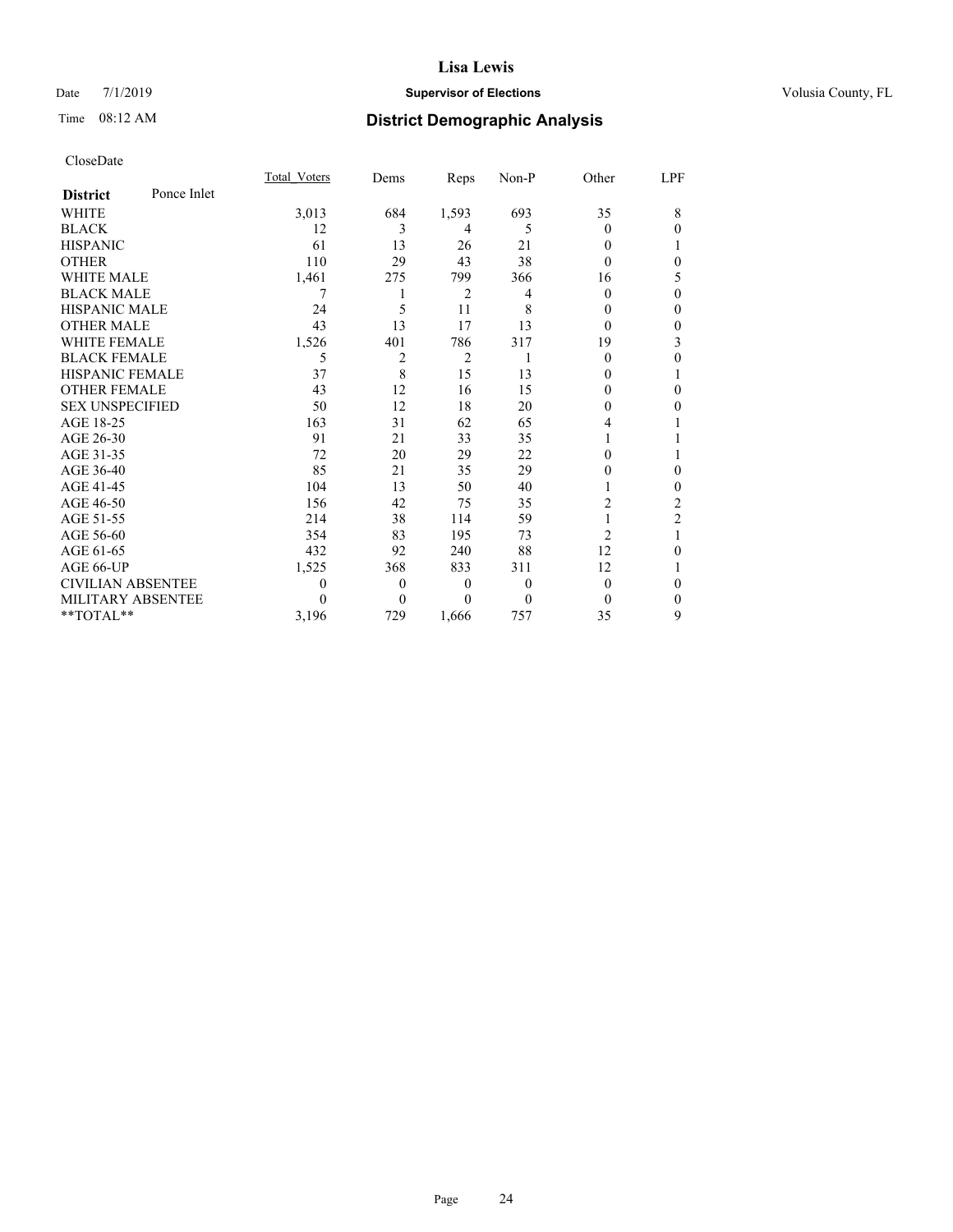# Lisa Lewis

Date 7/1/2019 **Supervisor of Elections** Volusia County, FL

Time 08:12 AM **District Demographic Analysis**

CloseDate

| **District** Ponce Inlet | Total_Voters | Dems | Reps | Non-P | Other | LPF |
|---|---|---|---|---|---|---|
| WHITE | 3,013 | 684 | 1,593 | 693 | 35 | 8 |
| BLACK | 12 | 3 | 4 | 5 | 0 | 0 |
| HISPANIC | 61 | 13 | 26 | 21 | 0 | 1 |
| OTHER | 110 | 29 | 43 | 38 | 0 | 0 |
| WHITE MALE | 1,461 | 275 | 799 | 366 | 16 | 5 |
| BLACK MALE | 7 | 1 | 2 | 4 | 0 | 0 |
| HISPANIC MALE | 24 | 5 | 11 | 8 | 0 | 0 |
| OTHER MALE | 43 | 13 | 17 | 13 | 0 | 0 |
| WHITE FEMALE | 1,526 | 401 | 786 | 317 | 19 | 3 |
| BLACK FEMALE | 5 | 2 | 2 | 1 | 0 | 0 |
| HISPANIC FEMALE | 37 | 8 | 15 | 13 | 0 | 1 |
| OTHER FEMALE | 43 | 12 | 16 | 15 | 0 | 0 |
| SEX UNSPECIFIED | 50 | 12 | 18 | 20 | 0 | 0 |
| AGE 18-25 | 163 | 31 | 62 | 65 | 4 | 1 |
| AGE 26-30 | 91 | 21 | 33 | 35 | 1 | 1 |
| AGE 31-35 | 72 | 20 | 29 | 22 | 0 | 1 |
| AGE 36-40 | 85 | 21 | 35 | 29 | 0 | 0 |
| AGE 41-45 | 104 | 13 | 50 | 40 | 1 | 0 |
| AGE 46-50 | 156 | 42 | 75 | 35 | 2 | 2 |
| AGE 51-55 | 214 | 38 | 114 | 59 | 1 | 2 |
| AGE 56-60 | 354 | 83 | 195 | 73 | 2 | 1 |
| AGE 61-65 | 432 | 92 | 240 | 88 | 12 | 0 |
| AGE 66-UP | 1,525 | 368 | 833 | 311 | 12 | 1 |
| CIVILIAN ABSENTEE | 0 | 0 | 0 | 0 | 0 | 0 |
| MILITARY ABSENTEE | 0 | 0 | 0 | 0 | 0 | 0 |
| **TOTAL** | 3,196 | 729 | 1,666 | 757 | 35 | 9 |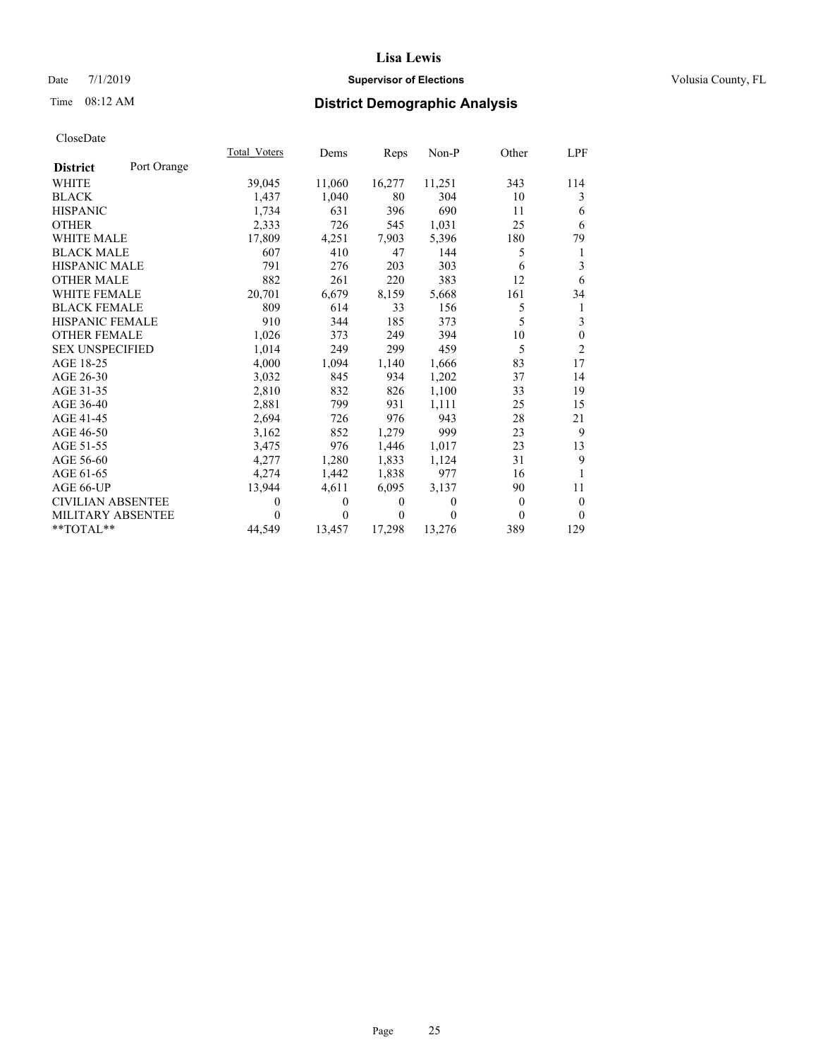# Lisa Lewis

Date 7/1/2019 **Supervisor of Elections** Volusia County, FL

Time 08:12 AM **District Demographic Analysis**

CloseDate

| **District** Port Orange | Total_Voters | Dems | Reps | Non-P | Other | LPF |
|---|---|---|---|---|---|---|
| WHITE | 39,045 | 11,060 | 16,277 | 11,251 | 343 | 114 |
| BLACK | 1,437 | 1,040 | 80 | 304 | 10 | 3 |
| HISPANIC | 1,734 | 631 | 396 | 690 | 11 | 6 |
| OTHER | 2,333 | 726 | 545 | 1,031 | 25 | 6 |
| WHITE MALE | 17,809 | 4,251 | 7,903 | 5,396 | 180 | 79 |
| BLACK MALE | 607 | 410 | 47 | 144 | 5 | 1 |
| HISPANIC MALE | 791 | 276 | 203 | 303 | 6 | 3 |
| OTHER MALE | 882 | 261 | 220 | 383 | 12 | 6 |
| WHITE FEMALE | 20,701 | 6,679 | 8,159 | 5,668 | 161 | 34 |
| BLACK FEMALE | 809 | 614 | 33 | 156 | 5 | 1 |
| HISPANIC FEMALE | 910 | 344 | 185 | 373 | 5 | 3 |
| OTHER FEMALE | 1,026 | 373 | 249 | 394 | 10 | 0 |
| SEX UNSPECIFIED | 1,014 | 249 | 299 | 459 | 5 | 2 |
| AGE 18-25 | 4,000 | 1,094 | 1,140 | 1,666 | 83 | 17 |
| AGE 26-30 | 3,032 | 845 | 934 | 1,202 | 37 | 14 |
| AGE 31-35 | 2,810 | 832 | 826 | 1,100 | 33 | 19 |
| AGE 36-40 | 2,881 | 799 | 931 | 1,111 | 25 | 15 |
| AGE 41-45 | 2,694 | 726 | 976 | 943 | 28 | 21 |
| AGE 46-50 | 3,162 | 852 | 1,279 | 999 | 23 | 9 |
| AGE 51-55 | 3,475 | 976 | 1,446 | 1,017 | 23 | 13 |
| AGE 56-60 | 4,277 | 1,280 | 1,833 | 1,124 | 31 | 9 |
| AGE 61-65 | 4,274 | 1,442 | 1,838 | 977 | 16 | 1 |
| AGE 66-UP | 13,944 | 4,611 | 6,095 | 3,137 | 90 | 11 |
| CIVILIAN ABSENTEE | 0 | 0 | 0 | 0 | 0 | 0 |
| MILITARY ABSENTEE | 0 | 0 | 0 | 0 | 0 | 0 |
| **TOTAL** | 44,549 | 13,457 | 17,298 | 13,276 | 389 | 129 |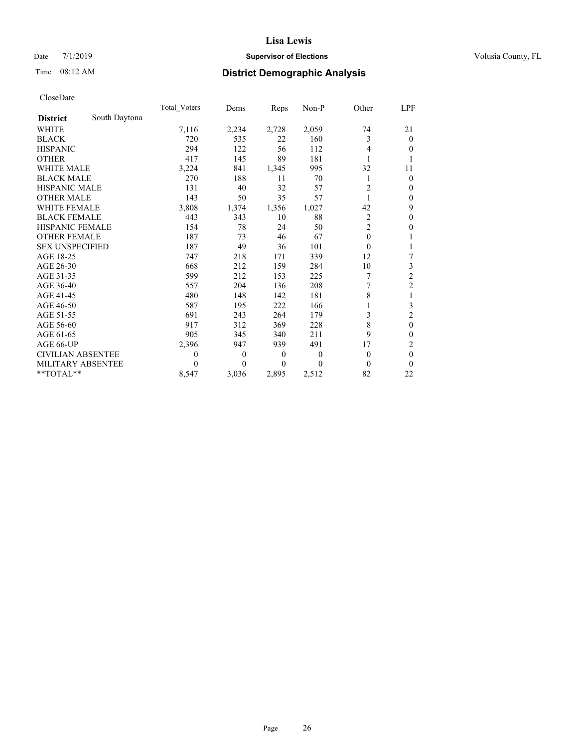# Lisa Lewis

Date 7/1/2019 **Supervisor of Elections** Volusia County, FL

Time 08:12 AM **District Demographic Analysis**

CloseDate

| **District** South Daytona | Total_Voters | Dems | Reps | Non-P | Other | LPF |
|---|---|---|---|---|---|---|
| WHITE | 7,116 | 2,234 | 2,728 | 2,059 | 74 | 21 |
| BLACK | 720 | 535 | 22 | 160 | 3 | 0 |
| HISPANIC | 294 | 122 | 56 | 112 | 4 | 0 |
| OTHER | 417 | 145 | 89 | 181 | 1 | 1 |
| WHITE MALE | 3,224 | 841 | 1,345 | 995 | 32 | 11 |
| BLACK MALE | 270 | 188 | 11 | 70 | 1 | 0 |
| HISPANIC MALE | 131 | 40 | 32 | 57 | 2 | 0 |
| OTHER MALE | 143 | 50 | 35 | 57 | 1 | 0 |
| WHITE FEMALE | 3,808 | 1,374 | 1,356 | 1,027 | 42 | 9 |
| BLACK FEMALE | 443 | 343 | 10 | 88 | 2 | 0 |
| HISPANIC FEMALE | 154 | 78 | 24 | 50 | 2 | 0 |
| OTHER FEMALE | 187 | 73 | 46 | 67 | 0 | 1 |
| SEX UNSPECIFIED | 187 | 49 | 36 | 101 | 0 | 1 |
| AGE 18-25 | 747 | 218 | 171 | 339 | 12 | 7 |
| AGE 26-30 | 668 | 212 | 159 | 284 | 10 | 3 |
| AGE 31-35 | 599 | 212 | 153 | 225 | 7 | 2 |
| AGE 36-40 | 557 | 204 | 136 | 208 | 7 | 2 |
| AGE 41-45 | 480 | 148 | 142 | 181 | 8 | 1 |
| AGE 46-50 | 587 | 195 | 222 | 166 | 1 | 3 |
| AGE 51-55 | 691 | 243 | 264 | 179 | 3 | 2 |
| AGE 56-60 | 917 | 312 | 369 | 228 | 8 | 0 |
| AGE 61-65 | 905 | 345 | 340 | 211 | 9 | 0 |
| AGE 66-UP | 2,396 | 947 | 939 | 491 | 17 | 2 |
| CIVILIAN ABSENTEE | 0 | 0 | 0 | 0 | 0 | 0 |
| MILITARY ABSENTEE | 0 | 0 | 0 | 0 | 0 | 0 |
| **TOTAL** | 8,547 | 3,036 | 2,895 | 2,512 | 82 | 22 |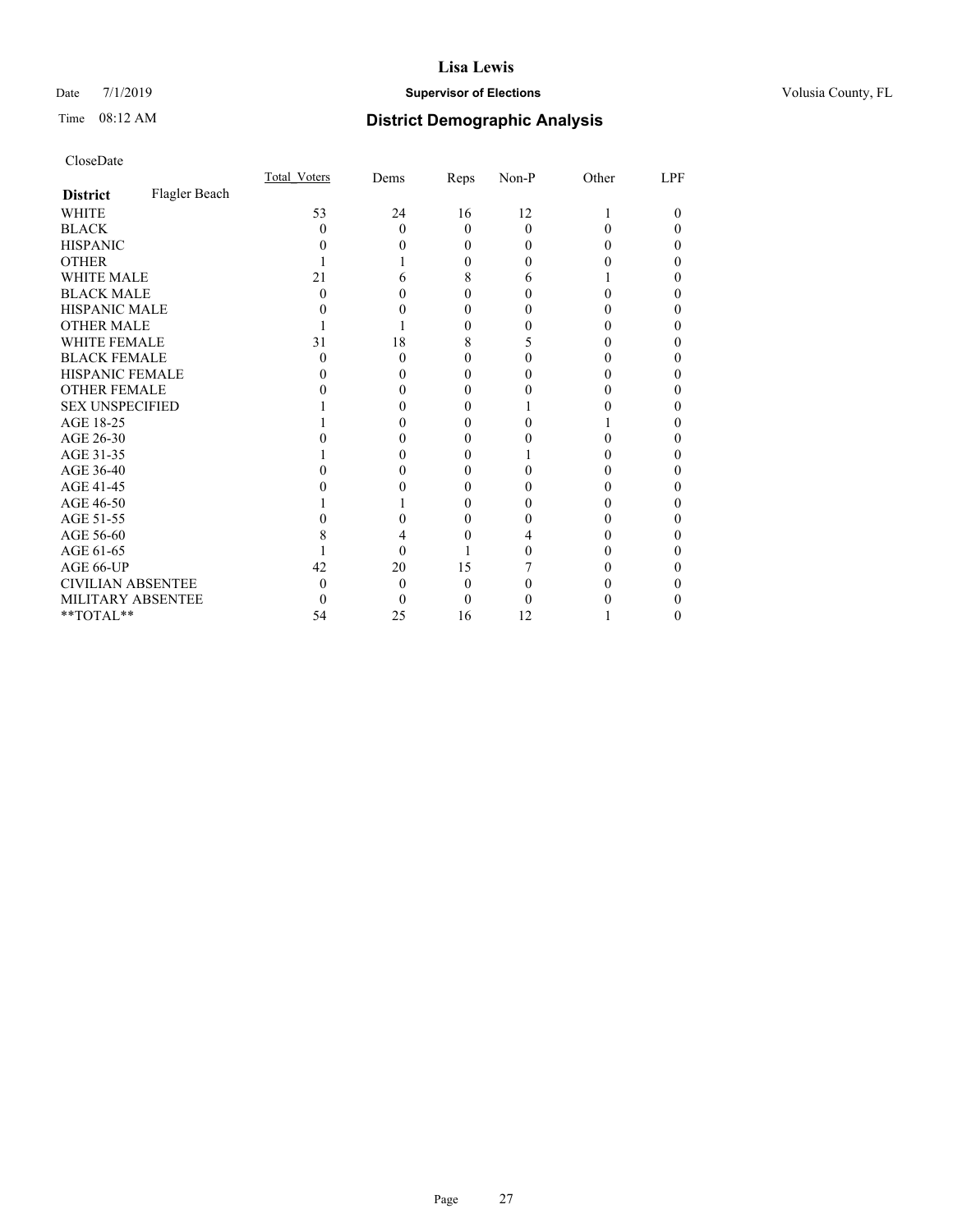# Lisa Lewis

Date 7/1/2019 **Supervisor of Elections** Volusia County, FL

Time 08:12 AM **District Demographic Analysis**

CloseDate

| **District** Flagler Beach | Total_Voters | Dems | Reps | Non-P | Other | LPF |
|---|---|---|---|---|---|---|
| WHITE | 53 | 24 | 16 | 12 | 1 | 0 |
| BLACK | 0 | 0 | 0 | 0 | 0 | 0 |
| HISPANIC | 0 | 0 | 0 | 0 | 0 | 0 |
| OTHER | 1 | 1 | 0 | 0 | 0 | 0 |
| WHITE MALE | 21 | 6 | 8 | 6 | 1 | 0 |
| BLACK MALE | 0 | 0 | 0 | 0 | 0 | 0 |
| HISPANIC MALE | 0 | 0 | 0 | 0 | 0 | 0 |
| OTHER MALE | 1 | 1 | 0 | 0 | 0 | 0 |
| WHITE FEMALE | 31 | 18 | 8 | 5 | 0 | 0 |
| BLACK FEMALE | 0 | 0 | 0 | 0 | 0 | 0 |
| HISPANIC FEMALE | 0 | 0 | 0 | 0 | 0 | 0 |
| OTHER FEMALE | 0 | 0 | 0 | 0 | 0 | 0 |
| SEX UNSPECIFIED | 1 | 0 | 0 | 1 | 0 | 0 |
| AGE 18-25 | 1 | 0 | 0 | 0 | 1 | 0 |
| AGE 26-30 | 0 | 0 | 0 | 0 | 0 | 0 |
| AGE 31-35 | 1 | 0 | 0 | 1 | 0 | 0 |
| AGE 36-40 | 0 | 0 | 0 | 0 | 0 | 0 |
| AGE 41-45 | 0 | 0 | 0 | 0 | 0 | 0 |
| AGE 46-50 | 1 | 1 | 0 | 0 | 0 | 0 |
| AGE 51-55 | 0 | 0 | 0 | 0 | 0 | 0 |
| AGE 56-60 | 8 | 4 | 0 | 4 | 0 | 0 |
| AGE 61-65 | 1 | 0 | 1 | 0 | 0 | 0 |
| AGE 66-UP | 42 | 20 | 15 | 7 | 0 | 0 |
| CIVILIAN ABSENTEE | 0 | 0 | 0 | 0 | 0 | 0 |
| MILITARY ABSENTEE | 0 | 0 | 0 | 0 | 0 | 0 |
| **TOTAL** | 54 | 25 | 16 | 12 | 1 | 0 |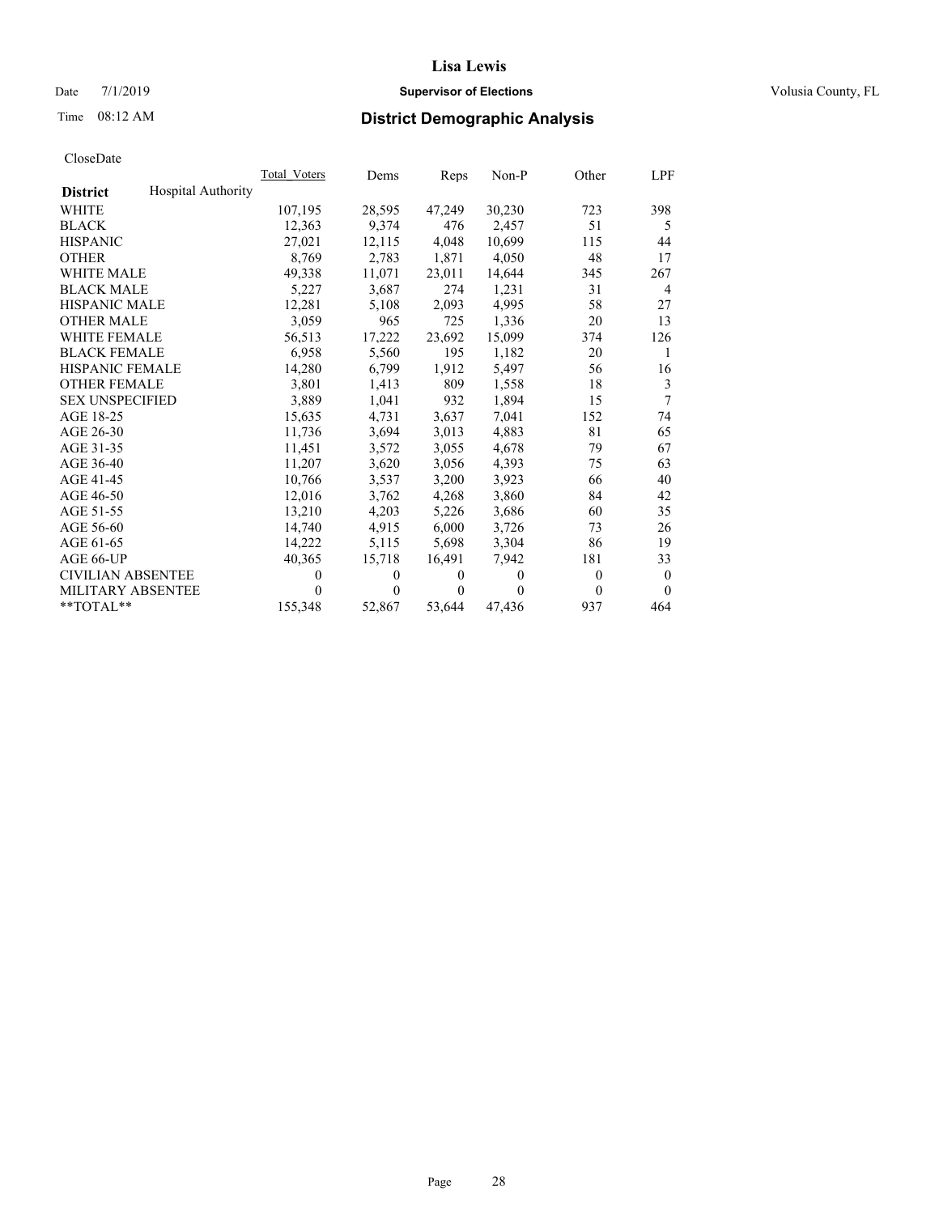Date 7/1/2019

Time 08:12 AM

# Lisa Lewis

**Supervisor of Elections**

Volusia County, FL

## District Demographic Analysis

CloseDate

| **District** Hospital Authority | Total_Voters | Dems | Reps | Non-P | Other | LPF |
|---|---|---|---|---|---|---|
| WHITE | 107,195 | 28,595 | 47,249 | 30,230 | 723 | 398 |
| BLACK | 12,363 | 9,374 | 476 | 2,457 | 51 | 5 |
| HISPANIC | 27,021 | 12,115 | 4,048 | 10,699 | 115 | 44 |
| OTHER | 8,769 | 2,783 | 1,871 | 4,050 | 48 | 17 |
| WHITE MALE | 49,338 | 11,071 | 23,011 | 14,644 | 345 | 267 |
| BLACK MALE | 5,227 | 3,687 | 274 | 1,231 | 31 | 4 |
| HISPANIC MALE | 12,281 | 5,108 | 2,093 | 4,995 | 58 | 27 |
| OTHER MALE | 3,059 | 965 | 725 | 1,336 | 20 | 13 |
| WHITE FEMALE | 56,513 | 17,222 | 23,692 | 15,099 | 374 | 126 |
| BLACK FEMALE | 6,958 | 5,560 | 195 | 1,182 | 20 | 1 |
| HISPANIC FEMALE | 14,280 | 6,799 | 1,912 | 5,497 | 56 | 16 |
| OTHER FEMALE | 3,801 | 1,413 | 809 | 1,558 | 18 | 3 |
| SEX UNSPECIFIED | 3,889 | 1,041 | 932 | 1,894 | 15 | 7 |
| AGE 18-25 | 15,635 | 4,731 | 3,637 | 7,041 | 152 | 74 |
| AGE 26-30 | 11,736 | 3,694 | 3,013 | 4,883 | 81 | 65 |
| AGE 31-35 | 11,451 | 3,572 | 3,055 | 4,678 | 79 | 67 |
| AGE 36-40 | 11,207 | 3,620 | 3,056 | 4,393 | 75 | 63 |
| AGE 41-45 | 10,766 | 3,537 | 3,200 | 3,923 | 66 | 40 |
| AGE 46-50 | 12,016 | 3,762 | 4,268 | 3,860 | 84 | 42 |
| AGE 51-55 | 13,210 | 4,203 | 5,226 | 3,686 | 60 | 35 |
| AGE 56-60 | 14,740 | 4,915 | 6,000 | 3,726 | 73 | 26 |
| AGE 61-65 | 14,222 | 5,115 | 5,698 | 3,304 | 86 | 19 |
| AGE 66-UP | 40,365 | 15,718 | 16,491 | 7,942 | 181 | 33 |
| CIVILIAN ABSENTEE | 0 | 0 | 0 | 0 | 0 | 0 |
| MILITARY ABSENTEE | 0 | 0 | 0 | 0 | 0 | 0 |
| **TOTAL** | 155,348 | 52,867 | 53,644 | 47,436 | 937 | 464 |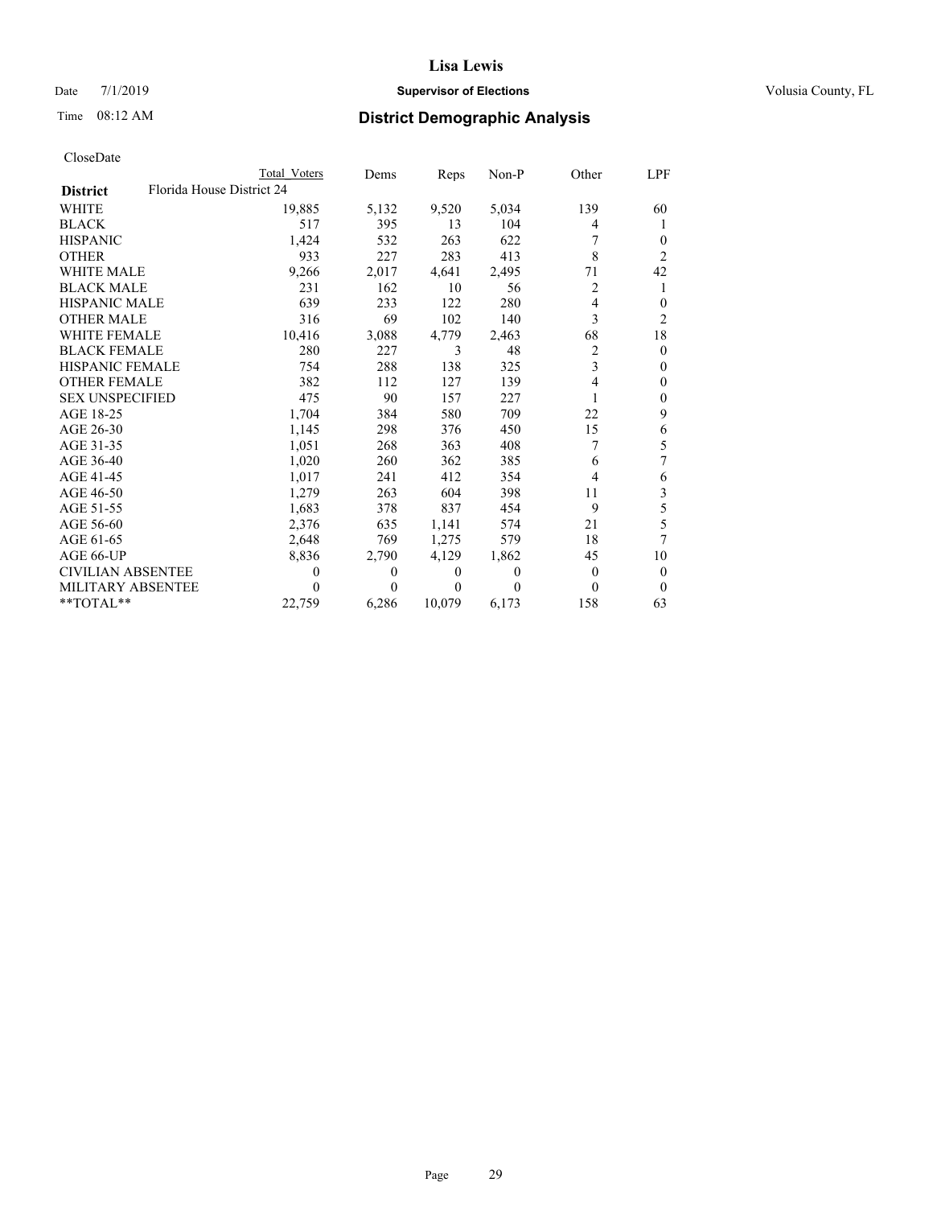# Lisa Lewis

Date 7/1/2019 **Supervisor of Elections** Volusia County, FL

Time 08:12 AM **District Demographic Analysis**

CloseDate

| | Total Voters | Dems | Reps | Non-P | Other | LPF |
|---|---|---|---|---|---|---|
| **District** Florida House District 24 | | | | | | |
| WHITE | 19,885 | 5,132 | 9,520 | 5,034 | 139 | 60 |
| BLACK | 517 | 395 | 13 | 104 | 4 | 1 |
| HISPANIC | 1,424 | 532 | 263 | 622 | 7 | 0 |
| OTHER | 933 | 227 | 283 | 413 | 8 | 2 |
| WHITE MALE | 9,266 | 2,017 | 4,641 | 2,495 | 71 | 42 |
| BLACK MALE | 231 | 162 | 10 | 56 | 2 | 1 |
| HISPANIC MALE | 639 | 233 | 122 | 280 | 4 | 0 |
| OTHER MALE | 316 | 69 | 102 | 140 | 3 | 2 |
| WHITE FEMALE | 10,416 | 3,088 | 4,779 | 2,463 | 68 | 18 |
| BLACK FEMALE | 280 | 227 | 3 | 48 | 2 | 0 |
| HISPANIC FEMALE | 754 | 288 | 138 | 325 | 3 | 0 |
| OTHER FEMALE | 382 | 112 | 127 | 139 | 4 | 0 |
| SEX UNSPECIFIED | 475 | 90 | 157 | 227 | 1 | 0 |
| AGE 18-25 | 1,704 | 384 | 580 | 709 | 22 | 9 |
| AGE 26-30 | 1,145 | 298 | 376 | 450 | 15 | 6 |
| AGE 31-35 | 1,051 | 268 | 363 | 408 | 7 | 5 |
| AGE 36-40 | 1,020 | 260 | 362 | 385 | 6 | 7 |
| AGE 41-45 | 1,017 | 241 | 412 | 354 | 4 | 6 |
| AGE 46-50 | 1,279 | 263 | 604 | 398 | 11 | 3 |
| AGE 51-55 | 1,683 | 378 | 837 | 454 | 9 | 5 |
| AGE 56-60 | 2,376 | 635 | 1,141 | 574 | 21 | 5 |
| AGE 61-65 | 2,648 | 769 | 1,275 | 579 | 18 | 7 |
| AGE 66-UP | 8,836 | 2,790 | 4,129 | 1,862 | 45 | 10 |
| CIVILIAN ABSENTEE | 0 | 0 | 0 | 0 | 0 | 0 |
| MILITARY ABSENTEE | 0 | 0 | 0 | 0 | 0 | 0 |
| **TOTAL** | 22,759 | 6,286 | 10,079 | 6,173 | 158 | 63 |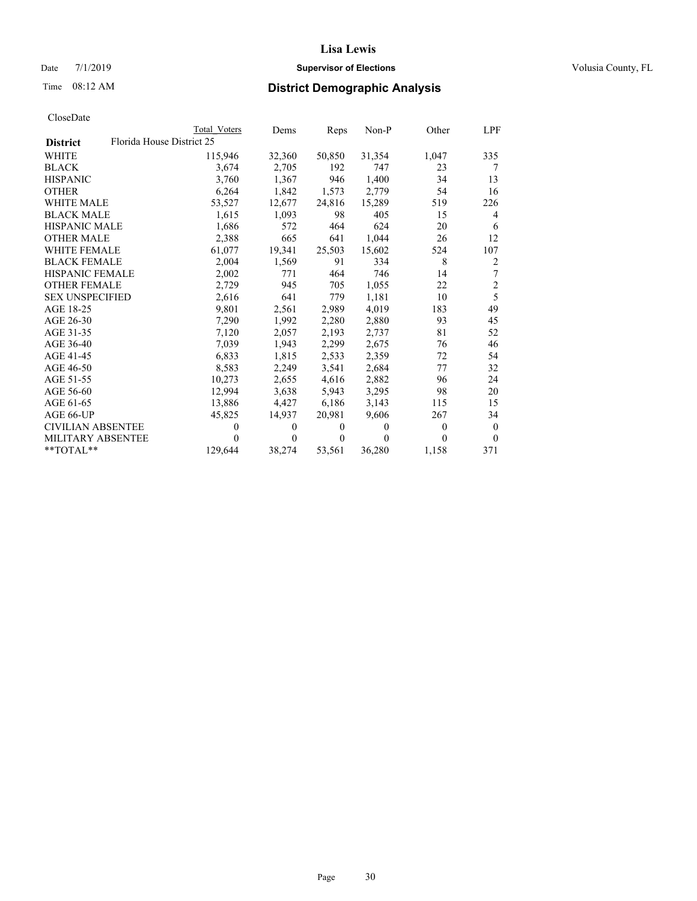# Lisa Lewis

Date 7/1/2019 **Supervisor of Elections** Volusia County, FL

Time 08:12 AM **District Demographic Analysis**

CloseDate

| | Total Voters | Dems | Reps | Non-P | Other | LPF |
|---|---|---|---|---|---|---|
| **District** Florida House District 25 | | | | | | |
| WHITE | 115,946 | 32,360 | 50,850 | 31,354 | 1,047 | 335 |
| BLACK | 3,674 | 2,705 | 192 | 747 | 23 | 7 |
| HISPANIC | 3,760 | 1,367 | 946 | 1,400 | 34 | 13 |
| OTHER | 6,264 | 1,842 | 1,573 | 2,779 | 54 | 16 |
| WHITE MALE | 53,527 | 12,677 | 24,816 | 15,289 | 519 | 226 |
| BLACK MALE | 1,615 | 1,093 | 98 | 405 | 15 | 4 |
| HISPANIC MALE | 1,686 | 572 | 464 | 624 | 20 | 6 |
| OTHER MALE | 2,388 | 665 | 641 | 1,044 | 26 | 12 |
| WHITE FEMALE | 61,077 | 19,341 | 25,503 | 15,602 | 524 | 107 |
| BLACK FEMALE | 2,004 | 1,569 | 91 | 334 | 8 | 2 |
| HISPANIC FEMALE | 2,002 | 771 | 464 | 746 | 14 | 7 |
| OTHER FEMALE | 2,729 | 945 | 705 | 1,055 | 22 | 2 |
| SEX UNSPECIFIED | 2,616 | 641 | 779 | 1,181 | 10 | 5 |
| AGE 18-25 | 9,801 | 2,561 | 2,989 | 4,019 | 183 | 49 |
| AGE 26-30 | 7,290 | 1,992 | 2,280 | 2,880 | 93 | 45 |
| AGE 31-35 | 7,120 | 2,057 | 2,193 | 2,737 | 81 | 52 |
| AGE 36-40 | 7,039 | 1,943 | 2,299 | 2,675 | 76 | 46 |
| AGE 41-45 | 6,833 | 1,815 | 2,533 | 2,359 | 72 | 54 |
| AGE 46-50 | 8,583 | 2,249 | 3,541 | 2,684 | 77 | 32 |
| AGE 51-55 | 10,273 | 2,655 | 4,616 | 2,882 | 96 | 24 |
| AGE 56-60 | 12,994 | 3,638 | 5,943 | 3,295 | 98 | 20 |
| AGE 61-65 | 13,886 | 4,427 | 6,186 | 3,143 | 115 | 15 |
| AGE 66-UP | 45,825 | 14,937 | 20,981 | 9,606 | 267 | 34 |
| CIVILIAN ABSENTEE | 0 | 0 | 0 | 0 | 0 | 0 |
| MILITARY ABSENTEE | 0 | 0 | 0 | 0 | 0 | 0 |
| **TOTAL** | 129,644 | 38,274 | 53,561 | 36,280 | 1,158 | 371 |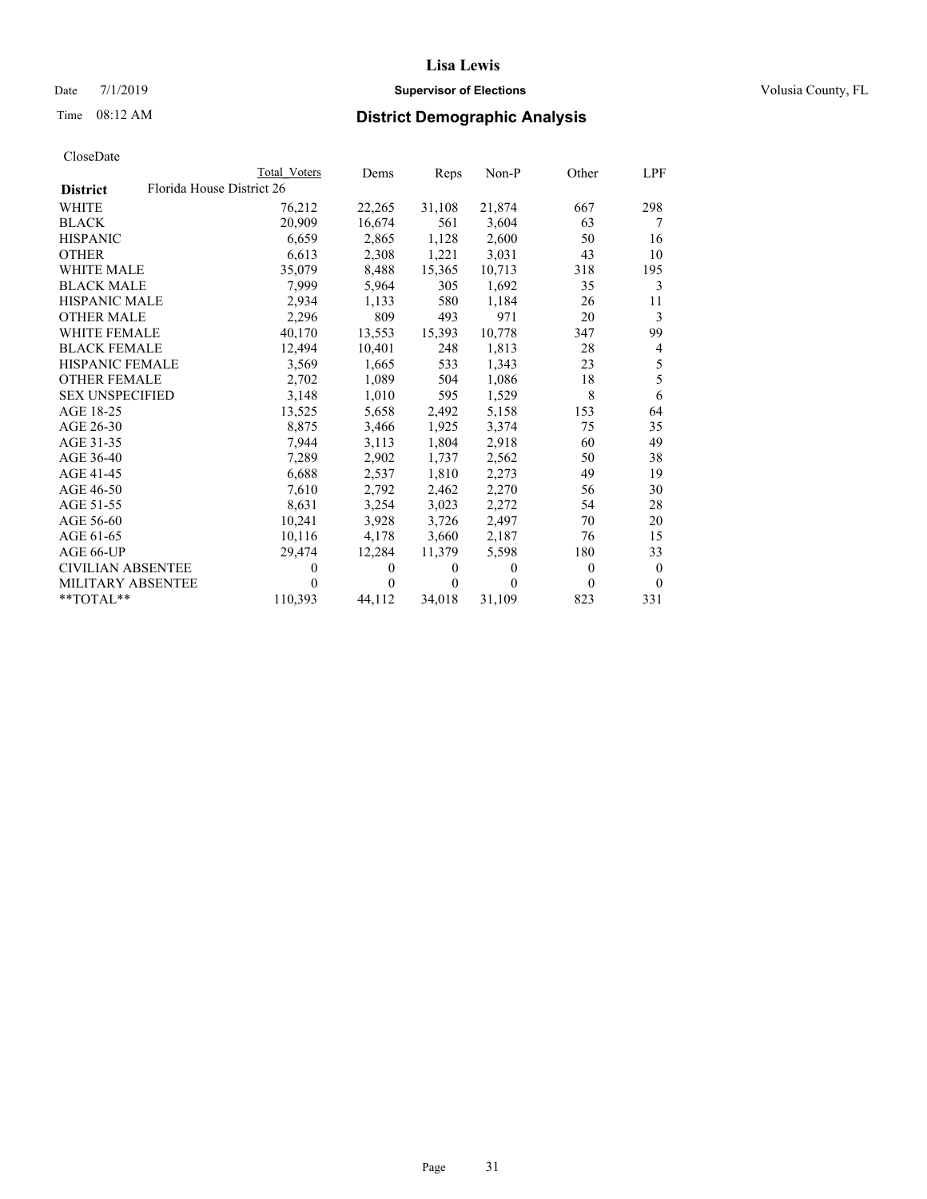CloseDate

| District | Florida House District 26 | Total Voters | Dems | Reps | Non-P | Other | LPF |
|---|---|---|---|---|---|---|---|
| WHITE | | 76,212 | 22,265 | 31,108 | 21,874 | 667 | 298 |
| BLACK | | 20,909 | 16,674 | 561 | 3,604 | 63 | 7 |
| HISPANIC | | 6,659 | 2,865 | 1,128 | 2,600 | 50 | 16 |
| OTHER | | 6,613 | 2,308 | 1,221 | 3,031 | 43 | 10 |
| WHITE MALE | | 35,079 | 8,488 | 15,365 | 10,713 | 318 | 195 |
| BLACK MALE | | 7,999 | 5,964 | 305 | 1,692 | 35 | 3 |
| HISPANIC MALE | | 2,934 | 1,133 | 580 | 1,184 | 26 | 11 |
| OTHER MALE | | 2,296 | 809 | 493 | 971 | 20 | 3 |
| WHITE FEMALE | | 40,170 | 13,553 | 15,393 | 10,778 | 347 | 99 |
| BLACK FEMALE | | 12,494 | 10,401 | 248 | 1,813 | 28 | 4 |
| HISPANIC FEMALE | | 3,569 | 1,665 | 533 | 1,343 | 23 | 5 |
| OTHER FEMALE | | 2,702 | 1,089 | 504 | 1,086 | 18 | 5 |
| SEX UNSPECIFIED | | 3,148 | 1,010 | 595 | 1,529 | 8 | 6 |
| AGE 18-25 | | 13,525 | 5,658 | 2,492 | 5,158 | 153 | 64 |
| AGE 26-30 | | 8,875 | 3,466 | 1,925 | 3,374 | 75 | 35 |
| AGE 31-35 | | 7,944 | 3,113 | 1,804 | 2,918 | 60 | 49 |
| AGE 36-40 | | 7,289 | 2,902 | 1,737 | 2,562 | 50 | 38 |
| AGE 41-45 | | 6,688 | 2,537 | 1,810 | 2,273 | 49 | 19 |
| AGE 46-50 | | 7,610 | 2,792 | 2,462 | 2,270 | 56 | 30 |
| AGE 51-55 | | 8,631 | 3,254 | 3,023 | 2,272 | 54 | 28 |
| AGE 56-60 | | 10,241 | 3,928 | 3,726 | 2,497 | 70 | 20 |
| AGE 61-65 | | 10,116 | 4,178 | 3,660 | 2,187 | 76 | 15 |
| AGE 66-UP | | 29,474 | 12,284 | 11,379 | 5,598 | 180 | 33 |
| CIVILIAN ABSENTEE | | 0 | 0 | 0 | 0 | 0 | 0 |
| MILITARY ABSENTEE | | 0 | 0 | 0 | 0 | 0 | 0 |
| **TOTAL** | | 110,393 | 44,112 | 34,018 | 31,109 | 823 | 331 |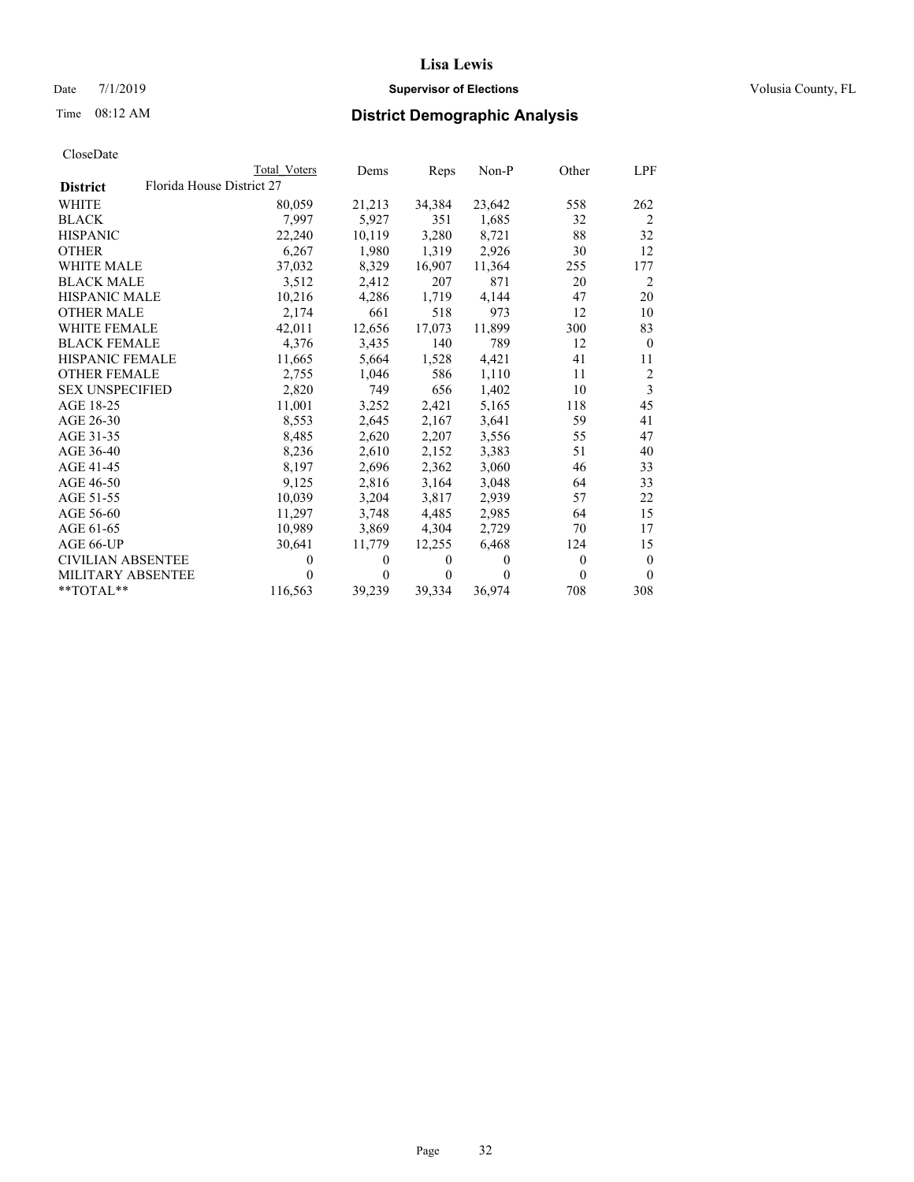**Lisa Lewis**

Date 7/1/2019 **Supervisor of Elections** Volusia County, FL

Time 08:12 AM **District Demographic Analysis**

CloseDate

| | Total Voters | Dems | Reps | Non-P | Other | LPF |
|---|---|---|---|---|---|---|
| **District** Florida House District 27 | | | | | | |
| WHITE | 80,059 | 21,213 | 34,384 | 23,642 | 558 | 262 |
| BLACK | 7,997 | 5,927 | 351 | 1,685 | 32 | 2 |
| HISPANIC | 22,240 | 10,119 | 3,280 | 8,721 | 88 | 32 |
| OTHER | 6,267 | 1,980 | 1,319 | 2,926 | 30 | 12 |
| WHITE MALE | 37,032 | 8,329 | 16,907 | 11,364 | 255 | 177 |
| BLACK MALE | 3,512 | 2,412 | 207 | 871 | 20 | 2 |
| HISPANIC MALE | 10,216 | 4,286 | 1,719 | 4,144 | 47 | 20 |
| OTHER MALE | 2,174 | 661 | 518 | 973 | 12 | 10 |
| WHITE FEMALE | 42,011 | 12,656 | 17,073 | 11,899 | 300 | 83 |
| BLACK FEMALE | 4,376 | 3,435 | 140 | 789 | 12 | 0 |
| HISPANIC FEMALE | 11,665 | 5,664 | 1,528 | 4,421 | 41 | 11 |
| OTHER FEMALE | 2,755 | 1,046 | 586 | 1,110 | 11 | 2 |
| SEX UNSPECIFIED | 2,820 | 749 | 656 | 1,402 | 10 | 3 |
| AGE 18-25 | 11,001 | 3,252 | 2,421 | 5,165 | 118 | 45 |
| AGE 26-30 | 8,553 | 2,645 | 2,167 | 3,641 | 59 | 41 |
| AGE 31-35 | 8,485 | 2,620 | 2,207 | 3,556 | 55 | 47 |
| AGE 36-40 | 8,236 | 2,610 | 2,152 | 3,383 | 51 | 40 |
| AGE 41-45 | 8,197 | 2,696 | 2,362 | 3,060 | 46 | 33 |
| AGE 46-50 | 9,125 | 2,816 | 3,164 | 3,048 | 64 | 33 |
| AGE 51-55 | 10,039 | 3,204 | 3,817 | 2,939 | 57 | 22 |
| AGE 56-60 | 11,297 | 3,748 | 4,485 | 2,985 | 64 | 15 |
| AGE 61-65 | 10,989 | 3,869 | 4,304 | 2,729 | 70 | 17 |
| AGE 66-UP | 30,641 | 11,779 | 12,255 | 6,468 | 124 | 15 |
| CIVILIAN ABSENTEE | 0 | 0 | 0 | 0 | 0 | 0 |
| MILITARY ABSENTEE | 0 | 0 | 0 | 0 | 0 | 0 |
| **TOTAL** | 116,563 | 39,239 | 39,334 | 36,974 | 708 | 308 |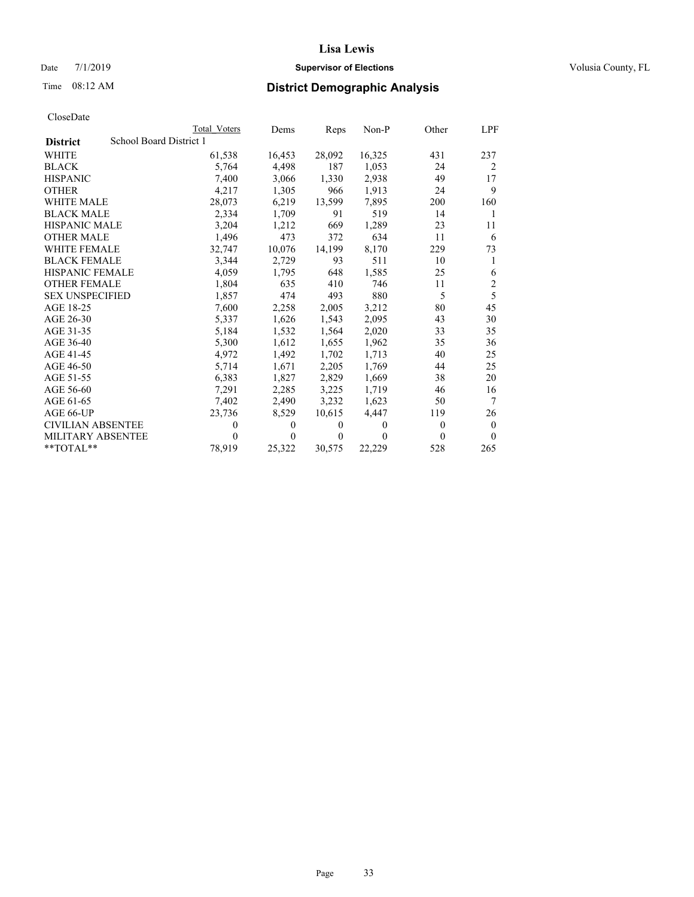# Lisa Lewis

Date 7/1/2019 **Supervisor of Elections** Volusia County, FL

Time 08:12 AM **District Demographic Analysis**

CloseDate

| | Total Voters | Dems | Reps | Non-P | Other | LPF |
|---|---|---|---|---|---|---|
| **District** School Board District 1 | | | | | | |
| WHITE | 61,538 | 16,453 | 28,092 | 16,325 | 431 | 237 |
| BLACK | 5,764 | 4,498 | 187 | 1,053 | 24 | 2 |
| HISPANIC | 7,400 | 3,066 | 1,330 | 2,938 | 49 | 17 |
| OTHER | 4,217 | 1,305 | 966 | 1,913 | 24 | 9 |
| WHITE MALE | 28,073 | 6,219 | 13,599 | 7,895 | 200 | 160 |
| BLACK MALE | 2,334 | 1,709 | 91 | 519 | 14 | 1 |
| HISPANIC MALE | 3,204 | 1,212 | 669 | 1,289 | 23 | 11 |
| OTHER MALE | 1,496 | 473 | 372 | 634 | 11 | 6 |
| WHITE FEMALE | 32,747 | 10,076 | 14,199 | 8,170 | 229 | 73 |
| BLACK FEMALE | 3,344 | 2,729 | 93 | 511 | 10 | 1 |
| HISPANIC FEMALE | 4,059 | 1,795 | 648 | 1,585 | 25 | 6 |
| OTHER FEMALE | 1,804 | 635 | 410 | 746 | 11 | 2 |
| SEX UNSPECIFIED | 1,857 | 474 | 493 | 880 | 5 | 5 |
| AGE 18-25 | 7,600 | 2,258 | 2,005 | 3,212 | 80 | 45 |
| AGE 26-30 | 5,337 | 1,626 | 1,543 | 2,095 | 43 | 30 |
| AGE 31-35 | 5,184 | 1,532 | 1,564 | 2,020 | 33 | 35 |
| AGE 36-40 | 5,300 | 1,612 | 1,655 | 1,962 | 35 | 36 |
| AGE 41-45 | 4,972 | 1,492 | 1,702 | 1,713 | 40 | 25 |
| AGE 46-50 | 5,714 | 1,671 | 2,205 | 1,769 | 44 | 25 |
| AGE 51-55 | 6,383 | 1,827 | 2,829 | 1,669 | 38 | 20 |
| AGE 56-60 | 7,291 | 2,285 | 3,225 | 1,719 | 46 | 16 |
| AGE 61-65 | 7,402 | 2,490 | 3,232 | 1,623 | 50 | 7 |
| AGE 66-UP | 23,736 | 8,529 | 10,615 | 4,447 | 119 | 26 |
| CIVILIAN ABSENTEE | 0 | 0 | 0 | 0 | 0 | 0 |
| MILITARY ABSENTEE | 0 | 0 | 0 | 0 | 0 | 0 |
| **TOTAL** | 78,919 | 25,322 | 30,575 | 22,229 | 528 | 265 |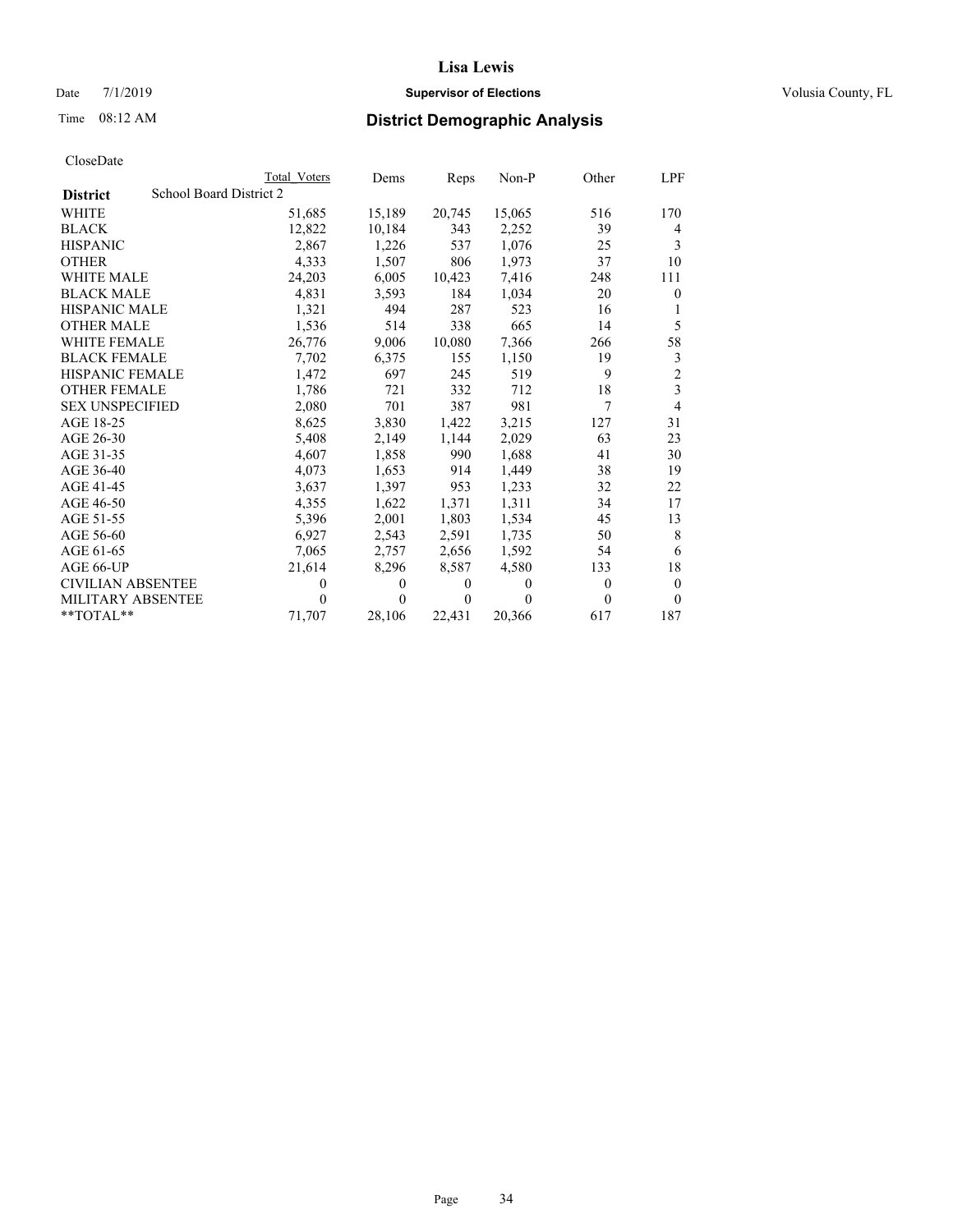# Lisa Lewis

Date 7/1/2019 **Supervisor of Elections** Volusia County, FL

Time 08:12 AM **District Demographic Analysis**

CloseDate

| | Total Voters | Dems | Reps | Non-P | Other | LPF |
|---|---|---|---|---|---|---|
| **District** School Board District 2 | | | | | | |
| WHITE | 51,685 | 15,189 | 20,745 | 15,065 | 516 | 170 |
| BLACK | 12,822 | 10,184 | 343 | 2,252 | 39 | 4 |
| HISPANIC | 2,867 | 1,226 | 537 | 1,076 | 25 | 3 |
| OTHER | 4,333 | 1,507 | 806 | 1,973 | 37 | 10 |
| WHITE MALE | 24,203 | 6,005 | 10,423 | 7,416 | 248 | 111 |
| BLACK MALE | 4,831 | 3,593 | 184 | 1,034 | 20 | 0 |
| HISPANIC MALE | 1,321 | 494 | 287 | 523 | 16 | 1 |
| OTHER MALE | 1,536 | 514 | 338 | 665 | 14 | 5 |
| WHITE FEMALE | 26,776 | 9,006 | 10,080 | 7,366 | 266 | 58 |
| BLACK FEMALE | 7,702 | 6,375 | 155 | 1,150 | 19 | 3 |
| HISPANIC FEMALE | 1,472 | 697 | 245 | 519 | 9 | 2 |
| OTHER FEMALE | 1,786 | 721 | 332 | 712 | 18 | 3 |
| SEX UNSPECIFIED | 2,080 | 701 | 387 | 981 | 7 | 4 |
| AGE 18-25 | 8,625 | 3,830 | 1,422 | 3,215 | 127 | 31 |
| AGE 26-30 | 5,408 | 2,149 | 1,144 | 2,029 | 63 | 23 |
| AGE 31-35 | 4,607 | 1,858 | 990 | 1,688 | 41 | 30 |
| AGE 36-40 | 4,073 | 1,653 | 914 | 1,449 | 38 | 19 |
| AGE 41-45 | 3,637 | 1,397 | 953 | 1,233 | 32 | 22 |
| AGE 46-50 | 4,355 | 1,622 | 1,371 | 1,311 | 34 | 17 |
| AGE 51-55 | 5,396 | 2,001 | 1,803 | 1,534 | 45 | 13 |
| AGE 56-60 | 6,927 | 2,543 | 2,591 | 1,735 | 50 | 8 |
| AGE 61-65 | 7,065 | 2,757 | 2,656 | 1,592 | 54 | 6 |
| AGE 66-UP | 21,614 | 8,296 | 8,587 | 4,580 | 133 | 18 |
| CIVILIAN ABSENTEE | 0 | 0 | 0 | 0 | 0 | 0 |
| MILITARY ABSENTEE | 0 | 0 | 0 | 0 | 0 | 0 |
| **TOTAL** | 71,707 | 28,106 | 22,431 | 20,366 | 617 | 187 |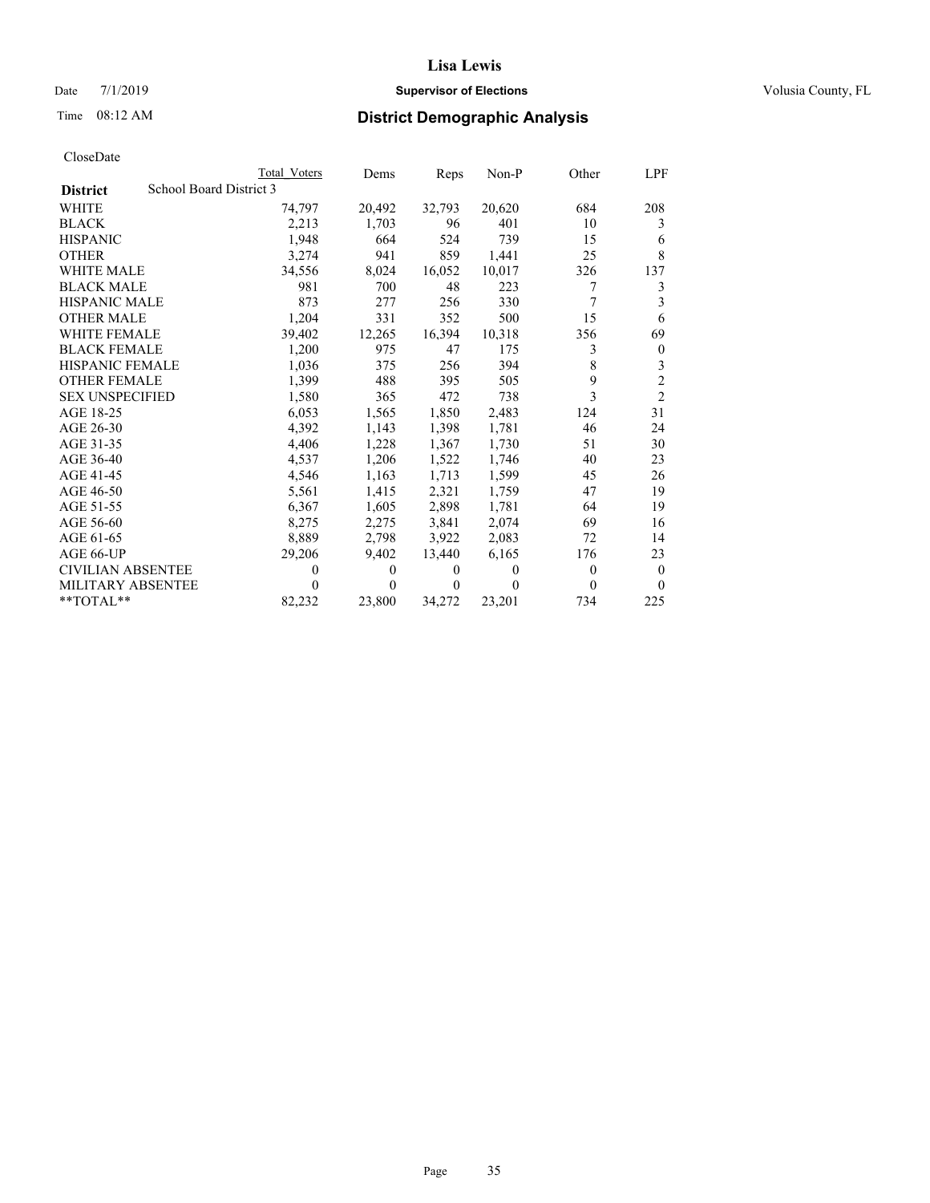# Lisa Lewis

Date 7/1/2019 **Supervisor of Elections** Volusia County, FL

Time 08:12 AM **District Demographic Analysis**

CloseDate

| | Total Voters | Dems | Reps | Non-P | Other | LPF |
|---|---|---|---|---|---|---|
| **District** School Board District 3 | | | | | | |
| WHITE | 74,797 | 20,492 | 32,793 | 20,620 | 684 | 208 |
| BLACK | 2,213 | 1,703 | 96 | 401 | 10 | 3 |
| HISPANIC | 1,948 | 664 | 524 | 739 | 15 | 6 |
| OTHER | 3,274 | 941 | 859 | 1,441 | 25 | 8 |
| WHITE MALE | 34,556 | 8,024 | 16,052 | 10,017 | 326 | 137 |
| BLACK MALE | 981 | 700 | 48 | 223 | 7 | 3 |
| HISPANIC MALE | 873 | 277 | 256 | 330 | 7 | 3 |
| OTHER MALE | 1,204 | 331 | 352 | 500 | 15 | 6 |
| WHITE FEMALE | 39,402 | 12,265 | 16,394 | 10,318 | 356 | 69 |
| BLACK FEMALE | 1,200 | 975 | 47 | 175 | 3 | 0 |
| HISPANIC FEMALE | 1,036 | 375 | 256 | 394 | 8 | 3 |
| OTHER FEMALE | 1,399 | 488 | 395 | 505 | 9 | 2 |
| SEX UNSPECIFIED | 1,580 | 365 | 472 | 738 | 3 | 2 |
| AGE 18-25 | 6,053 | 1,565 | 1,850 | 2,483 | 124 | 31 |
| AGE 26-30 | 4,392 | 1,143 | 1,398 | 1,781 | 46 | 24 |
| AGE 31-35 | 4,406 | 1,228 | 1,367 | 1,730 | 51 | 30 |
| AGE 36-40 | 4,537 | 1,206 | 1,522 | 1,746 | 40 | 23 |
| AGE 41-45 | 4,546 | 1,163 | 1,713 | 1,599 | 45 | 26 |
| AGE 46-50 | 5,561 | 1,415 | 2,321 | 1,759 | 47 | 19 |
| AGE 51-55 | 6,367 | 1,605 | 2,898 | 1,781 | 64 | 19 |
| AGE 56-60 | 8,275 | 2,275 | 3,841 | 2,074 | 69 | 16 |
| AGE 61-65 | 8,889 | 2,798 | 3,922 | 2,083 | 72 | 14 |
| AGE 66-UP | 29,206 | 9,402 | 13,440 | 6,165 | 176 | 23 |
| CIVILIAN ABSENTEE | 0 | 0 | 0 | 0 | 0 | 0 |
| MILITARY ABSENTEE | 0 | 0 | 0 | 0 | 0 | 0 |
| **TOTAL** | 82,232 | 23,800 | 34,272 | 23,201 | 734 | 225 |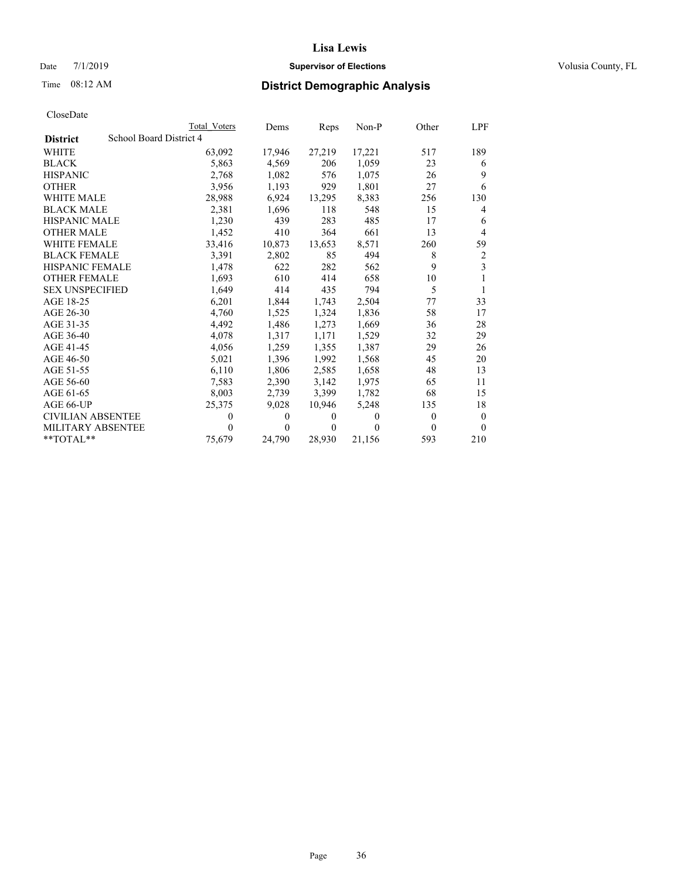# Lisa Lewis

Date 7/1/2019 **Supervisor of Elections** Volusia County, FL

Time 08:12 AM **District Demographic Analysis**

CloseDate

| **District** School Board District 4 | Total Voters | Dems | Reps | Non-P | Other | LPF |
|---|---|---|---|---|---|---|
| WHITE | 63,092 | 17,946 | 27,219 | 17,221 | 517 | 189 |
| BLACK | 5,863 | 4,569 | 206 | 1,059 | 23 | 6 |
| HISPANIC | 2,768 | 1,082 | 576 | 1,075 | 26 | 9 |
| OTHER | 3,956 | 1,193 | 929 | 1,801 | 27 | 6 |
| WHITE MALE | 28,988 | 6,924 | 13,295 | 8,383 | 256 | 130 |
| BLACK MALE | 2,381 | 1,696 | 118 | 548 | 15 | 4 |
| HISPANIC MALE | 1,230 | 439 | 283 | 485 | 17 | 6 |
| OTHER MALE | 1,452 | 410 | 364 | 661 | 13 | 4 |
| WHITE FEMALE | 33,416 | 10,873 | 13,653 | 8,571 | 260 | 59 |
| BLACK FEMALE | 3,391 | 2,802 | 85 | 494 | 8 | 2 |
| HISPANIC FEMALE | 1,478 | 622 | 282 | 562 | 9 | 3 |
| OTHER FEMALE | 1,693 | 610 | 414 | 658 | 10 | 1 |
| SEX UNSPECIFIED | 1,649 | 414 | 435 | 794 | 5 | 1 |
| AGE 18-25 | 6,201 | 1,844 | 1,743 | 2,504 | 77 | 33 |
| AGE 26-30 | 4,760 | 1,525 | 1,324 | 1,836 | 58 | 17 |
| AGE 31-35 | 4,492 | 1,486 | 1,273 | 1,669 | 36 | 28 |
| AGE 36-40 | 4,078 | 1,317 | 1,171 | 1,529 | 32 | 29 |
| AGE 41-45 | 4,056 | 1,259 | 1,355 | 1,387 | 29 | 26 |
| AGE 46-50 | 5,021 | 1,396 | 1,992 | 1,568 | 45 | 20 |
| AGE 51-55 | 6,110 | 1,806 | 2,585 | 1,658 | 48 | 13 |
| AGE 56-60 | 7,583 | 2,390 | 3,142 | 1,975 | 65 | 11 |
| AGE 61-65 | 8,003 | 2,739 | 3,399 | 1,782 | 68 | 15 |
| AGE 66-UP | 25,375 | 9,028 | 10,946 | 5,248 | 135 | 18 |
| CIVILIAN ABSENTEE | 0 | 0 | 0 | 0 | 0 | 0 |
| MILITARY ABSENTEE | 0 | 0 | 0 | 0 | 0 | 0 |
| **TOTAL** | 75,679 | 24,790 | 28,930 | 21,156 | 593 | 210 |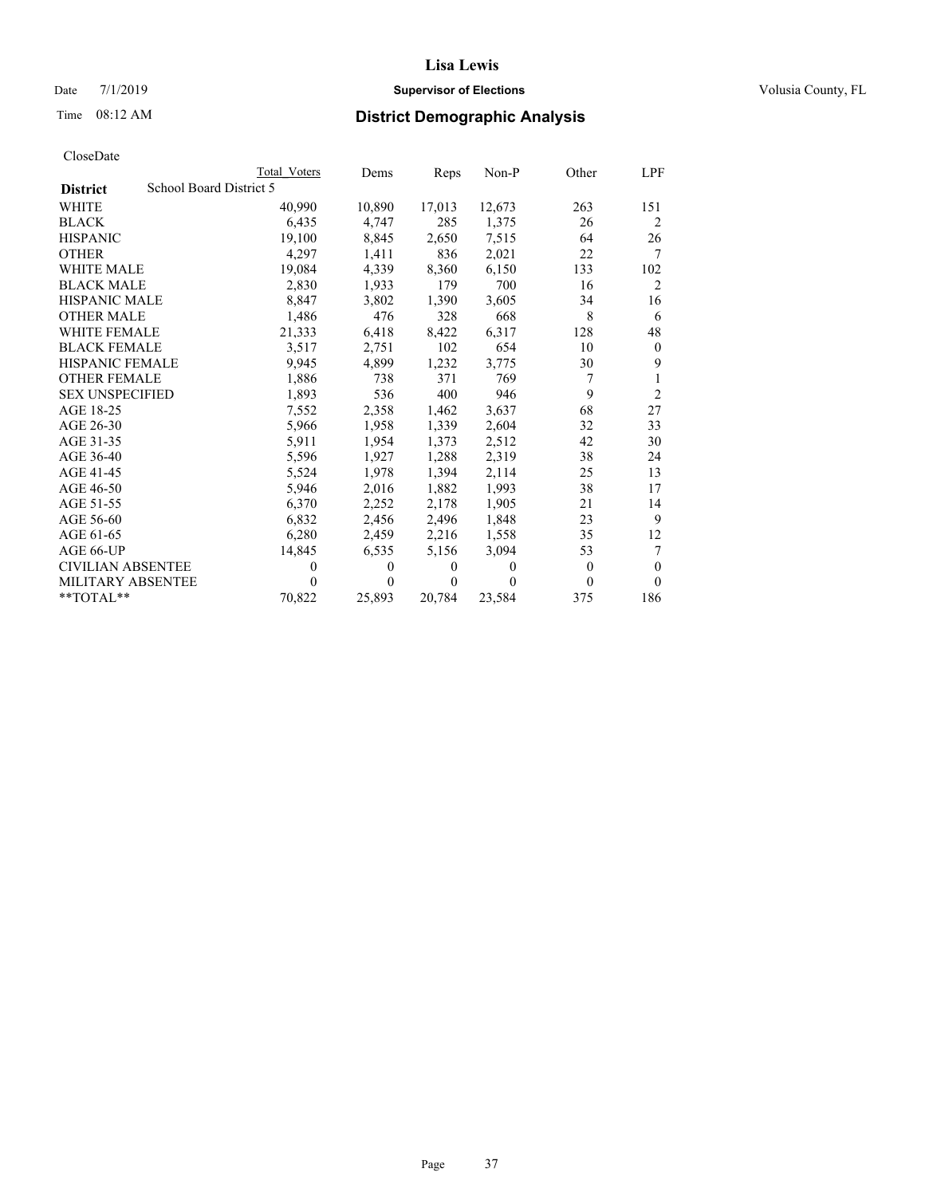# Lisa Lewis

Date 7/1/2019 **Supervisor of Elections** Volusia County, FL

Time 08:12 AM **District Demographic Analysis**

CloseDate

| | Total Voters | Dems | Reps | Non-P | Other | LPF |
|---|---|---|---|---|---|---|
| **District** School Board District 5 | | | | | | |
| WHITE | 40,990 | 10,890 | 17,013 | 12,673 | 263 | 151 |
| BLACK | 6,435 | 4,747 | 285 | 1,375 | 26 | 2 |
| HISPANIC | 19,100 | 8,845 | 2,650 | 7,515 | 64 | 26 |
| OTHER | 4,297 | 1,411 | 836 | 2,021 | 22 | 7 |
| WHITE MALE | 19,084 | 4,339 | 8,360 | 6,150 | 133 | 102 |
| BLACK MALE | 2,830 | 1,933 | 179 | 700 | 16 | 2 |
| HISPANIC MALE | 8,847 | 3,802 | 1,390 | 3,605 | 34 | 16 |
| OTHER MALE | 1,486 | 476 | 328 | 668 | 8 | 6 |
| WHITE FEMALE | 21,333 | 6,418 | 8,422 | 6,317 | 128 | 48 |
| BLACK FEMALE | 3,517 | 2,751 | 102 | 654 | 10 | 0 |
| HISPANIC FEMALE | 9,945 | 4,899 | 1,232 | 3,775 | 30 | 9 |
| OTHER FEMALE | 1,886 | 738 | 371 | 769 | 7 | 1 |
| SEX UNSPECIFIED | 1,893 | 536 | 400 | 946 | 9 | 2 |
| AGE 18-25 | 7,552 | 2,358 | 1,462 | 3,637 | 68 | 27 |
| AGE 26-30 | 5,966 | 1,958 | 1,339 | 2,604 | 32 | 33 |
| AGE 31-35 | 5,911 | 1,954 | 1,373 | 2,512 | 42 | 30 |
| AGE 36-40 | 5,596 | 1,927 | 1,288 | 2,319 | 38 | 24 |
| AGE 41-45 | 5,524 | 1,978 | 1,394 | 2,114 | 25 | 13 |
| AGE 46-50 | 5,946 | 2,016 | 1,882 | 1,993 | 38 | 17 |
| AGE 51-55 | 6,370 | 2,252 | 2,178 | 1,905 | 21 | 14 |
| AGE 56-60 | 6,832 | 2,456 | 2,496 | 1,848 | 23 | 9 |
| AGE 61-65 | 6,280 | 2,459 | 2,216 | 1,558 | 35 | 12 |
| AGE 66-UP | 14,845 | 6,535 | 5,156 | 3,094 | 53 | 7 |
| CIVILIAN ABSENTEE | 0 | 0 | 0 | 0 | 0 | 0 |
| MILITARY ABSENTEE | 0 | 0 | 0 | 0 | 0 | 0 |
| **TOTAL** | 70,822 | 25,893 | 20,784 | 23,584 | 375 | 186 |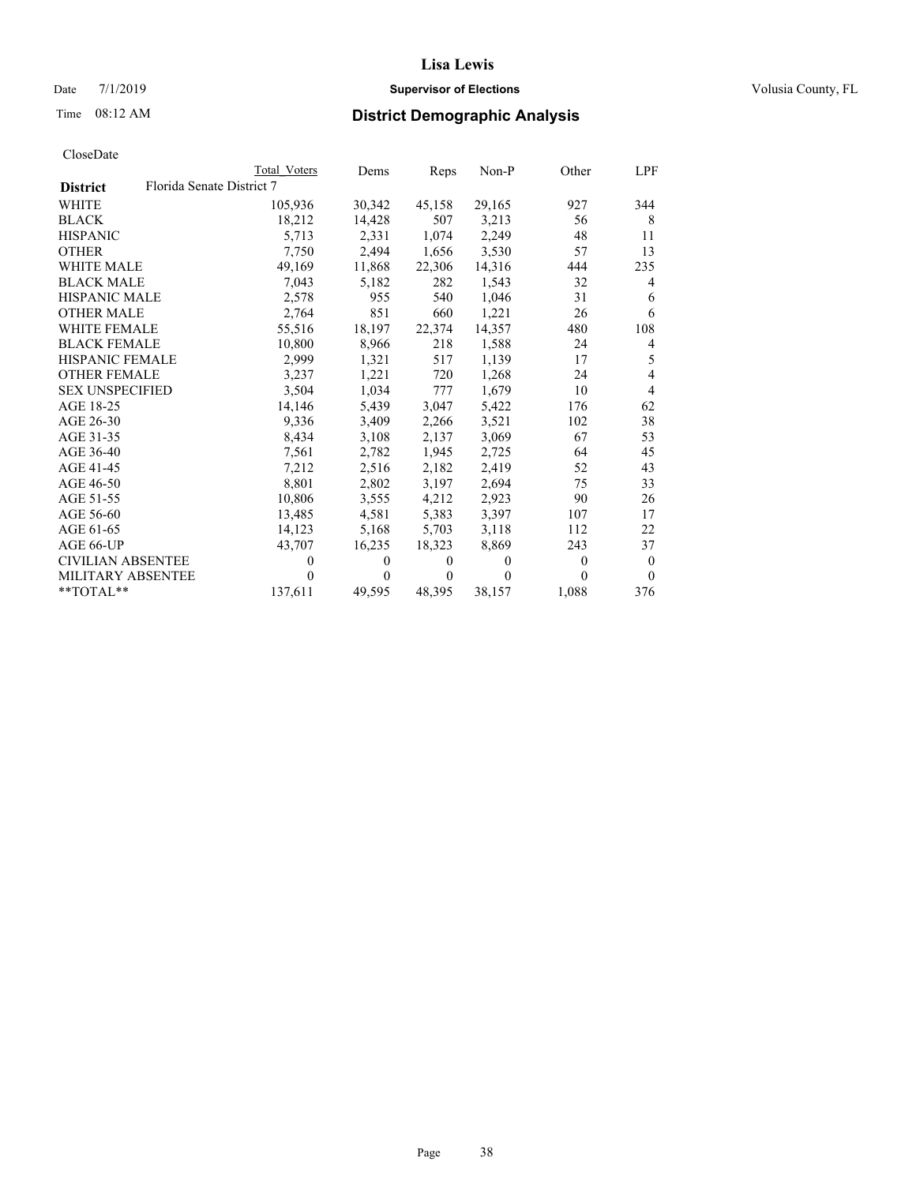# Lisa Lewis

Date 7/1/2019 **Supervisor of Elections** Volusia County, FL

Time 08:12 AM **District Demographic Analysis**

CloseDate

| | Total Voters | Dems | Reps | Non-P | Other | LPF |
|---|---|---|---|---|---|---|
| **District** Florida Senate District 7 | | | | | | |
| WHITE | 105,936 | 30,342 | 45,158 | 29,165 | 927 | 344 |
| BLACK | 18,212 | 14,428 | 507 | 3,213 | 56 | 8 |
| HISPANIC | 5,713 | 2,331 | 1,074 | 2,249 | 48 | 11 |
| OTHER | 7,750 | 2,494 | 1,656 | 3,530 | 57 | 13 |
| WHITE MALE | 49,169 | 11,868 | 22,306 | 14,316 | 444 | 235 |
| BLACK MALE | 7,043 | 5,182 | 282 | 1,543 | 32 | 4 |
| HISPANIC MALE | 2,578 | 955 | 540 | 1,046 | 31 | 6 |
| OTHER MALE | 2,764 | 851 | 660 | 1,221 | 26 | 6 |
| WHITE FEMALE | 55,516 | 18,197 | 22,374 | 14,357 | 480 | 108 |
| BLACK FEMALE | 10,800 | 8,966 | 218 | 1,588 | 24 | 4 |
| HISPANIC FEMALE | 2,999 | 1,321 | 517 | 1,139 | 17 | 5 |
| OTHER FEMALE | 3,237 | 1,221 | 720 | 1,268 | 24 | 4 |
| SEX UNSPECIFIED | 3,504 | 1,034 | 777 | 1,679 | 10 | 4 |
| AGE 18-25 | 14,146 | 5,439 | 3,047 | 5,422 | 176 | 62 |
| AGE 26-30 | 9,336 | 3,409 | 2,266 | 3,521 | 102 | 38 |
| AGE 31-35 | 8,434 | 3,108 | 2,137 | 3,069 | 67 | 53 |
| AGE 36-40 | 7,561 | 2,782 | 1,945 | 2,725 | 64 | 45 |
| AGE 41-45 | 7,212 | 2,516 | 2,182 | 2,419 | 52 | 43 |
| AGE 46-50 | 8,801 | 2,802 | 3,197 | 2,694 | 75 | 33 |
| AGE 51-55 | 10,806 | 3,555 | 4,212 | 2,923 | 90 | 26 |
| AGE 56-60 | 13,485 | 4,581 | 5,383 | 3,397 | 107 | 17 |
| AGE 61-65 | 14,123 | 5,168 | 5,703 | 3,118 | 112 | 22 |
| AGE 66-UP | 43,707 | 16,235 | 18,323 | 8,869 | 243 | 37 |
| CIVILIAN ABSENTEE | 0 | 0 | 0 | 0 | 0 | 0 |
| MILITARY ABSENTEE | 0 | 0 | 0 | 0 | 0 | 0 |
| **TOTAL** | 137,611 | 49,595 | 48,395 | 38,157 | 1,088 | 376 |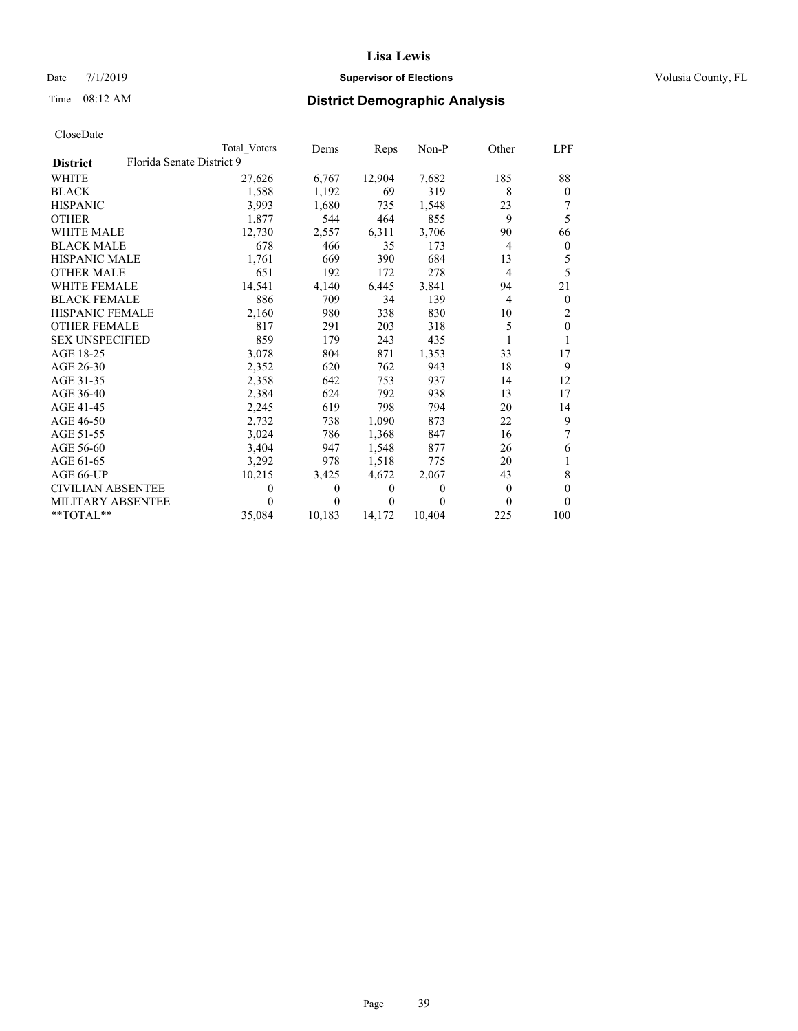# Lisa Lewis

Date 7/1/2019 **Supervisor of Elections** Volusia County, FL

Time 08:12 AM **District Demographic Analysis**

CloseDate

| District | Total Voters | Dems | Reps | Non-P | Other | LPF |
|---|---|---|---|---|---|---|
| **Florida Senate District 9** | | | | | | |
| WHITE | 27,626 | 6,767 | 12,904 | 7,682 | 185 | 88 |
| BLACK | 1,588 | 1,192 | 69 | 319 | 8 | 0 |
| HISPANIC | 3,993 | 1,680 | 735 | 1,548 | 23 | 7 |
| OTHER | 1,877 | 544 | 464 | 855 | 9 | 5 |
| WHITE MALE | 12,730 | 2,557 | 6,311 | 3,706 | 90 | 66 |
| BLACK MALE | 678 | 466 | 35 | 173 | 4 | 0 |
| HISPANIC MALE | 1,761 | 669 | 390 | 684 | 13 | 5 |
| OTHER MALE | 651 | 192 | 172 | 278 | 4 | 5 |
| WHITE FEMALE | 14,541 | 4,140 | 6,445 | 3,841 | 94 | 21 |
| BLACK FEMALE | 886 | 709 | 34 | 139 | 4 | 0 |
| HISPANIC FEMALE | 2,160 | 980 | 338 | 830 | 10 | 2 |
| OTHER FEMALE | 817 | 291 | 203 | 318 | 5 | 0 |
| SEX UNSPECIFIED | 859 | 179 | 243 | 435 | 1 | 1 |
| AGE 18-25 | 3,078 | 804 | 871 | 1,353 | 33 | 17 |
| AGE 26-30 | 2,352 | 620 | 762 | 943 | 18 | 9 |
| AGE 31-35 | 2,358 | 642 | 753 | 937 | 14 | 12 |
| AGE 36-40 | 2,384 | 624 | 792 | 938 | 13 | 17 |
| AGE 41-45 | 2,245 | 619 | 798 | 794 | 20 | 14 |
| AGE 46-50 | 2,732 | 738 | 1,090 | 873 | 22 | 9 |
| AGE 51-55 | 3,024 | 786 | 1,368 | 847 | 16 | 7 |
| AGE 56-60 | 3,404 | 947 | 1,548 | 877 | 26 | 6 |
| AGE 61-65 | 3,292 | 978 | 1,518 | 775 | 20 | 1 |
| AGE 66-UP | 10,215 | 3,425 | 4,672 | 2,067 | 43 | 8 |
| CIVILIAN ABSENTEE | 0 | 0 | 0 | 0 | 0 | 0 |
| MILITARY ABSENTEE | 0 | 0 | 0 | 0 | 0 | 0 |
| **TOTAL** | 35,084 | 10,183 | 14,172 | 10,404 | 225 | 100 |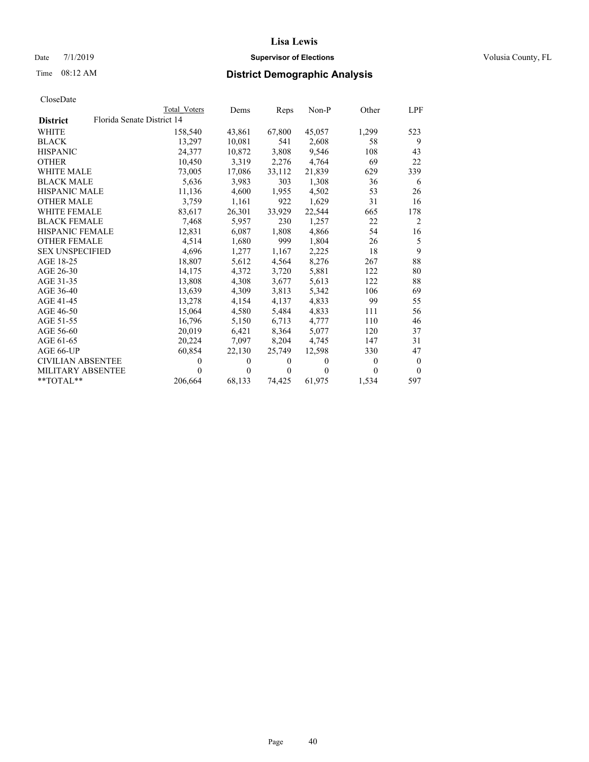# Lisa Lewis

Date 7/1/2019 **Supervisor of Elections** Volusia County, FL

Time 08:12 AM **District Demographic Analysis**

CloseDate

| | Total Voters | Dems | Reps | Non-P | Other | LPF |
|---|---|---|---|---|---|---|
| **District** Florida Senate District 14 | | | | | | |
| WHITE | 158,540 | 43,861 | 67,800 | 45,057 | 1,299 | 523 |
| BLACK | 13,297 | 10,081 | 541 | 2,608 | 58 | 9 |
| HISPANIC | 24,377 | 10,872 | 3,808 | 9,546 | 108 | 43 |
| OTHER | 10,450 | 3,319 | 2,276 | 4,764 | 69 | 22 |
| WHITE MALE | 73,005 | 17,086 | 33,112 | 21,839 | 629 | 339 |
| BLACK MALE | 5,636 | 3,983 | 303 | 1,308 | 36 | 6 |
| HISPANIC MALE | 11,136 | 4,600 | 1,955 | 4,502 | 53 | 26 |
| OTHER MALE | 3,759 | 1,161 | 922 | 1,629 | 31 | 16 |
| WHITE FEMALE | 83,617 | 26,301 | 33,929 | 22,544 | 665 | 178 |
| BLACK FEMALE | 7,468 | 5,957 | 230 | 1,257 | 22 | 2 |
| HISPANIC FEMALE | 12,831 | 6,087 | 1,808 | 4,866 | 54 | 16 |
| OTHER FEMALE | 4,514 | 1,680 | 999 | 1,804 | 26 | 5 |
| SEX UNSPECIFIED | 4,696 | 1,277 | 1,167 | 2,225 | 18 | 9 |
| AGE 18-25 | 18,807 | 5,612 | 4,564 | 8,276 | 267 | 88 |
| AGE 26-30 | 14,175 | 4,372 | 3,720 | 5,881 | 122 | 80 |
| AGE 31-35 | 13,808 | 4,308 | 3,677 | 5,613 | 122 | 88 |
| AGE 36-40 | 13,639 | 4,309 | 3,813 | 5,342 | 106 | 69 |
| AGE 41-45 | 13,278 | 4,154 | 4,137 | 4,833 | 99 | 55 |
| AGE 46-50 | 15,064 | 4,580 | 5,484 | 4,833 | 111 | 56 |
| AGE 51-55 | 16,796 | 5,150 | 6,713 | 4,777 | 110 | 46 |
| AGE 56-60 | 20,019 | 6,421 | 8,364 | 5,077 | 120 | 37 |
| AGE 61-65 | 20,224 | 7,097 | 8,204 | 4,745 | 147 | 31 |
| AGE 66-UP | 60,854 | 22,130 | 25,749 | 12,598 | 330 | 47 |
| CIVILIAN ABSENTEE | 0 | 0 | 0 | 0 | 0 | 0 |
| MILITARY ABSENTEE | 0 | 0 | 0 | 0 | 0 | 0 |
| **TOTAL** | 206,664 | 68,133 | 74,425 | 61,975 | 1,534 | 597 |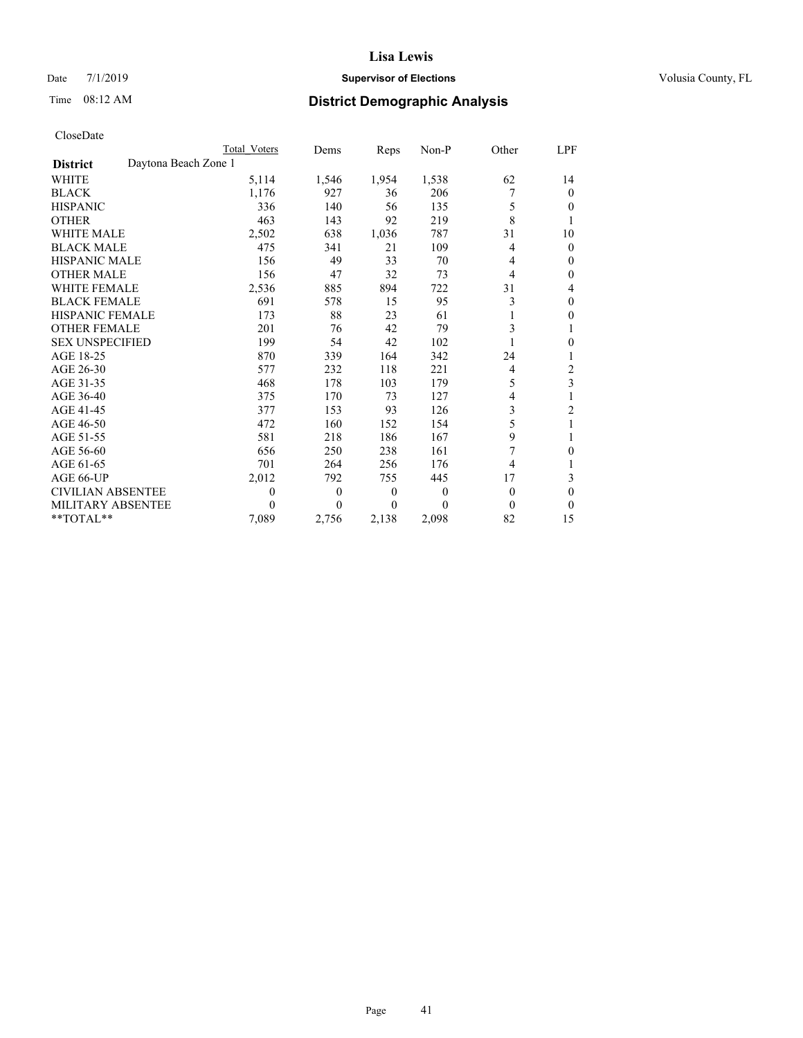# Lisa Lewis

Date 7/1/2019 **Supervisor of Elections** Volusia County, FL

Time 08:12 AM **District Demographic Analysis**

CloseDate

| **District** Daytona Beach Zone 1 | Total Voters | Dems | Reps | Non-P | Other | LPF |
|---|---|---|---|---|---|---|
| WHITE | 5,114 | 1,546 | 1,954 | 1,538 | 62 | 14 |
| BLACK | 1,176 | 927 | 36 | 206 | 7 | 0 |
| HISPANIC | 336 | 140 | 56 | 135 | 5 | 0 |
| OTHER | 463 | 143 | 92 | 219 | 8 | 1 |
| WHITE MALE | 2,502 | 638 | 1,036 | 787 | 31 | 10 |
| BLACK MALE | 475 | 341 | 21 | 109 | 4 | 0 |
| HISPANIC MALE | 156 | 49 | 33 | 70 | 4 | 0 |
| OTHER MALE | 156 | 47 | 32 | 73 | 4 | 0 |
| WHITE FEMALE | 2,536 | 885 | 894 | 722 | 31 | 4 |
| BLACK FEMALE | 691 | 578 | 15 | 95 | 3 | 0 |
| HISPANIC FEMALE | 173 | 88 | 23 | 61 | 1 | 0 |
| OTHER FEMALE | 201 | 76 | 42 | 79 | 3 | 1 |
| SEX UNSPECIFIED | 199 | 54 | 42 | 102 | 1 | 0 |
| AGE 18-25 | 870 | 339 | 164 | 342 | 24 | 1 |
| AGE 26-30 | 577 | 232 | 118 | 221 | 4 | 2 |
| AGE 31-35 | 468 | 178 | 103 | 179 | 5 | 3 |
| AGE 36-40 | 375 | 170 | 73 | 127 | 4 | 1 |
| AGE 41-45 | 377 | 153 | 93 | 126 | 3 | 2 |
| AGE 46-50 | 472 | 160 | 152 | 154 | 5 | 1 |
| AGE 51-55 | 581 | 218 | 186 | 167 | 9 | 1 |
| AGE 56-60 | 656 | 250 | 238 | 161 | 7 | 0 |
| AGE 61-65 | 701 | 264 | 256 | 176 | 4 | 1 |
| AGE 66-UP | 2,012 | 792 | 755 | 445 | 17 | 3 |
| CIVILIAN ABSENTEE | 0 | 0 | 0 | 0 | 0 | 0 |
| MILITARY ABSENTEE | 0 | 0 | 0 | 0 | 0 | 0 |
| **TOTAL** | 7,089 | 2,756 | 2,138 | 2,098 | 82 | 15 |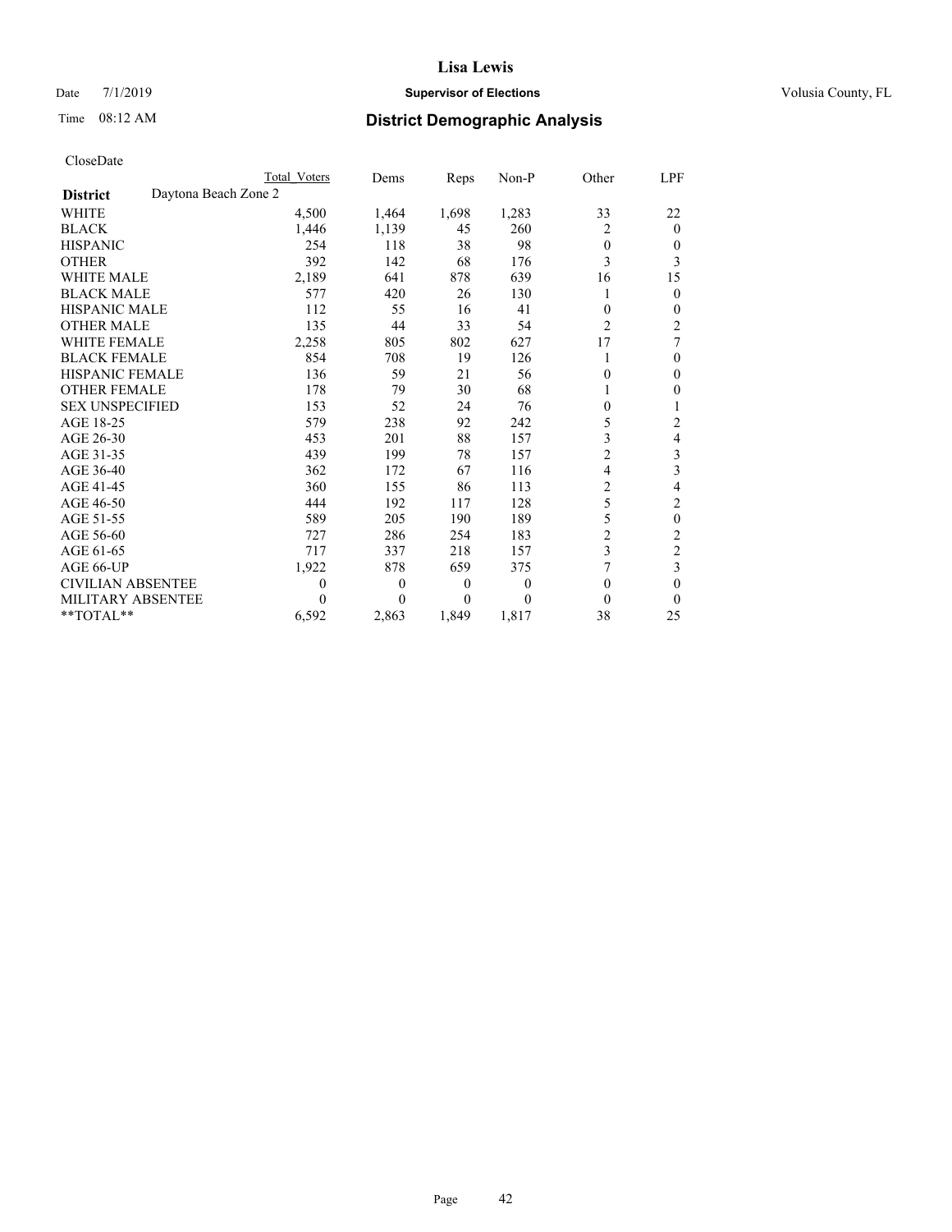# Lisa Lewis

Date 7/1/2019 **Supervisor of Elections** Volusia County, FL

Time 08:12 AM **District Demographic Analysis**

CloseDate

| | Total Voters | Dems | Reps | Non-P | Other | LPF |
|---|---|---|---|---|---|---|
| **District** Daytona Beach Zone 2 | | | | | | |
| WHITE | 4,500 | 1,464 | 1,698 | 1,283 | 33 | 22 |
| BLACK | 1,446 | 1,139 | 45 | 260 | 2 | 0 |
| HISPANIC | 254 | 118 | 38 | 98 | 0 | 0 |
| OTHER | 392 | 142 | 68 | 176 | 3 | 3 |
| WHITE MALE | 2,189 | 641 | 878 | 639 | 16 | 15 |
| BLACK MALE | 577 | 420 | 26 | 130 | 1 | 0 |
| HISPANIC MALE | 112 | 55 | 16 | 41 | 0 | 0 |
| OTHER MALE | 135 | 44 | 33 | 54 | 2 | 2 |
| WHITE FEMALE | 2,258 | 805 | 802 | 627 | 17 | 7 |
| BLACK FEMALE | 854 | 708 | 19 | 126 | 1 | 0 |
| HISPANIC FEMALE | 136 | 59 | 21 | 56 | 0 | 0 |
| OTHER FEMALE | 178 | 79 | 30 | 68 | 1 | 0 |
| SEX UNSPECIFIED | 153 | 52 | 24 | 76 | 0 | 1 |
| AGE 18-25 | 579 | 238 | 92 | 242 | 5 | 2 |
| AGE 26-30 | 453 | 201 | 88 | 157 | 3 | 4 |
| AGE 31-35 | 439 | 199 | 78 | 157 | 2 | 3 |
| AGE 36-40 | 362 | 172 | 67 | 116 | 4 | 3 |
| AGE 41-45 | 360 | 155 | 86 | 113 | 2 | 4 |
| AGE 46-50 | 444 | 192 | 117 | 128 | 5 | 2 |
| AGE 51-55 | 589 | 205 | 190 | 189 | 5 | 0 |
| AGE 56-60 | 727 | 286 | 254 | 183 | 2 | 2 |
| AGE 61-65 | 717 | 337 | 218 | 157 | 3 | 2 |
| AGE 66-UP | 1,922 | 878 | 659 | 375 | 7 | 3 |
| CIVILIAN ABSENTEE | 0 | 0 | 0 | 0 | 0 | 0 |
| MILITARY ABSENTEE | 0 | 0 | 0 | 0 | 0 | 0 |
| **TOTAL** | 6,592 | 2,863 | 1,849 | 1,817 | 38 | 25 |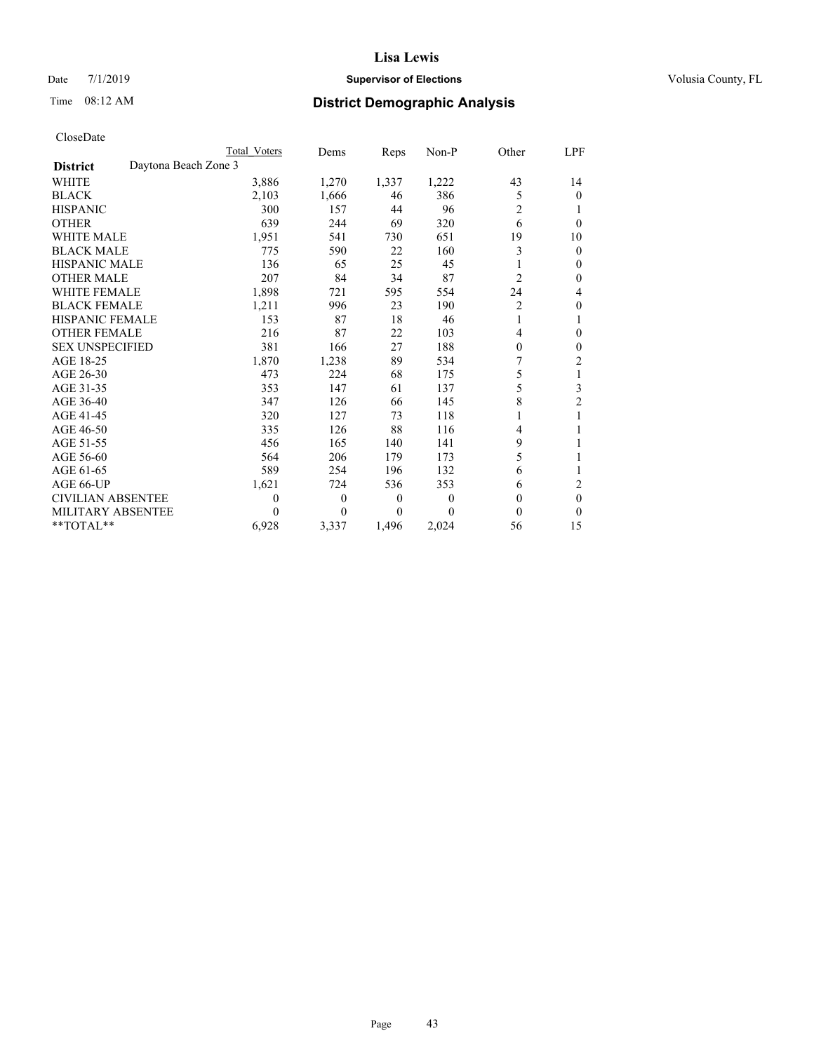# Lisa Lewis

Date 7/1/2019 **Supervisor of Elections** Volusia County, FL

Time 08:12 AM **District Demographic Analysis**

CloseDate

| | Total Voters | Dems | Reps | Non-P | Other | LPF |
|---|---|---|---|---|---|---|
| **District** Daytona Beach Zone 3 | | | | | | |
| WHITE | 3,886 | 1,270 | 1,337 | 1,222 | 43 | 14 |
| BLACK | 2,103 | 1,666 | 46 | 386 | 5 | 0 |
| HISPANIC | 300 | 157 | 44 | 96 | 2 | 1 |
| OTHER | 639 | 244 | 69 | 320 | 6 | 0 |
| WHITE MALE | 1,951 | 541 | 730 | 651 | 19 | 10 |
| BLACK MALE | 775 | 590 | 22 | 160 | 3 | 0 |
| HISPANIC MALE | 136 | 65 | 25 | 45 | 1 | 0 |
| OTHER MALE | 207 | 84 | 34 | 87 | 2 | 0 |
| WHITE FEMALE | 1,898 | 721 | 595 | 554 | 24 | 4 |
| BLACK FEMALE | 1,211 | 996 | 23 | 190 | 2 | 0 |
| HISPANIC FEMALE | 153 | 87 | 18 | 46 | 1 | 1 |
| OTHER FEMALE | 216 | 87 | 22 | 103 | 4 | 0 |
| SEX UNSPECIFIED | 381 | 166 | 27 | 188 | 0 | 0 |
| AGE 18-25 | 1,870 | 1,238 | 89 | 534 | 7 | 2 |
| AGE 26-30 | 473 | 224 | 68 | 175 | 5 | 1 |
| AGE 31-35 | 353 | 147 | 61 | 137 | 5 | 3 |
| AGE 36-40 | 347 | 126 | 66 | 145 | 8 | 2 |
| AGE 41-45 | 320 | 127 | 73 | 118 | 1 | 1 |
| AGE 46-50 | 335 | 126 | 88 | 116 | 4 | 1 |
| AGE 51-55 | 456 | 165 | 140 | 141 | 9 | 1 |
| AGE 56-60 | 564 | 206 | 179 | 173 | 5 | 1 |
| AGE 61-65 | 589 | 254 | 196 | 132 | 6 | 1 |
| AGE 66-UP | 1,621 | 724 | 536 | 353 | 6 | 2 |
| CIVILIAN ABSENTEE | 0 | 0 | 0 | 0 | 0 | 0 |
| MILITARY ABSENTEE | 0 | 0 | 0 | 0 | 0 | 0 |
| **TOTAL** | 6,928 | 3,337 | 1,496 | 2,024 | 56 | 15 |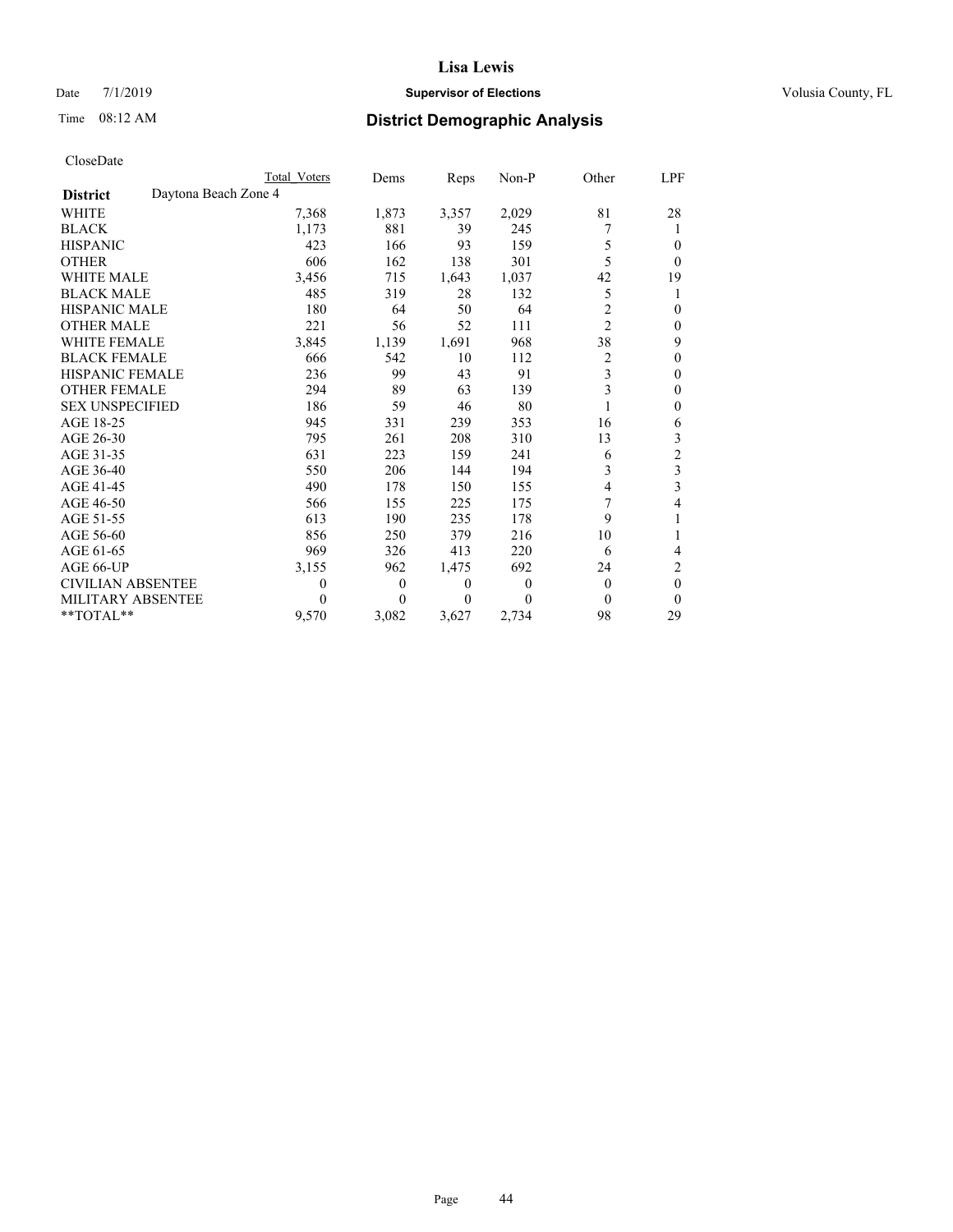**Lisa Lewis**

Date 7/1/2019 **Supervisor of Elections** Volusia County, FL

Time 08:12 AM **District Demographic Analysis**

CloseDate

| | Total Voters | Dems | Reps | Non-P | Other | LPF |
|---|---|---|---|---|---|---|
| **District** Daytona Beach Zone 4 | | | | | | |
| WHITE | 7,368 | 1,873 | 3,357 | 2,029 | 81 | 28 |
| BLACK | 1,173 | 881 | 39 | 245 | 7 | 1 |
| HISPANIC | 423 | 166 | 93 | 159 | 5 | 0 |
| OTHER | 606 | 162 | 138 | 301 | 5 | 0 |
| WHITE MALE | 3,456 | 715 | 1,643 | 1,037 | 42 | 19 |
| BLACK MALE | 485 | 319 | 28 | 132 | 5 | 1 |
| HISPANIC MALE | 180 | 64 | 50 | 64 | 2 | 0 |
| OTHER MALE | 221 | 56 | 52 | 111 | 2 | 0 |
| WHITE FEMALE | 3,845 | 1,139 | 1,691 | 968 | 38 | 9 |
| BLACK FEMALE | 666 | 542 | 10 | 112 | 2 | 0 |
| HISPANIC FEMALE | 236 | 99 | 43 | 91 | 3 | 0 |
| OTHER FEMALE | 294 | 89 | 63 | 139 | 3 | 0 |
| SEX UNSPECIFIED | 186 | 59 | 46 | 80 | 1 | 0 |
| AGE 18-25 | 945 | 331 | 239 | 353 | 16 | 6 |
| AGE 26-30 | 795 | 261 | 208 | 310 | 13 | 3 |
| AGE 31-35 | 631 | 223 | 159 | 241 | 6 | 2 |
| AGE 36-40 | 550 | 206 | 144 | 194 | 3 | 3 |
| AGE 41-45 | 490 | 178 | 150 | 155 | 4 | 3 |
| AGE 46-50 | 566 | 155 | 225 | 175 | 7 | 4 |
| AGE 51-55 | 613 | 190 | 235 | 178 | 9 | 1 |
| AGE 56-60 | 856 | 250 | 379 | 216 | 10 | 1 |
| AGE 61-65 | 969 | 326 | 413 | 220 | 6 | 4 |
| AGE 66-UP | 3,155 | 962 | 1,475 | 692 | 24 | 2 |
| CIVILIAN ABSENTEE | 0 | 0 | 0 | 0 | 0 | 0 |
| MILITARY ABSENTEE | 0 | 0 | 0 | 0 | 0 | 0 |
| **TOTAL** | 9,570 | 3,082 | 3,627 | 2,734 | 98 | 29 |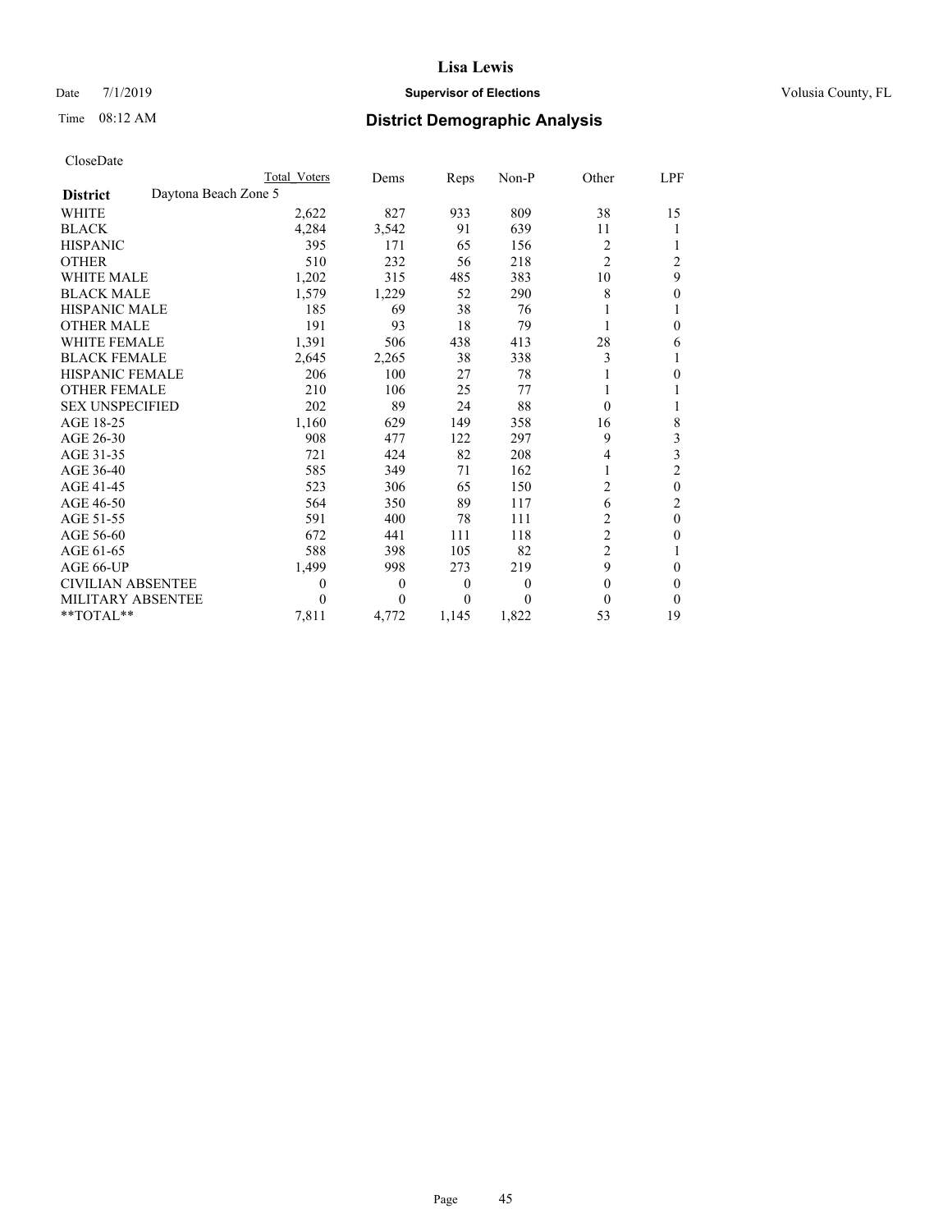# Lisa Lewis

Date 7/1/2019 **Supervisor of Elections** Volusia County, FL

Time 08:12 AM **District Demographic Analysis**

CloseDate

| | Total Voters | Dems | Reps | Non-P | Other | LPF |
|---|---|---|---|---|---|---|
| **District** Daytona Beach Zone 5 | | | | | | |
| WHITE | 2,622 | 827 | 933 | 809 | 38 | 15 |
| BLACK | 4,284 | 3,542 | 91 | 639 | 11 | 1 |
| HISPANIC | 395 | 171 | 65 | 156 | 2 | 1 |
| OTHER | 510 | 232 | 56 | 218 | 2 | 2 |
| WHITE MALE | 1,202 | 315 | 485 | 383 | 10 | 9 |
| BLACK MALE | 1,579 | 1,229 | 52 | 290 | 8 | 0 |
| HISPANIC MALE | 185 | 69 | 38 | 76 | 1 | 1 |
| OTHER MALE | 191 | 93 | 18 | 79 | 1 | 0 |
| WHITE FEMALE | 1,391 | 506 | 438 | 413 | 28 | 6 |
| BLACK FEMALE | 2,645 | 2,265 | 38 | 338 | 3 | 1 |
| HISPANIC FEMALE | 206 | 100 | 27 | 78 | 1 | 0 |
| OTHER FEMALE | 210 | 106 | 25 | 77 | 1 | 1 |
| SEX UNSPECIFIED | 202 | 89 | 24 | 88 | 0 | 1 |
| AGE 18-25 | 1,160 | 629 | 149 | 358 | 16 | 8 |
| AGE 26-30 | 908 | 477 | 122 | 297 | 9 | 3 |
| AGE 31-35 | 721 | 424 | 82 | 208 | 4 | 3 |
| AGE 36-40 | 585 | 349 | 71 | 162 | 1 | 2 |
| AGE 41-45 | 523 | 306 | 65 | 150 | 2 | 0 |
| AGE 46-50 | 564 | 350 | 89 | 117 | 6 | 2 |
| AGE 51-55 | 591 | 400 | 78 | 111 | 2 | 0 |
| AGE 56-60 | 672 | 441 | 111 | 118 | 2 | 0 |
| AGE 61-65 | 588 | 398 | 105 | 82 | 2 | 1 |
| AGE 66-UP | 1,499 | 998 | 273 | 219 | 9 | 0 |
| CIVILIAN ABSENTEE | 0 | 0 | 0 | 0 | 0 | 0 |
| MILITARY ABSENTEE | 0 | 0 | 0 | 0 | 0 | 0 |
| **TOTAL** | 7,811 | 4,772 | 1,145 | 1,822 | 53 | 19 |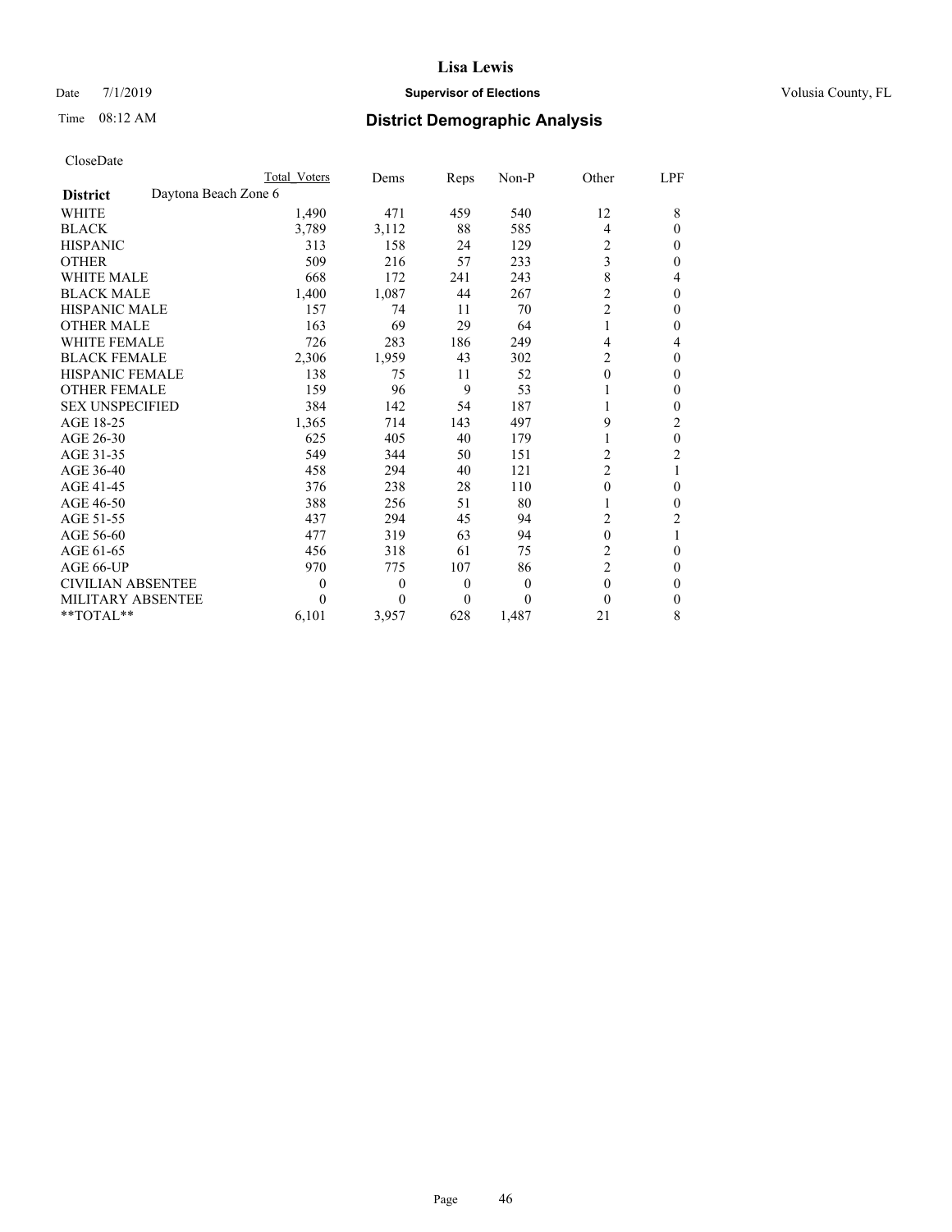# Lisa Lewis

Date 7/1/2019 **Supervisor of Elections** Volusia County, FL

Time 08:12 AM **District Demographic Analysis**

CloseDate

| **District** Daytona Beach Zone 6 | Total Voters | Dems | Reps | Non-P | Other | LPF |
|---|---|---|---|---|---|---|
| WHITE | 1,490 | 471 | 459 | 540 | 12 | 8 |
| BLACK | 3,789 | 3,112 | 88 | 585 | 4 | 0 |
| HISPANIC | 313 | 158 | 24 | 129 | 2 | 0 |
| OTHER | 509 | 216 | 57 | 233 | 3 | 0 |
| WHITE MALE | 668 | 172 | 241 | 243 | 8 | 4 |
| BLACK MALE | 1,400 | 1,087 | 44 | 267 | 2 | 0 |
| HISPANIC MALE | 157 | 74 | 11 | 70 | 2 | 0 |
| OTHER MALE | 163 | 69 | 29 | 64 | 1 | 0 |
| WHITE FEMALE | 726 | 283 | 186 | 249 | 4 | 4 |
| BLACK FEMALE | 2,306 | 1,959 | 43 | 302 | 2 | 0 |
| HISPANIC FEMALE | 138 | 75 | 11 | 52 | 0 | 0 |
| OTHER FEMALE | 159 | 96 | 9 | 53 | 1 | 0 |
| SEX UNSPECIFIED | 384 | 142 | 54 | 187 | 1 | 0 |
| AGE 18-25 | 1,365 | 714 | 143 | 497 | 9 | 2 |
| AGE 26-30 | 625 | 405 | 40 | 179 | 1 | 0 |
| AGE 31-35 | 549 | 344 | 50 | 151 | 2 | 2 |
| AGE 36-40 | 458 | 294 | 40 | 121 | 2 | 1 |
| AGE 41-45 | 376 | 238 | 28 | 110 | 0 | 0 |
| AGE 46-50 | 388 | 256 | 51 | 80 | 1 | 0 |
| AGE 51-55 | 437 | 294 | 45 | 94 | 2 | 2 |
| AGE 56-60 | 477 | 319 | 63 | 94 | 0 | 1 |
| AGE 61-65 | 456 | 318 | 61 | 75 | 2 | 0 |
| AGE 66-UP | 970 | 775 | 107 | 86 | 2 | 0 |
| CIVILIAN ABSENTEE | 0 | 0 | 0 | 0 | 0 | 0 |
| MILITARY ABSENTEE | 0 | 0 | 0 | 0 | 0 | 0 |
| **TOTAL** | 6,101 | 3,957 | 628 | 1,487 | 21 | 8 |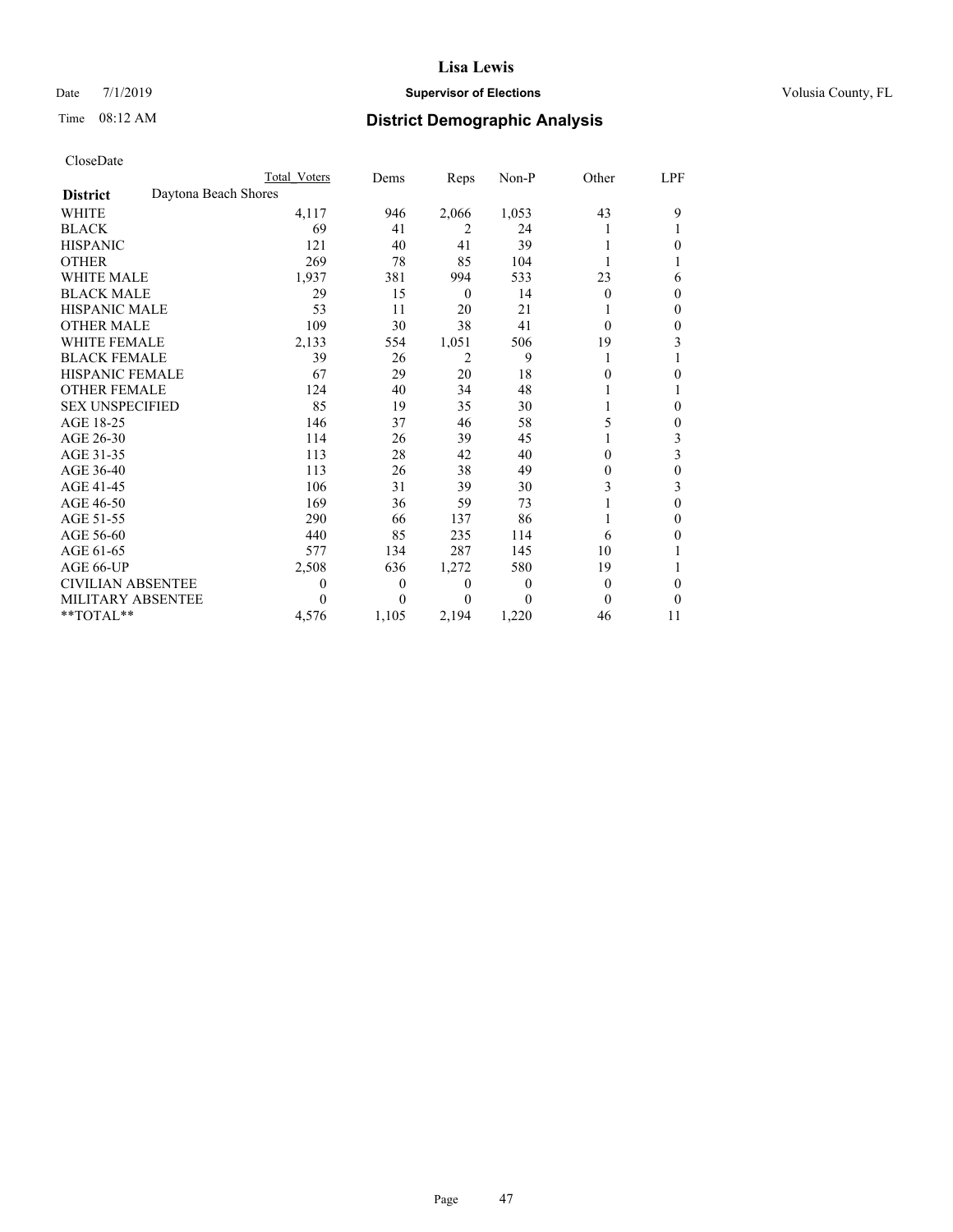# Lisa Lewis

Date 7/1/2019 **Supervisor of Elections** Volusia County, FL

Time 08:12 AM **District Demographic Analysis**

CloseDate

| | Total Voters | Dems | Reps | Non-P | Other | LPF |
|---|---|---|---|---|---|---|
| **District** Daytona Beach Shores | | | | | | |
| WHITE | 4,117 | 946 | 2,066 | 1,053 | 43 | 9 |
| BLACK | 69 | 41 | 2 | 24 | 1 | 1 |
| HISPANIC | 121 | 40 | 41 | 39 | 1 | 0 |
| OTHER | 269 | 78 | 85 | 104 | 1 | 1 |
| WHITE MALE | 1,937 | 381 | 994 | 533 | 23 | 6 |
| BLACK MALE | 29 | 15 | 0 | 14 | 0 | 0 |
| HISPANIC MALE | 53 | 11 | 20 | 21 | 1 | 0 |
| OTHER MALE | 109 | 30 | 38 | 41 | 0 | 0 |
| WHITE FEMALE | 2,133 | 554 | 1,051 | 506 | 19 | 3 |
| BLACK FEMALE | 39 | 26 | 2 | 9 | 1 | 1 |
| HISPANIC FEMALE | 67 | 29 | 20 | 18 | 0 | 0 |
| OTHER FEMALE | 124 | 40 | 34 | 48 | 1 | 1 |
| SEX UNSPECIFIED | 85 | 19 | 35 | 30 | 1 | 0 |
| AGE 18-25 | 146 | 37 | 46 | 58 | 5 | 0 |
| AGE 26-30 | 114 | 26 | 39 | 45 | 1 | 3 |
| AGE 31-35 | 113 | 28 | 42 | 40 | 0 | 3 |
| AGE 36-40 | 113 | 26 | 38 | 49 | 0 | 0 |
| AGE 41-45 | 106 | 31 | 39 | 30 | 3 | 3 |
| AGE 46-50 | 169 | 36 | 59 | 73 | 1 | 0 |
| AGE 51-55 | 290 | 66 | 137 | 86 | 1 | 0 |
| AGE 56-60 | 440 | 85 | 235 | 114 | 6 | 0 |
| AGE 61-65 | 577 | 134 | 287 | 145 | 10 | 1 |
| AGE 66-UP | 2,508 | 636 | 1,272 | 580 | 19 | 1 |
| CIVILIAN ABSENTEE | 0 | 0 | 0 | 0 | 0 | 0 |
| MILITARY ABSENTEE | 0 | 0 | 0 | 0 | 0 | 0 |
| **TOTAL** | 4,576 | 1,105 | 2,194 | 1,220 | 46 | 11 |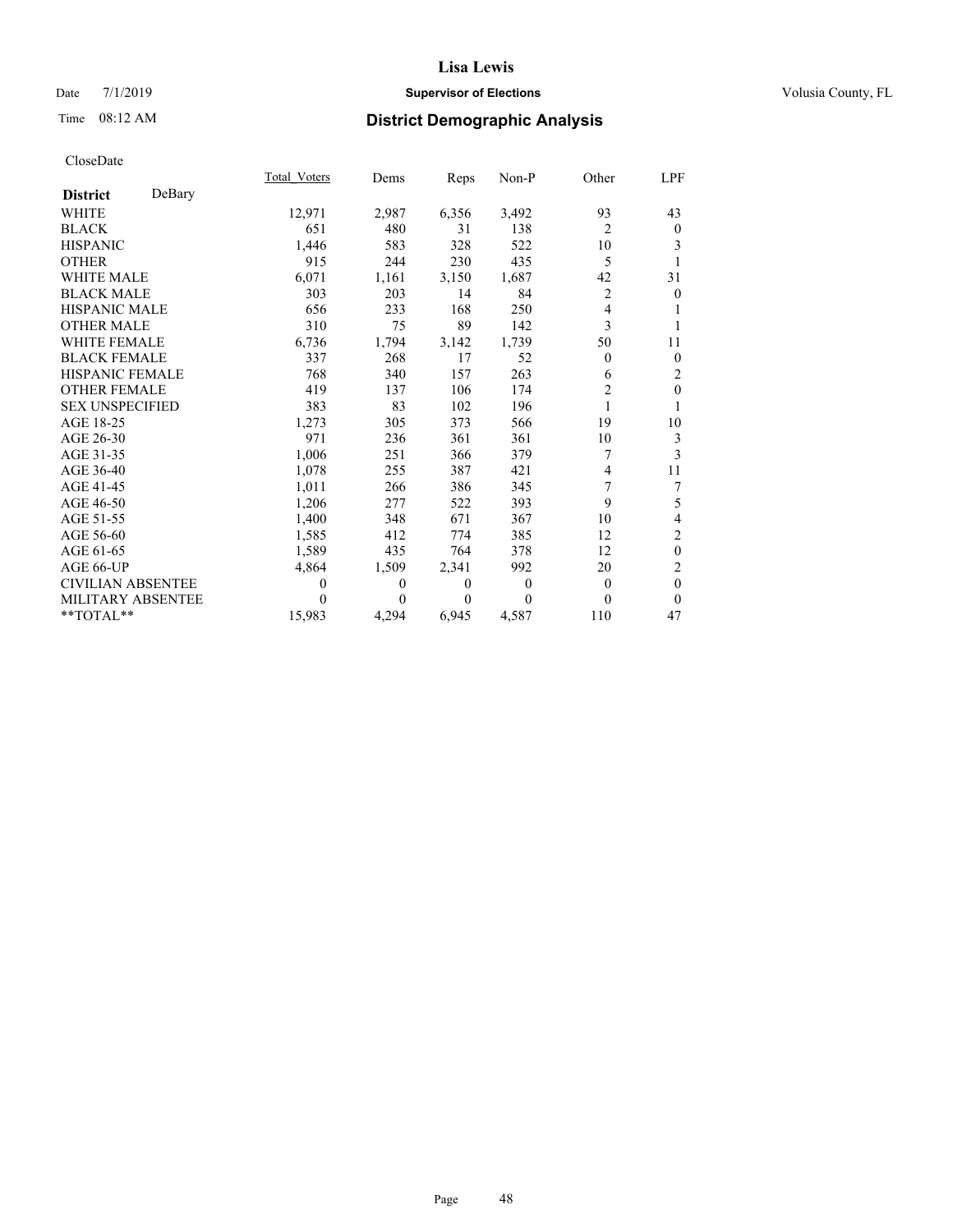Lisa Lewis

Date 7/1/2019 **Supervisor of Elections** Volusia County, FL

Time 08:12 AM **District Demographic Analysis**

CloseDate

| **District** DeBary | Total Voters | Dems | Reps | Non-P | Other | LPF |
|---|---|---|---|---|---|---|
| WHITE | 12,971 | 2,987 | 6,356 | 3,492 | 93 | 43 |
| BLACK | 651 | 480 | 31 | 138 | 2 | 0 |
| HISPANIC | 1,446 | 583 | 328 | 522 | 10 | 3 |
| OTHER | 915 | 244 | 230 | 435 | 5 | 1 |
| WHITE MALE | 6,071 | 1,161 | 3,150 | 1,687 | 42 | 31 |
| BLACK MALE | 303 | 203 | 14 | 84 | 2 | 0 |
| HISPANIC MALE | 656 | 233 | 168 | 250 | 4 | 1 |
| OTHER MALE | 310 | 75 | 89 | 142 | 3 | 1 |
| WHITE FEMALE | 6,736 | 1,794 | 3,142 | 1,739 | 50 | 11 |
| BLACK FEMALE | 337 | 268 | 17 | 52 | 0 | 0 |
| HISPANIC FEMALE | 768 | 340 | 157 | 263 | 6 | 2 |
| OTHER FEMALE | 419 | 137 | 106 | 174 | 2 | 0 |
| SEX UNSPECIFIED | 383 | 83 | 102 | 196 | 1 | 1 |
| AGE 18-25 | 1,273 | 305 | 373 | 566 | 19 | 10 |
| AGE 26-30 | 971 | 236 | 361 | 361 | 10 | 3 |
| AGE 31-35 | 1,006 | 251 | 366 | 379 | 7 | 3 |
| AGE 36-40 | 1,078 | 255 | 387 | 421 | 4 | 11 |
| AGE 41-45 | 1,011 | 266 | 386 | 345 | 7 | 7 |
| AGE 46-50 | 1,206 | 277 | 522 | 393 | 9 | 5 |
| AGE 51-55 | 1,400 | 348 | 671 | 367 | 10 | 4 |
| AGE 56-60 | 1,585 | 412 | 774 | 385 | 12 | 2 |
| AGE 61-65 | 1,589 | 435 | 764 | 378 | 12 | 0 |
| AGE 66-UP | 4,864 | 1,509 | 2,341 | 992 | 20 | 2 |
| CIVILIAN ABSENTEE | 0 | 0 | 0 | 0 | 0 | 0 |
| MILITARY ABSENTEE | 0 | 0 | 0 | 0 | 0 | 0 |
| **TOTAL** | 15,983 | 4,294 | 6,945 | 4,587 | 110 | 47 |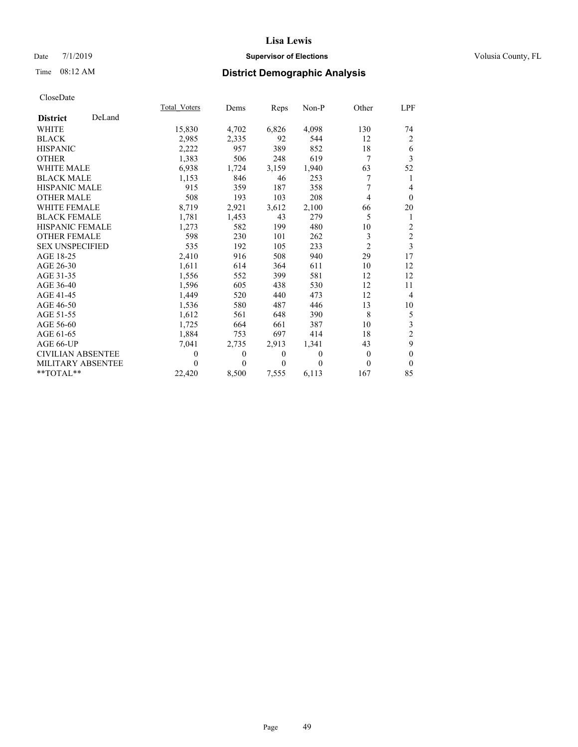# Lisa Lewis

Date 7/1/2019 **Supervisor of Elections** Volusia County, FL

Time 08:12 AM **District Demographic Analysis**

CloseDate

| **District** DeLand | Total_Voters | Dems | Reps | Non-P | Other | LPF |
|---|---|---|---|---|---|---|
| WHITE | 15,830 | 4,702 | 6,826 | 4,098 | 130 | 74 |
| BLACK | 2,985 | 2,335 | 92 | 544 | 12 | 2 |
| HISPANIC | 2,222 | 957 | 389 | 852 | 18 | 6 |
| OTHER | 1,383 | 506 | 248 | 619 | 7 | 3 |
| WHITE MALE | 6,938 | 1,724 | 3,159 | 1,940 | 63 | 52 |
| BLACK MALE | 1,153 | 846 | 46 | 253 | 7 | 1 |
| HISPANIC MALE | 915 | 359 | 187 | 358 | 7 | 4 |
| OTHER MALE | 508 | 193 | 103 | 208 | 4 | 0 |
| WHITE FEMALE | 8,719 | 2,921 | 3,612 | 2,100 | 66 | 20 |
| BLACK FEMALE | 1,781 | 1,453 | 43 | 279 | 5 | 1 |
| HISPANIC FEMALE | 1,273 | 582 | 199 | 480 | 10 | 2 |
| OTHER FEMALE | 598 | 230 | 101 | 262 | 3 | 2 |
| SEX UNSPECIFIED | 535 | 192 | 105 | 233 | 2 | 3 |
| AGE 18-25 | 2,410 | 916 | 508 | 940 | 29 | 17 |
| AGE 26-30 | 1,611 | 614 | 364 | 611 | 10 | 12 |
| AGE 31-35 | 1,556 | 552 | 399 | 581 | 12 | 12 |
| AGE 36-40 | 1,596 | 605 | 438 | 530 | 12 | 11 |
| AGE 41-45 | 1,449 | 520 | 440 | 473 | 12 | 4 |
| AGE 46-50 | 1,536 | 580 | 487 | 446 | 13 | 10 |
| AGE 51-55 | 1,612 | 561 | 648 | 390 | 8 | 5 |
| AGE 56-60 | 1,725 | 664 | 661 | 387 | 10 | 3 |
| AGE 61-65 | 1,884 | 753 | 697 | 414 | 18 | 2 |
| AGE 66-UP | 7,041 | 2,735 | 2,913 | 1,341 | 43 | 9 |
| CIVILIAN ABSENTEE | 0 | 0 | 0 | 0 | 0 | 0 |
| MILITARY ABSENTEE | 0 | 0 | 0 | 0 | 0 | 0 |
| **TOTAL** | 22,420 | 8,500 | 7,555 | 6,113 | 167 | 85 |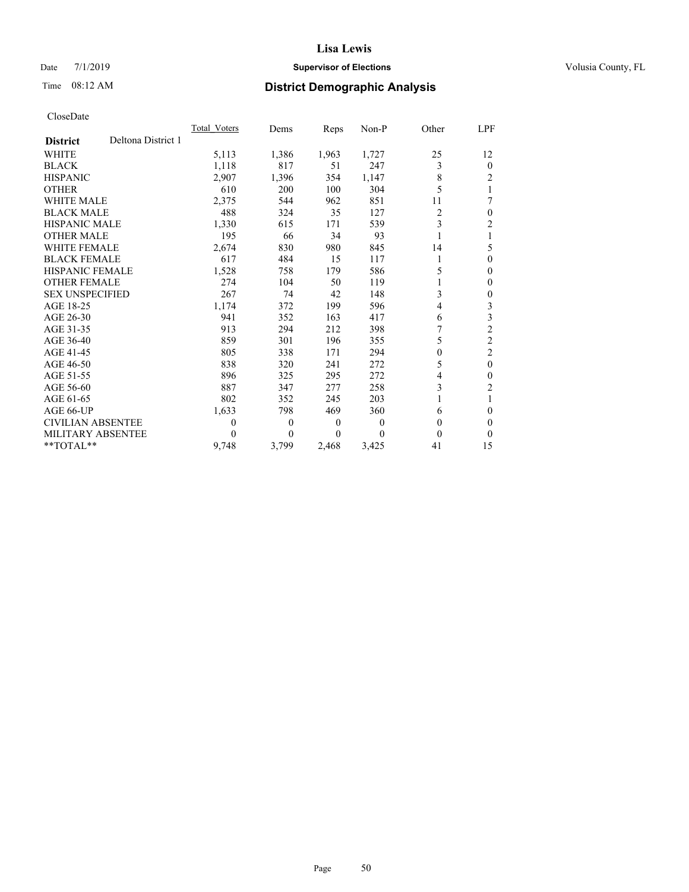# Lisa Lewis

Date 7/1/2019 **Supervisor of Elections** Volusia County, FL

Time 08:12 AM **District Demographic Analysis**

CloseDate

| District: Deltona District 1 | Total_Voters | Dems | Reps | Non-P | Other | LPF |
|---|---|---|---|---|---|---|
| WHITE | 5,113 | 1,386 | 1,963 | 1,727 | 25 | 12 |
| BLACK | 1,118 | 817 | 51 | 247 | 3 | 0 |
| HISPANIC | 2,907 | 1,396 | 354 | 1,147 | 8 | 2 |
| OTHER | 610 | 200 | 100 | 304 | 5 | 1 |
| WHITE MALE | 2,375 | 544 | 962 | 851 | 11 | 7 |
| BLACK MALE | 488 | 324 | 35 | 127 | 2 | 0 |
| HISPANIC MALE | 1,330 | 615 | 171 | 539 | 3 | 2 |
| OTHER MALE | 195 | 66 | 34 | 93 | 1 | 1 |
| WHITE FEMALE | 2,674 | 830 | 980 | 845 | 14 | 5 |
| BLACK FEMALE | 617 | 484 | 15 | 117 | 1 | 0 |
| HISPANIC FEMALE | 1,528 | 758 | 179 | 586 | 5 | 0 |
| OTHER FEMALE | 274 | 104 | 50 | 119 | 1 | 0 |
| SEX UNSPECIFIED | 267 | 74 | 42 | 148 | 3 | 0 |
| AGE 18-25 | 1,174 | 372 | 199 | 596 | 4 | 3 |
| AGE 26-30 | 941 | 352 | 163 | 417 | 6 | 3 |
| AGE 31-35 | 913 | 294 | 212 | 398 | 7 | 2 |
| AGE 36-40 | 859 | 301 | 196 | 355 | 5 | 2 |
| AGE 41-45 | 805 | 338 | 171 | 294 | 0 | 2 |
| AGE 46-50 | 838 | 320 | 241 | 272 | 5 | 0 |
| AGE 51-55 | 896 | 325 | 295 | 272 | 4 | 0 |
| AGE 56-60 | 887 | 347 | 277 | 258 | 3 | 2 |
| AGE 61-65 | 802 | 352 | 245 | 203 | 1 | 1 |
| AGE 66-UP | 1,633 | 798 | 469 | 360 | 6 | 0 |
| CIVILIAN ABSENTEE | 0 | 0 | 0 | 0 | 0 | 0 |
| MILITARY ABSENTEE | 0 | 0 | 0 | 0 | 0 | 0 |
| **TOTAL** | 9,748 | 3,799 | 2,468 | 3,425 | 41 | 15 |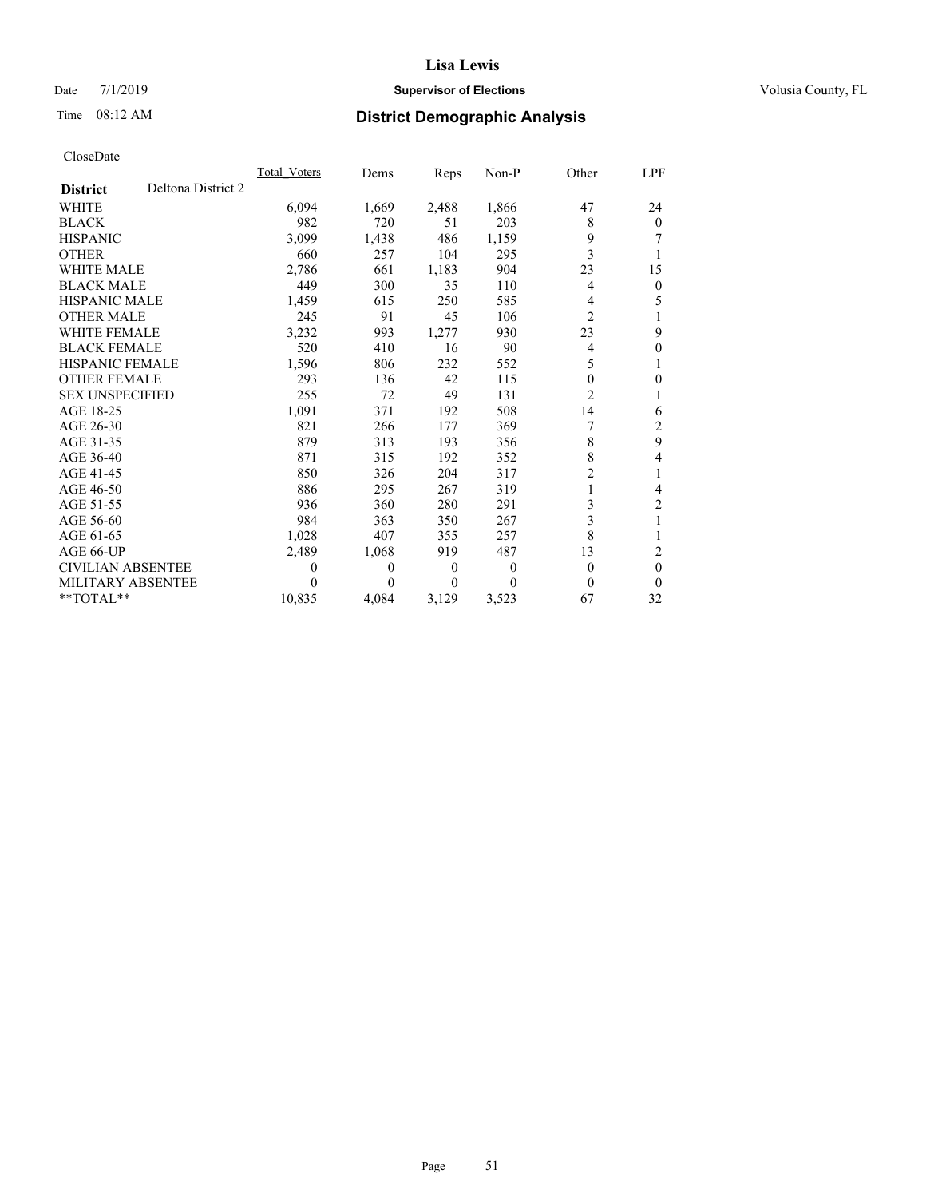# Lisa Lewis

Date 7/1/2019 **Supervisor of Elections** Volusia County, FL

Time 08:12 AM **District Demographic Analysis**

CloseDate

| **District** Deltona District 2 | Total_Voters | Dems | Reps | Non-P | Other | LPF |
|---|---|---|---|---|---|---|
| WHITE | 6,094 | 1,669 | 2,488 | 1,866 | 47 | 24 |
| BLACK | 982 | 720 | 51 | 203 | 8 | 0 |
| HISPANIC | 3,099 | 1,438 | 486 | 1,159 | 9 | 7 |
| OTHER | 660 | 257 | 104 | 295 | 3 | 1 |
| WHITE MALE | 2,786 | 661 | 1,183 | 904 | 23 | 15 |
| BLACK MALE | 449 | 300 | 35 | 110 | 4 | 0 |
| HISPANIC MALE | 1,459 | 615 | 250 | 585 | 4 | 5 |
| OTHER MALE | 245 | 91 | 45 | 106 | 2 | 1 |
| WHITE FEMALE | 3,232 | 993 | 1,277 | 930 | 23 | 9 |
| BLACK FEMALE | 520 | 410 | 16 | 90 | 4 | 0 |
| HISPANIC FEMALE | 1,596 | 806 | 232 | 552 | 5 | 1 |
| OTHER FEMALE | 293 | 136 | 42 | 115 | 0 | 0 |
| SEX UNSPECIFIED | 255 | 72 | 49 | 131 | 2 | 1 |
| AGE 18-25 | 1,091 | 371 | 192 | 508 | 14 | 6 |
| AGE 26-30 | 821 | 266 | 177 | 369 | 7 | 2 |
| AGE 31-35 | 879 | 313 | 193 | 356 | 8 | 9 |
| AGE 36-40 | 871 | 315 | 192 | 352 | 8 | 4 |
| AGE 41-45 | 850 | 326 | 204 | 317 | 2 | 1 |
| AGE 46-50 | 886 | 295 | 267 | 319 | 1 | 4 |
| AGE 51-55 | 936 | 360 | 280 | 291 | 3 | 2 |
| AGE 56-60 | 984 | 363 | 350 | 267 | 3 | 1 |
| AGE 61-65 | 1,028 | 407 | 355 | 257 | 8 | 1 |
| AGE 66-UP | 2,489 | 1,068 | 919 | 487 | 13 | 2 |
| CIVILIAN ABSENTEE | 0 | 0 | 0 | 0 | 0 | 0 |
| MILITARY ABSENTEE | 0 | 0 | 0 | 0 | 0 | 0 |
| **TOTAL** | 10,835 | 4,084 | 3,129 | 3,523 | 67 | 32 |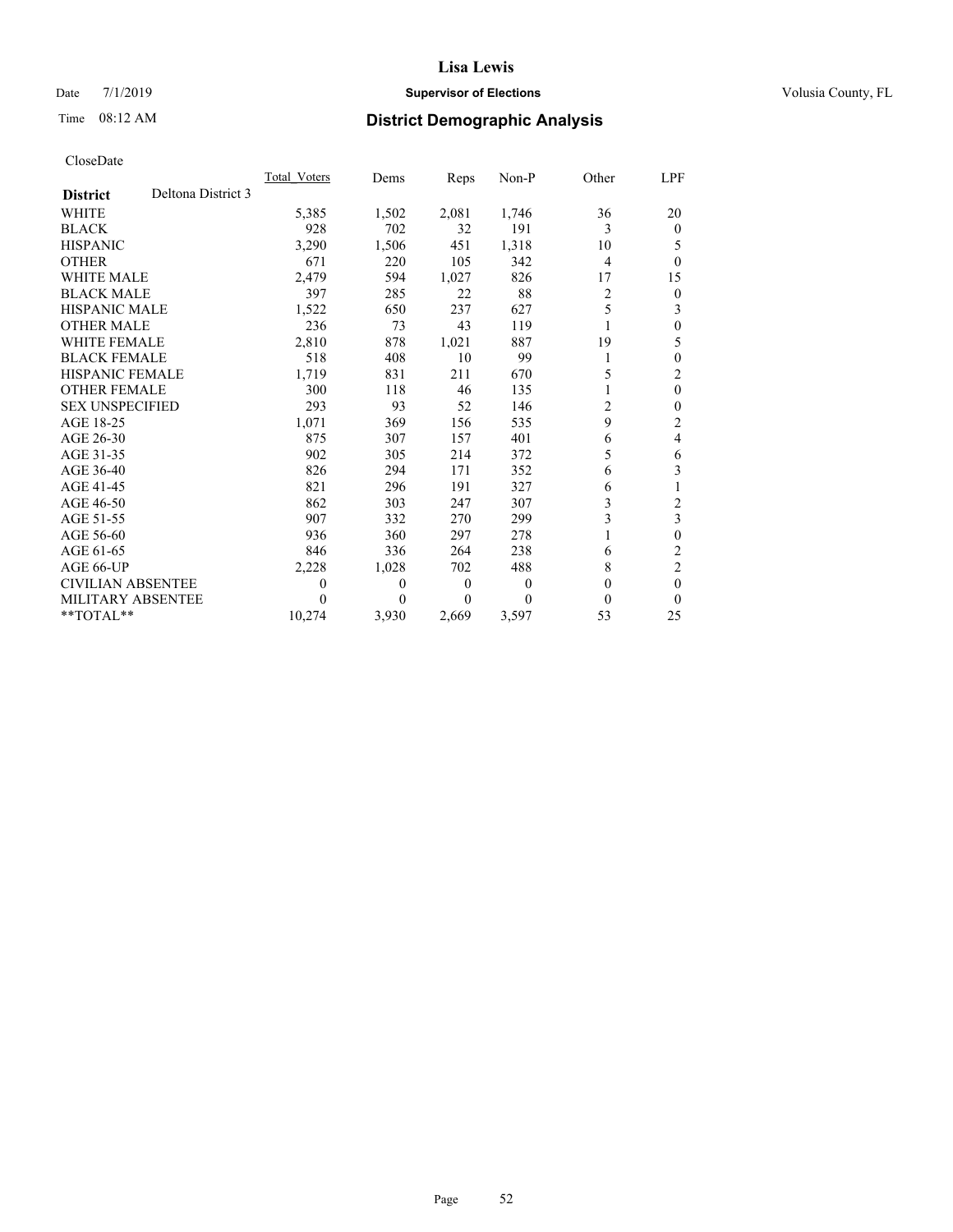CloseDate

| District | Deltona District 3 | Total_Voters | Dems | Reps | Non-P | Other | LPF |
|---|---|---|---|---|---|---|---|
| WHITE | | 5,385 | 1,502 | 2,081 | 1,746 | 36 | 20 |
| BLACK | | 928 | 702 | 32 | 191 | 3 | 0 |
| HISPANIC | | 3,290 | 1,506 | 451 | 1,318 | 10 | 5 |
| OTHER | | 671 | 220 | 105 | 342 | 4 | 0 |
| WHITE MALE | | 2,479 | 594 | 1,027 | 826 | 17 | 15 |
| BLACK MALE | | 397 | 285 | 22 | 88 | 2 | 0 |
| HISPANIC MALE | | 1,522 | 650 | 237 | 627 | 5 | 3 |
| OTHER MALE | | 236 | 73 | 43 | 119 | 1 | 0 |
| WHITE FEMALE | | 2,810 | 878 | 1,021 | 887 | 19 | 5 |
| BLACK FEMALE | | 518 | 408 | 10 | 99 | 1 | 0 |
| HISPANIC FEMALE | | 1,719 | 831 | 211 | 670 | 5 | 2 |
| OTHER FEMALE | | 300 | 118 | 46 | 135 | 1 | 0 |
| SEX UNSPECIFIED | | 293 | 93 | 52 | 146 | 2 | 0 |
| AGE 18-25 | | 1,071 | 369 | 156 | 535 | 9 | 2 |
| AGE 26-30 | | 875 | 307 | 157 | 401 | 6 | 4 |
| AGE 31-35 | | 902 | 305 | 214 | 372 | 5 | 6 |
| AGE 36-40 | | 826 | 294 | 171 | 352 | 6 | 3 |
| AGE 41-45 | | 821 | 296 | 191 | 327 | 6 | 1 |
| AGE 46-50 | | 862 | 303 | 247 | 307 | 3 | 2 |
| AGE 51-55 | | 907 | 332 | 270 | 299 | 3 | 3 |
| AGE 56-60 | | 936 | 360 | 297 | 278 | 1 | 0 |
| AGE 61-65 | | 846 | 336 | 264 | 238 | 6 | 2 |
| AGE 66-UP | | 2,228 | 1,028 | 702 | 488 | 8 | 2 |
| CIVILIAN ABSENTEE | | 0 | 0 | 0 | 0 | 0 | 0 |
| MILITARY ABSENTEE | | 0 | 0 | 0 | 0 | 0 | 0 |
| **TOTAL** | | 10,274 | 3,930 | 2,669 | 3,597 | 53 | 25 |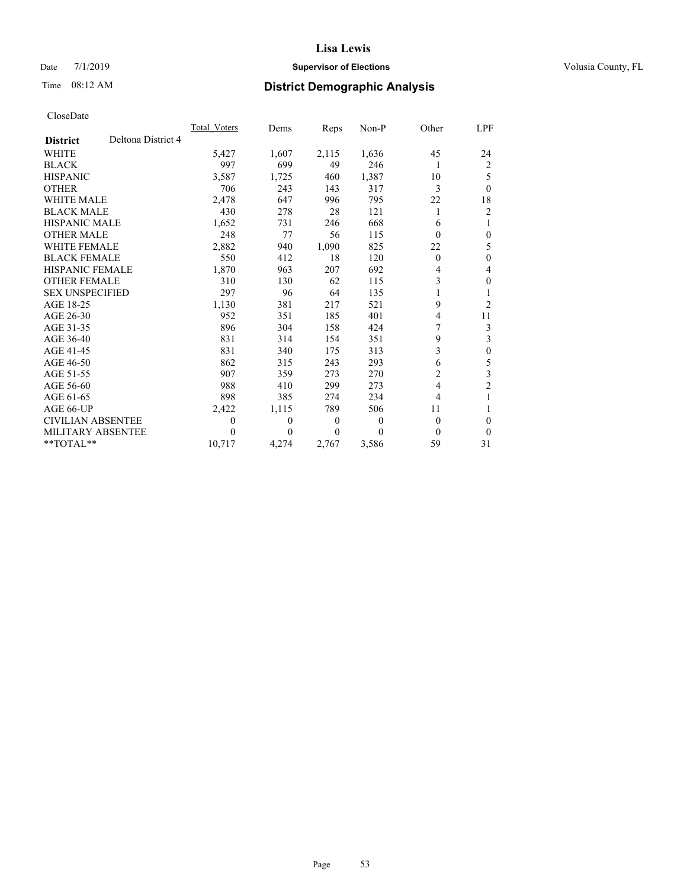# Lisa Lewis

Date 7/1/2019 **Supervisor of Elections** Volusia County, FL

Time 08:12 AM **District Demographic Analysis**

CloseDate

| **District** Deltona District 4 | Total_Voters | Dems | Reps | Non-P | Other | LPF |
|---|---|---|---|---|---|---|
| WHITE | 5,427 | 1,607 | 2,115 | 1,636 | 45 | 24 |
| BLACK | 997 | 699 | 49 | 246 | 1 | 2 |
| HISPANIC | 3,587 | 1,725 | 460 | 1,387 | 10 | 5 |
| OTHER | 706 | 243 | 143 | 317 | 3 | 0 |
| WHITE MALE | 2,478 | 647 | 996 | 795 | 22 | 18 |
| BLACK MALE | 430 | 278 | 28 | 121 | 1 | 2 |
| HISPANIC MALE | 1,652 | 731 | 246 | 668 | 6 | 1 |
| OTHER MALE | 248 | 77 | 56 | 115 | 0 | 0 |
| WHITE FEMALE | 2,882 | 940 | 1,090 | 825 | 22 | 5 |
| BLACK FEMALE | 550 | 412 | 18 | 120 | 0 | 0 |
| HISPANIC FEMALE | 1,870 | 963 | 207 | 692 | 4 | 4 |
| OTHER FEMALE | 310 | 130 | 62 | 115 | 3 | 0 |
| SEX UNSPECIFIED | 297 | 96 | 64 | 135 | 1 | 1 |
| AGE 18-25 | 1,130 | 381 | 217 | 521 | 9 | 2 |
| AGE 26-30 | 952 | 351 | 185 | 401 | 4 | 11 |
| AGE 31-35 | 896 | 304 | 158 | 424 | 7 | 3 |
| AGE 36-40 | 831 | 314 | 154 | 351 | 9 | 3 |
| AGE 41-45 | 831 | 340 | 175 | 313 | 3 | 0 |
| AGE 46-50 | 862 | 315 | 243 | 293 | 6 | 5 |
| AGE 51-55 | 907 | 359 | 273 | 270 | 2 | 3 |
| AGE 56-60 | 988 | 410 | 299 | 273 | 4 | 2 |
| AGE 61-65 | 898 | 385 | 274 | 234 | 4 | 1 |
| AGE 66-UP | 2,422 | 1,115 | 789 | 506 | 11 | 1 |
| CIVILIAN ABSENTEE | 0 | 0 | 0 | 0 | 0 | 0 |
| MILITARY ABSENTEE | 0 | 0 | 0 | 0 | 0 | 0 |
| **TOTAL** | 10,717 | 4,274 | 2,767 | 3,586 | 59 | 31 |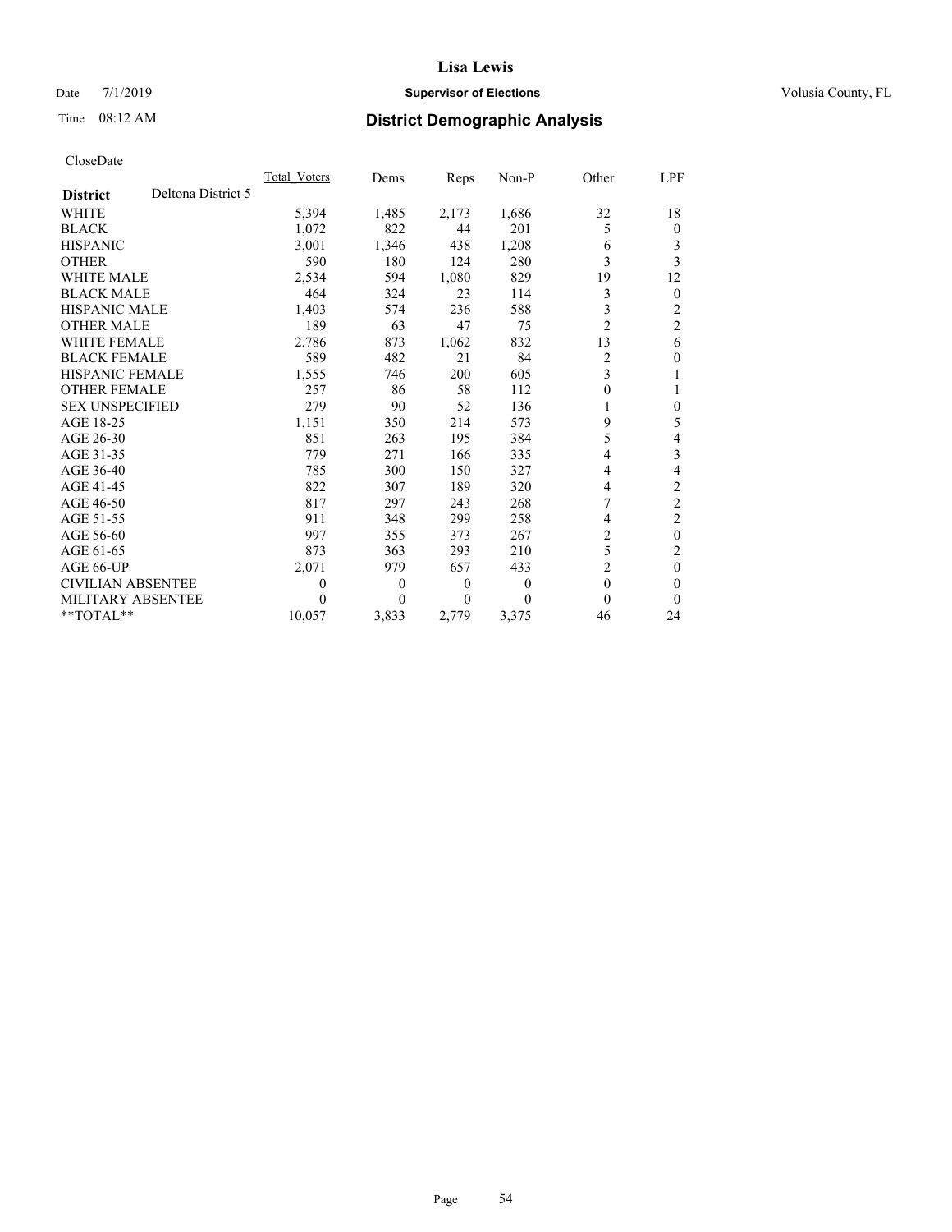# Lisa Lewis

Date 7/1/2019 **Supervisor of Elections** Volusia County, FL

Time 08:12 AM **District Demographic Analysis**

CloseDate

| **District** Deltona District 5 | Total_Voters | Dems | Reps | Non-P | Other | LPF |
|---|---|---|---|---|---|---|
| WHITE | 5,394 | 1,485 | 2,173 | 1,686 | 32 | 18 |
| BLACK | 1,072 | 822 | 44 | 201 | 5 | 0 |
| HISPANIC | 3,001 | 1,346 | 438 | 1,208 | 6 | 3 |
| OTHER | 590 | 180 | 124 | 280 | 3 | 3 |
| WHITE MALE | 2,534 | 594 | 1,080 | 829 | 19 | 12 |
| BLACK MALE | 464 | 324 | 23 | 114 | 3 | 0 |
| HISPANIC MALE | 1,403 | 574 | 236 | 588 | 3 | 2 |
| OTHER MALE | 189 | 63 | 47 | 75 | 2 | 2 |
| WHITE FEMALE | 2,786 | 873 | 1,062 | 832 | 13 | 6 |
| BLACK FEMALE | 589 | 482 | 21 | 84 | 2 | 0 |
| HISPANIC FEMALE | 1,555 | 746 | 200 | 605 | 3 | 1 |
| OTHER FEMALE | 257 | 86 | 58 | 112 | 0 | 1 |
| SEX UNSPECIFIED | 279 | 90 | 52 | 136 | 1 | 0 |
| AGE 18-25 | 1,151 | 350 | 214 | 573 | 9 | 5 |
| AGE 26-30 | 851 | 263 | 195 | 384 | 5 | 4 |
| AGE 31-35 | 779 | 271 | 166 | 335 | 4 | 3 |
| AGE 36-40 | 785 | 300 | 150 | 327 | 4 | 4 |
| AGE 41-45 | 822 | 307 | 189 | 320 | 4 | 2 |
| AGE 46-50 | 817 | 297 | 243 | 268 | 7 | 2 |
| AGE 51-55 | 911 | 348 | 299 | 258 | 4 | 2 |
| AGE 56-60 | 997 | 355 | 373 | 267 | 2 | 0 |
| AGE 61-65 | 873 | 363 | 293 | 210 | 5 | 2 |
| AGE 66-UP | 2,071 | 979 | 657 | 433 | 2 | 0 |
| CIVILIAN ABSENTEE | 0 | 0 | 0 | 0 | 0 | 0 |
| MILITARY ABSENTEE | 0 | 0 | 0 | 0 | 0 | 0 |
| **TOTAL** | 10,057 | 3,833 | 2,779 | 3,375 | 46 | 24 |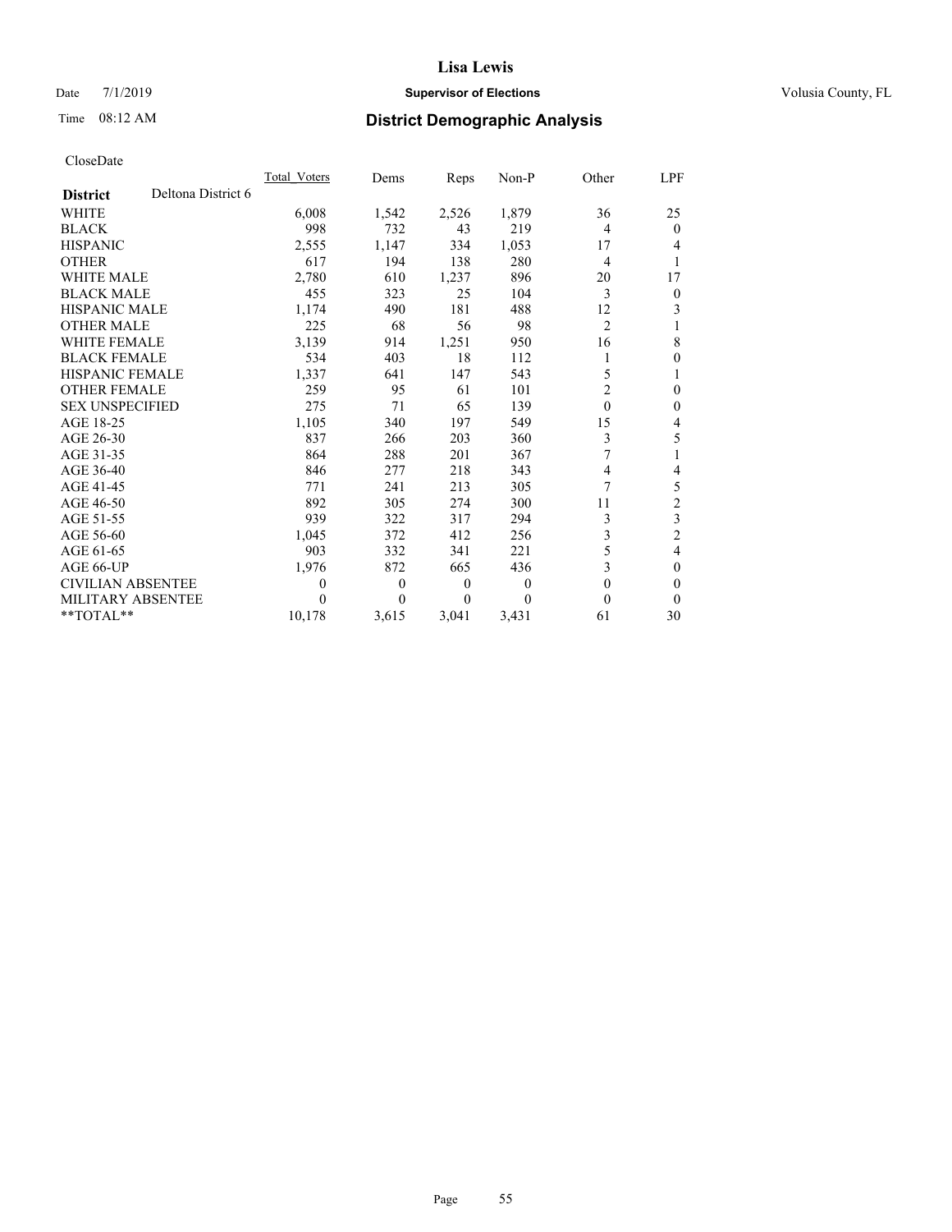# Lisa Lewis

Date 7/1/2019 **Supervisor of Elections** Volusia County, FL

Time 08:12 AM **District Demographic Analysis**

CloseDate

| **District** Deltona District 6 | Total Voters | Dems | Reps | Non-P | Other | LPF |
|---|---|---|---|---|---|---|
| WHITE | 6,008 | 1,542 | 2,526 | 1,879 | 36 | 25 |
| BLACK | 998 | 732 | 43 | 219 | 4 | 0 |
| HISPANIC | 2,555 | 1,147 | 334 | 1,053 | 17 | 4 |
| OTHER | 617 | 194 | 138 | 280 | 4 | 1 |
| WHITE MALE | 2,780 | 610 | 1,237 | 896 | 20 | 17 |
| BLACK MALE | 455 | 323 | 25 | 104 | 3 | 0 |
| HISPANIC MALE | 1,174 | 490 | 181 | 488 | 12 | 3 |
| OTHER MALE | 225 | 68 | 56 | 98 | 2 | 1 |
| WHITE FEMALE | 3,139 | 914 | 1,251 | 950 | 16 | 8 |
| BLACK FEMALE | 534 | 403 | 18 | 112 | 1 | 0 |
| HISPANIC FEMALE | 1,337 | 641 | 147 | 543 | 5 | 1 |
| OTHER FEMALE | 259 | 95 | 61 | 101 | 2 | 0 |
| SEX UNSPECIFIED | 275 | 71 | 65 | 139 | 0 | 0 |
| AGE 18-25 | 1,105 | 340 | 197 | 549 | 15 | 4 |
| AGE 26-30 | 837 | 266 | 203 | 360 | 3 | 5 |
| AGE 31-35 | 864 | 288 | 201 | 367 | 7 | 1 |
| AGE 36-40 | 846 | 277 | 218 | 343 | 4 | 4 |
| AGE 41-45 | 771 | 241 | 213 | 305 | 7 | 5 |
| AGE 46-50 | 892 | 305 | 274 | 300 | 11 | 2 |
| AGE 51-55 | 939 | 322 | 317 | 294 | 3 | 3 |
| AGE 56-60 | 1,045 | 372 | 412 | 256 | 3 | 2 |
| AGE 61-65 | 903 | 332 | 341 | 221 | 5 | 4 |
| AGE 66-UP | 1,976 | 872 | 665 | 436 | 3 | 0 |
| CIVILIAN ABSENTEE | 0 | 0 | 0 | 0 | 0 | 0 |
| MILITARY ABSENTEE | 0 | 0 | 0 | 0 | 0 | 0 |
| **TOTAL** | 10,178 | 3,615 | 3,041 | 3,431 | 61 | 30 |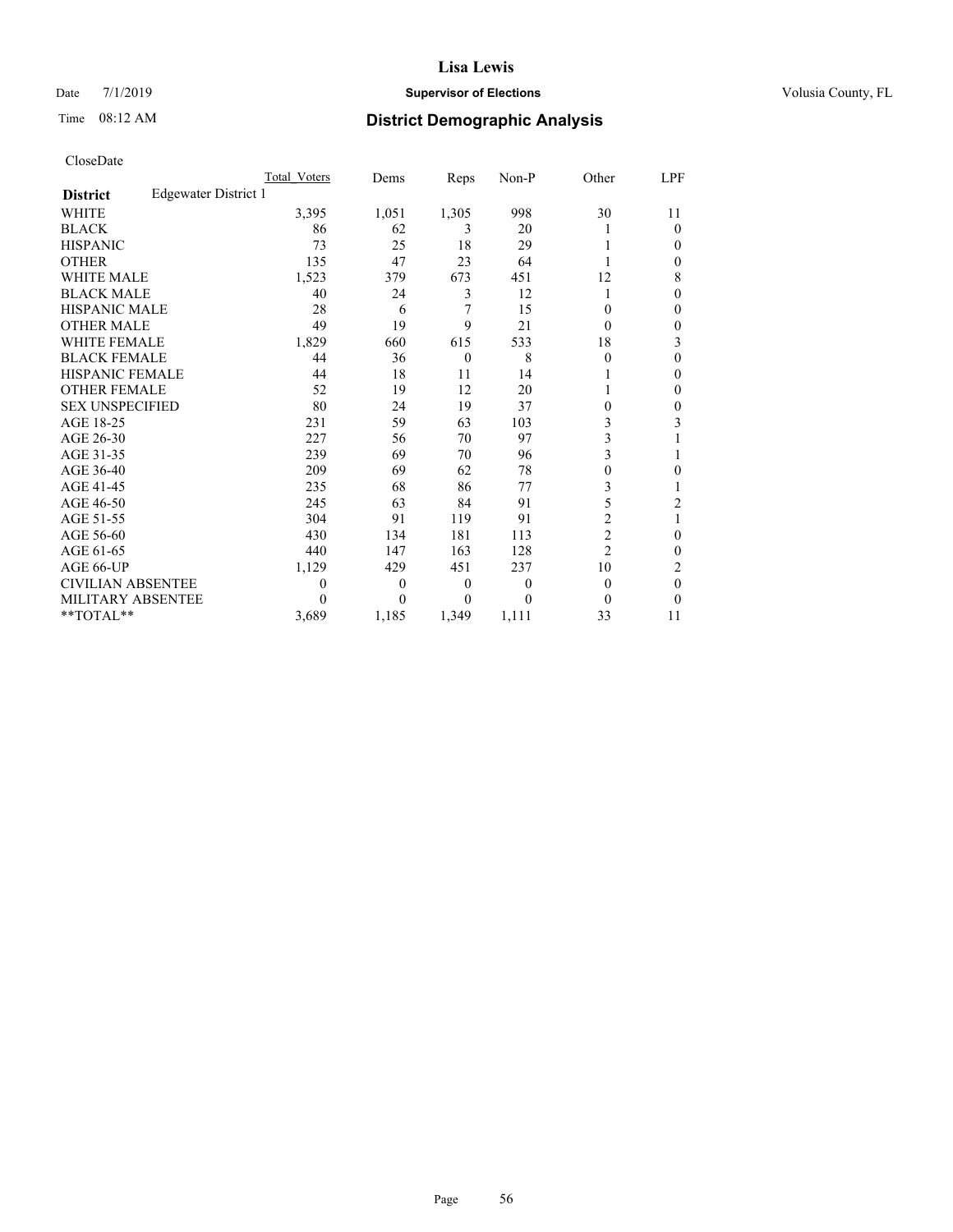# Lisa Lewis

Date 7/1/2019 **Supervisor of Elections** Volusia County, FL

Time 08:12 AM **District Demographic Analysis**

CloseDate

| **District** Edgewater District 1 | Total_Voters | Dems | Reps | Non-P | Other | LPF |
|---|---|---|---|---|---|---|
| WHITE | 3,395 | 1,051 | 1,305 | 998 | 30 | 11 |
| BLACK | 86 | 62 | 3 | 20 | 1 | 0 |
| HISPANIC | 73 | 25 | 18 | 29 | 1 | 0 |
| OTHER | 135 | 47 | 23 | 64 | 1 | 0 |
| WHITE MALE | 1,523 | 379 | 673 | 451 | 12 | 8 |
| BLACK MALE | 40 | 24 | 3 | 12 | 1 | 0 |
| HISPANIC MALE | 28 | 6 | 7 | 15 | 0 | 0 |
| OTHER MALE | 49 | 19 | 9 | 21 | 0 | 0 |
| WHITE FEMALE | 1,829 | 660 | 615 | 533 | 18 | 3 |
| BLACK FEMALE | 44 | 36 | 0 | 8 | 0 | 0 |
| HISPANIC FEMALE | 44 | 18 | 11 | 14 | 1 | 0 |
| OTHER FEMALE | 52 | 19 | 12 | 20 | 1 | 0 |
| SEX UNSPECIFIED | 80 | 24 | 19 | 37 | 0 | 0 |
| AGE 18-25 | 231 | 59 | 63 | 103 | 3 | 3 |
| AGE 26-30 | 227 | 56 | 70 | 97 | 3 | 1 |
| AGE 31-35 | 239 | 69 | 70 | 96 | 3 | 1 |
| AGE 36-40 | 209 | 69 | 62 | 78 | 0 | 0 |
| AGE 41-45 | 235 | 68 | 86 | 77 | 3 | 1 |
| AGE 46-50 | 245 | 63 | 84 | 91 | 5 | 2 |
| AGE 51-55 | 304 | 91 | 119 | 91 | 2 | 1 |
| AGE 56-60 | 430 | 134 | 181 | 113 | 2 | 0 |
| AGE 61-65 | 440 | 147 | 163 | 128 | 2 | 0 |
| AGE 66-UP | 1,129 | 429 | 451 | 237 | 10 | 2 |
| CIVILIAN ABSENTEE | 0 | 0 | 0 | 0 | 0 | 0 |
| MILITARY ABSENTEE | 0 | 0 | 0 | 0 | 0 | 0 |
| **TOTAL** | 3,689 | 1,185 | 1,349 | 1,111 | 33 | 11 |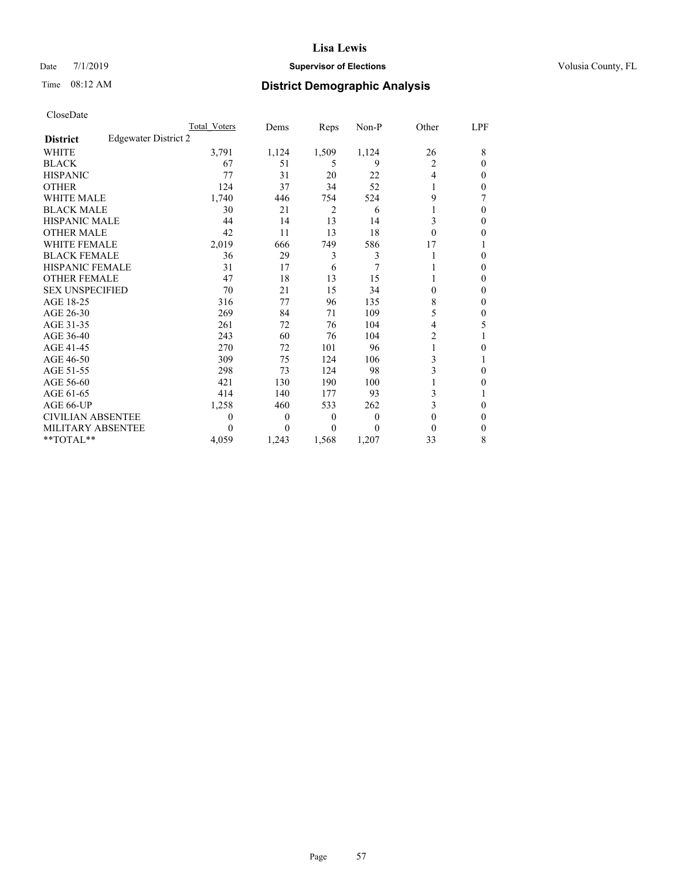# Lisa Lewis

Date 7/1/2019 **Supervisor of Elections** Volusia County, FL

Time 08:12 AM **District Demographic Analysis**

CloseDate

| | Total Voters | Dems | Reps | Non-P | Other | LPF |
|---|---|---|---|---|---|---|
| **District** Edgewater District 2 | | | | | | |
| WHITE | 3,791 | 1,124 | 1,509 | 1,124 | 26 | 8 |
| BLACK | 67 | 51 | 5 | 9 | 2 | 0 |
| HISPANIC | 77 | 31 | 20 | 22 | 4 | 0 |
| OTHER | 124 | 37 | 34 | 52 | 1 | 0 |
| WHITE MALE | 1,740 | 446 | 754 | 524 | 9 | 7 |
| BLACK MALE | 30 | 21 | 2 | 6 | 1 | 0 |
| HISPANIC MALE | 44 | 14 | 13 | 14 | 3 | 0 |
| OTHER MALE | 42 | 11 | 13 | 18 | 0 | 0 |
| WHITE FEMALE | 2,019 | 666 | 749 | 586 | 17 | 1 |
| BLACK FEMALE | 36 | 29 | 3 | 3 | 1 | 0 |
| HISPANIC FEMALE | 31 | 17 | 6 | 7 | 1 | 0 |
| OTHER FEMALE | 47 | 18 | 13 | 15 | 1 | 0 |
| SEX UNSPECIFIED | 70 | 21 | 15 | 34 | 0 | 0 |
| AGE 18-25 | 316 | 77 | 96 | 135 | 8 | 0 |
| AGE 26-30 | 269 | 84 | 71 | 109 | 5 | 0 |
| AGE 31-35 | 261 | 72 | 76 | 104 | 4 | 5 |
| AGE 36-40 | 243 | 60 | 76 | 104 | 2 | 1 |
| AGE 41-45 | 270 | 72 | 101 | 96 | 1 | 0 |
| AGE 46-50 | 309 | 75 | 124 | 106 | 3 | 1 |
| AGE 51-55 | 298 | 73 | 124 | 98 | 3 | 0 |
| AGE 56-60 | 421 | 130 | 190 | 100 | 1 | 0 |
| AGE 61-65 | 414 | 140 | 177 | 93 | 3 | 1 |
| AGE 66-UP | 1,258 | 460 | 533 | 262 | 3 | 0 |
| CIVILIAN ABSENTEE | 0 | 0 | 0 | 0 | 0 | 0 |
| MILITARY ABSENTEE | 0 | 0 | 0 | 0 | 0 | 0 |
| **TOTAL** | 4,059 | 1,243 | 1,568 | 1,207 | 33 | 8 |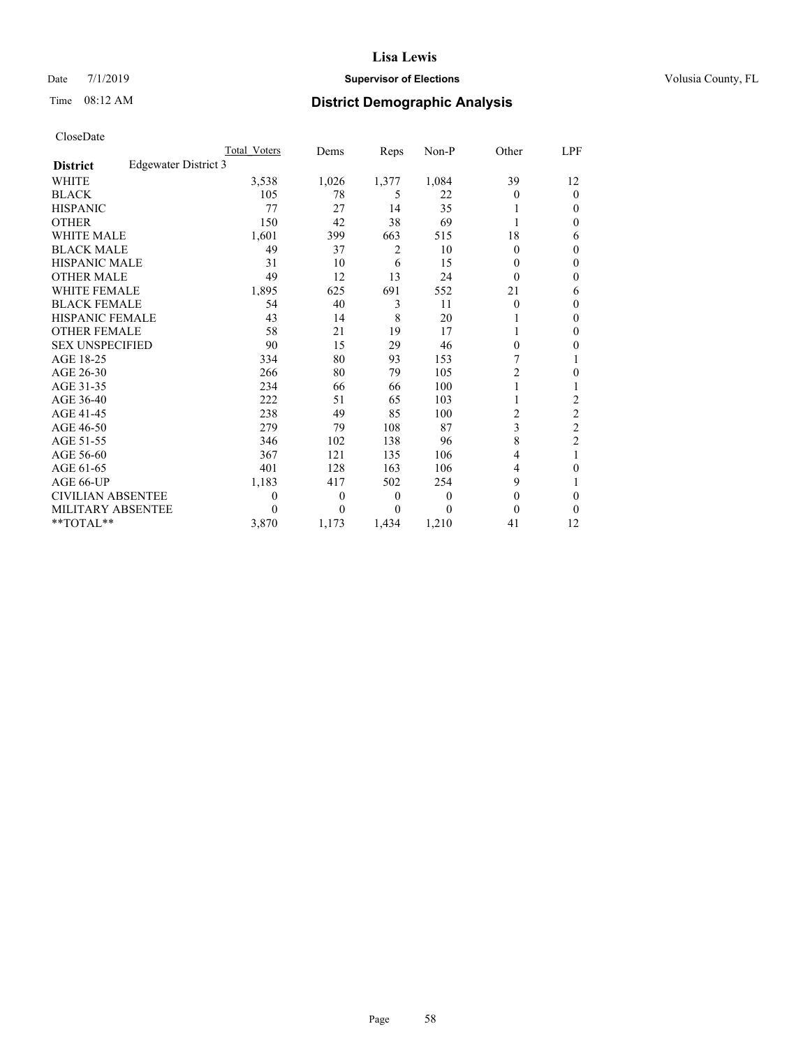# Lisa Lewis

Date 7/1/2019 **Supervisor of Elections** Volusia County, FL

Time 08:12 AM **District Demographic Analysis**

CloseDate

| **District** Edgewater District 3 | Total Voters | Dems | Reps | Non-P | Other | LPF |
|---|---|---|---|---|---|---|
| WHITE | 3,538 | 1,026 | 1,377 | 1,084 | 39 | 12 |
| BLACK | 105 | 78 | 5 | 22 | 0 | 0 |
| HISPANIC | 77 | 27 | 14 | 35 | 1 | 0 |
| OTHER | 150 | 42 | 38 | 69 | 1 | 0 |
| WHITE MALE | 1,601 | 399 | 663 | 515 | 18 | 6 |
| BLACK MALE | 49 | 37 | 2 | 10 | 0 | 0 |
| HISPANIC MALE | 31 | 10 | 6 | 15 | 0 | 0 |
| OTHER MALE | 49 | 12 | 13 | 24 | 0 | 0 |
| WHITE FEMALE | 1,895 | 625 | 691 | 552 | 21 | 6 |
| BLACK FEMALE | 54 | 40 | 3 | 11 | 0 | 0 |
| HISPANIC FEMALE | 43 | 14 | 8 | 20 | 1 | 0 |
| OTHER FEMALE | 58 | 21 | 19 | 17 | 1 | 0 |
| SEX UNSPECIFIED | 90 | 15 | 29 | 46 | 0 | 0 |
| AGE 18-25 | 334 | 80 | 93 | 153 | 7 | 1 |
| AGE 26-30 | 266 | 80 | 79 | 105 | 2 | 0 |
| AGE 31-35 | 234 | 66 | 66 | 100 | 1 | 1 |
| AGE 36-40 | 222 | 51 | 65 | 103 | 1 | 2 |
| AGE 41-45 | 238 | 49 | 85 | 100 | 2 | 2 |
| AGE 46-50 | 279 | 79 | 108 | 87 | 3 | 2 |
| AGE 51-55 | 346 | 102 | 138 | 96 | 8 | 2 |
| AGE 56-60 | 367 | 121 | 135 | 106 | 4 | 1 |
| AGE 61-65 | 401 | 128 | 163 | 106 | 4 | 0 |
| AGE 66-UP | 1,183 | 417 | 502 | 254 | 9 | 1 |
| CIVILIAN ABSENTEE | 0 | 0 | 0 | 0 | 0 | 0 |
| MILITARY ABSENTEE | 0 | 0 | 0 | 0 | 0 | 0 |
| **TOTAL** | 3,870 | 1,173 | 1,434 | 1,210 | 41 | 12 |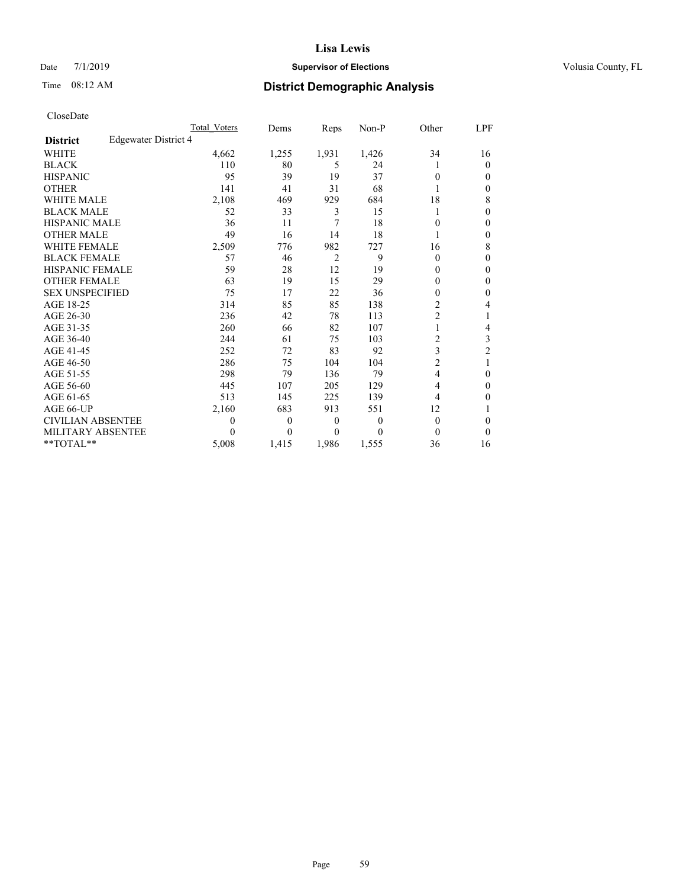**Lisa Lewis**

Date 7/1/2019 **Supervisor of Elections** Volusia County, FL

Time 08:12 AM **District Demographic Analysis**

CloseDate

| **District** Edgewater District 4 | Total Voters | Dems | Reps | Non-P | Other | LPF |
|---|---|---|---|---|---|---|
| WHITE | 4,662 | 1,255 | 1,931 | 1,426 | 34 | 16 |
| BLACK | 110 | 80 | 5 | 24 | 1 | 0 |
| HISPANIC | 95 | 39 | 19 | 37 | 0 | 0 |
| OTHER | 141 | 41 | 31 | 68 | 1 | 0 |
| WHITE MALE | 2,108 | 469 | 929 | 684 | 18 | 8 |
| BLACK MALE | 52 | 33 | 3 | 15 | 1 | 0 |
| HISPANIC MALE | 36 | 11 | 7 | 18 | 0 | 0 |
| OTHER MALE | 49 | 16 | 14 | 18 | 1 | 0 |
| WHITE FEMALE | 2,509 | 776 | 982 | 727 | 16 | 8 |
| BLACK FEMALE | 57 | 46 | 2 | 9 | 0 | 0 |
| HISPANIC FEMALE | 59 | 28 | 12 | 19 | 0 | 0 |
| OTHER FEMALE | 63 | 19 | 15 | 29 | 0 | 0 |
| SEX UNSPECIFIED | 75 | 17 | 22 | 36 | 0 | 0 |
| AGE 18-25 | 314 | 85 | 85 | 138 | 2 | 4 |
| AGE 26-30 | 236 | 42 | 78 | 113 | 2 | 1 |
| AGE 31-35 | 260 | 66 | 82 | 107 | 1 | 4 |
| AGE 36-40 | 244 | 61 | 75 | 103 | 2 | 3 |
| AGE 41-45 | 252 | 72 | 83 | 92 | 3 | 2 |
| AGE 46-50 | 286 | 75 | 104 | 104 | 2 | 1 |
| AGE 51-55 | 298 | 79 | 136 | 79 | 4 | 0 |
| AGE 56-60 | 445 | 107 | 205 | 129 | 4 | 0 |
| AGE 61-65 | 513 | 145 | 225 | 139 | 4 | 0 |
| AGE 66-UP | 2,160 | 683 | 913 | 551 | 12 | 1 |
| CIVILIAN ABSENTEE | 0 | 0 | 0 | 0 | 0 | 0 |
| MILITARY ABSENTEE | 0 | 0 | 0 | 0 | 0 | 0 |
| **TOTAL** | 5,008 | 1,415 | 1,986 | 1,555 | 36 | 16 |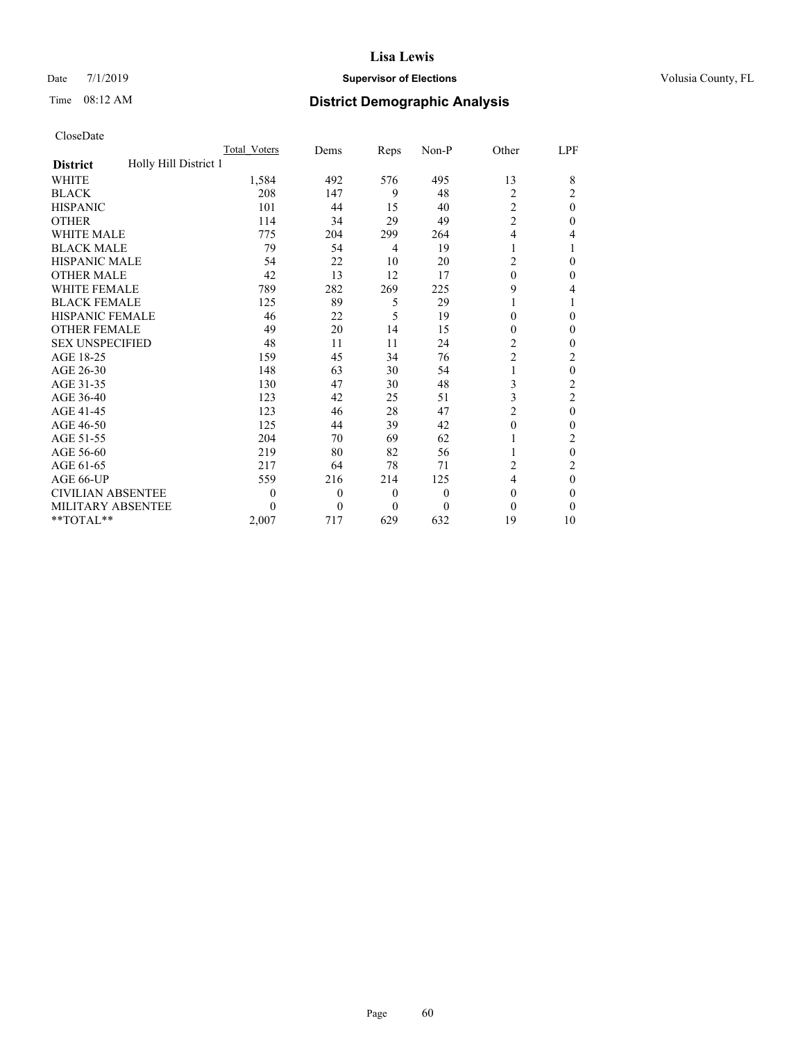**Lisa Lewis**

Date 7/1/2019 **Supervisor of Elections** Volusia County, FL

Time 08:12 AM **District Demographic Analysis**

CloseDate

| District: Holly Hill District 1 | Total_Voters | Dems | Reps | Non-P | Other | LPF |
|---|---|---|---|---|---|---|
| WHITE | 1,584 | 492 | 576 | 495 | 13 | 8 |
| BLACK | 208 | 147 | 9 | 48 | 2 | 2 |
| HISPANIC | 101 | 44 | 15 | 40 | 2 | 0 |
| OTHER | 114 | 34 | 29 | 49 | 2 | 0 |
| WHITE MALE | 775 | 204 | 299 | 264 | 4 | 4 |
| BLACK MALE | 79 | 54 | 4 | 19 | 1 | 1 |
| HISPANIC MALE | 54 | 22 | 10 | 20 | 2 | 0 |
| OTHER MALE | 42 | 13 | 12 | 17 | 0 | 0 |
| WHITE FEMALE | 789 | 282 | 269 | 225 | 9 | 4 |
| BLACK FEMALE | 125 | 89 | 5 | 29 | 1 | 1 |
| HISPANIC FEMALE | 46 | 22 | 5 | 19 | 0 | 0 |
| OTHER FEMALE | 49 | 20 | 14 | 15 | 0 | 0 |
| SEX UNSPECIFIED | 48 | 11 | 11 | 24 | 2 | 0 |
| AGE 18-25 | 159 | 45 | 34 | 76 | 2 | 2 |
| AGE 26-30 | 148 | 63 | 30 | 54 | 1 | 0 |
| AGE 31-35 | 130 | 47 | 30 | 48 | 3 | 2 |
| AGE 36-40 | 123 | 42 | 25 | 51 | 3 | 2 |
| AGE 41-45 | 123 | 46 | 28 | 47 | 2 | 0 |
| AGE 46-50 | 125 | 44 | 39 | 42 | 0 | 0 |
| AGE 51-55 | 204 | 70 | 69 | 62 | 1 | 2 |
| AGE 56-60 | 219 | 80 | 82 | 56 | 1 | 0 |
| AGE 61-65 | 217 | 64 | 78 | 71 | 2 | 2 |
| AGE 66-UP | 559 | 216 | 214 | 125 | 4 | 0 |
| CIVILIAN ABSENTEE | 0 | 0 | 0 | 0 | 0 | 0 |
| MILITARY ABSENTEE | 0 | 0 | 0 | 0 | 0 | 0 |
| **TOTAL** | 2,007 | 717 | 629 | 632 | 19 | 10 |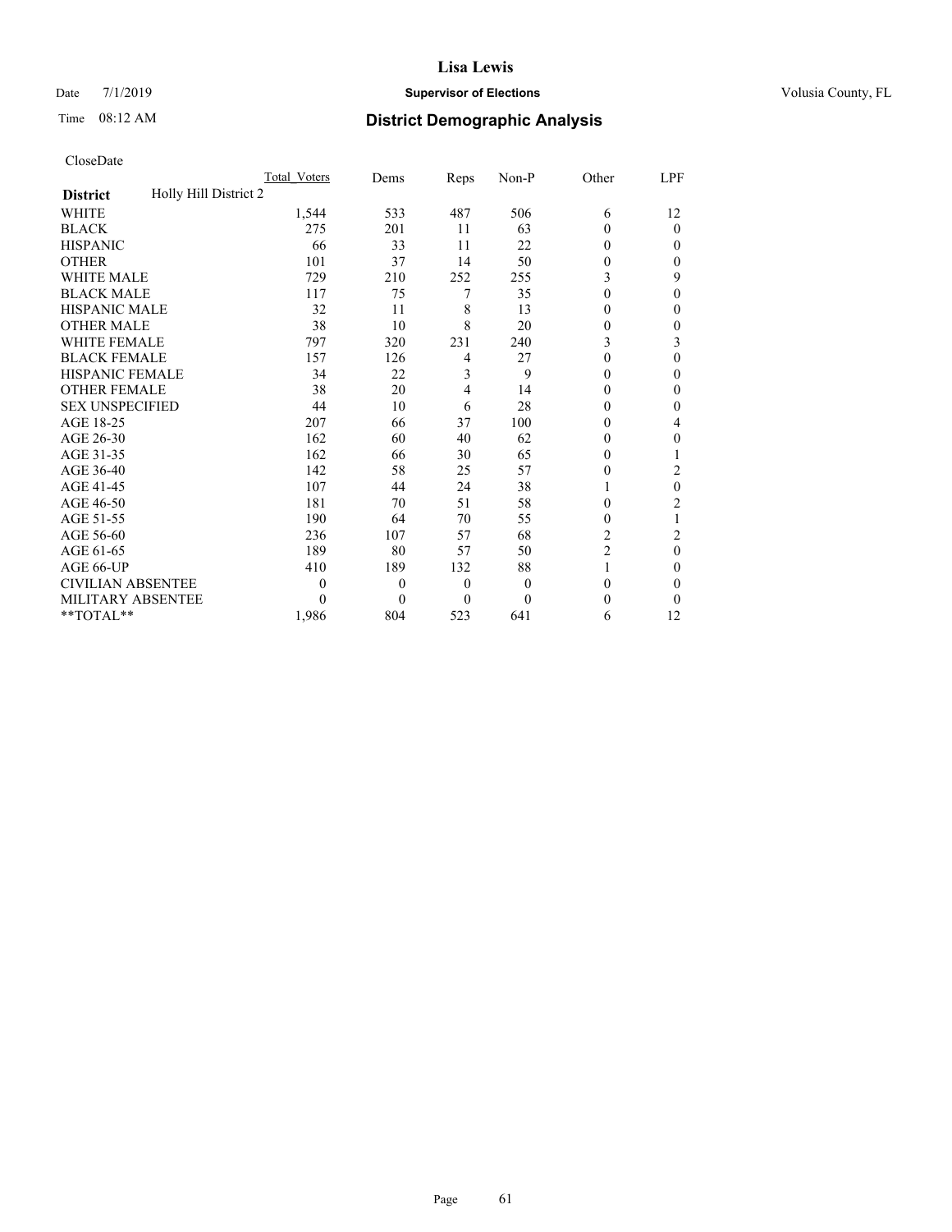# District Demographic Analysis

CloseDate

| District | Holly Hill District 2 | Total_Voters | Dems | Reps | Non-P | Other | LPF |
|---|---|---|---|---|---|---|---|
| WHITE | | 1,544 | 533 | 487 | 506 | 6 | 12 |
| BLACK | | 275 | 201 | 11 | 63 | 0 | 0 |
| HISPANIC | | 66 | 33 | 11 | 22 | 0 | 0 |
| OTHER | | 101 | 37 | 14 | 50 | 0 | 0 |
| WHITE MALE | | 729 | 210 | 252 | 255 | 3 | 9 |
| BLACK MALE | | 117 | 75 | 7 | 35 | 0 | 0 |
| HISPANIC MALE | | 32 | 11 | 8 | 13 | 0 | 0 |
| OTHER MALE | | 38 | 10 | 8 | 20 | 0 | 0 |
| WHITE FEMALE | | 797 | 320 | 231 | 240 | 3 | 3 |
| BLACK FEMALE | | 157 | 126 | 4 | 27 | 0 | 0 |
| HISPANIC FEMALE | | 34 | 22 | 3 | 9 | 0 | 0 |
| OTHER FEMALE | | 38 | 20 | 4 | 14 | 0 | 0 |
| SEX UNSPECIFIED | | 44 | 10 | 6 | 28 | 0 | 0 |
| AGE 18-25 | | 207 | 66 | 37 | 100 | 0 | 4 |
| AGE 26-30 | | 162 | 60 | 40 | 62 | 0 | 0 |
| AGE 31-35 | | 162 | 66 | 30 | 65 | 0 | 1 |
| AGE 36-40 | | 142 | 58 | 25 | 57 | 0 | 2 |
| AGE 41-45 | | 107 | 44 | 24 | 38 | 1 | 0 |
| AGE 46-50 | | 181 | 70 | 51 | 58 | 0 | 2 |
| AGE 51-55 | | 190 | 64 | 70 | 55 | 0 | 1 |
| AGE 56-60 | | 236 | 107 | 57 | 68 | 2 | 2 |
| AGE 61-65 | | 189 | 80 | 57 | 50 | 2 | 0 |
| AGE 66-UP | | 410 | 189 | 132 | 88 | 1 | 0 |
| CIVILIAN ABSENTEE | | 0 | 0 | 0 | 0 | 0 | 0 |
| MILITARY ABSENTEE | | 0 | 0 | 0 | 0 | 0 | 0 |
| **TOTAL** | | 1,986 | 804 | 523 | 641 | 6 | 12 |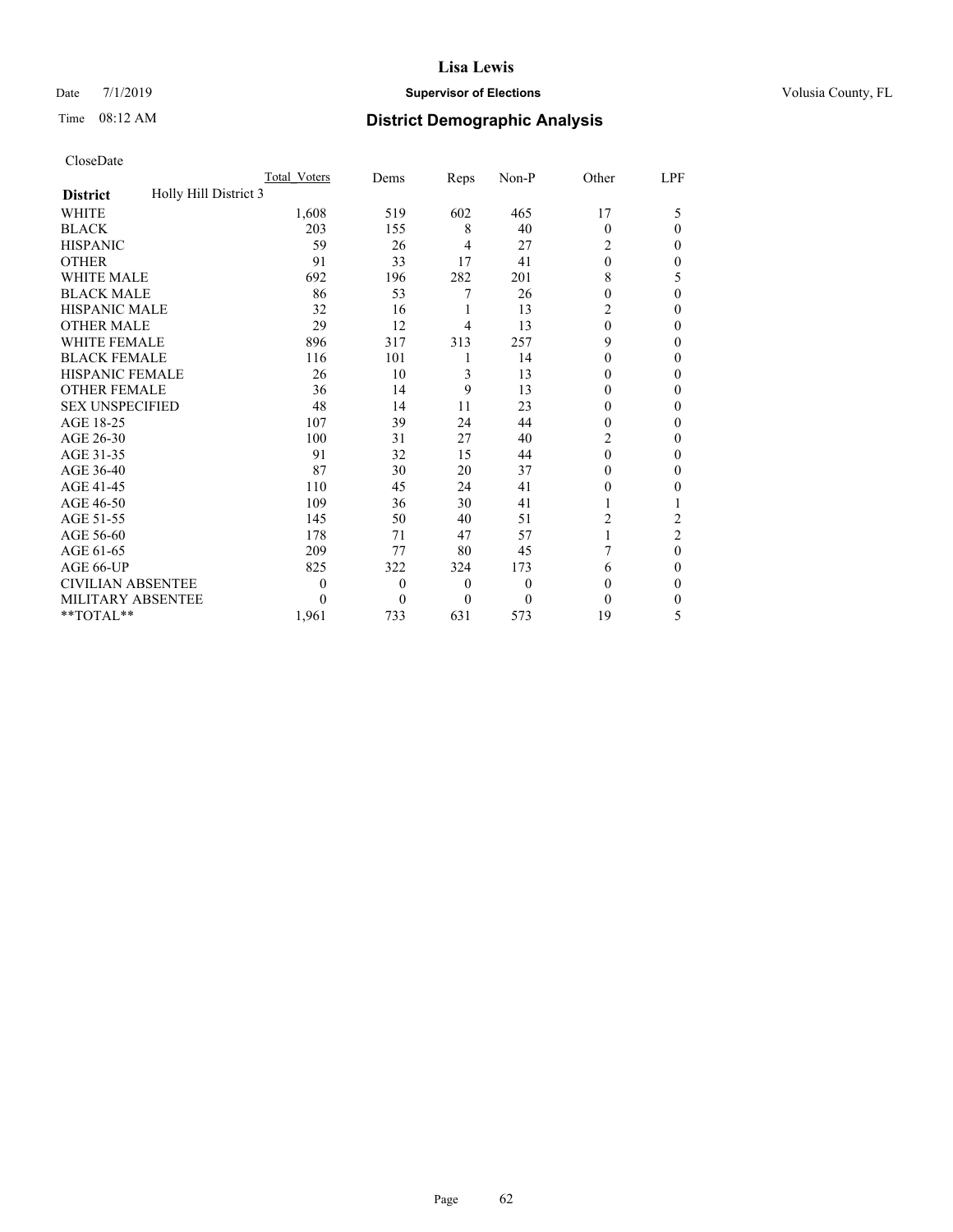# Lisa Lewis

Date 7/1/2019 **Supervisor of Elections** Volusia County, FL

Time 08:12 AM **District Demographic Analysis**

CloseDate

| | Total_Voters | Dems | Reps | Non-P | Other | LPF |
|---|---|---|---|---|---|---|
| **District** Holly Hill District 3 | | | | | | |
| WHITE | 1,608 | 519 | 602 | 465 | 17 | 5 |
| BLACK | 203 | 155 | 8 | 40 | 0 | 0 |
| HISPANIC | 59 | 26 | 4 | 27 | 2 | 0 |
| OTHER | 91 | 33 | 17 | 41 | 0 | 0 |
| WHITE MALE | 692 | 196 | 282 | 201 | 8 | 5 |
| BLACK MALE | 86 | 53 | 7 | 26 | 0 | 0 |
| HISPANIC MALE | 32 | 16 | 1 | 13 | 2 | 0 |
| OTHER MALE | 29 | 12 | 4 | 13 | 0 | 0 |
| WHITE FEMALE | 896 | 317 | 313 | 257 | 9 | 0 |
| BLACK FEMALE | 116 | 101 | 1 | 14 | 0 | 0 |
| HISPANIC FEMALE | 26 | 10 | 3 | 13 | 0 | 0 |
| OTHER FEMALE | 36 | 14 | 9 | 13 | 0 | 0 |
| SEX UNSPECIFIED | 48 | 14 | 11 | 23 | 0 | 0 |
| AGE 18-25 | 107 | 39 | 24 | 44 | 0 | 0 |
| AGE 26-30 | 100 | 31 | 27 | 40 | 2 | 0 |
| AGE 31-35 | 91 | 32 | 15 | 44 | 0 | 0 |
| AGE 36-40 | 87 | 30 | 20 | 37 | 0 | 0 |
| AGE 41-45 | 110 | 45 | 24 | 41 | 0 | 0 |
| AGE 46-50 | 109 | 36 | 30 | 41 | 1 | 1 |
| AGE 51-55 | 145 | 50 | 40 | 51 | 2 | 2 |
| AGE 56-60 | 178 | 71 | 47 | 57 | 1 | 2 |
| AGE 61-65 | 209 | 77 | 80 | 45 | 7 | 0 |
| AGE 66-UP | 825 | 322 | 324 | 173 | 6 | 0 |
| CIVILIAN ABSENTEE | 0 | 0 | 0 | 0 | 0 | 0 |
| MILITARY ABSENTEE | 0 | 0 | 0 | 0 | 0 | 0 |
| **TOTAL** | 1,961 | 733 | 631 | 573 | 19 | 5 |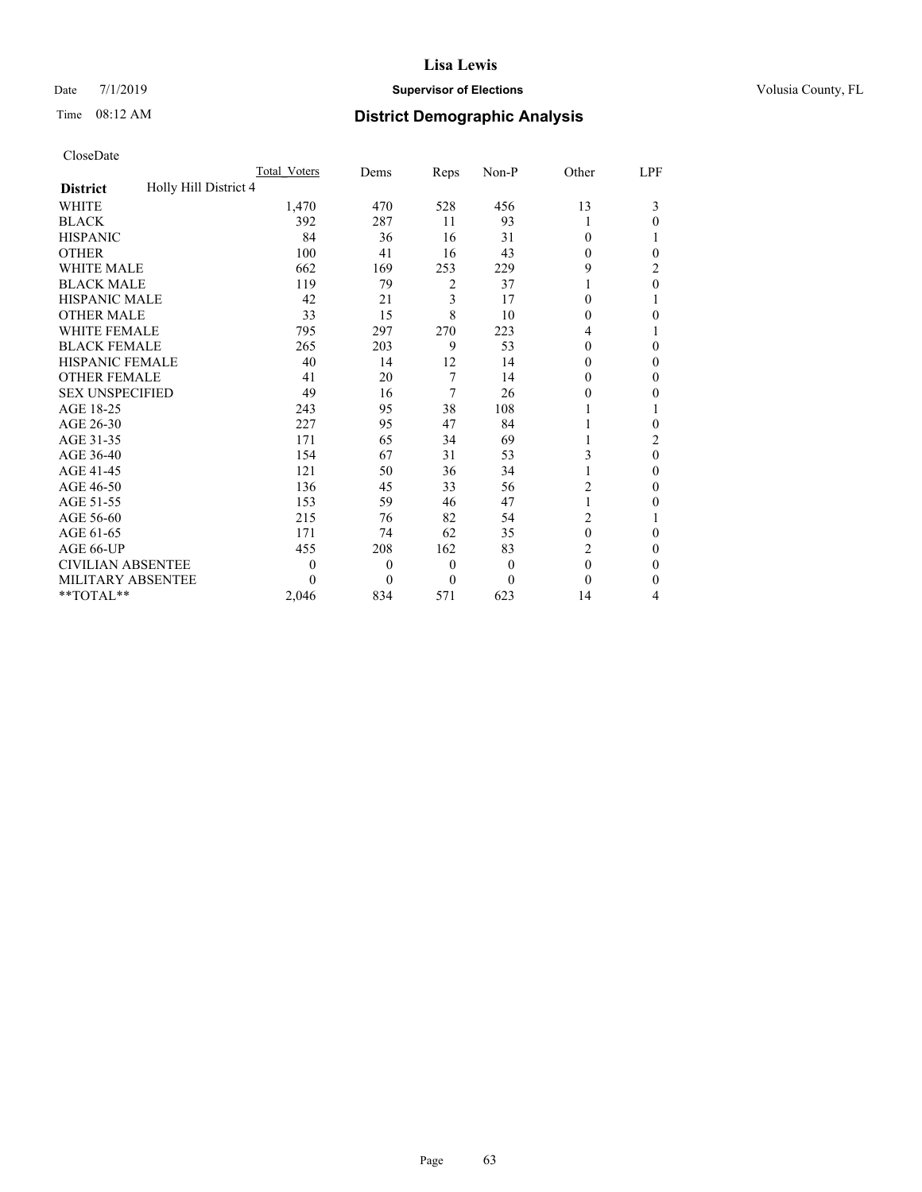# Lisa Lewis

Date 7/1/2019 **Supervisor of Elections** Volusia County, FL

Time 08:12 AM **District Demographic Analysis**

CloseDate

| **District** Holly Hill District 4 | Total_Voters | Dems | Reps | Non-P | Other | LPF |
|---|---|---|---|---|---|---|
| WHITE | 1,470 | 470 | 528 | 456 | 13 | 3 |
| BLACK | 392 | 287 | 11 | 93 | 1 | 0 |
| HISPANIC | 84 | 36 | 16 | 31 | 0 | 1 |
| OTHER | 100 | 41 | 16 | 43 | 0 | 0 |
| WHITE MALE | 662 | 169 | 253 | 229 | 9 | 2 |
| BLACK MALE | 119 | 79 | 2 | 37 | 1 | 0 |
| HISPANIC MALE | 42 | 21 | 3 | 17 | 0 | 1 |
| OTHER MALE | 33 | 15 | 8 | 10 | 0 | 0 |
| WHITE FEMALE | 795 | 297 | 270 | 223 | 4 | 1 |
| BLACK FEMALE | 265 | 203 | 9 | 53 | 0 | 0 |
| HISPANIC FEMALE | 40 | 14 | 12 | 14 | 0 | 0 |
| OTHER FEMALE | 41 | 20 | 7 | 14 | 0 | 0 |
| SEX UNSPECIFIED | 49 | 16 | 7 | 26 | 0 | 0 |
| AGE 18-25 | 243 | 95 | 38 | 108 | 1 | 1 |
| AGE 26-30 | 227 | 95 | 47 | 84 | 1 | 0 |
| AGE 31-35 | 171 | 65 | 34 | 69 | 1 | 2 |
| AGE 36-40 | 154 | 67 | 31 | 53 | 3 | 0 |
| AGE 41-45 | 121 | 50 | 36 | 34 | 1 | 0 |
| AGE 46-50 | 136 | 45 | 33 | 56 | 2 | 0 |
| AGE 51-55 | 153 | 59 | 46 | 47 | 1 | 0 |
| AGE 56-60 | 215 | 76 | 82 | 54 | 2 | 1 |
| AGE 61-65 | 171 | 74 | 62 | 35 | 0 | 0 |
| AGE 66-UP | 455 | 208 | 162 | 83 | 2 | 0 |
| CIVILIAN ABSENTEE | 0 | 0 | 0 | 0 | 0 | 0 |
| MILITARY ABSENTEE | 0 | 0 | 0 | 0 | 0 | 0 |
| **TOTAL** | 2,046 | 834 | 571 | 623 | 14 | 4 |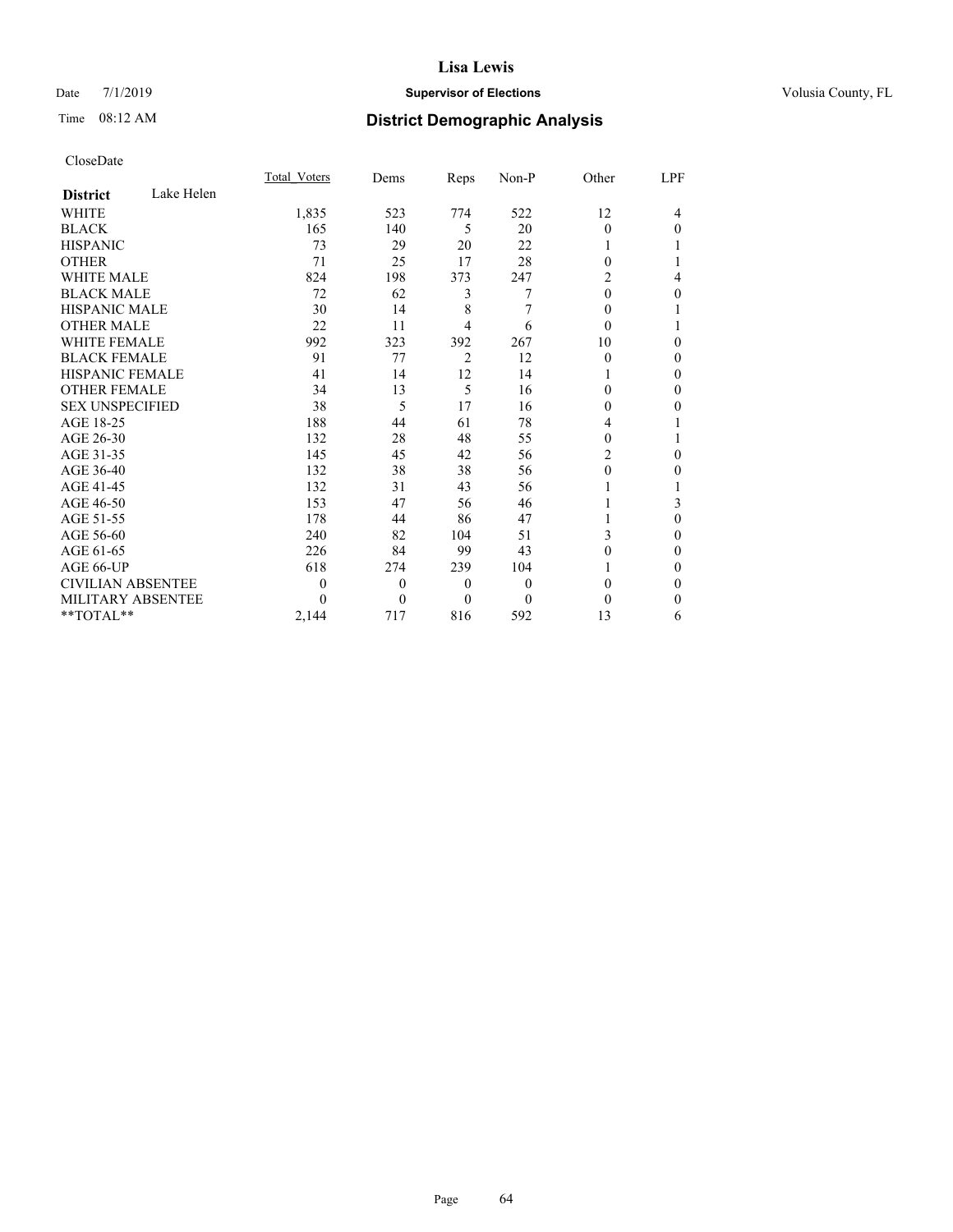**Lisa Lewis**

Date 7/1/2019 **Supervisor of Elections** Volusia County, FL

Time 08:12 AM

## District Demographic Analysis

CloseDate

| **District** Lake Helen | Total_Voters | Dems | Reps | Non-P | Other | LPF |
|---|---|---|---|---|---|---|
| WHITE | 1,835 | 523 | 774 | 522 | 12 | 4 |
| BLACK | 165 | 140 | 5 | 20 | 0 | 0 |
| HISPANIC | 73 | 29 | 20 | 22 | 1 | 1 |
| OTHER | 71 | 25 | 17 | 28 | 0 | 1 |
| WHITE MALE | 824 | 198 | 373 | 247 | 2 | 4 |
| BLACK MALE | 72 | 62 | 3 | 7 | 0 | 0 |
| HISPANIC MALE | 30 | 14 | 8 | 7 | 0 | 1 |
| OTHER MALE | 22 | 11 | 4 | 6 | 0 | 1 |
| WHITE FEMALE | 992 | 323 | 392 | 267 | 10 | 0 |
| BLACK FEMALE | 91 | 77 | 2 | 12 | 0 | 0 |
| HISPANIC FEMALE | 41 | 14 | 12 | 14 | 1 | 0 |
| OTHER FEMALE | 34 | 13 | 5 | 16 | 0 | 0 |
| SEX UNSPECIFIED | 38 | 5 | 17 | 16 | 0 | 0 |
| AGE 18-25 | 188 | 44 | 61 | 78 | 4 | 1 |
| AGE 26-30 | 132 | 28 | 48 | 55 | 0 | 1 |
| AGE 31-35 | 145 | 45 | 42 | 56 | 2 | 0 |
| AGE 36-40 | 132 | 38 | 38 | 56 | 0 | 0 |
| AGE 41-45 | 132 | 31 | 43 | 56 | 1 | 1 |
| AGE 46-50 | 153 | 47 | 56 | 46 | 1 | 3 |
| AGE 51-55 | 178 | 44 | 86 | 47 | 1 | 0 |
| AGE 56-60 | 240 | 82 | 104 | 51 | 3 | 0 |
| AGE 61-65 | 226 | 84 | 99 | 43 | 0 | 0 |
| AGE 66-UP | 618 | 274 | 239 | 104 | 1 | 0 |
| CIVILIAN ABSENTEE | 0 | 0 | 0 | 0 | 0 | 0 |
| MILITARY ABSENTEE | 0 | 0 | 0 | 0 | 0 | 0 |
| **TOTAL** | 2,144 | 717 | 816 | 592 | 13 | 6 |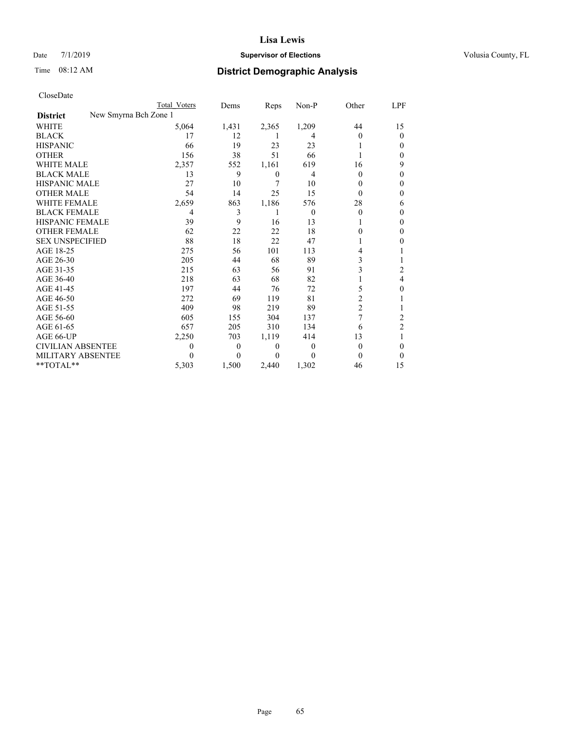# Lisa Lewis

Date 7/1/2019 **Supervisor of Elections** Volusia County, FL

Time 08:12 AM **District Demographic Analysis**

CloseDate

| | Total Voters | Dems | Reps | Non-P | Other | LPF |
|---|---|---|---|---|---|---|
| **District** New Smyrna Bch Zone 1 | | | | | | |
| WHITE | 5,064 | 1,431 | 2,365 | 1,209 | 44 | 15 |
| BLACK | 17 | 12 | 1 | 4 | 0 | 0 |
| HISPANIC | 66 | 19 | 23 | 23 | 1 | 0 |
| OTHER | 156 | 38 | 51 | 66 | 1 | 0 |
| WHITE MALE | 2,357 | 552 | 1,161 | 619 | 16 | 9 |
| BLACK MALE | 13 | 9 | 0 | 4 | 0 | 0 |
| HISPANIC MALE | 27 | 10 | 7 | 10 | 0 | 0 |
| OTHER MALE | 54 | 14 | 25 | 15 | 0 | 0 |
| WHITE FEMALE | 2,659 | 863 | 1,186 | 576 | 28 | 6 |
| BLACK FEMALE | 4 | 3 | 1 | 0 | 0 | 0 |
| HISPANIC FEMALE | 39 | 9 | 16 | 13 | 1 | 0 |
| OTHER FEMALE | 62 | 22 | 22 | 18 | 0 | 0 |
| SEX UNSPECIFIED | 88 | 18 | 22 | 47 | 1 | 0 |
| AGE 18-25 | 275 | 56 | 101 | 113 | 4 | 1 |
| AGE 26-30 | 205 | 44 | 68 | 89 | 3 | 1 |
| AGE 31-35 | 215 | 63 | 56 | 91 | 3 | 2 |
| AGE 36-40 | 218 | 63 | 68 | 82 | 1 | 4 |
| AGE 41-45 | 197 | 44 | 76 | 72 | 5 | 0 |
| AGE 46-50 | 272 | 69 | 119 | 81 | 2 | 1 |
| AGE 51-55 | 409 | 98 | 219 | 89 | 2 | 1 |
| AGE 56-60 | 605 | 155 | 304 | 137 | 7 | 2 |
| AGE 61-65 | 657 | 205 | 310 | 134 | 6 | 2 |
| AGE 66-UP | 2,250 | 703 | 1,119 | 414 | 13 | 1 |
| CIVILIAN ABSENTEE | 0 | 0 | 0 | 0 | 0 | 0 |
| MILITARY ABSENTEE | 0 | 0 | 0 | 0 | 0 | 0 |
| **TOTAL** | 5,303 | 1,500 | 2,440 | 1,302 | 46 | 15 |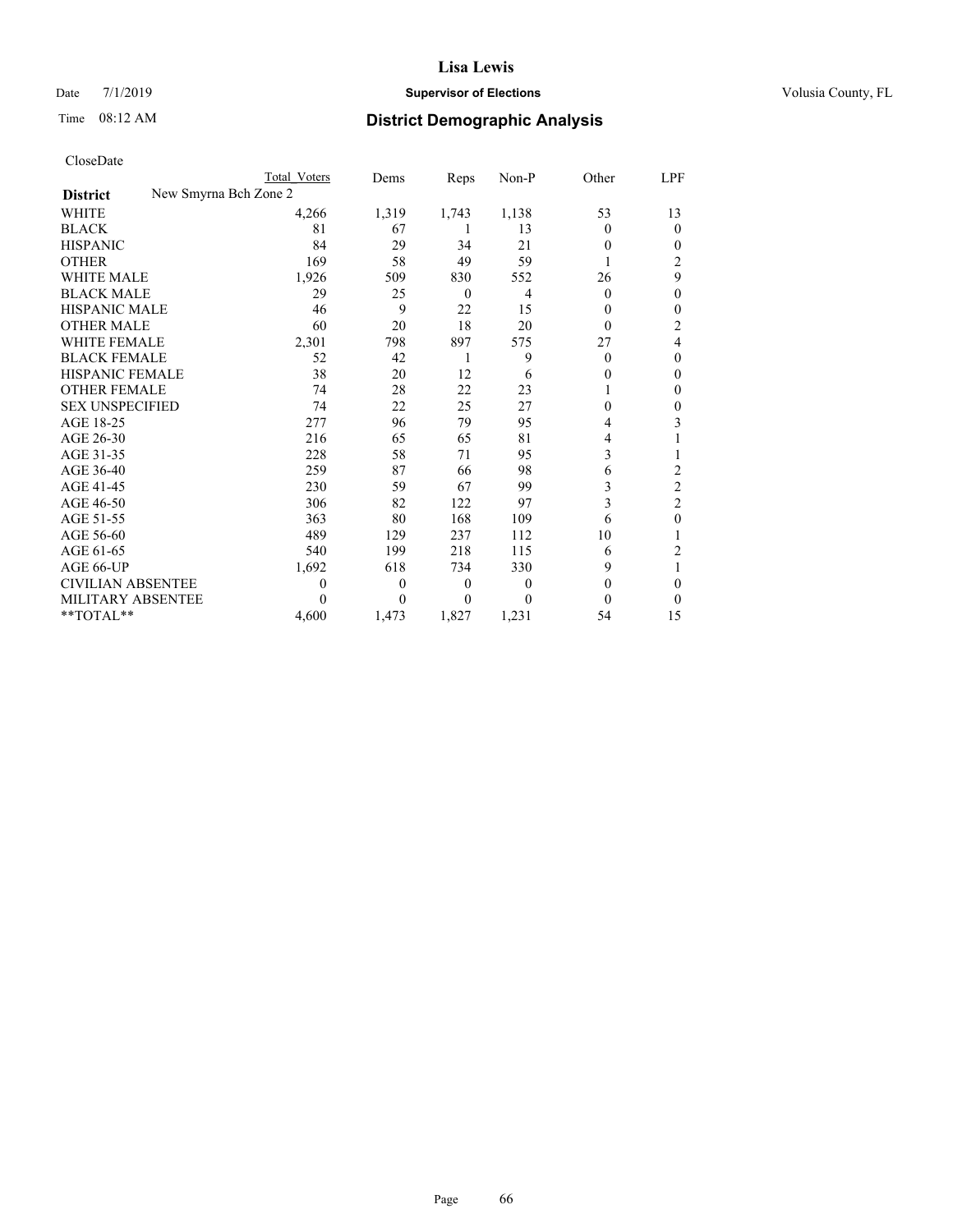# Lisa Lewis

Date 7/1/2019 **Supervisor of Elections** Volusia County, FL

Time 08:12 AM **District Demographic Analysis**

CloseDate

| **District** New Smyrna Bch Zone 2 | Total Voters | Dems | Reps | Non-P | Other | LPF |
|---|---|---|---|---|---|---|
| WHITE | 4,266 | 1,319 | 1,743 | 1,138 | 53 | 13 |
| BLACK | 81 | 67 | 1 | 13 | 0 | 0 |
| HISPANIC | 84 | 29 | 34 | 21 | 0 | 0 |
| OTHER | 169 | 58 | 49 | 59 | 1 | 2 |
| WHITE MALE | 1,926 | 509 | 830 | 552 | 26 | 9 |
| BLACK MALE | 29 | 25 | 0 | 4 | 0 | 0 |
| HISPANIC MALE | 46 | 9 | 22 | 15 | 0 | 0 |
| OTHER MALE | 60 | 20 | 18 | 20 | 0 | 2 |
| WHITE FEMALE | 2,301 | 798 | 897 | 575 | 27 | 4 |
| BLACK FEMALE | 52 | 42 | 1 | 9 | 0 | 0 |
| HISPANIC FEMALE | 38 | 20 | 12 | 6 | 0 | 0 |
| OTHER FEMALE | 74 | 28 | 22 | 23 | 1 | 0 |
| SEX UNSPECIFIED | 74 | 22 | 25 | 27 | 0 | 0 |
| AGE 18-25 | 277 | 96 | 79 | 95 | 4 | 3 |
| AGE 26-30 | 216 | 65 | 65 | 81 | 4 | 1 |
| AGE 31-35 | 228 | 58 | 71 | 95 | 3 | 1 |
| AGE 36-40 | 259 | 87 | 66 | 98 | 6 | 2 |
| AGE 41-45 | 230 | 59 | 67 | 99 | 3 | 2 |
| AGE 46-50 | 306 | 82 | 122 | 97 | 3 | 2 |
| AGE 51-55 | 363 | 80 | 168 | 109 | 6 | 0 |
| AGE 56-60 | 489 | 129 | 237 | 112 | 10 | 1 |
| AGE 61-65 | 540 | 199 | 218 | 115 | 6 | 2 |
| AGE 66-UP | 1,692 | 618 | 734 | 330 | 9 | 1 |
| CIVILIAN ABSENTEE | 0 | 0 | 0 | 0 | 0 | 0 |
| MILITARY ABSENTEE | 0 | 0 | 0 | 0 | 0 | 0 |
| **TOTAL** | 4,600 | 1,473 | 1,827 | 1,231 | 54 | 15 |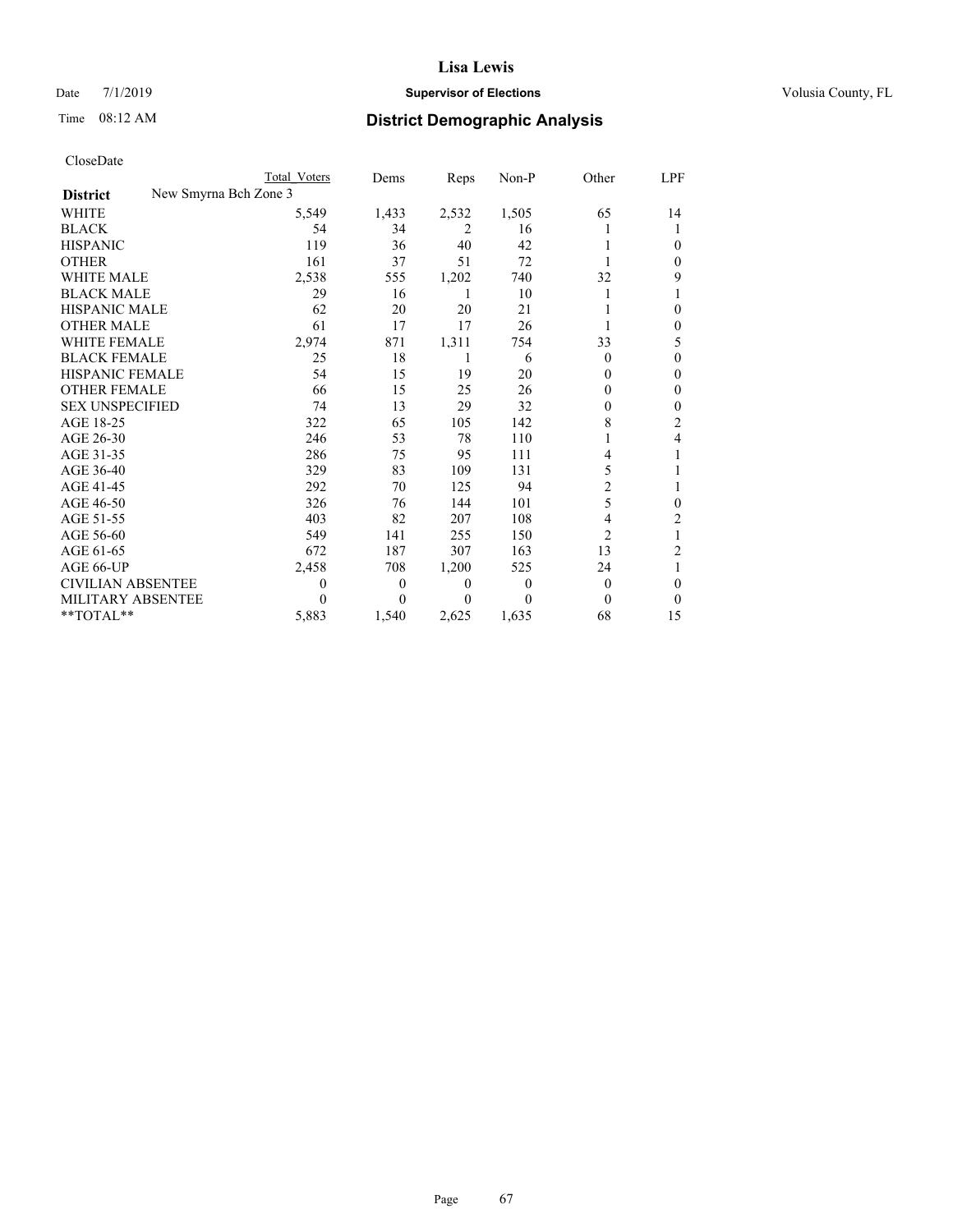**Lisa Lewis**

Date 7/1/2019 **Supervisor of Elections** Volusia County, FL

Time 08:12 AM **District Demographic Analysis**

CloseDate

| District: New Smyrna Bch Zone 3 | Total Voters | Dems | Reps | Non-P | Other | LPF |
|---|---|---|---|---|---|---|
| WHITE | 5,549 | 1,433 | 2,532 | 1,505 | 65 | 14 |
| BLACK | 54 | 34 | 2 | 16 | 1 | 1 |
| HISPANIC | 119 | 36 | 40 | 42 | 1 | 0 |
| OTHER | 161 | 37 | 51 | 72 | 1 | 0 |
| WHITE MALE | 2,538 | 555 | 1,202 | 740 | 32 | 9 |
| BLACK MALE | 29 | 16 | 1 | 10 | 1 | 1 |
| HISPANIC MALE | 62 | 20 | 20 | 21 | 1 | 0 |
| OTHER MALE | 61 | 17 | 17 | 26 | 1 | 0 |
| WHITE FEMALE | 2,974 | 871 | 1,311 | 754 | 33 | 5 |
| BLACK FEMALE | 25 | 18 | 1 | 6 | 0 | 0 |
| HISPANIC FEMALE | 54 | 15 | 19 | 20 | 0 | 0 |
| OTHER FEMALE | 66 | 15 | 25 | 26 | 0 | 0 |
| SEX UNSPECIFIED | 74 | 13 | 29 | 32 | 0 | 0 |
| AGE 18-25 | 322 | 65 | 105 | 142 | 8 | 2 |
| AGE 26-30 | 246 | 53 | 78 | 110 | 1 | 4 |
| AGE 31-35 | 286 | 75 | 95 | 111 | 4 | 1 |
| AGE 36-40 | 329 | 83 | 109 | 131 | 5 | 1 |
| AGE 41-45 | 292 | 70 | 125 | 94 | 2 | 1 |
| AGE 46-50 | 326 | 76 | 144 | 101 | 5 | 0 |
| AGE 51-55 | 403 | 82 | 207 | 108 | 4 | 2 |
| AGE 56-60 | 549 | 141 | 255 | 150 | 2 | 1 |
| AGE 61-65 | 672 | 187 | 307 | 163 | 13 | 2 |
| AGE 66-UP | 2,458 | 708 | 1,200 | 525 | 24 | 1 |
| CIVILIAN ABSENTEE | 0 | 0 | 0 | 0 | 0 | 0 |
| MILITARY ABSENTEE | 0 | 0 | 0 | 0 | 0 | 0 |
| **TOTAL** | 5,883 | 1,540 | 2,625 | 1,635 | 68 | 15 |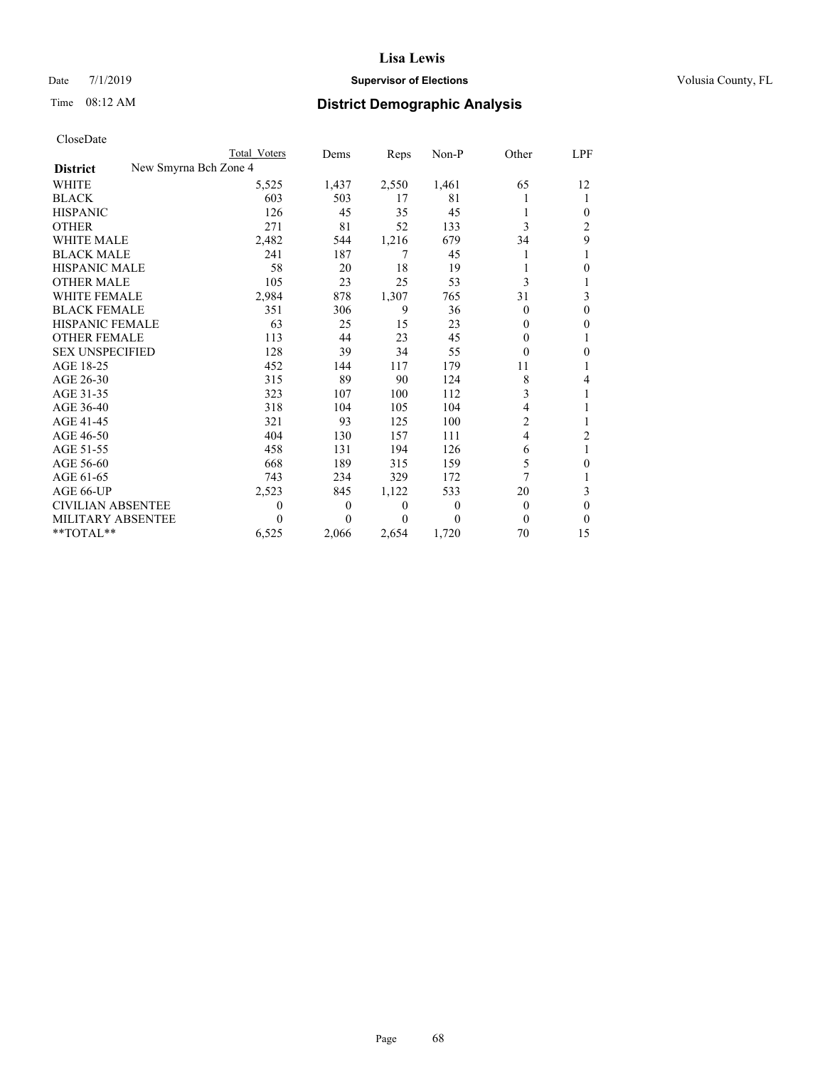# Lisa Lewis

Date 7/1/2019 **Supervisor of Elections** Volusia County, FL

Time 08:12 AM **District Demographic Analysis**

CloseDate

| District | New Smyrna Bch Zone 4 Total Voters | Dems | Reps | Non-P | Other | LPF |
|---|---|---|---|---|---|---|
| WHITE | 5,525 | 1,437 | 2,550 | 1,461 | 65 | 12 |
| BLACK | 603 | 503 | 17 | 81 | 1 | 1 |
| HISPANIC | 126 | 45 | 35 | 45 | 1 | 0 |
| OTHER | 271 | 81 | 52 | 133 | 3 | 2 |
| WHITE MALE | 2,482 | 544 | 1,216 | 679 | 34 | 9 |
| BLACK MALE | 241 | 187 | 7 | 45 | 1 | 1 |
| HISPANIC MALE | 58 | 20 | 18 | 19 | 1 | 0 |
| OTHER MALE | 105 | 23 | 25 | 53 | 3 | 1 |
| WHITE FEMALE | 2,984 | 878 | 1,307 | 765 | 31 | 3 |
| BLACK FEMALE | 351 | 306 | 9 | 36 | 0 | 0 |
| HISPANIC FEMALE | 63 | 25 | 15 | 23 | 0 | 0 |
| OTHER FEMALE | 113 | 44 | 23 | 45 | 0 | 1 |
| SEX UNSPECIFIED | 128 | 39 | 34 | 55 | 0 | 0 |
| AGE 18-25 | 452 | 144 | 117 | 179 | 11 | 1 |
| AGE 26-30 | 315 | 89 | 90 | 124 | 8 | 4 |
| AGE 31-35 | 323 | 107 | 100 | 112 | 3 | 1 |
| AGE 36-40 | 318 | 104 | 105 | 104 | 4 | 1 |
| AGE 41-45 | 321 | 93 | 125 | 100 | 2 | 1 |
| AGE 46-50 | 404 | 130 | 157 | 111 | 4 | 2 |
| AGE 51-55 | 458 | 131 | 194 | 126 | 6 | 1 |
| AGE 56-60 | 668 | 189 | 315 | 159 | 5 | 0 |
| AGE 61-65 | 743 | 234 | 329 | 172 | 7 | 1 |
| AGE 66-UP | 2,523 | 845 | 1,122 | 533 | 20 | 3 |
| CIVILIAN ABSENTEE | 0 | 0 | 0 | 0 | 0 | 0 |
| MILITARY ABSENTEE | 0 | 0 | 0 | 0 | 0 | 0 |
| **TOTAL** | 6,525 | 2,066 | 2,654 | 1,720 | 70 | 15 |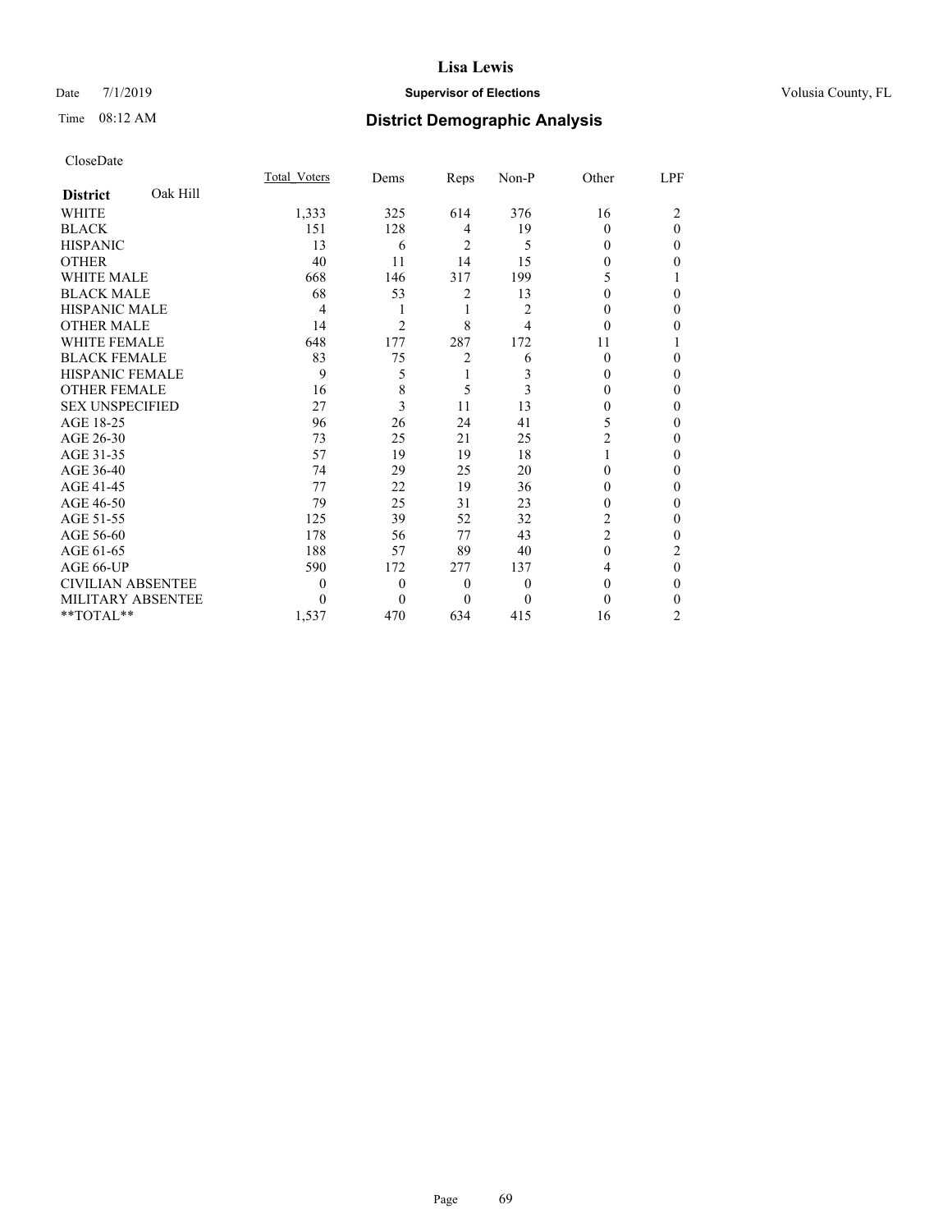# Lisa Lewis

Date 7/1/2019 **Supervisor of Elections** Volusia County, FL

Time 08:12 AM **District Demographic Analysis**

CloseDate

| **District** Oak Hill | Total_Voters | Dems | Reps | Non-P | Other | LPF |
|---|---|---|---|---|---|---|
| WHITE | 1,333 | 325 | 614 | 376 | 16 | 2 |
| BLACK | 151 | 128 | 4 | 19 | 0 | 0 |
| HISPANIC | 13 | 6 | 2 | 5 | 0 | 0 |
| OTHER | 40 | 11 | 14 | 15 | 0 | 0 |
| WHITE MALE | 668 | 146 | 317 | 199 | 5 | 1 |
| BLACK MALE | 68 | 53 | 2 | 13 | 0 | 0 |
| HISPANIC MALE | 4 | 1 | 1 | 2 | 0 | 0 |
| OTHER MALE | 14 | 2 | 8 | 4 | 0 | 0 |
| WHITE FEMALE | 648 | 177 | 287 | 172 | 11 | 1 |
| BLACK FEMALE | 83 | 75 | 2 | 6 | 0 | 0 |
| HISPANIC FEMALE | 9 | 5 | 1 | 3 | 0 | 0 |
| OTHER FEMALE | 16 | 8 | 5 | 3 | 0 | 0 |
| SEX UNSPECIFIED | 27 | 3 | 11 | 13 | 0 | 0 |
| AGE 18-25 | 96 | 26 | 24 | 41 | 5 | 0 |
| AGE 26-30 | 73 | 25 | 21 | 25 | 2 | 0 |
| AGE 31-35 | 57 | 19 | 19 | 18 | 1 | 0 |
| AGE 36-40 | 74 | 29 | 25 | 20 | 0 | 0 |
| AGE 41-45 | 77 | 22 | 19 | 36 | 0 | 0 |
| AGE 46-50 | 79 | 25 | 31 | 23 | 0 | 0 |
| AGE 51-55 | 125 | 39 | 52 | 32 | 2 | 0 |
| AGE 56-60 | 178 | 56 | 77 | 43 | 2 | 0 |
| AGE 61-65 | 188 | 57 | 89 | 40 | 0 | 2 |
| AGE 66-UP | 590 | 172 | 277 | 137 | 4 | 0 |
| CIVILIAN ABSENTEE | 0 | 0 | 0 | 0 | 0 | 0 |
| MILITARY ABSENTEE | 0 | 0 | 0 | 0 | 0 | 0 |
| **TOTAL** | 1,537 | 470 | 634 | 415 | 16 | 2 |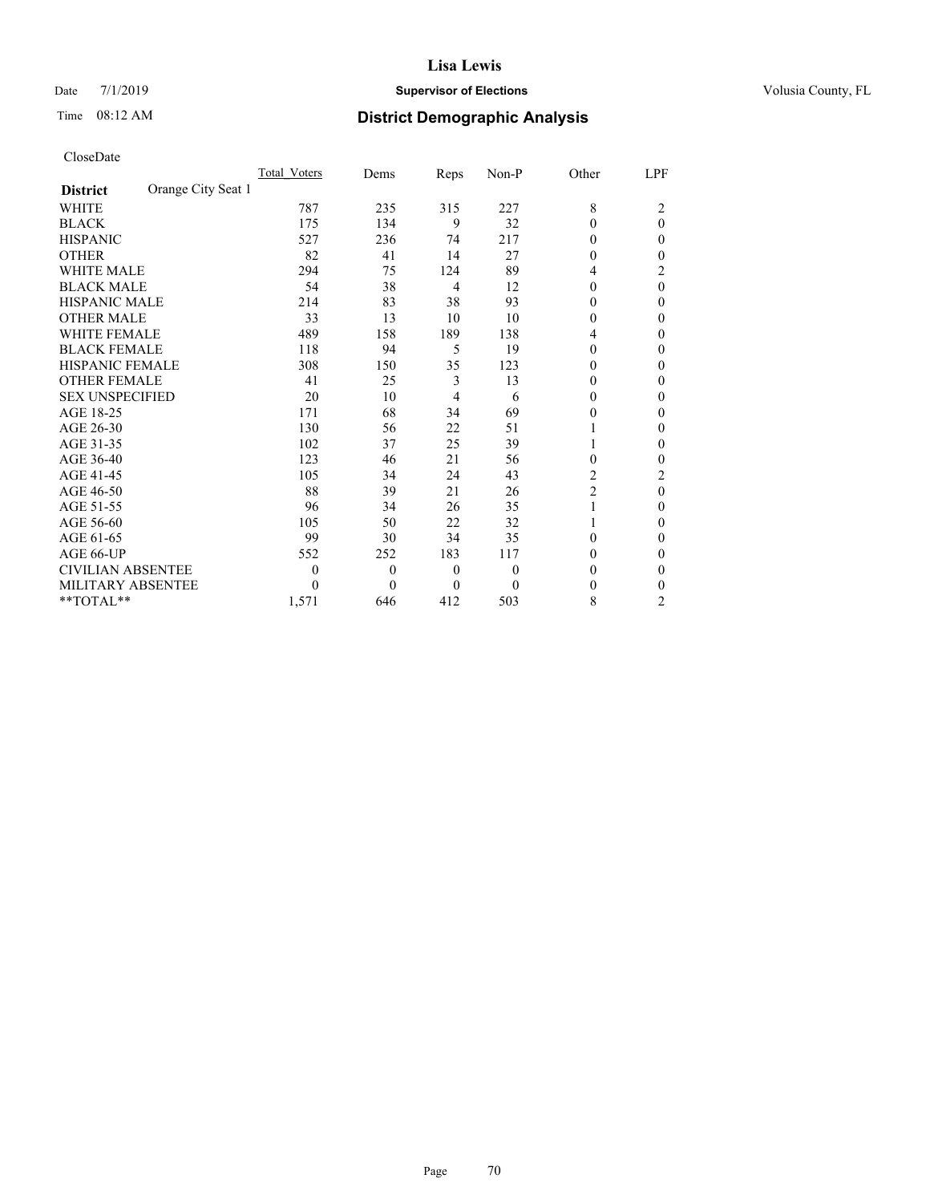CloseDate

| District: Orange City Seat 1 | Total_Voters | Dems | Reps | Non-P | Other | LPF |
|---|---|---|---|---|---|---|
| WHITE | 787 | 235 | 315 | 227 | 8 | 2 |
| BLACK | 175 | 134 | 9 | 32 | 0 | 0 |
| HISPANIC | 527 | 236 | 74 | 217 | 0 | 0 |
| OTHER | 82 | 41 | 14 | 27 | 0 | 0 |
| WHITE MALE | 294 | 75 | 124 | 89 | 4 | 2 |
| BLACK MALE | 54 | 38 | 4 | 12 | 0 | 0 |
| HISPANIC MALE | 214 | 83 | 38 | 93 | 0 | 0 |
| OTHER MALE | 33 | 13 | 10 | 10 | 0 | 0 |
| WHITE FEMALE | 489 | 158 | 189 | 138 | 4 | 0 |
| BLACK FEMALE | 118 | 94 | 5 | 19 | 0 | 0 |
| HISPANIC FEMALE | 308 | 150 | 35 | 123 | 0 | 0 |
| OTHER FEMALE | 41 | 25 | 3 | 13 | 0 | 0 |
| SEX UNSPECIFIED | 20 | 10 | 4 | 6 | 0 | 0 |
| AGE 18-25 | 171 | 68 | 34 | 69 | 0 | 0 |
| AGE 26-30 | 130 | 56 | 22 | 51 | 1 | 0 |
| AGE 31-35 | 102 | 37 | 25 | 39 | 1 | 0 |
| AGE 36-40 | 123 | 46 | 21 | 56 | 0 | 0 |
| AGE 41-45 | 105 | 34 | 24 | 43 | 2 | 2 |
| AGE 46-50 | 88 | 39 | 21 | 26 | 2 | 0 |
| AGE 51-55 | 96 | 34 | 26 | 35 | 1 | 0 |
| AGE 56-60 | 105 | 50 | 22 | 32 | 1 | 0 |
| AGE 61-65 | 99 | 30 | 34 | 35 | 0 | 0 |
| AGE 66-UP | 552 | 252 | 183 | 117 | 0 | 0 |
| CIVILIAN ABSENTEE | 0 | 0 | 0 | 0 | 0 | 0 |
| MILITARY ABSENTEE | 0 | 0 | 0 | 0 | 0 | 0 |
| **TOTAL** | 1,571 | 646 | 412 | 503 | 8 | 2 |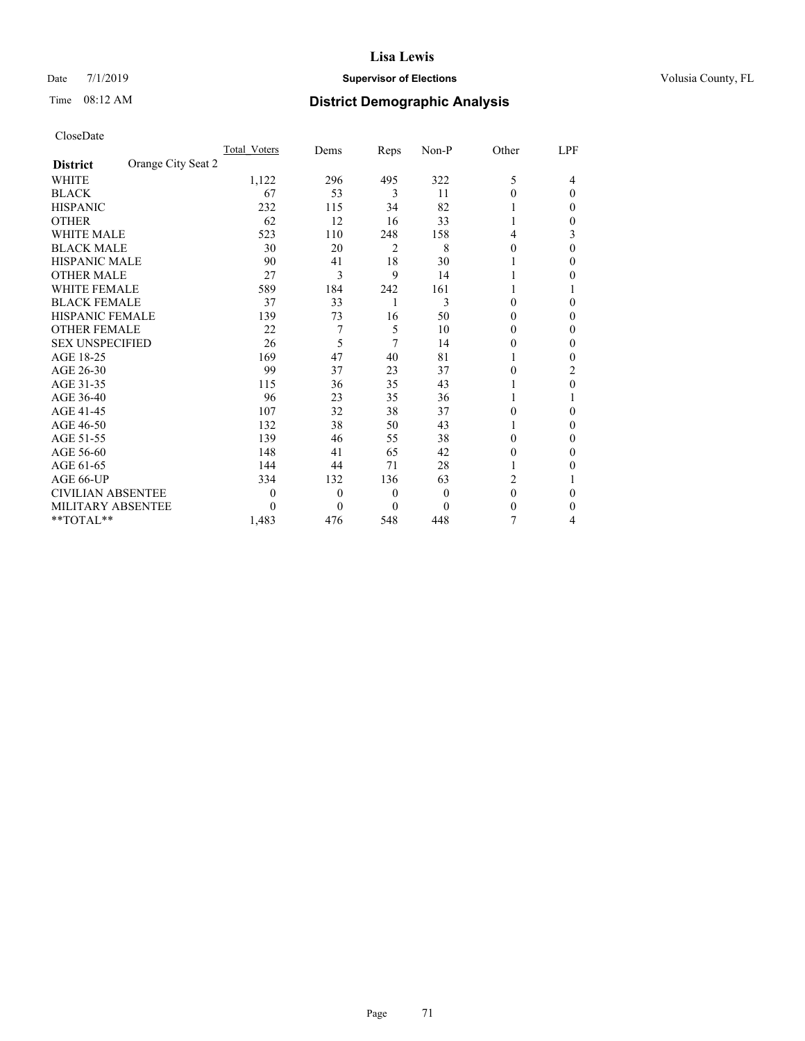# Lisa Lewis

Date 7/1/2019 **Supervisor of Elections** Volusia County, FL

Time 08:12 AM **District Demographic Analysis**

CloseDate

| **District** Orange City Seat 2 | Total_Voters | Dems | Reps | Non-P | Other | LPF |
|---|---|---|---|---|---|---|
| WHITE | 1,122 | 296 | 495 | 322 | 5 | 4 |
| BLACK | 67 | 53 | 3 | 11 | 0 | 0 |
| HISPANIC | 232 | 115 | 34 | 82 | 1 | 0 |
| OTHER | 62 | 12 | 16 | 33 | 1 | 0 |
| WHITE MALE | 523 | 110 | 248 | 158 | 4 | 3 |
| BLACK MALE | 30 | 20 | 2 | 8 | 0 | 0 |
| HISPANIC MALE | 90 | 41 | 18 | 30 | 1 | 0 |
| OTHER MALE | 27 | 3 | 9 | 14 | 1 | 0 |
| WHITE FEMALE | 589 | 184 | 242 | 161 | 1 | 1 |
| BLACK FEMALE | 37 | 33 | 1 | 3 | 0 | 0 |
| HISPANIC FEMALE | 139 | 73 | 16 | 50 | 0 | 0 |
| OTHER FEMALE | 22 | 7 | 5 | 10 | 0 | 0 |
| SEX UNSPECIFIED | 26 | 5 | 7 | 14 | 0 | 0 |
| AGE 18-25 | 169 | 47 | 40 | 81 | 1 | 0 |
| AGE 26-30 | 99 | 37 | 23 | 37 | 0 | 2 |
| AGE 31-35 | 115 | 36 | 35 | 43 | 1 | 0 |
| AGE 36-40 | 96 | 23 | 35 | 36 | 1 | 1 |
| AGE 41-45 | 107 | 32 | 38 | 37 | 0 | 0 |
| AGE 46-50 | 132 | 38 | 50 | 43 | 1 | 0 |
| AGE 51-55 | 139 | 46 | 55 | 38 | 0 | 0 |
| AGE 56-60 | 148 | 41 | 65 | 42 | 0 | 0 |
| AGE 61-65 | 144 | 44 | 71 | 28 | 1 | 0 |
| AGE 66-UP | 334 | 132 | 136 | 63 | 2 | 1 |
| CIVILIAN ABSENTEE | 0 | 0 | 0 | 0 | 0 | 0 |
| MILITARY ABSENTEE | 0 | 0 | 0 | 0 | 0 | 0 |
| **TOTAL** | 1,483 | 476 | 548 | 448 | 7 | 4 |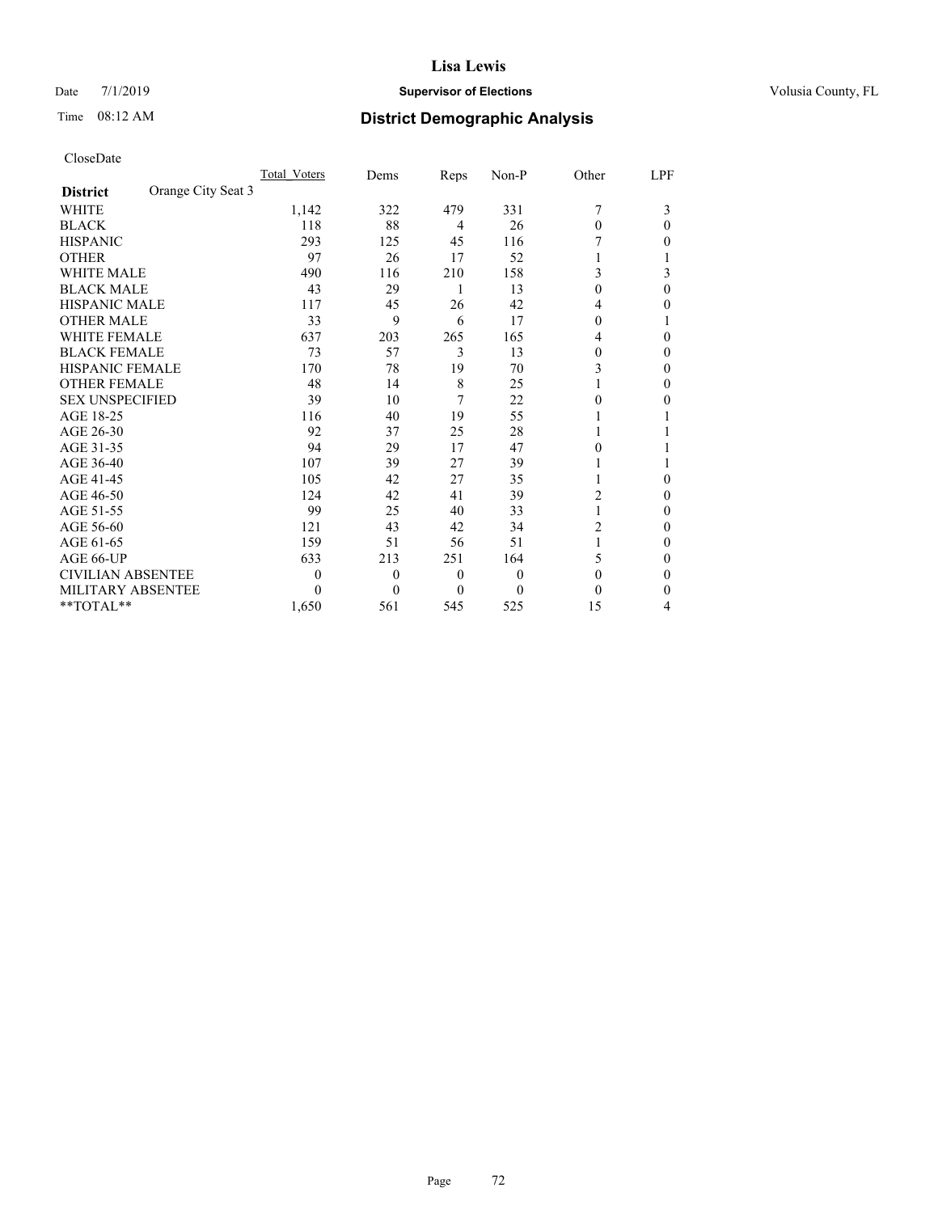# Lisa Lewis

Date 7/1/2019 **Supervisor of Elections** Volusia County, FL

Time 08:12 AM **District Demographic Analysis**

CloseDate

| **District** Orange City Seat 3 | Total_Voters | Dems | Reps | Non-P | Other | LPF |
|---|---|---|---|---|---|---|
| WHITE | 1,142 | 322 | 479 | 331 | 7 | 3 |
| BLACK | 118 | 88 | 4 | 26 | 0 | 0 |
| HISPANIC | 293 | 125 | 45 | 116 | 7 | 0 |
| OTHER | 97 | 26 | 17 | 52 | 1 | 1 |
| WHITE MALE | 490 | 116 | 210 | 158 | 3 | 3 |
| BLACK MALE | 43 | 29 | 1 | 13 | 0 | 0 |
| HISPANIC MALE | 117 | 45 | 26 | 42 | 4 | 0 |
| OTHER MALE | 33 | 9 | 6 | 17 | 0 | 1 |
| WHITE FEMALE | 637 | 203 | 265 | 165 | 4 | 0 |
| BLACK FEMALE | 73 | 57 | 3 | 13 | 0 | 0 |
| HISPANIC FEMALE | 170 | 78 | 19 | 70 | 3 | 0 |
| OTHER FEMALE | 48 | 14 | 8 | 25 | 1 | 0 |
| SEX UNSPECIFIED | 39 | 10 | 7 | 22 | 0 | 0 |
| AGE 18-25 | 116 | 40 | 19 | 55 | 1 | 1 |
| AGE 26-30 | 92 | 37 | 25 | 28 | 1 | 1 |
| AGE 31-35 | 94 | 29 | 17 | 47 | 0 | 1 |
| AGE 36-40 | 107 | 39 | 27 | 39 | 1 | 1 |
| AGE 41-45 | 105 | 42 | 27 | 35 | 1 | 0 |
| AGE 46-50 | 124 | 42 | 41 | 39 | 2 | 0 |
| AGE 51-55 | 99 | 25 | 40 | 33 | 1 | 0 |
| AGE 56-60 | 121 | 43 | 42 | 34 | 2 | 0 |
| AGE 61-65 | 159 | 51 | 56 | 51 | 1 | 0 |
| AGE 66-UP | 633 | 213 | 251 | 164 | 5 | 0 |
| CIVILIAN ABSENTEE | 0 | 0 | 0 | 0 | 0 | 0 |
| MILITARY ABSENTEE | 0 | 0 | 0 | 0 | 0 | 0 |
| **TOTAL** | 1,650 | 561 | 545 | 525 | 15 | 4 |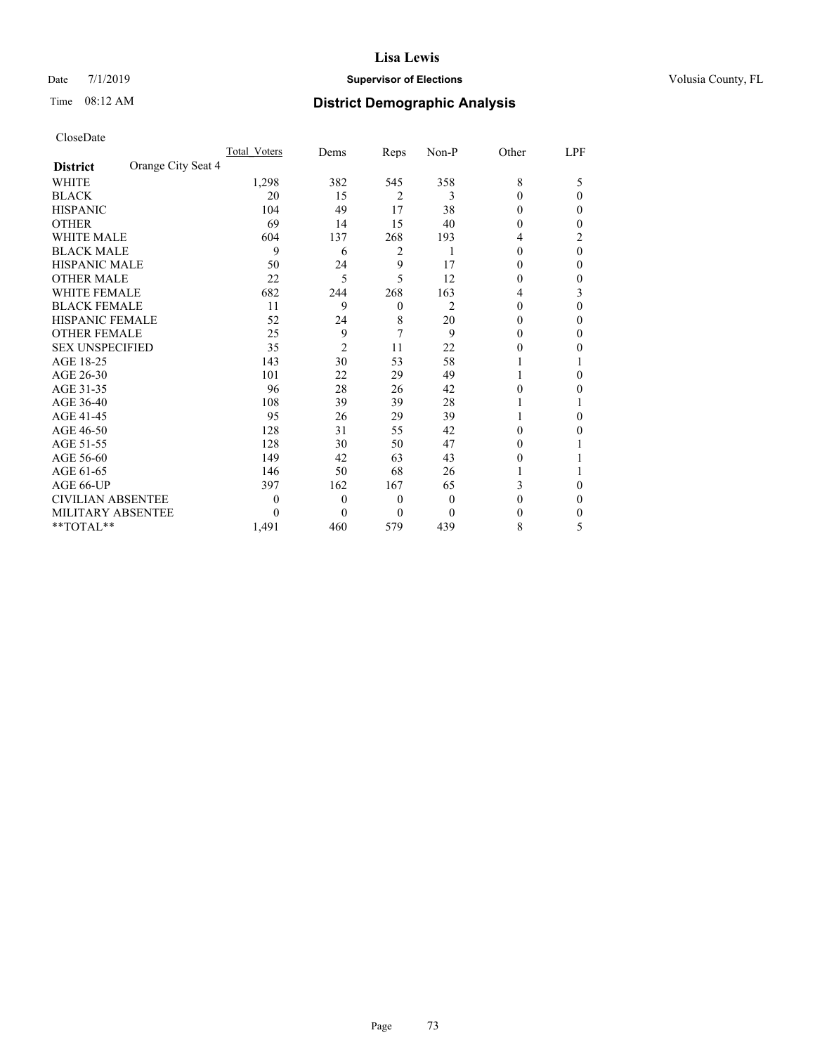# Lisa Lewis

Date 7/1/2019 **Supervisor of Elections** Volusia County, FL

Time 08:12 AM **District Demographic Analysis**

CloseDate

| **District** Orange City Seat 4 | Total_Voters | Dems | Reps | Non-P | Other | LPF |
|---|---|---|---|---|---|---|
| WHITE | 1,298 | 382 | 545 | 358 | 8 | 5 |
| BLACK | 20 | 15 | 2 | 3 | 0 | 0 |
| HISPANIC | 104 | 49 | 17 | 38 | 0 | 0 |
| OTHER | 69 | 14 | 15 | 40 | 0 | 0 |
| WHITE MALE | 604 | 137 | 268 | 193 | 4 | 2 |
| BLACK MALE | 9 | 6 | 2 | 1 | 0 | 0 |
| HISPANIC MALE | 50 | 24 | 9 | 17 | 0 | 0 |
| OTHER MALE | 22 | 5 | 5 | 12 | 0 | 0 |
| WHITE FEMALE | 682 | 244 | 268 | 163 | 4 | 3 |
| BLACK FEMALE | 11 | 9 | 0 | 2 | 0 | 0 |
| HISPANIC FEMALE | 52 | 24 | 8 | 20 | 0 | 0 |
| OTHER FEMALE | 25 | 9 | 7 | 9 | 0 | 0 |
| SEX UNSPECIFIED | 35 | 2 | 11 | 22 | 0 | 0 |
| AGE 18-25 | 143 | 30 | 53 | 58 | 1 | 1 |
| AGE 26-30 | 101 | 22 | 29 | 49 | 1 | 0 |
| AGE 31-35 | 96 | 28 | 26 | 42 | 0 | 0 |
| AGE 36-40 | 108 | 39 | 39 | 28 | 1 | 1 |
| AGE 41-45 | 95 | 26 | 29 | 39 | 1 | 0 |
| AGE 46-50 | 128 | 31 | 55 | 42 | 0 | 0 |
| AGE 51-55 | 128 | 30 | 50 | 47 | 0 | 1 |
| AGE 56-60 | 149 | 42 | 63 | 43 | 0 | 1 |
| AGE 61-65 | 146 | 50 | 68 | 26 | 1 | 1 |
| AGE 66-UP | 397 | 162 | 167 | 65 | 3 | 0 |
| CIVILIAN ABSENTEE | 0 | 0 | 0 | 0 | 0 | 0 |
| MILITARY ABSENTEE | 0 | 0 | 0 | 0 | 0 | 0 |
| **TOTAL** | 1,491 | 460 | 579 | 439 | 8 | 5 |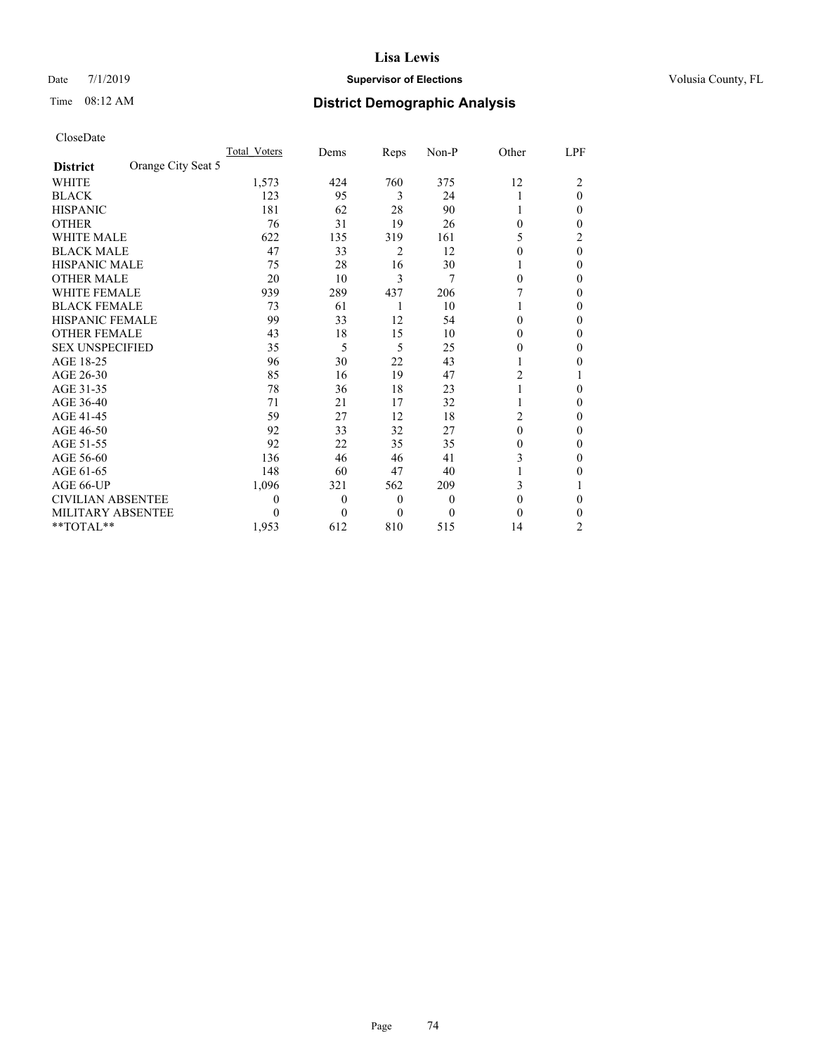# Lisa Lewis

Date 7/1/2019 **Supervisor of Elections** Volusia County, FL

Time 08:12 AM **District Demographic Analysis**

CloseDate

| District: Orange City Seat 5 | Total_Voters | Dems | Reps | Non-P | Other | LPF |
|---|---|---|---|---|---|---|
| WHITE | 1,573 | 424 | 760 | 375 | 12 | 2 |
| BLACK | 123 | 95 | 3 | 24 | 1 | 0 |
| HISPANIC | 181 | 62 | 28 | 90 | 1 | 0 |
| OTHER | 76 | 31 | 19 | 26 | 0 | 0 |
| WHITE MALE | 622 | 135 | 319 | 161 | 5 | 2 |
| BLACK MALE | 47 | 33 | 2 | 12 | 0 | 0 |
| HISPANIC MALE | 75 | 28 | 16 | 30 | 1 | 0 |
| OTHER MALE | 20 | 10 | 3 | 7 | 0 | 0 |
| WHITE FEMALE | 939 | 289 | 437 | 206 | 7 | 0 |
| BLACK FEMALE | 73 | 61 | 1 | 10 | 1 | 0 |
| HISPANIC FEMALE | 99 | 33 | 12 | 54 | 0 | 0 |
| OTHER FEMALE | 43 | 18 | 15 | 10 | 0 | 0 |
| SEX UNSPECIFIED | 35 | 5 | 5 | 25 | 0 | 0 |
| AGE 18-25 | 96 | 30 | 22 | 43 | 1 | 0 |
| AGE 26-30 | 85 | 16 | 19 | 47 | 2 | 1 |
| AGE 31-35 | 78 | 36 | 18 | 23 | 1 | 0 |
| AGE 36-40 | 71 | 21 | 17 | 32 | 1 | 0 |
| AGE 41-45 | 59 | 27 | 12 | 18 | 2 | 0 |
| AGE 46-50 | 92 | 33 | 32 | 27 | 0 | 0 |
| AGE 51-55 | 92 | 22 | 35 | 35 | 0 | 0 |
| AGE 56-60 | 136 | 46 | 46 | 41 | 3 | 0 |
| AGE 61-65 | 148 | 60 | 47 | 40 | 1 | 0 |
| AGE 66-UP | 1,096 | 321 | 562 | 209 | 3 | 1 |
| CIVILIAN ABSENTEE | 0 | 0 | 0 | 0 | 0 | 0 |
| MILITARY ABSENTEE | 0 | 0 | 0 | 0 | 0 | 0 |
| **TOTAL** | 1,953 | 612 | 810 | 515 | 14 | 2 |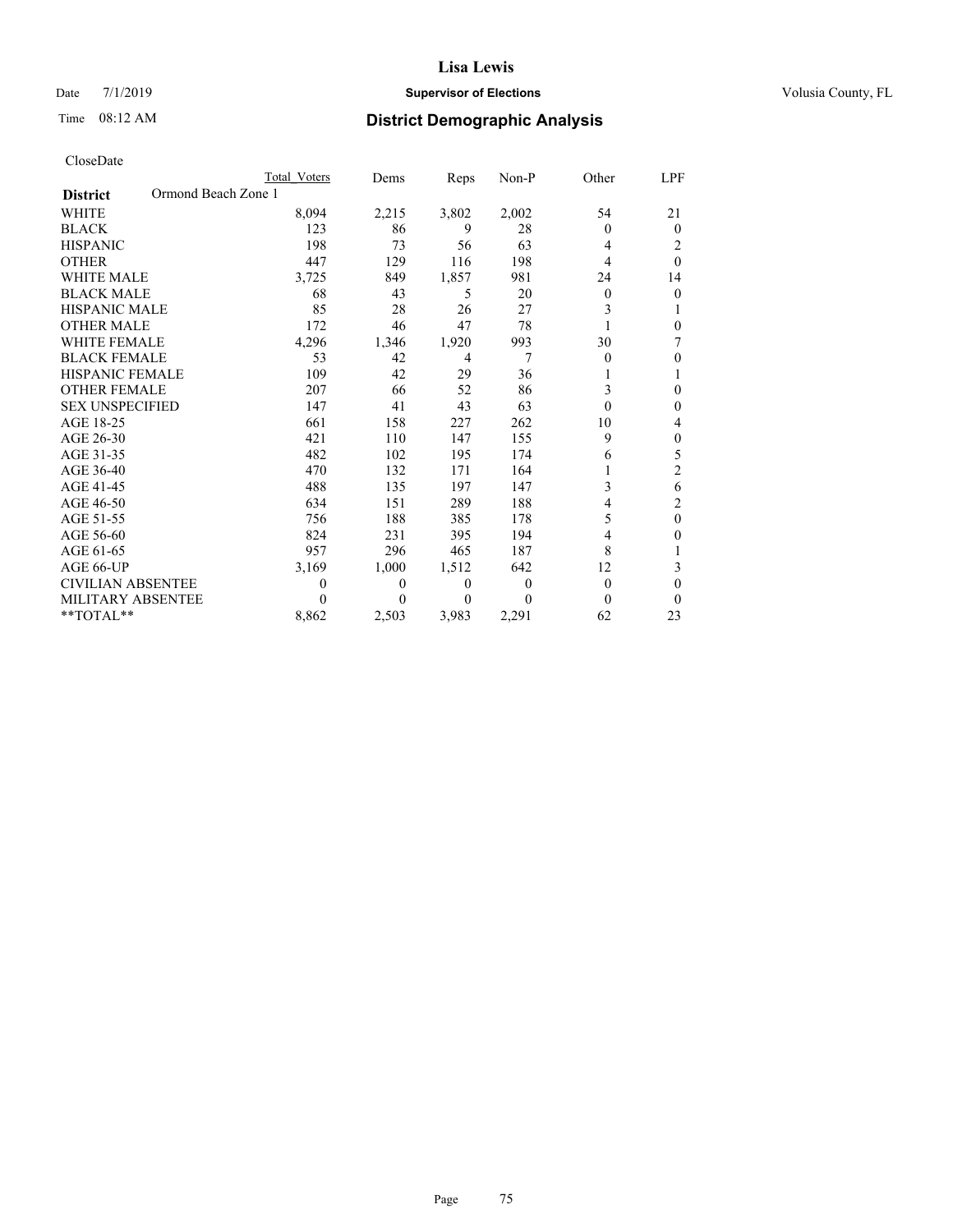# Lisa Lewis

Date 7/1/2019 **Supervisor of Elections** Volusia County, FL

Time 08:12 AM **District Demographic Analysis**

CloseDate

| District: Ormond Beach Zone 1 | Total Voters | Dems | Reps | Non-P | Other | LPF |
|---|---|---|---|---|---|---|
| WHITE | 8,094 | 2,215 | 3,802 | 2,002 | 54 | 21 |
| BLACK | 123 | 86 | 9 | 28 | 0 | 0 |
| HISPANIC | 198 | 73 | 56 | 63 | 4 | 2 |
| OTHER | 447 | 129 | 116 | 198 | 4 | 0 |
| WHITE MALE | 3,725 | 849 | 1,857 | 981 | 24 | 14 |
| BLACK MALE | 68 | 43 | 5 | 20 | 0 | 0 |
| HISPANIC MALE | 85 | 28 | 26 | 27 | 3 | 1 |
| OTHER MALE | 172 | 46 | 47 | 78 | 1 | 0 |
| WHITE FEMALE | 4,296 | 1,346 | 1,920 | 993 | 30 | 7 |
| BLACK FEMALE | 53 | 42 | 4 | 7 | 0 | 0 |
| HISPANIC FEMALE | 109 | 42 | 29 | 36 | 1 | 1 |
| OTHER FEMALE | 207 | 66 | 52 | 86 | 3 | 0 |
| SEX UNSPECIFIED | 147 | 41 | 43 | 63 | 0 | 0 |
| AGE 18-25 | 661 | 158 | 227 | 262 | 10 | 4 |
| AGE 26-30 | 421 | 110 | 147 | 155 | 9 | 0 |
| AGE 31-35 | 482 | 102 | 195 | 174 | 6 | 5 |
| AGE 36-40 | 470 | 132 | 171 | 164 | 1 | 2 |
| AGE 41-45 | 488 | 135 | 197 | 147 | 3 | 6 |
| AGE 46-50 | 634 | 151 | 289 | 188 | 4 | 2 |
| AGE 51-55 | 756 | 188 | 385 | 178 | 5 | 0 |
| AGE 56-60 | 824 | 231 | 395 | 194 | 4 | 0 |
| AGE 61-65 | 957 | 296 | 465 | 187 | 8 | 1 |
| AGE 66-UP | 3,169 | 1,000 | 1,512 | 642 | 12 | 3 |
| CIVILIAN ABSENTEE | 0 | 0 | 0 | 0 | 0 | 0 |
| MILITARY ABSENTEE | 0 | 0 | 0 | 0 | 0 | 0 |
| **TOTAL** | 8,862 | 2,503 | 3,983 | 2,291 | 62 | 23 |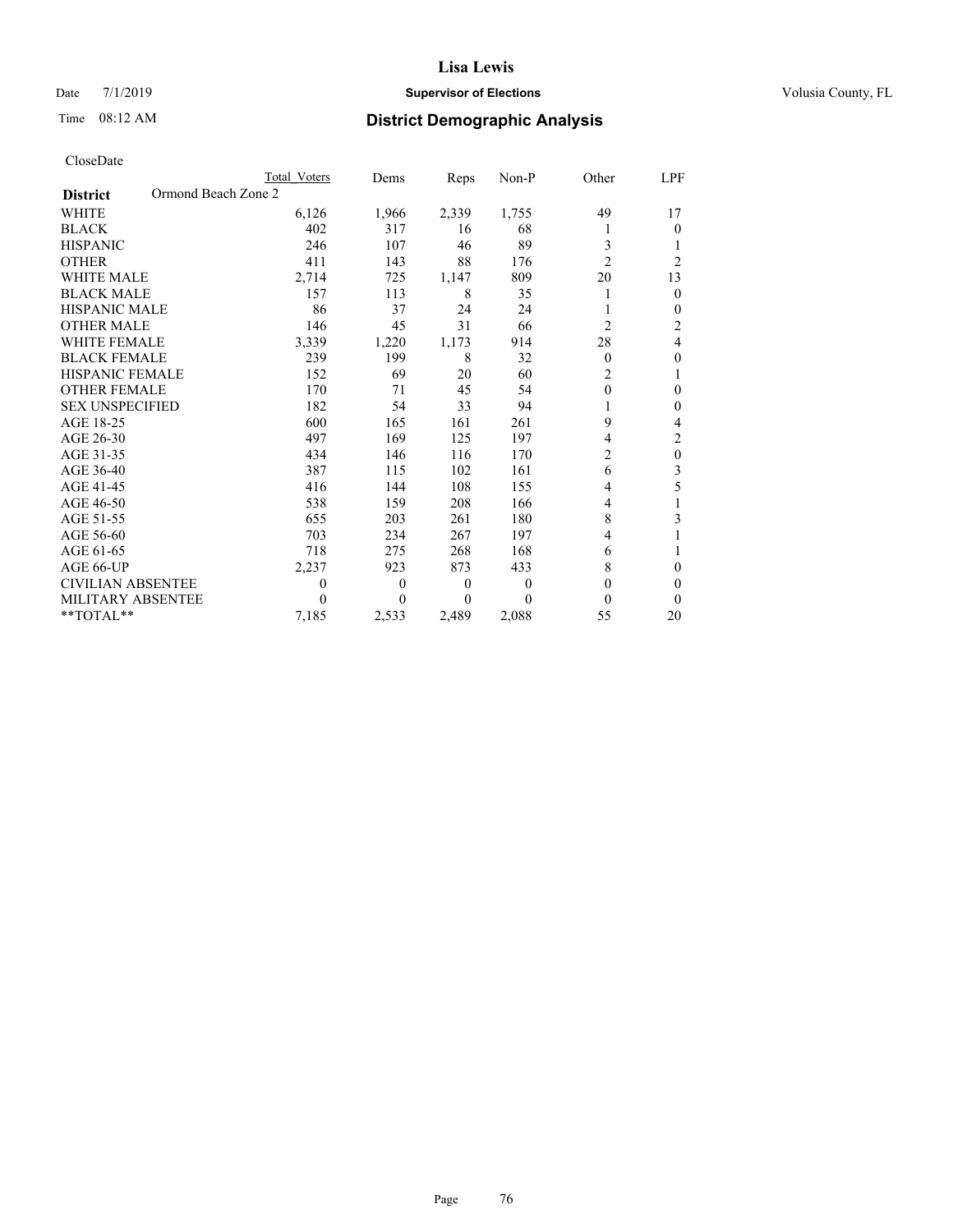Lisa Lewis

Date 7/1/2019 **Supervisor of Elections** Volusia County, FL

Time 08:12 AM **District Demographic Analysis**

CloseDate

| **District** Ormond Beach Zone 2 | Total Voters | Dems | Reps | Non-P | Other | LPF |
|---|---|---|---|---|---|---|
| WHITE | 6,126 | 1,966 | 2,339 | 1,755 | 49 | 17 |
| BLACK | 402 | 317 | 16 | 68 | 1 | 0 |
| HISPANIC | 246 | 107 | 46 | 89 | 3 | 1 |
| OTHER | 411 | 143 | 88 | 176 | 2 | 2 |
| WHITE MALE | 2,714 | 725 | 1,147 | 809 | 20 | 13 |
| BLACK MALE | 157 | 113 | 8 | 35 | 1 | 0 |
| HISPANIC MALE | 86 | 37 | 24 | 24 | 1 | 0 |
| OTHER MALE | 146 | 45 | 31 | 66 | 2 | 2 |
| WHITE FEMALE | 3,339 | 1,220 | 1,173 | 914 | 28 | 4 |
| BLACK FEMALE | 239 | 199 | 8 | 32 | 0 | 0 |
| HISPANIC FEMALE | 152 | 69 | 20 | 60 | 2 | 1 |
| OTHER FEMALE | 170 | 71 | 45 | 54 | 0 | 0 |
| SEX UNSPECIFIED | 182 | 54 | 33 | 94 | 1 | 0 |
| AGE 18-25 | 600 | 165 | 161 | 261 | 9 | 4 |
| AGE 26-30 | 497 | 169 | 125 | 197 | 4 | 2 |
| AGE 31-35 | 434 | 146 | 116 | 170 | 2 | 0 |
| AGE 36-40 | 387 | 115 | 102 | 161 | 6 | 3 |
| AGE 41-45 | 416 | 144 | 108 | 155 | 4 | 5 |
| AGE 46-50 | 538 | 159 | 208 | 166 | 4 | 1 |
| AGE 51-55 | 655 | 203 | 261 | 180 | 8 | 3 |
| AGE 56-60 | 703 | 234 | 267 | 197 | 4 | 1 |
| AGE 61-65 | 718 | 275 | 268 | 168 | 6 | 1 |
| AGE 66-UP | 2,237 | 923 | 873 | 433 | 8 | 0 |
| CIVILIAN ABSENTEE | 0 | 0 | 0 | 0 | 0 | 0 |
| MILITARY ABSENTEE | 0 | 0 | 0 | 0 | 0 | 0 |
| **TOTAL** | 7,185 | 2,533 | 2,489 | 2,088 | 55 | 20 |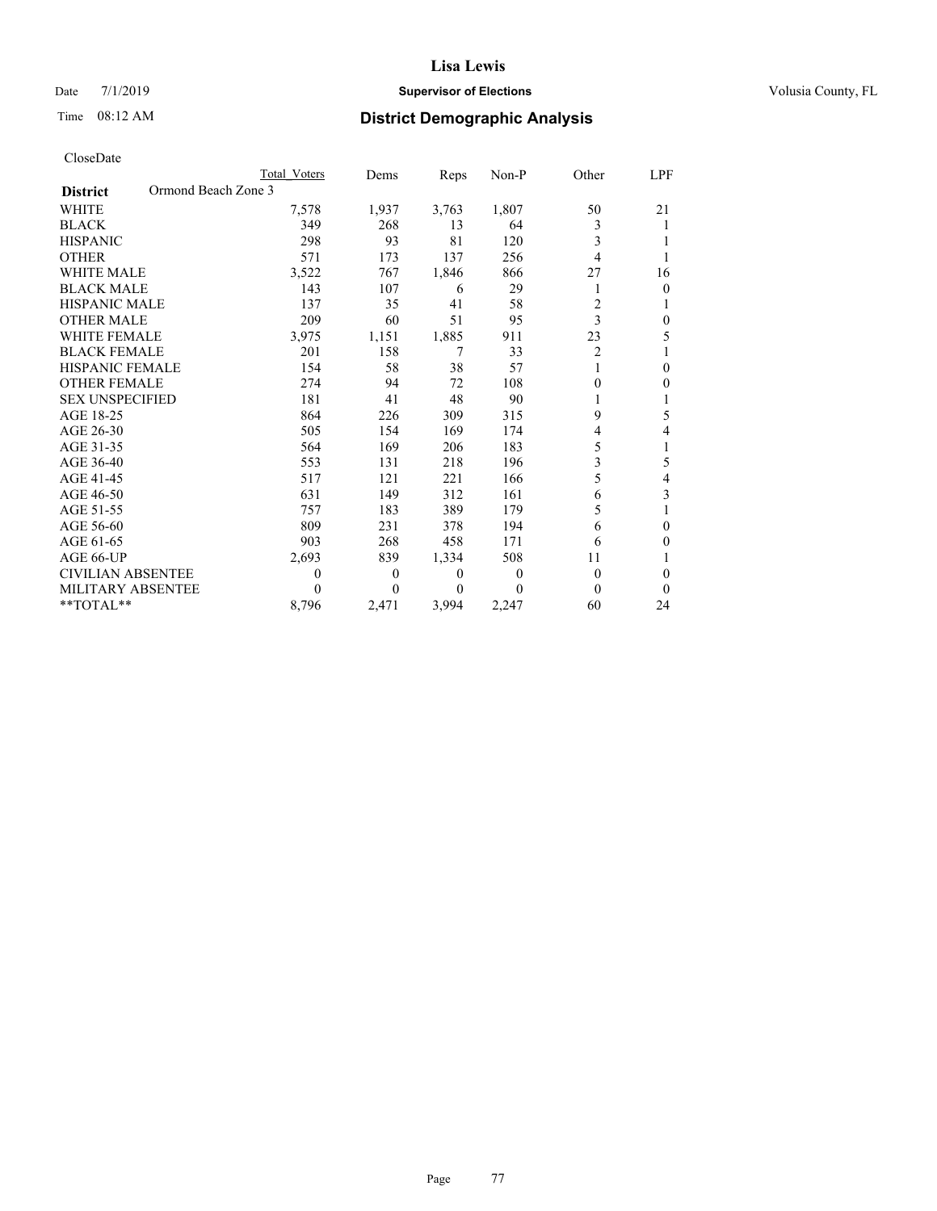# Lisa Lewis

Date 7/1/2019 **Supervisor of Elections** Volusia County, FL

Time 08:12 AM **District Demographic Analysis**

CloseDate

| **District** Ormond Beach Zone 3 | Total Voters | Dems | Reps | Non-P | Other | LPF |
|---|---|---|---|---|---|---|
| WHITE | 7,578 | 1,937 | 3,763 | 1,807 | 50 | 21 |
| BLACK | 349 | 268 | 13 | 64 | 3 | 1 |
| HISPANIC | 298 | 93 | 81 | 120 | 3 | 1 |
| OTHER | 571 | 173 | 137 | 256 | 4 | 1 |
| WHITE MALE | 3,522 | 767 | 1,846 | 866 | 27 | 16 |
| BLACK MALE | 143 | 107 | 6 | 29 | 1 | 0 |
| HISPANIC MALE | 137 | 35 | 41 | 58 | 2 | 1 |
| OTHER MALE | 209 | 60 | 51 | 95 | 3 | 0 |
| WHITE FEMALE | 3,975 | 1,151 | 1,885 | 911 | 23 | 5 |
| BLACK FEMALE | 201 | 158 | 7 | 33 | 2 | 1 |
| HISPANIC FEMALE | 154 | 58 | 38 | 57 | 1 | 0 |
| OTHER FEMALE | 274 | 94 | 72 | 108 | 0 | 0 |
| SEX UNSPECIFIED | 181 | 41 | 48 | 90 | 1 | 1 |
| AGE 18-25 | 864 | 226 | 309 | 315 | 9 | 5 |
| AGE 26-30 | 505 | 154 | 169 | 174 | 4 | 4 |
| AGE 31-35 | 564 | 169 | 206 | 183 | 5 | 1 |
| AGE 36-40 | 553 | 131 | 218 | 196 | 3 | 5 |
| AGE 41-45 | 517 | 121 | 221 | 166 | 5 | 4 |
| AGE 46-50 | 631 | 149 | 312 | 161 | 6 | 3 |
| AGE 51-55 | 757 | 183 | 389 | 179 | 5 | 1 |
| AGE 56-60 | 809 | 231 | 378 | 194 | 6 | 0 |
| AGE 61-65 | 903 | 268 | 458 | 171 | 6 | 0 |
| AGE 66-UP | 2,693 | 839 | 1,334 | 508 | 11 | 1 |
| CIVILIAN ABSENTEE | 0 | 0 | 0 | 0 | 0 | 0 |
| MILITARY ABSENTEE | 0 | 0 | 0 | 0 | 0 | 0 |
| **TOTAL** | 8,796 | 2,471 | 3,994 | 2,247 | 60 | 24 |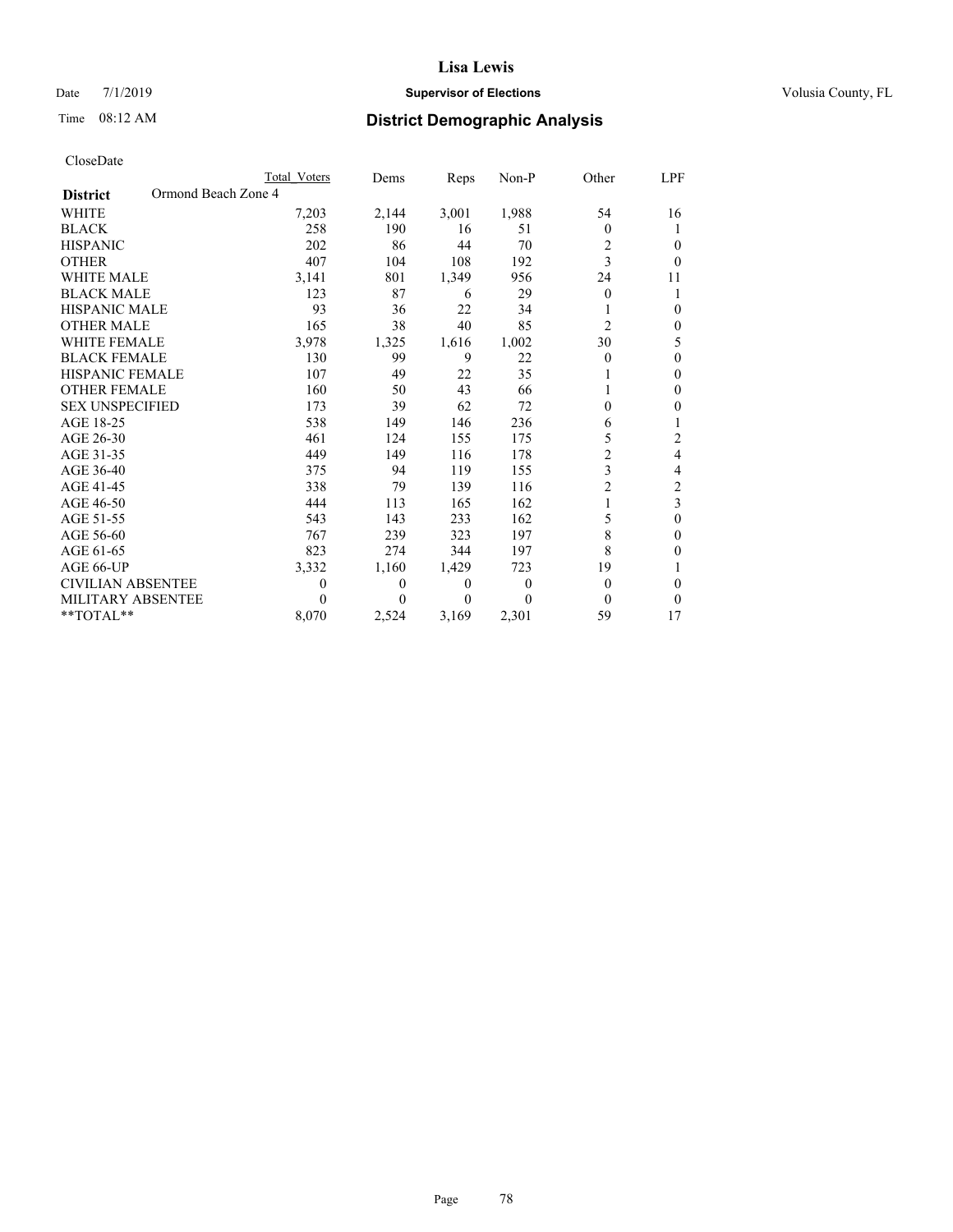# Lisa Lewis

Date 7/1/2019 **Supervisor of Elections** Volusia County, FL

Time 08:12 AM **District Demographic Analysis**

CloseDate

| District: Ormond Beach Zone 4 | Total Voters | Dems | Reps | Non-P | Other | LPF |
|---|---|---|---|---|---|---|
| WHITE | 7,203 | 2,144 | 3,001 | 1,988 | 54 | 16 |
| BLACK | 258 | 190 | 16 | 51 | 0 | 1 |
| HISPANIC | 202 | 86 | 44 | 70 | 2 | 0 |
| OTHER | 407 | 104 | 108 | 192 | 3 | 0 |
| WHITE MALE | 3,141 | 801 | 1,349 | 956 | 24 | 11 |
| BLACK MALE | 123 | 87 | 6 | 29 | 0 | 1 |
| HISPANIC MALE | 93 | 36 | 22 | 34 | 1 | 0 |
| OTHER MALE | 165 | 38 | 40 | 85 | 2 | 0 |
| WHITE FEMALE | 3,978 | 1,325 | 1,616 | 1,002 | 30 | 5 |
| BLACK FEMALE | 130 | 99 | 9 | 22 | 0 | 0 |
| HISPANIC FEMALE | 107 | 49 | 22 | 35 | 1 | 0 |
| OTHER FEMALE | 160 | 50 | 43 | 66 | 1 | 0 |
| SEX UNSPECIFIED | 173 | 39 | 62 | 72 | 0 | 0 |
| AGE 18-25 | 538 | 149 | 146 | 236 | 6 | 1 |
| AGE 26-30 | 461 | 124 | 155 | 175 | 5 | 2 |
| AGE 31-35 | 449 | 149 | 116 | 178 | 2 | 4 |
| AGE 36-40 | 375 | 94 | 119 | 155 | 3 | 4 |
| AGE 41-45 | 338 | 79 | 139 | 116 | 2 | 2 |
| AGE 46-50 | 444 | 113 | 165 | 162 | 1 | 3 |
| AGE 51-55 | 543 | 143 | 233 | 162 | 5 | 0 |
| AGE 56-60 | 767 | 239 | 323 | 197 | 8 | 0 |
| AGE 61-65 | 823 | 274 | 344 | 197 | 8 | 0 |
| AGE 66-UP | 3,332 | 1,160 | 1,429 | 723 | 19 | 1 |
| CIVILIAN ABSENTEE | 0 | 0 | 0 | 0 | 0 | 0 |
| MILITARY ABSENTEE | 0 | 0 | 0 | 0 | 0 | 0 |
| **TOTAL** | 8,070 | 2,524 | 3,169 | 2,301 | 59 | 17 |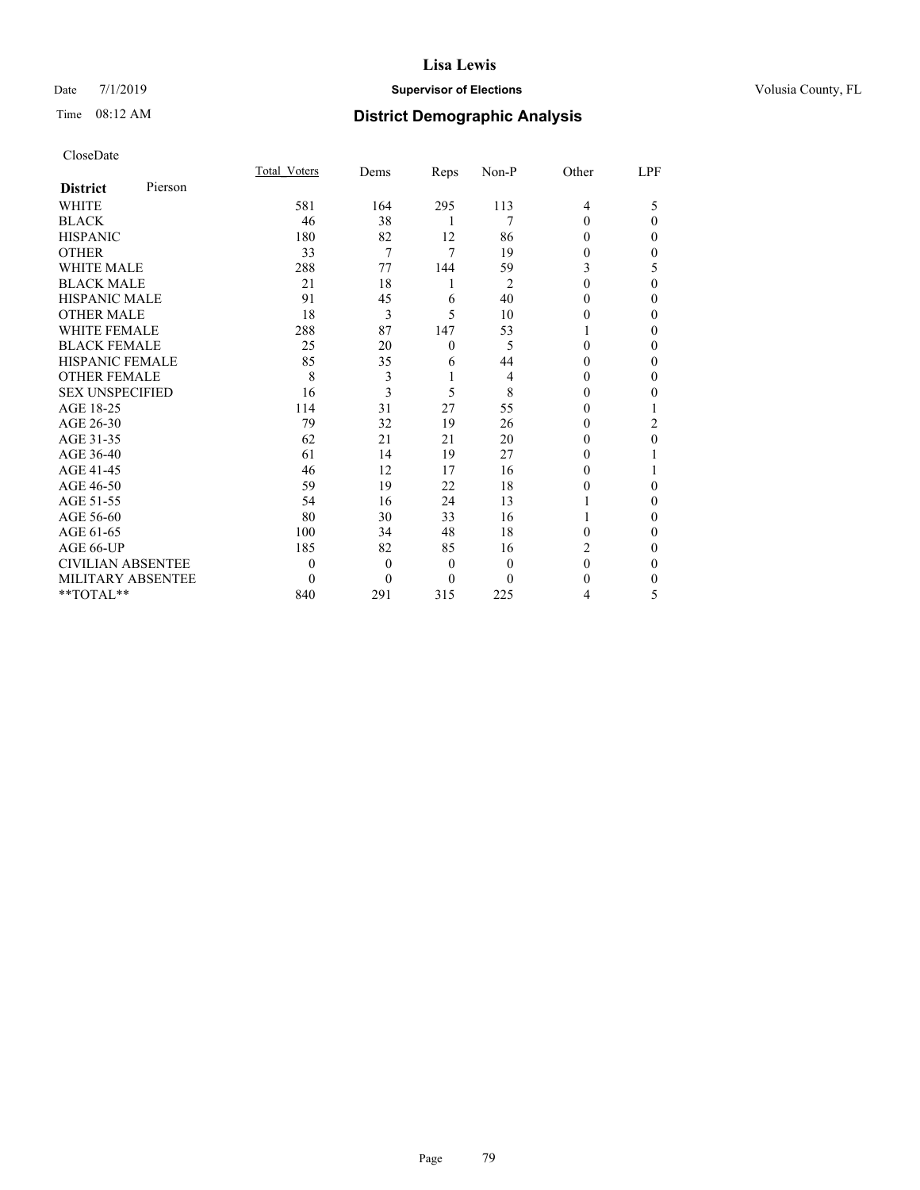# Lisa Lewis

Date 7/1/2019 **Supervisor of Elections** Volusia County, FL

Time 08:12 AM **District Demographic Analysis**

CloseDate

| **District** Pierson | Total_Voters | Dems | Reps | Non-P | Other | LPF |
|---|---|---|---|---|---|---|
| WHITE | 581 | 164 | 295 | 113 | 4 | 5 |
| BLACK | 46 | 38 | 1 | 7 | 0 | 0 |
| HISPANIC | 180 | 82 | 12 | 86 | 0 | 0 |
| OTHER | 33 | 7 | 7 | 19 | 0 | 0 |
| WHITE MALE | 288 | 77 | 144 | 59 | 3 | 5 |
| BLACK MALE | 21 | 18 | 1 | 2 | 0 | 0 |
| HISPANIC MALE | 91 | 45 | 6 | 40 | 0 | 0 |
| OTHER MALE | 18 | 3 | 5 | 10 | 0 | 0 |
| WHITE FEMALE | 288 | 87 | 147 | 53 | 1 | 0 |
| BLACK FEMALE | 25 | 20 | 0 | 5 | 0 | 0 |
| HISPANIC FEMALE | 85 | 35 | 6 | 44 | 0 | 0 |
| OTHER FEMALE | 8 | 3 | 1 | 4 | 0 | 0 |
| SEX UNSPECIFIED | 16 | 3 | 5 | 8 | 0 | 0 |
| AGE 18-25 | 114 | 31 | 27 | 55 | 0 | 1 |
| AGE 26-30 | 79 | 32 | 19 | 26 | 0 | 2 |
| AGE 31-35 | 62 | 21 | 21 | 20 | 0 | 0 |
| AGE 36-40 | 61 | 14 | 19 | 27 | 0 | 1 |
| AGE 41-45 | 46 | 12 | 17 | 16 | 0 | 1 |
| AGE 46-50 | 59 | 19 | 22 | 18 | 0 | 0 |
| AGE 51-55 | 54 | 16 | 24 | 13 | 1 | 0 |
| AGE 56-60 | 80 | 30 | 33 | 16 | 1 | 0 |
| AGE 61-65 | 100 | 34 | 48 | 18 | 0 | 0 |
| AGE 66-UP | 185 | 82 | 85 | 16 | 2 | 0 |
| CIVILIAN ABSENTEE | 0 | 0 | 0 | 0 | 0 | 0 |
| MILITARY ABSENTEE | 0 | 0 | 0 | 0 | 0 | 0 |
| **TOTAL** | 840 | 291 | 315 | 225 | 4 | 5 |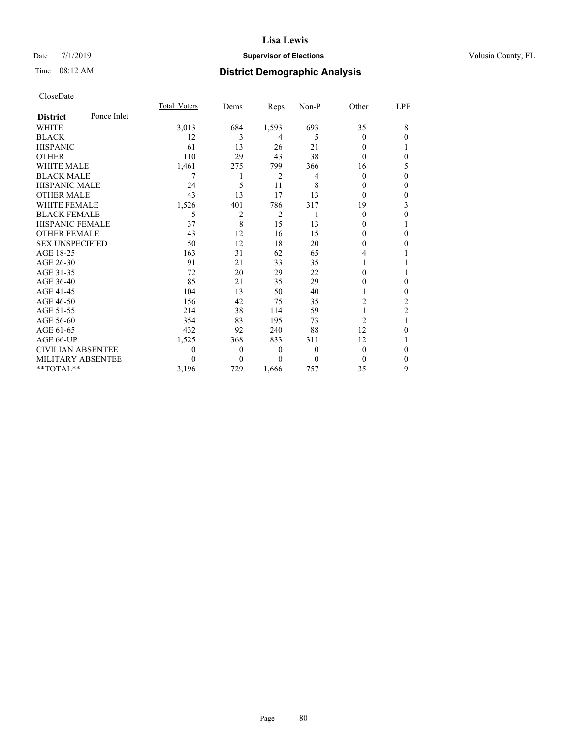# Lisa Lewis

Date 7/1/2019 **Supervisor of Elections** Volusia County, FL

Time 08:12 AM **District Demographic Analysis**

CloseDate

| **District** Ponce Inlet | Total_Voters | Dems | Reps | Non-P | Other | LPF |
|---|---|---|---|---|---|---|
| WHITE | 3,013 | 684 | 1,593 | 693 | 35 | 8 |
| BLACK | 12 | 3 | 4 | 5 | 0 | 0 |
| HISPANIC | 61 | 13 | 26 | 21 | 0 | 1 |
| OTHER | 110 | 29 | 43 | 38 | 0 | 0 |
| WHITE MALE | 1,461 | 275 | 799 | 366 | 16 | 5 |
| BLACK MALE | 7 | 1 | 2 | 4 | 0 | 0 |
| HISPANIC MALE | 24 | 5 | 11 | 8 | 0 | 0 |
| OTHER MALE | 43 | 13 | 17 | 13 | 0 | 0 |
| WHITE FEMALE | 1,526 | 401 | 786 | 317 | 19 | 3 |
| BLACK FEMALE | 5 | 2 | 2 | 1 | 0 | 0 |
| HISPANIC FEMALE | 37 | 8 | 15 | 13 | 0 | 1 |
| OTHER FEMALE | 43 | 12 | 16 | 15 | 0 | 0 |
| SEX UNSPECIFIED | 50 | 12 | 18 | 20 | 0 | 0 |
| AGE 18-25 | 163 | 31 | 62 | 65 | 4 | 1 |
| AGE 26-30 | 91 | 21 | 33 | 35 | 1 | 1 |
| AGE 31-35 | 72 | 20 | 29 | 22 | 0 | 1 |
| AGE 36-40 | 85 | 21 | 35 | 29 | 0 | 0 |
| AGE 41-45 | 104 | 13 | 50 | 40 | 1 | 0 |
| AGE 46-50 | 156 | 42 | 75 | 35 | 2 | 2 |
| AGE 51-55 | 214 | 38 | 114 | 59 | 1 | 2 |
| AGE 56-60 | 354 | 83 | 195 | 73 | 2 | 1 |
| AGE 61-65 | 432 | 92 | 240 | 88 | 12 | 0 |
| AGE 66-UP | 1,525 | 368 | 833 | 311 | 12 | 1 |
| CIVILIAN ABSENTEE | 0 | 0 | 0 | 0 | 0 | 0 |
| MILITARY ABSENTEE | 0 | 0 | 0 | 0 | 0 | 0 |
| **TOTAL** | 3,196 | 729 | 1,666 | 757 | 35 | 9 |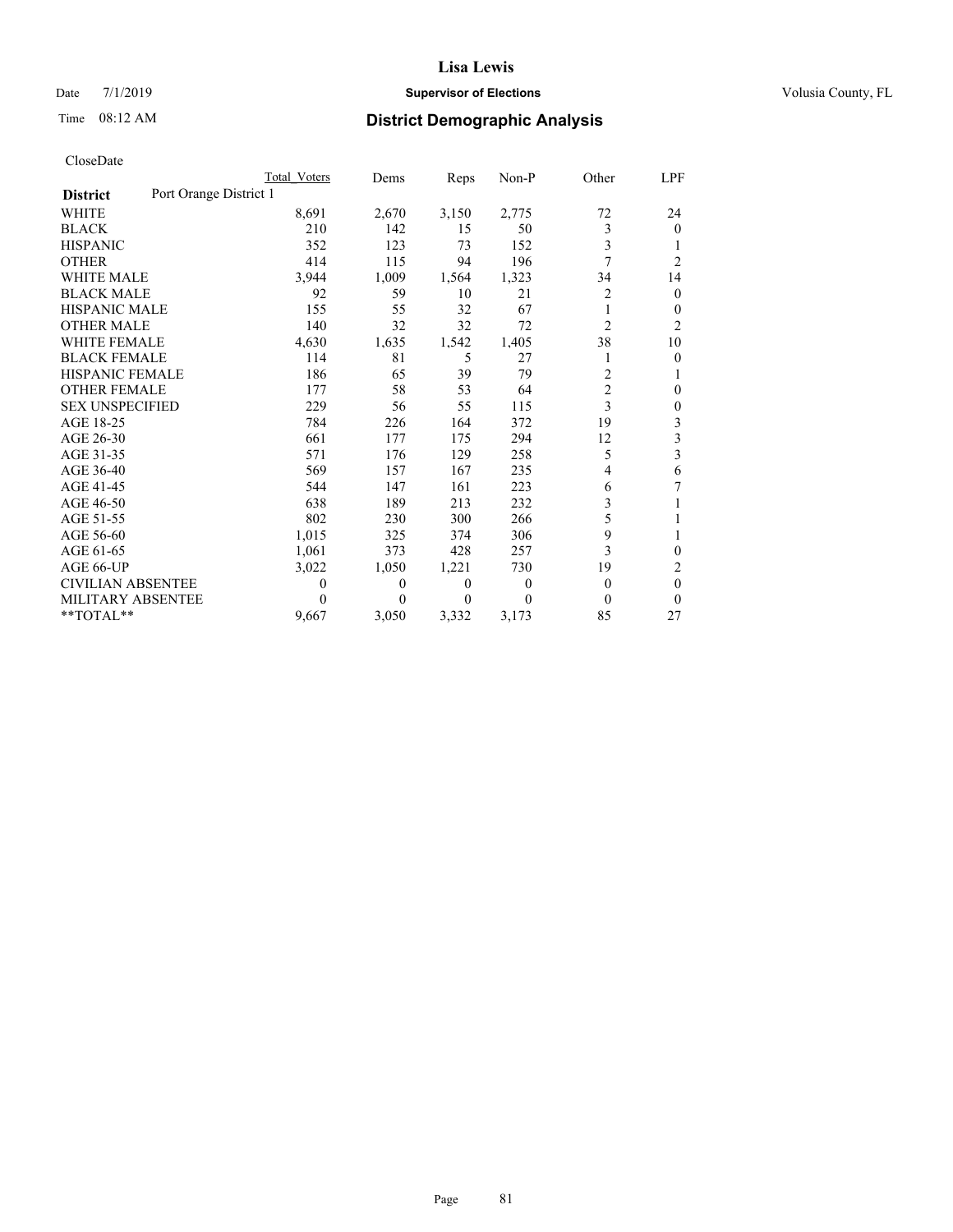# Lisa Lewis

Date 7/1/2019 **Supervisor of Elections** Volusia County, FL

Time 08:12 AM **District Demographic Analysis**

CloseDate

| District: Port Orange District 1 | Total Voters | Dems | Reps | Non-P | Other | LPF |
|---|---|---|---|---|---|---|
| WHITE | 8,691 | 2,670 | 3,150 | 2,775 | 72 | 24 |
| BLACK | 210 | 142 | 15 | 50 | 3 | 0 |
| HISPANIC | 352 | 123 | 73 | 152 | 3 | 1 |
| OTHER | 414 | 115 | 94 | 196 | 7 | 2 |
| WHITE MALE | 3,944 | 1,009 | 1,564 | 1,323 | 34 | 14 |
| BLACK MALE | 92 | 59 | 10 | 21 | 2 | 0 |
| HISPANIC MALE | 155 | 55 | 32 | 67 | 1 | 0 |
| OTHER MALE | 140 | 32 | 32 | 72 | 2 | 2 |
| WHITE FEMALE | 4,630 | 1,635 | 1,542 | 1,405 | 38 | 10 |
| BLACK FEMALE | 114 | 81 | 5 | 27 | 1 | 0 |
| HISPANIC FEMALE | 186 | 65 | 39 | 79 | 2 | 1 |
| OTHER FEMALE | 177 | 58 | 53 | 64 | 2 | 0 |
| SEX UNSPECIFIED | 229 | 56 | 55 | 115 | 3 | 0 |
| AGE 18-25 | 784 | 226 | 164 | 372 | 19 | 3 |
| AGE 26-30 | 661 | 177 | 175 | 294 | 12 | 3 |
| AGE 31-35 | 571 | 176 | 129 | 258 | 5 | 3 |
| AGE 36-40 | 569 | 157 | 167 | 235 | 4 | 6 |
| AGE 41-45 | 544 | 147 | 161 | 223 | 6 | 7 |
| AGE 46-50 | 638 | 189 | 213 | 232 | 3 | 1 |
| AGE 51-55 | 802 | 230 | 300 | 266 | 5 | 1 |
| AGE 56-60 | 1,015 | 325 | 374 | 306 | 9 | 1 |
| AGE 61-65 | 1,061 | 373 | 428 | 257 | 3 | 0 |
| AGE 66-UP | 3,022 | 1,050 | 1,221 | 730 | 19 | 2 |
| CIVILIAN ABSENTEE | 0 | 0 | 0 | 0 | 0 | 0 |
| MILITARY ABSENTEE | 0 | 0 | 0 | 0 | 0 | 0 |
| **TOTAL** | 9,667 | 3,050 | 3,332 | 3,173 | 85 | 27 |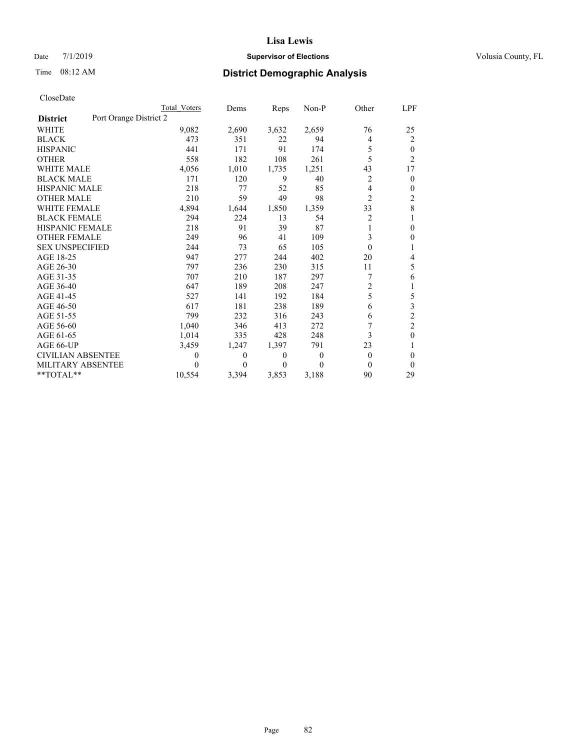# Lisa Lewis

Date 7/1/2019 **Supervisor of Elections** Volusia County, FL

Time 08:12 AM **District Demographic Analysis**

CloseDate

| District: Port Orange District 2 | Total Voters | Dems | Reps | Non-P | Other | LPF |
|---|---|---|---|---|---|---|
| WHITE | 9,082 | 2,690 | 3,632 | 2,659 | 76 | 25 |
| BLACK | 473 | 351 | 22 | 94 | 4 | 2 |
| HISPANIC | 441 | 171 | 91 | 174 | 5 | 0 |
| OTHER | 558 | 182 | 108 | 261 | 5 | 2 |
| WHITE MALE | 4,056 | 1,010 | 1,735 | 1,251 | 43 | 17 |
| BLACK MALE | 171 | 120 | 9 | 40 | 2 | 0 |
| HISPANIC MALE | 218 | 77 | 52 | 85 | 4 | 0 |
| OTHER MALE | 210 | 59 | 49 | 98 | 2 | 2 |
| WHITE FEMALE | 4,894 | 1,644 | 1,850 | 1,359 | 33 | 8 |
| BLACK FEMALE | 294 | 224 | 13 | 54 | 2 | 1 |
| HISPANIC FEMALE | 218 | 91 | 39 | 87 | 1 | 0 |
| OTHER FEMALE | 249 | 96 | 41 | 109 | 3 | 0 |
| SEX UNSPECIFIED | 244 | 73 | 65 | 105 | 0 | 1 |
| AGE 18-25 | 947 | 277 | 244 | 402 | 20 | 4 |
| AGE 26-30 | 797 | 236 | 230 | 315 | 11 | 5 |
| AGE 31-35 | 707 | 210 | 187 | 297 | 7 | 6 |
| AGE 36-40 | 647 | 189 | 208 | 247 | 2 | 1 |
| AGE 41-45 | 527 | 141 | 192 | 184 | 5 | 5 |
| AGE 46-50 | 617 | 181 | 238 | 189 | 6 | 3 |
| AGE 51-55 | 799 | 232 | 316 | 243 | 6 | 2 |
| AGE 56-60 | 1,040 | 346 | 413 | 272 | 7 | 2 |
| AGE 61-65 | 1,014 | 335 | 428 | 248 | 3 | 0 |
| AGE 66-UP | 3,459 | 1,247 | 1,397 | 791 | 23 | 1 |
| CIVILIAN ABSENTEE | 0 | 0 | 0 | 0 | 0 | 0 |
| MILITARY ABSENTEE | 0 | 0 | 0 | 0 | 0 | 0 |
| **TOTAL** | 10,554 | 3,394 | 3,853 | 3,188 | 90 | 29 |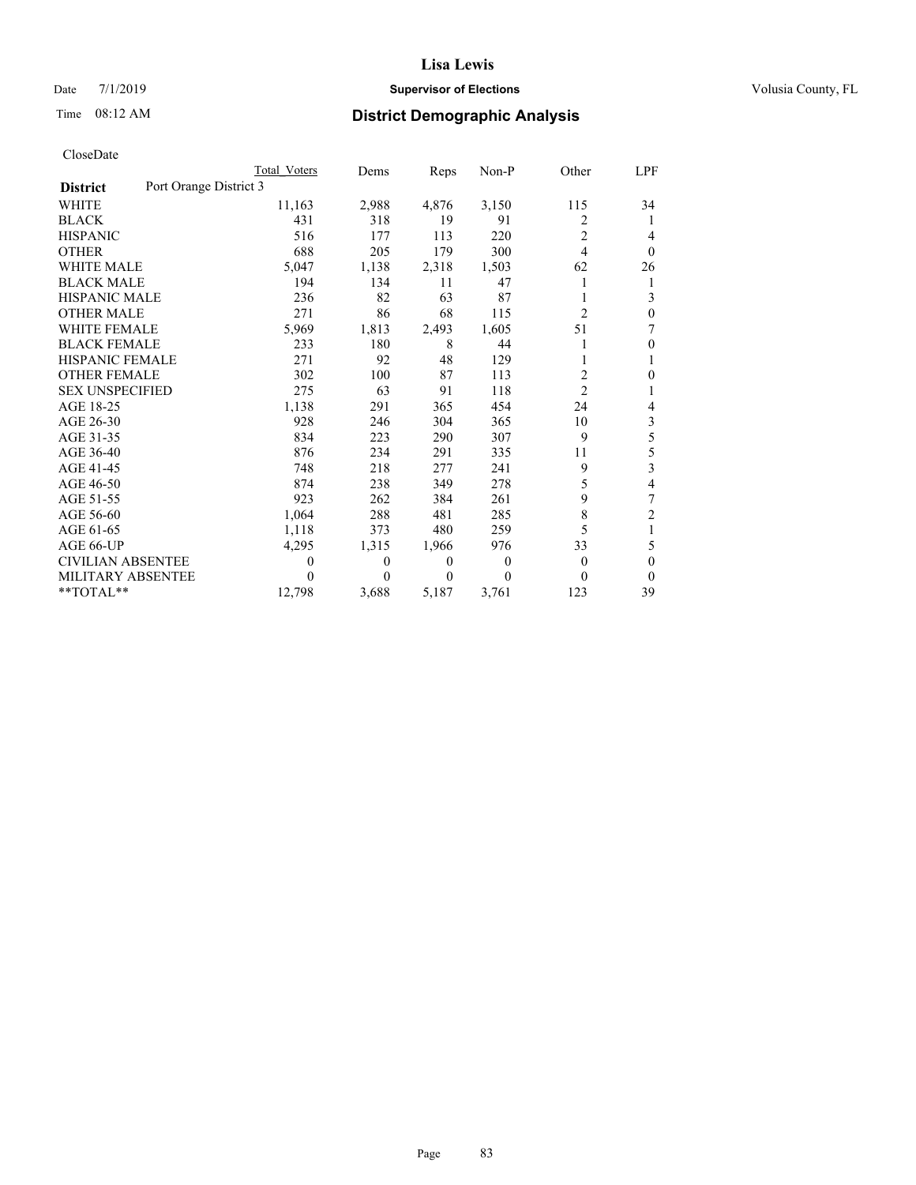# Lisa Lewis

Date 7/1/2019 **Supervisor of Elections** Volusia County, FL

Time 08:12 AM **District Demographic Analysis**

CloseDate

| **District** Port Orange District 3 | Total Voters | Dems | Reps | Non-P | Other | LPF |
|---|---|---|---|---|---|---|
| WHITE | 11,163 | 2,988 | 4,876 | 3,150 | 115 | 34 |
| BLACK | 431 | 318 | 19 | 91 | 2 | 1 |
| HISPANIC | 516 | 177 | 113 | 220 | 2 | 4 |
| OTHER | 688 | 205 | 179 | 300 | 4 | 0 |
| WHITE MALE | 5,047 | 1,138 | 2,318 | 1,503 | 62 | 26 |
| BLACK MALE | 194 | 134 | 11 | 47 | 1 | 1 |
| HISPANIC MALE | 236 | 82 | 63 | 87 | 1 | 3 |
| OTHER MALE | 271 | 86 | 68 | 115 | 2 | 0 |
| WHITE FEMALE | 5,969 | 1,813 | 2,493 | 1,605 | 51 | 7 |
| BLACK FEMALE | 233 | 180 | 8 | 44 | 1 | 0 |
| HISPANIC FEMALE | 271 | 92 | 48 | 129 | 1 | 1 |
| OTHER FEMALE | 302 | 100 | 87 | 113 | 2 | 0 |
| SEX UNSPECIFIED | 275 | 63 | 91 | 118 | 2 | 1 |
| AGE 18-25 | 1,138 | 291 | 365 | 454 | 24 | 4 |
| AGE 26-30 | 928 | 246 | 304 | 365 | 10 | 3 |
| AGE 31-35 | 834 | 223 | 290 | 307 | 9 | 5 |
| AGE 36-40 | 876 | 234 | 291 | 335 | 11 | 5 |
| AGE 41-45 | 748 | 218 | 277 | 241 | 9 | 3 |
| AGE 46-50 | 874 | 238 | 349 | 278 | 5 | 4 |
| AGE 51-55 | 923 | 262 | 384 | 261 | 9 | 7 |
| AGE 56-60 | 1,064 | 288 | 481 | 285 | 8 | 2 |
| AGE 61-65 | 1,118 | 373 | 480 | 259 | 5 | 1 |
| AGE 66-UP | 4,295 | 1,315 | 1,966 | 976 | 33 | 5 |
| CIVILIAN ABSENTEE | 0 | 0 | 0 | 0 | 0 | 0 |
| MILITARY ABSENTEE | 0 | 0 | 0 | 0 | 0 | 0 |
| **TOTAL** | 12,798 | 3,688 | 5,187 | 3,761 | 123 | 39 |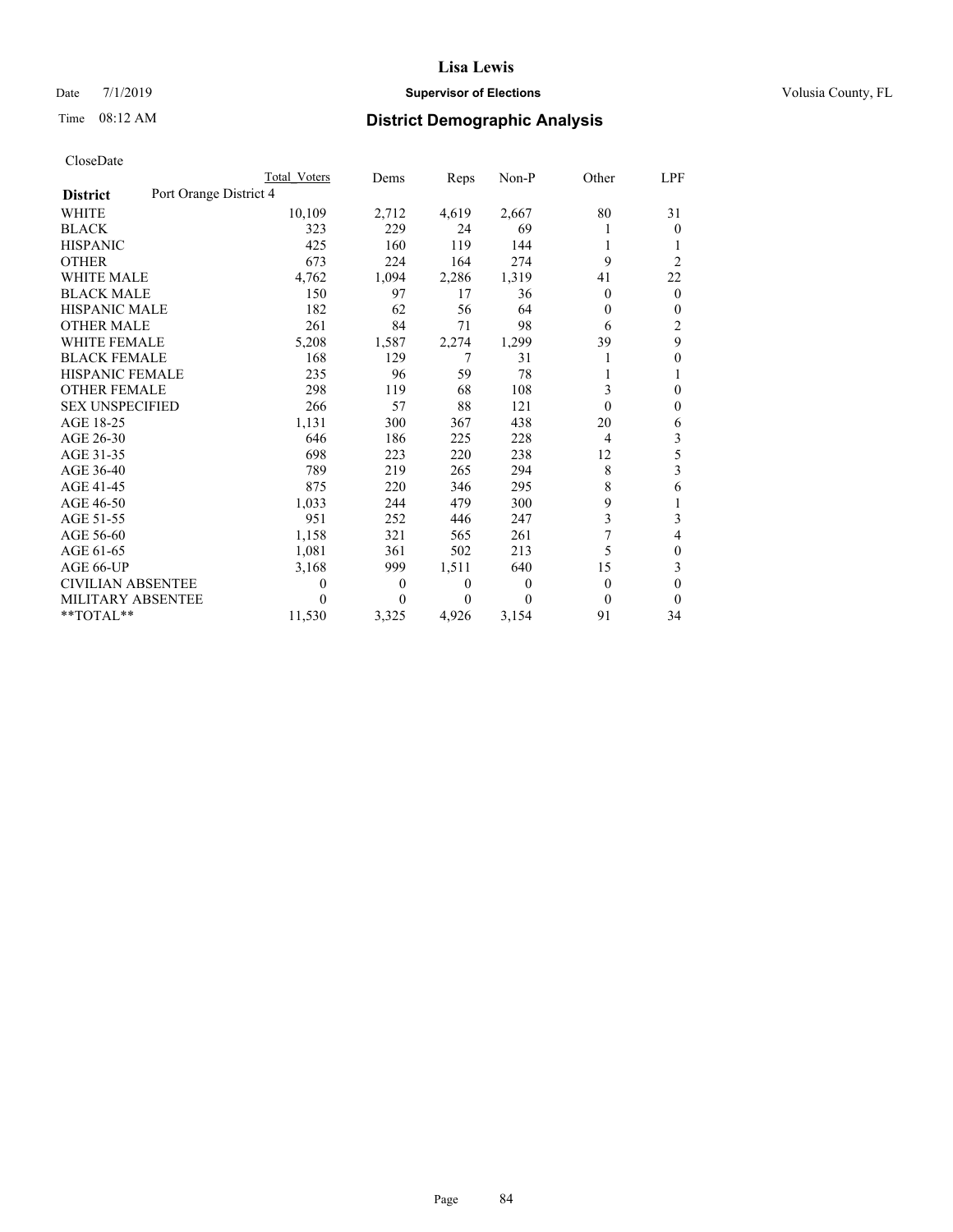Lisa Lewis

Date 7/1/2019 **Supervisor of Elections** Volusia County, FL

Time 08:12 AM **District Demographic Analysis**

CloseDate

| **District** Port Orange District 4 | Total Voters | Dems | Reps | Non-P | Other | LPF |
|---|---|---|---|---|---|---|
| WHITE | 10,109 | 2,712 | 4,619 | 2,667 | 80 | 31 |
| BLACK | 323 | 229 | 24 | 69 | 1 | 0 |
| HISPANIC | 425 | 160 | 119 | 144 | 1 | 1 |
| OTHER | 673 | 224 | 164 | 274 | 9 | 2 |
| WHITE MALE | 4,762 | 1,094 | 2,286 | 1,319 | 41 | 22 |
| BLACK MALE | 150 | 97 | 17 | 36 | 0 | 0 |
| HISPANIC MALE | 182 | 62 | 56 | 64 | 0 | 0 |
| OTHER MALE | 261 | 84 | 71 | 98 | 6 | 2 |
| WHITE FEMALE | 5,208 | 1,587 | 2,274 | 1,299 | 39 | 9 |
| BLACK FEMALE | 168 | 129 | 7 | 31 | 1 | 0 |
| HISPANIC FEMALE | 235 | 96 | 59 | 78 | 1 | 1 |
| OTHER FEMALE | 298 | 119 | 68 | 108 | 3 | 0 |
| SEX UNSPECIFIED | 266 | 57 | 88 | 121 | 0 | 0 |
| AGE 18-25 | 1,131 | 300 | 367 | 438 | 20 | 6 |
| AGE 26-30 | 646 | 186 | 225 | 228 | 4 | 3 |
| AGE 31-35 | 698 | 223 | 220 | 238 | 12 | 5 |
| AGE 36-40 | 789 | 219 | 265 | 294 | 8 | 3 |
| AGE 41-45 | 875 | 220 | 346 | 295 | 8 | 6 |
| AGE 46-50 | 1,033 | 244 | 479 | 300 | 9 | 1 |
| AGE 51-55 | 951 | 252 | 446 | 247 | 3 | 3 |
| AGE 56-60 | 1,158 | 321 | 565 | 261 | 7 | 4 |
| AGE 61-65 | 1,081 | 361 | 502 | 213 | 5 | 0 |
| AGE 66-UP | 3,168 | 999 | 1,511 | 640 | 15 | 3 |
| CIVILIAN ABSENTEE | 0 | 0 | 0 | 0 | 0 | 0 |
| MILITARY ABSENTEE | 0 | 0 | 0 | 0 | 0 | 0 |
| **TOTAL** | 11,530 | 3,325 | 4,926 | 3,154 | 91 | 34 |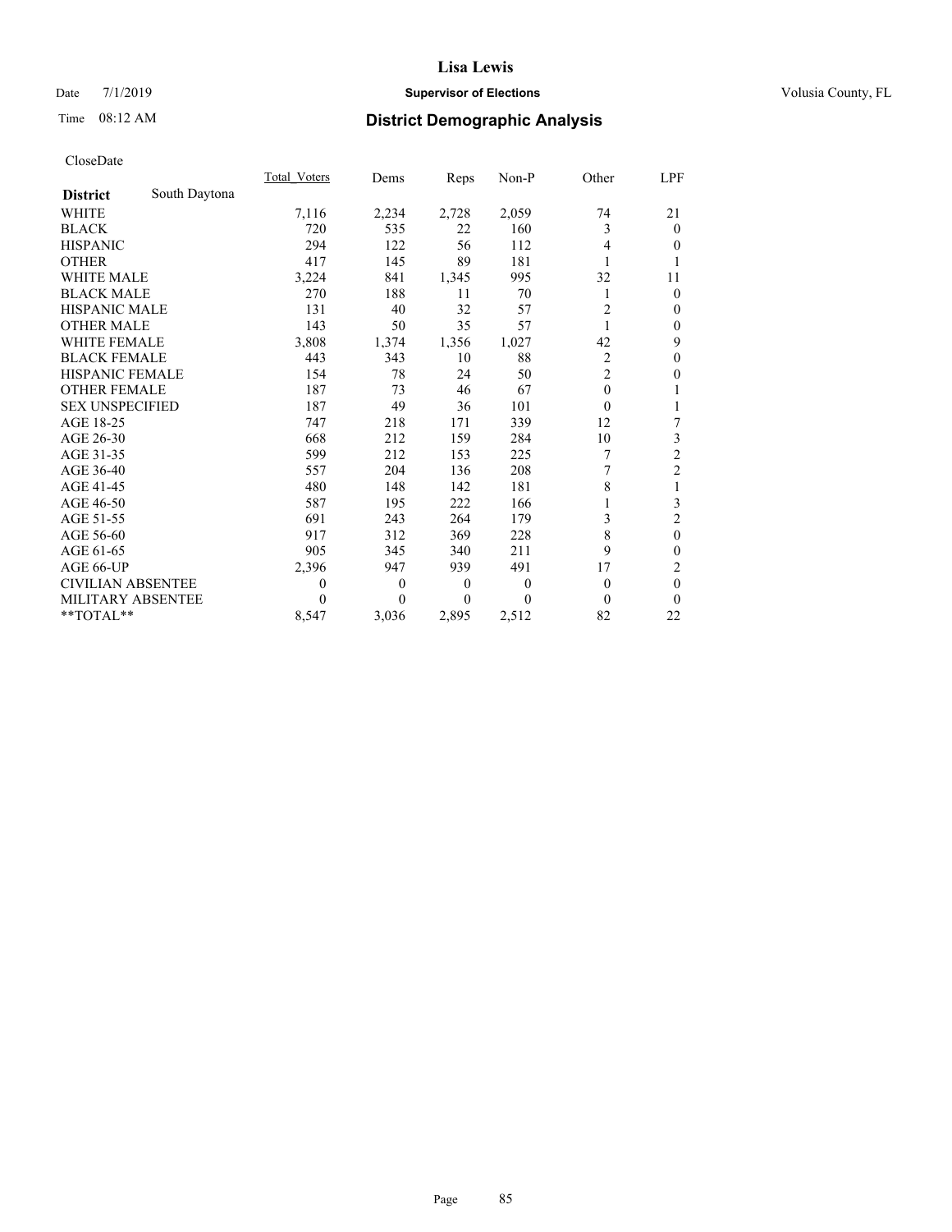Lisa Lewis

Date 7/1/2019 **Supervisor of Elections** Volusia County, FL

Time 08:12 AM **District Demographic Analysis**

CloseDate

| **District** South Daytona | Total_Voters | Dems | Reps | Non-P | Other | LPF |
|---|---|---|---|---|---|---|
| WHITE | 7,116 | 2,234 | 2,728 | 2,059 | 74 | 21 |
| BLACK | 720 | 535 | 22 | 160 | 3 | 0 |
| HISPANIC | 294 | 122 | 56 | 112 | 4 | 0 |
| OTHER | 417 | 145 | 89 | 181 | 1 | 1 |
| WHITE MALE | 3,224 | 841 | 1,345 | 995 | 32 | 11 |
| BLACK MALE | 270 | 188 | 11 | 70 | 1 | 0 |
| HISPANIC MALE | 131 | 40 | 32 | 57 | 2 | 0 |
| OTHER MALE | 143 | 50 | 35 | 57 | 1 | 0 |
| WHITE FEMALE | 3,808 | 1,374 | 1,356 | 1,027 | 42 | 9 |
| BLACK FEMALE | 443 | 343 | 10 | 88 | 2 | 0 |
| HISPANIC FEMALE | 154 | 78 | 24 | 50 | 2 | 0 |
| OTHER FEMALE | 187 | 73 | 46 | 67 | 0 | 1 |
| SEX UNSPECIFIED | 187 | 49 | 36 | 101 | 0 | 1 |
| AGE 18-25 | 747 | 218 | 171 | 339 | 12 | 7 |
| AGE 26-30 | 668 | 212 | 159 | 284 | 10 | 3 |
| AGE 31-35 | 599 | 212 | 153 | 225 | 7 | 2 |
| AGE 36-40 | 557 | 204 | 136 | 208 | 7 | 2 |
| AGE 41-45 | 480 | 148 | 142 | 181 | 8 | 1 |
| AGE 46-50 | 587 | 195 | 222 | 166 | 1 | 3 |
| AGE 51-55 | 691 | 243 | 264 | 179 | 3 | 2 |
| AGE 56-60 | 917 | 312 | 369 | 228 | 8 | 0 |
| AGE 61-65 | 905 | 345 | 340 | 211 | 9 | 0 |
| AGE 66-UP | 2,396 | 947 | 939 | 491 | 17 | 2 |
| CIVILIAN ABSENTEE | 0 | 0 | 0 | 0 | 0 | 0 |
| MILITARY ABSENTEE | 0 | 0 | 0 | 0 | 0 | 0 |
| **TOTAL** | 8,547 | 3,036 | 2,895 | 2,512 | 82 | 22 |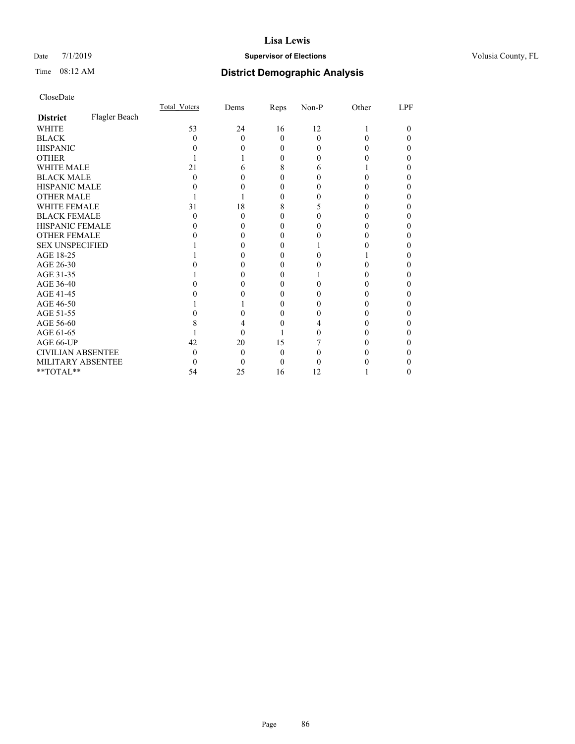# Lisa Lewis

Date 7/1/2019 **Supervisor of Elections** Volusia County, FL

Time 08:12 AM **District Demographic Analysis**

CloseDate

| **District** Flagler Beach | Total_Voters | Dems | Reps | Non-P | Other | LPF |
|---|---|---|---|---|---|---|
| WHITE | 53 | 24 | 16 | 12 | 1 | 0 |
| BLACK | 0 | 0 | 0 | 0 | 0 | 0 |
| HISPANIC | 0 | 0 | 0 | 0 | 0 | 0 |
| OTHER | 1 | 1 | 0 | 0 | 0 | 0 |
| WHITE MALE | 21 | 6 | 8 | 6 | 1 | 0 |
| BLACK MALE | 0 | 0 | 0 | 0 | 0 | 0 |
| HISPANIC MALE | 0 | 0 | 0 | 0 | 0 | 0 |
| OTHER MALE | 1 | 1 | 0 | 0 | 0 | 0 |
| WHITE FEMALE | 31 | 18 | 8 | 5 | 0 | 0 |
| BLACK FEMALE | 0 | 0 | 0 | 0 | 0 | 0 |
| HISPANIC FEMALE | 0 | 0 | 0 | 0 | 0 | 0 |
| OTHER FEMALE | 0 | 0 | 0 | 0 | 0 | 0 |
| SEX UNSPECIFIED | 1 | 0 | 0 | 1 | 0 | 0 |
| AGE 18-25 | 1 | 0 | 0 | 0 | 1 | 0 |
| AGE 26-30 | 0 | 0 | 0 | 0 | 0 | 0 |
| AGE 31-35 | 1 | 0 | 0 | 1 | 0 | 0 |
| AGE 36-40 | 0 | 0 | 0 | 0 | 0 | 0 |
| AGE 41-45 | 0 | 0 | 0 | 0 | 0 | 0 |
| AGE 46-50 | 1 | 1 | 0 | 0 | 0 | 0 |
| AGE 51-55 | 0 | 0 | 0 | 0 | 0 | 0 |
| AGE 56-60 | 8 | 4 | 0 | 4 | 0 | 0 |
| AGE 61-65 | 1 | 0 | 1 | 0 | 0 | 0 |
| AGE 66-UP | 42 | 20 | 15 | 7 | 0 | 0 |
| CIVILIAN ABSENTEE | 0 | 0 | 0 | 0 | 0 | 0 |
| MILITARY ABSENTEE | 0 | 0 | 0 | 0 | 0 | 0 |
| **TOTAL** | 54 | 25 | 16 | 12 | 1 | 0 |